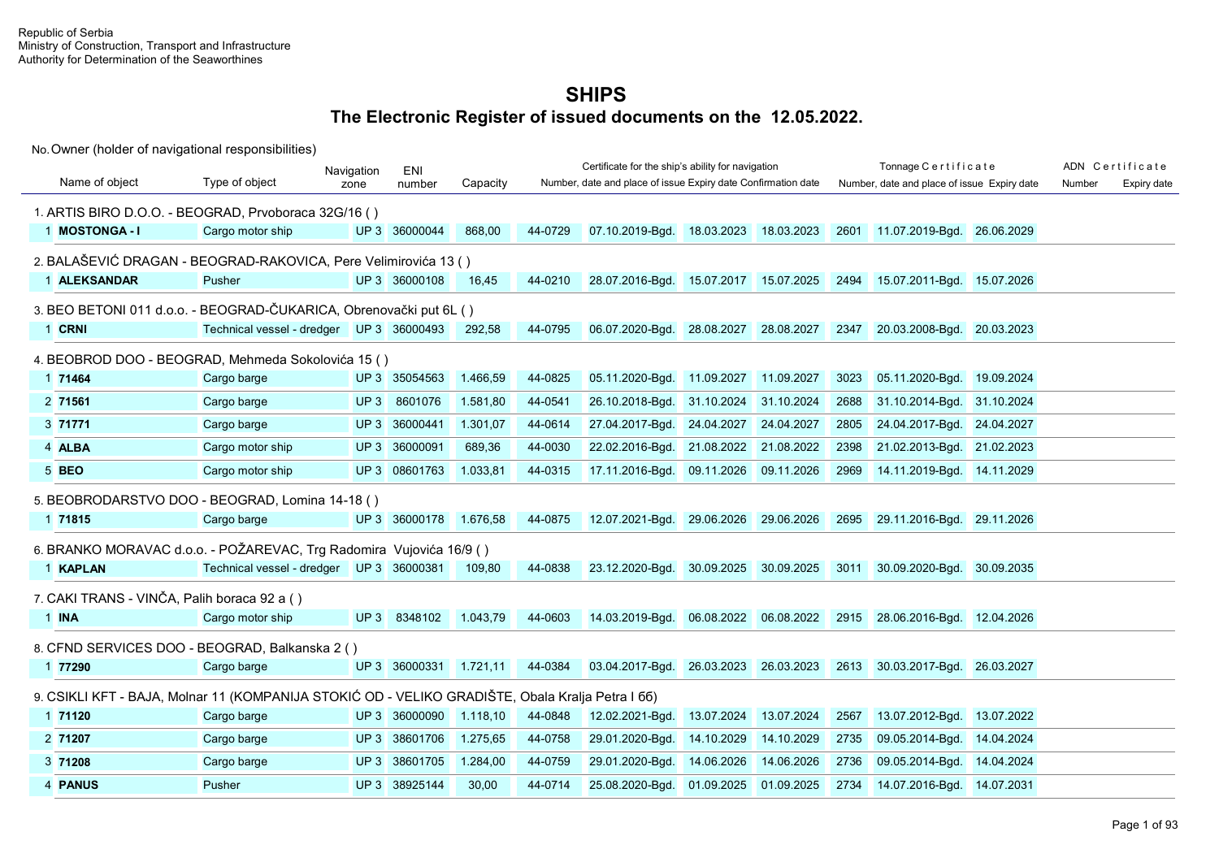Republic of Serbia
Ministry of Construction, Transport and Infrastructure
Authority for Determination of the Seaworthines

# SHIPS

## The Electronic Register of issued documents on the 12.05.2022.

No. Owner (holder of navigational responsibilities)

| | Name of object | Type of object | Navigation zone | ENI number | Capacity | Certificate for the ship's ability for navigation | | | | | Tonnage Certificate | | | | ADN Certificate | |
|---|---|---|---|---|---|---|---|---|---|---|---|---|---|---|---|---|
| | | | | | | Number, date and place of issue | | Expiry date | Confirmation date | | Number, date and place of issue | | Expiry date | | Number | Expiry date |
| **1. ARTIS BIRO D.O.O. - BEOGRAD, Prvoboraca 32G/16 ( )** | | | | | | | | | | | | | | | | |
| 1 | **MOSTONGA - I** | Cargo motor ship | UP 3 | 36000044 | 868,00 | 44-0729 | 07.10.2019-Bgd. | 18.03.2023 | 18.03.2023 | | 2601 | 11.07.2019-Bgd. | 26.06.2029 | | | |
| **2. BALAŠEVIĆ DRAGAN - BEOGRAD-RAKOVICA, Pere Velimirovića 13 ( )** | | | | | | | | | | | | | | | | |
| 1 | **ALEKSANDAR** | Pusher | UP 3 | 36000108 | 16,45 | 44-0210 | 28.07.2016-Bgd. | 15.07.2017 | 15.07.2025 | | 2494 | 15.07.2011-Bgd. | 15.07.2026 | | | |
| **3. BEO BETONI 011 d.o.o. - BEOGRAD-ČUKARICA, Obrenovački put 6L ( )** | | | | | | | | | | | | | | | | |
| 1 | **CRNI** | Technical vessel - dredger | UP 3 | 36000493 | 292,58 | 44-0795 | 06.07.2020-Bgd. | 28.08.2027 | 28.08.2027 | | 2347 | 20.03.2008-Bgd. | 20.03.2023 | | | |
| **4. BEOBROD DOO - BEOGRAD, Mehmeda Sokolovića 15 ( )** | | | | | | | | | | | | | | | | |
| 1 | **71464** | Cargo barge | UP 3 | 35054563 | 1.466,59 | 44-0825 | 05.11.2020-Bgd. | 11.09.2027 | 11.09.2027 | | 3023 | 05.11.2020-Bgd. | 19.09.2024 | | | |
| 2 | **71561** | Cargo barge | UP 3 | 8601076 | 1.581,80 | 44-0541 | 26.10.2018-Bgd. | 31.10.2024 | 31.10.2024 | | 2688 | 31.10.2014-Bgd. | 31.10.2024 | | | |
| 3 | **71771** | Cargo barge | UP 3 | 36000441 | 1.301,07 | 44-0614 | 27.04.2017-Bgd. | 24.04.2027 | 24.04.2027 | | 2805 | 24.04.2017-Bgd. | 24.04.2027 | | | |
| 4 | **ALBA** | Cargo motor ship | UP 3 | 36000091 | 689,36 | 44-0030 | 22.02.2016-Bgd. | 21.08.2022 | 21.08.2022 | | 2398 | 21.02.2013-Bgd. | 21.02.2023 | | | |
| 5 | **BEO** | Cargo motor ship | UP 3 | 08601763 | 1.033,81 | 44-0315 | 17.11.2016-Bgd. | 09.11.2026 | 09.11.2026 | | 2969 | 14.11.2019-Bgd. | 14.11.2029 | | | |
| **5. BEOBRODARSTVO DOO - BEOGRAD, Lomina 14-18 ( )** | | | | | | | | | | | | | | | | |
| 1 | **71815** | Cargo barge | UP 3 | 36000178 | 1.676,58 | 44-0875 | 12.07.2021-Bgd. | 29.06.2026 | 29.06.2026 | | 2695 | 29.11.2016-Bgd. | 29.11.2026 | | | |
| **6. BRANKO MORAVAC d.o.o. - POŽAREVAC, Trg Radomira Vujovića 16/9 ( )** | | | | | | | | | | | | | | | | |
| 1 | **KAPLAN** | Technical vessel - dredger | UP 3 | 36000381 | 109,80 | 44-0838 | 23.12.2020-Bgd. | 30.09.2025 | 30.09.2025 | | 3011 | 30.09.2020-Bgd. | 30.09.2035 | | | |
| **7. CAKI TRANS - VINČA, Palih boraca 92 a ( )** | | | | | | | | | | | | | | | | |
| 1 | **INA** | Cargo motor ship | UP 3 | 8348102 | 1.043,79 | 44-0603 | 14.03.2019-Bgd. | 06.08.2022 | 06.08.2022 | | 2915 | 28.06.2016-Bgd. | 12.04.2026 | | | |
| **8. CFND SERVICES DOO - BEOGRAD, Balkanska 2 ( )** | | | | | | | | | | | | | | | | |
| 1 | **77290** | Cargo barge | UP 3 | 36000331 | 1.721,11 | 44-0384 | 03.04.2017-Bgd. | 26.03.2023 | 26.03.2023 | | 2613 | 30.03.2017-Bgd. | 26.03.2027 | | | |
| **9. CSIKLI KFT - BAJA, Molnar 11 (KOMPANIJA STOKIĆ OD - VELIKO GRADIŠTE, Obala Kralja Petra I 6б)** | | | | | | | | | | | | | | | | |
| 1 | **71120** | Cargo barge | UP 3 | 36000090 | 1.118,10 | 44-0848 | 12.02.2021-Bgd. | 13.07.2024 | 13.07.2024 | | 2567 | 13.07.2012-Bgd. | 13.07.2022 | | | |
| 2 | **71207** | Cargo barge | UP 3 | 38601706 | 1.275,65 | 44-0758 | 29.01.2020-Bgd. | 14.10.2029 | 14.10.2029 | | 2735 | 09.05.2014-Bgd. | 14.04.2024 | | | |
| 3 | **71208** | Cargo barge | UP 3 | 38601705 | 1.284,00 | 44-0759 | 29.01.2020-Bgd. | 14.06.2026 | 14.06.2026 | | 2736 | 09.05.2014-Bgd. | 14.04.2024 | | | |
| 4 | **PANUS** | Pusher | UP 3 | 38925144 | 30,00 | 44-0714 | 25.08.2020-Bgd. | 01.09.2025 | 01.09.2025 | | 2734 | 14.07.2016-Bgd. | 14.07.2031 | | | |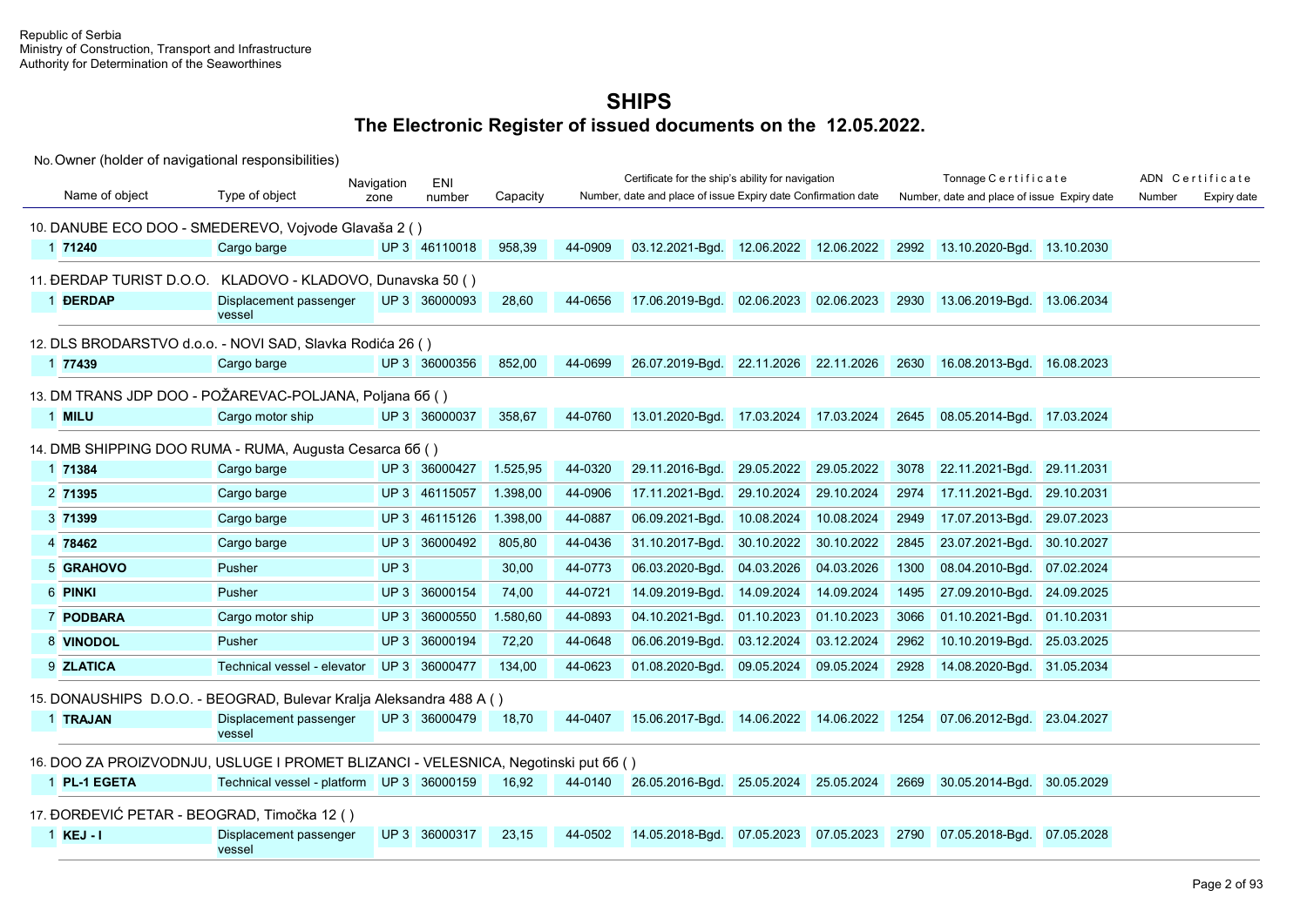Republic of Serbia
Ministry of Construction, Transport and Infrastructure
Authority for Determination of the Seaworthines

# SHIPS

## The Electronic Register of issued documents on the 12.05.2022.

No. Owner (holder of navigational responsibilities)

| No. | Name of object | Type of object | Navigation zone | ENI number | Capacity | Certificate for the ship's ability for navigation: Number | Date and place of issue | Expiry date | Confirmation date | Tonnage Certificate: Number | Date and place of issue | Expiry date | ADN Certificate: Number | Expiry date |
|---|---|---|---|---|---|---|---|---|---|---|---|---|---|---|
| **10. DANUBE ECO DOO - SMEDEREVO, Vojvode Glavaša 2 ( )** | | | | | | | | | | | | | | |
| 1 | **71240** | Cargo barge | UP 3 | 46110018 | 958,39 | 44-0909 | 03.12.2021-Bgd. | 12.06.2022 | 12.06.2022 | 2992 | 13.10.2020-Bgd. | 13.10.2030 | | |
| **11. ĐERDAP TURIST D.O.O. KLADOVO - KLADOVO, Dunavska 50 ( )** | | | | | | | | | | | | | | |
| 1 | **ĐERDAP** | Displacement passenger vessel | UP 3 | 36000093 | 28,60 | 44-0656 | 17.06.2019-Bgd. | 02.06.2023 | 02.06.2023 | 2930 | 13.06.2019-Bgd. | 13.06.2034 | | |
| **12. DLS BRODARSTVO d.o.o. - NOVI SAD, Slavka Rodića 26 ( )** | | | | | | | | | | | | | | |
| 1 | **77439** | Cargo barge | UP 3 | 36000356 | 852,00 | 44-0699 | 26.07.2019-Bgd. | 22.11.2026 | 22.11.2026 | 2630 | 16.08.2013-Bgd. | 16.08.2023 | | |
| **13. DM TRANS JDP DOO - POŽAREVAC-POLJANA, Poljana 6б ( )** | | | | | | | | | | | | | | |
| 1 | **MILU** | Cargo motor ship | UP 3 | 36000037 | 358,67 | 44-0760 | 13.01.2020-Bgd. | 17.03.2024 | 17.03.2024 | 2645 | 08.05.2014-Bgd. | 17.03.2024 | | |
| **14. DMB SHIPPING DOO RUMA - RUMA, Augusta Cesarca 6б ( )** | | | | | | | | | | | | | | |
| 1 | **71384** | Cargo barge | UP 3 | 36000427 | 1.525,95 | 44-0320 | 29.11.2016-Bgd. | 29.05.2022 | 29.05.2022 | 3078 | 22.11.2021-Bgd. | 29.11.2031 | | |
| 2 | **71395** | Cargo barge | UP 3 | 46115057 | 1.398,00 | 44-0906 | 17.11.2021-Bgd. | 29.10.2024 | 29.10.2024 | 2974 | 17.11.2021-Bgd. | 29.10.2031 | | |
| 3 | **71399** | Cargo barge | UP 3 | 46115126 | 1.398,00 | 44-0887 | 06.09.2021-Bgd. | 10.08.2024 | 10.08.2024 | 2949 | 17.07.2013-Bgd. | 29.07.2023 | | |
| 4 | **78462** | Cargo barge | UP 3 | 36000492 | 805,80 | 44-0436 | 31.10.2017-Bgd. | 30.10.2022 | 30.10.2022 | 2845 | 23.07.2021-Bgd. | 30.10.2027 | | |
| 5 | **GRAHOVO** | Pusher | UP 3 | | 30,00 | 44-0773 | 06.03.2020-Bgd. | 04.03.2026 | 04.03.2026 | 1300 | 08.04.2010-Bgd. | 07.02.2024 | | |
| 6 | **PINKI** | Pusher | UP 3 | 36000154 | 74,00 | 44-0721 | 14.09.2019-Bgd. | 14.09.2024 | 14.09.2024 | 1495 | 27.09.2010-Bgd. | 24.09.2025 | | |
| 7 | **PODBARA** | Cargo motor ship | UP 3 | 36000550 | 1.580,60 | 44-0893 | 04.10.2021-Bgd. | 01.10.2023 | 01.10.2023 | 3066 | 01.10.2021-Bgd. | 01.10.2031 | | |
| 8 | **VINODOL** | Pusher | UP 3 | 36000194 | 72,20 | 44-0648 | 06.06.2019-Bgd. | 03.12.2024 | 03.12.2024 | 2962 | 10.10.2019-Bgd. | 25.03.2025 | | |
| 9 | **ZLATICA** | Technical vessel - elevator | UP 3 | 36000477 | 134,00 | 44-0623 | 01.08.2020-Bgd. | 09.05.2024 | 09.05.2024 | 2928 | 14.08.2020-Bgd. | 31.05.2034 | | |
| **15. DONAUSHIPS D.O.O. - BEOGRAD, Bulevar Kralja Aleksandra 488 A ( )** | | | | | | | | | | | | | | |
| 1 | **TRAJAN** | Displacement passenger vessel | UP 3 | 36000479 | 18,70 | 44-0407 | 15.06.2017-Bgd. | 14.06.2022 | 14.06.2022 | 1254 | 07.06.2012-Bgd. | 23.04.2027 | | |
| **16. DOO ZA PROIZVODNJU, USLUGE I PROMET BLIZANCI - VELESNICA, Negotinski put 6б ( )** | | | | | | | | | | | | | | |
| 1 | **PL-1 EGETA** | Technical vessel - platform | UP 3 | 36000159 | 16,92 | 44-0140 | 26.05.2016-Bgd. | 25.05.2024 | 25.05.2024 | 2669 | 30.05.2014-Bgd. | 30.05.2029 | | |
| **17. ĐORĐEVIĆ PETAR - BEOGRAD, Timočka 12 ( )** | | | | | | | | | | | | | | |
| 1 | **KEJ - I** | Displacement passenger vessel | UP 3 | 36000317 | 23,15 | 44-0502 | 14.05.2018-Bgd. | 07.05.2023 | 07.05.2023 | 2790 | 07.05.2018-Bgd. | 07.05.2028 | | |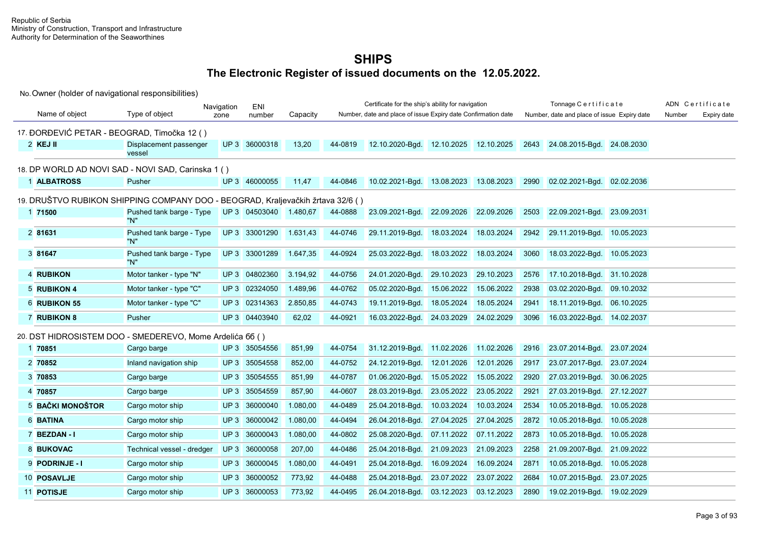Republic of Serbia
Ministry of Construction, Transport and Infrastructure
Authority for Determination of the Seaworthines

# SHIPS

## The Electronic Register of issued documents on the 12.05.2022.

No. Owner (holder of navigational responsibilities)

| Name of object | Type of object | Navigation zone | ENI number | Capacity | Certificate for the ship's ability for navigation: Number | Date and place of issue | Expiry date | Confirmation date | Tonnage Certificate: Number | Date and place of issue | Expiry date | ADN Certificate: Number | Expiry date |
|---|---|---|---|---|---|---|---|---|---|---|---|---|---|
| **17. ĐORĐEVIĆ PETAR - BEOGRAD, Timočka 12 ( )** | | | | | | | | | | | | | |
| 2 **KEJ II** | Displacement passenger vessel | UP 3 | 36000318 | 13,20 | 44-0819 | 12.10.2020-Bgd. | 12.10.2025 | 12.10.2025 | 2643 | 24.08.2015-Bgd. | 24.08.2030 | | |
| **18. DP WORLD AD NOVI SAD - NOVI SAD, Carinska 1 ( )** | | | | | | | | | | | | | |
| 1 **ALBATROSS** | Pusher | UP 3 | 46000055 | 11,47 | 44-0846 | 10.02.2021-Bgd. | 13.08.2023 | 13.08.2023 | 2990 | 02.02.2021-Bgd. | 02.02.2036 | | |
| **19. DRUŠTVO RUBIKON SHIPPING COMPANY DOO - BEOGRAD, Kraljevačkih žrtava 32/6 ( )** | | | | | | | | | | | | | |
| 1 **71500** | Pushed tank barge - Type "N" | UP 3 | 04503040 | 1.480,67 | 44-0888 | 23.09.2021-Bgd. | 22.09.2026 | 22.09.2026 | 2503 | 22.09.2021-Bgd. | 23.09.2031 | | |
| 2 **81631** | Pushed tank barge - Type "N" | UP 3 | 33001290 | 1.631,43 | 44-0746 | 29.11.2019-Bgd. | 18.03.2024 | 18.03.2024 | 2942 | 29.11.2019-Bgd. | 10.05.2023 | | |
| 3 **81647** | Pushed tank barge - Type "N" | UP 3 | 33001289 | 1.647,35 | 44-0924 | 25.03.2022-Bgd. | 18.03.2022 | 18.03.2024 | 3060 | 18.03.2022-Bgd. | 10.05.2023 | | |
| 4 **RUBIKON** | Motor tanker - type "N" | UP 3 | 04802360 | 3.194,92 | 44-0756 | 24.01.2020-Bgd. | 29.10.2023 | 29.10.2023 | 2576 | 17.10.2018-Bgd. | 31.10.2028 | | |
| 5 **RUBIKON 4** | Motor tanker - type "C" | UP 3 | 02324050 | 1.489,96 | 44-0762 | 05.02.2020-Bgd. | 15.06.2022 | 15.06.2022 | 2938 | 03.02.2020-Bgd. | 09.10.2032 | | |
| 6 **RUBIKON 55** | Motor tanker - type "C" | UP 3 | 02314363 | 2.850,85 | 44-0743 | 19.11.2019-Bgd. | 18.05.2024 | 18.05.2024 | 2941 | 18.11.2019-Bgd. | 06.10.2025 | | |
| 7 **RUBIKON 8** | Pusher | UP 3 | 04403940 | 62,02 | 44-0921 | 16.03.2022-Bgd. | 24.03.2029 | 24.02.2029 | 3096 | 16.03.2022-Bgd. | 14.02.2037 | | |
| **20. DST HIDROSISTEM DOO - SMEDEREVO, Mome Ardelića 6б ( )** | | | | | | | | | | | | | |
| 1 **70851** | Cargo barge | UP 3 | 35054556 | 851,99 | 44-0754 | 31.12.2019-Bgd. | 11.02.2026 | 11.02.2026 | 2916 | 23.07.2014-Bgd. | 23.07.2024 | | |
| 2 **70852** | Inland navigation ship | UP 3 | 35054558 | 852,00 | 44-0752 | 24.12.2019-Bgd. | 12.01.2026 | 12.01.2026 | 2917 | 23.07.2017-Bgd. | 23.07.2024 | | |
| 3 **70853** | Cargo barge | UP 3 | 35054555 | 851,99 | 44-0787 | 01.06.2020-Bgd. | 15.05.2022 | 15.05.2022 | 2920 | 27.03.2019-Bgd. | 30.06.2025 | | |
| 4 **70857** | Cargo barge | UP 3 | 35054559 | 857,90 | 44-0607 | 28.03.2019-Bgd. | 23.05.2022 | 23.05.2022 | 2921 | 27.03.2019-Bgd. | 27.12.2027 | | |
| 5 **BAČKI MONOŠTOR** | Cargo motor ship | UP 3 | 36000040 | 1.080,00 | 44-0489 | 25.04.2018-Bgd. | 10.03.2024 | 10.03.2024 | 2534 | 10.05.2018-Bgd. | 10.05.2028 | | |
| 6 **BATINA** | Cargo motor ship | UP 3 | 36000042 | 1.080,00 | 44-0494 | 26.04.2018-Bgd. | 27.04.2025 | 27.04.2025 | 2872 | 10.05.2018-Bgd. | 10.05.2028 | | |
| 7 **BEZDAN - I** | Cargo motor ship | UP 3 | 36000043 | 1.080,00 | 44-0802 | 25.08.2020-Bgd. | 07.11.2022 | 07.11.2022 | 2873 | 10.05.2018-Bgd. | 10.05.2028 | | |
| 8 **BUKOVAC** | Technical vessel - dredger | UP 3 | 36000058 | 207,00 | 44-0486 | 25.04.2018-Bgd. | 21.09.2023 | 21.09.2023 | 2258 | 21.09.2007-Bgd. | 21.09.2022 | | |
| 9 **PODRINJE - I** | Cargo motor ship | UP 3 | 36000045 | 1.080,00 | 44-0491 | 25.04.2018-Bgd. | 16.09.2024 | 16.09.2024 | 2871 | 10.05.2018-Bgd. | 10.05.2028 | | |
| 10 **POSAVLJE** | Cargo motor ship | UP 3 | 36000052 | 773,92 | 44-0488 | 25.04.2018-Bgd. | 23.07.2022 | 23.07.2022 | 2684 | 10.07.2015-Bgd. | 23.07.2025 | | |
| 11 **POTISJE** | Cargo motor ship | UP 3 | 36000053 | 773,92 | 44-0495 | 26.04.2018-Bgd. | 03.12.2023 | 03.12.2023 | 2890 | 19.02.2019-Bgd. | 19.02.2029 | | |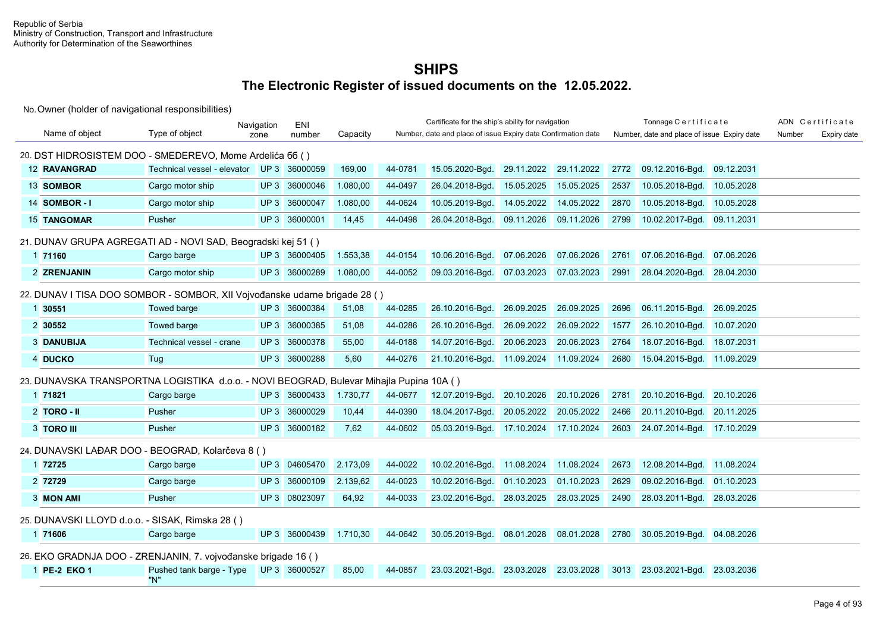Republic of Serbia
Ministry of Construction, Transport and Infrastructure
Authority for Determination of the Seaworthines

# SHIPS

## The Electronic Register of issued documents on the 12.05.2022.

No. Owner (holder of navigational responsibilities)

| Name of object | Type of object | Navigation zone | ENI number | Capacity | Certificate for the ship's ability for navigation | | | | Tonnage Certificate | | | ADN Certificate | |
|---|---|---|---|---|---|---|---|---|---|---|---|---|---|
| | | | | | Number, date and place of issue | | Expiry date | Confirmation date | Number, date and place of issue | | Expiry date | Number | Expiry date |
| **20. DST HIDROSISTEM DOO - SMEDEREVO, Mome Ardelića 6б ( )** | | | | | | | | | | | | | |
| 12 **RAVANGRAD** | Technical vessel - elevator | UP 3 | 36000059 | 169,00 | 44-0781 | 15.05.2020-Bgd. | 29.11.2022 | 29.11.2022 | 2772 | 09.12.2016-Bgd. | 09.12.2031 | | |
| 13 **SOMBOR** | Cargo motor ship | UP 3 | 36000046 | 1.080,00 | 44-0497 | 26.04.2018-Bgd. | 15.05.2025 | 15.05.2025 | 2537 | 10.05.2018-Bgd. | 10.05.2028 | | |
| 14 **SOMBOR - I** | Cargo motor ship | UP 3 | 36000047 | 1.080,00 | 44-0624 | 10.05.2019-Bgd. | 14.05.2022 | 14.05.2022 | 2870 | 10.05.2018-Bgd. | 10.05.2028 | | |
| 15 **TANGOMAR** | Pusher | UP 3 | 36000001 | 14,45 | 44-0498 | 26.04.2018-Bgd. | 09.11.2026 | 09.11.2026 | 2799 | 10.02.2017-Bgd. | 09.11.2031 | | |
| **21. DUNAV GRUPA AGREGATI AD - NOVI SAD, Beogradski kej 51 ( )** | | | | | | | | | | | | | |
| 1 **71160** | Cargo barge | UP 3 | 36000405 | 1.553,38 | 44-0154 | 10.06.2016-Bgd. | 07.06.2026 | 07.06.2026 | 2761 | 07.06.2016-Bgd. | 07.06.2026 | | |
| 2 **ZRENJANIN** | Cargo motor ship | UP 3 | 36000289 | 1.080,00 | 44-0052 | 09.03.2016-Bgd. | 07.03.2023 | 07.03.2023 | 2991 | 28.04.2020-Bgd. | 28.04.2030 | | |
| **22. DUNAV I TISA DOO SOMBOR - SOMBOR, XII Vojvođanske udarne brigade 28 ( )** | | | | | | | | | | | | | |
| 1 **30551** | Towed barge | UP 3 | 36000384 | 51,08 | 44-0285 | 26.10.2016-Bgd. | 26.09.2025 | 26.09.2025 | 2696 | 06.11.2015-Bgd. | 26.09.2025 | | |
| 2 **30552** | Towed barge | UP 3 | 36000385 | 51,08 | 44-0286 | 26.10.2016-Bgd. | 26.09.2022 | 26.09.2022 | 1577 | 26.10.2010-Bgd. | 10.07.2020 | | |
| 3 **DANUBIJA** | Technical vessel - crane | UP 3 | 36000378 | 55,00 | 44-0188 | 14.07.2016-Bgd. | 20.06.2023 | 20.06.2023 | 2764 | 18.07.2016-Bgd. | 18.07.2031 | | |
| 4 **DUCKO** | Tug | UP 3 | 36000288 | 5,60 | 44-0276 | 21.10.2016-Bgd. | 11.09.2024 | 11.09.2024 | 2680 | 15.04.2015-Bgd. | 11.09.2029 | | |
| **23. DUNAVSKA TRANSPORTNA LOGISTIKA d.o.o. - NOVI BEOGRAD, Bulevar Mihajla Pupina 10A ( )** | | | | | | | | | | | | | |
| 1 **71821** | Cargo barge | UP 3 | 36000433 | 1.730,77 | 44-0677 | 12.07.2019-Bgd. | 20.10.2026 | 20.10.2026 | 2781 | 20.10.2016-Bgd. | 20.10.2026 | | |
| 2 **TORO - II** | Pusher | UP 3 | 36000029 | 10,44 | 44-0390 | 18.04.2017-Bgd. | 20.05.2022 | 20.05.2022 | 2466 | 20.11.2010-Bgd. | 20.11.2025 | | |
| 3 **TORO III** | Pusher | UP 3 | 36000182 | 7,62 | 44-0602 | 05.03.2019-Bgd. | 17.10.2024 | 17.10.2024 | 2603 | 24.07.2014-Bgd. | 17.10.2029 | | |
| **24. DUNAVSKI LAĐAR DOO - BEOGRAD, Kolarčeva 8 ( )** | | | | | | | | | | | | | |
| 1 **72725** | Cargo barge | UP 3 | 04605470 | 2.173,09 | 44-0022 | 10.02.2016-Bgd. | 11.08.2024 | 11.08.2024 | 2673 | 12.08.2014-Bgd. | 11.08.2024 | | |
| 2 **72729** | Cargo barge | UP 3 | 36000109 | 2.139,62 | 44-0023 | 10.02.2016-Bgd. | 01.10.2023 | 01.10.2023 | 2629 | 09.02.2016-Bgd. | 01.10.2023 | | |
| 3 **MON AMI** | Pusher | UP 3 | 08023097 | 64,92 | 44-0033 | 23.02.2016-Bgd. | 28.03.2025 | 28.03.2025 | 2490 | 28.03.2011-Bgd. | 28.03.2026 | | |
| **25. DUNAVSKI LLOYD d.o.o. - SISAK, Rimska 28 ( )** | | | | | | | | | | | | | |
| 1 **71606** | Cargo barge | UP 3 | 36000439 | 1.710,30 | 44-0642 | 30.05.2019-Bgd. | 08.01.2028 | 08.01.2028 | 2780 | 30.05.2019-Bgd. | 04.08.2026 | | |
| **26. EKO GRADNJA DOO - ZRENJANIN, 7. vojvođanske brigade 16 ( )** | | | | | | | | | | | | | |
| 1 **PE-2 EKO 1** | Pushed tank barge - Type "N" | UP 3 | 36000527 | 85,00 | 44-0857 | 23.03.2021-Bgd. | 23.03.2028 | 23.03.2028 | 3013 | 23.03.2021-Bgd. | 23.03.2036 | | |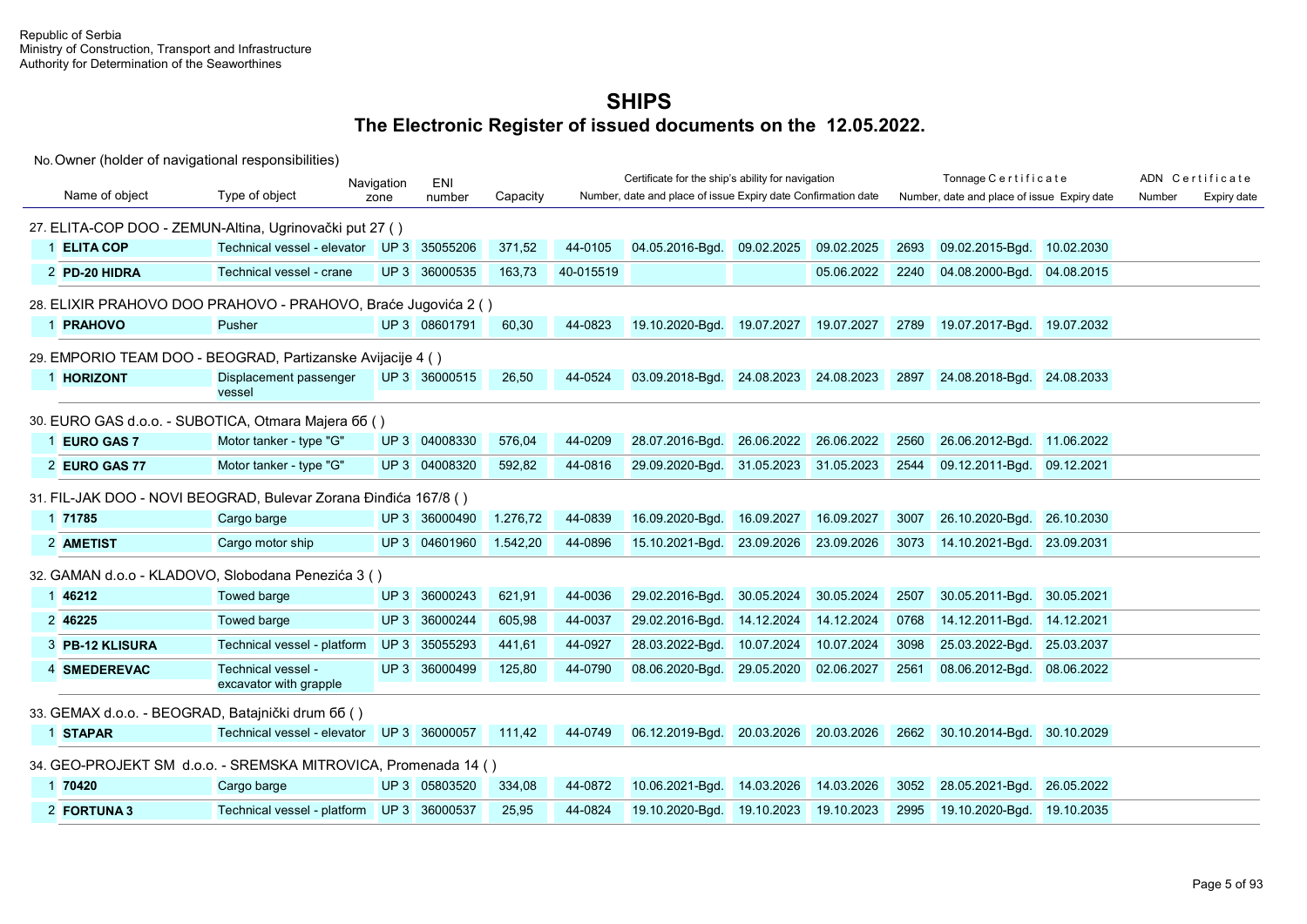Republic of Serbia
Ministry of Construction, Transport and Infrastructure
Authority for Determination of the Seaworthines

# SHIPS

## The Electronic Register of issued documents on the 12.05.2022.

No. Owner (holder of navigational responsibilities)

| Name of object | Type of object | Navigation zone | ENI number | Capacity | Certificate for the ship's ability for navigation: Number | date and place of issue | Expiry date | Confirmation date | Tonnage Certificate: Number | date and place of issue | Expiry date | ADN Certificate: Number | Expiry date |
|---|---|---|---|---|---|---|---|---|---|---|---|---|---|
| **27. ELITA-COP DOO - ZEMUN-Altina, Ugrinovački put 27 ( )** | | | | | | | | | | | | | |
| 1 **ELITA COP** | Technical vessel - elevator | UP 3 | 35055206 | 371,52 | 44-0105 | 04.05.2016-Bgd. | 09.02.2025 | 09.02.2025 | 2693 | 09.02.2015-Bgd. | 10.02.2030 | | |
| 2 **PD-20 HIDRA** | Technical vessel - crane | UP 3 | 36000535 | 163,73 | 40-015519 | | | 05.06.2022 | 2240 | 04.08.2000-Bgd. | 04.08.2015 | | |
| **28. ELIXIR PRAHOVO DOO PRAHOVO - PRAHOVO, Braće Jugovića 2 ( )** | | | | | | | | | | | | | |
| 1 **PRAHOVO** | Pusher | UP 3 | 08601791 | 60,30 | 44-0823 | 19.10.2020-Bgd. | 19.07.2027 | 19.07.2027 | 2789 | 19.07.2017-Bgd. | 19.07.2032 | | |
| **29. EMPORIO TEAM DOO - BEOGRAD, Partizanske Avijacije 4 ( )** | | | | | | | | | | | | | |
| 1 **HORIZONT** | Displacement passenger vessel | UP 3 | 36000515 | 26,50 | 44-0524 | 03.09.2018-Bgd. | 24.08.2023 | 24.08.2023 | 2897 | 24.08.2018-Bgd. | 24.08.2033 | | |
| **30. EURO GAS d.o.o. - SUBOTICA, Otmara Majera 6б ( )** | | | | | | | | | | | | | |
| 1 **EURO GAS 7** | Motor tanker - type "G" | UP 3 | 04008330 | 576,04 | 44-0209 | 28.07.2016-Bgd. | 26.06.2022 | 26.06.2022 | 2560 | 26.06.2012-Bgd. | 11.06.2022 | | |
| 2 **EURO GAS 77** | Motor tanker - type "G" | UP 3 | 04008320 | 592,82 | 44-0816 | 29.09.2020-Bgd. | 31.05.2023 | 31.05.2023 | 2544 | 09.12.2011-Bgd. | 09.12.2021 | | |
| **31. FIL-JAK DOO - NOVI BEOGRAD, Bulevar Zorana Đinđića 167/8 ( )** | | | | | | | | | | | | | |
| 1 **71785** | Cargo barge | UP 3 | 36000490 | 1.276,72 | 44-0839 | 16.09.2020-Bgd. | 16.09.2027 | 16.09.2027 | 3007 | 26.10.2020-Bgd. | 26.10.2030 | | |
| 2 **AMETIST** | Cargo motor ship | UP 3 | 04601960 | 1.542,20 | 44-0896 | 15.10.2021-Bgd. | 23.09.2026 | 23.09.2026 | 3073 | 14.10.2021-Bgd. | 23.09.2031 | | |
| **32. GAMAN d.o.o - KLADOVO, Slobodana Penezića 3 ( )** | | | | | | | | | | | | | |
| 1 **46212** | Towed barge | UP 3 | 36000243 | 621,91 | 44-0036 | 29.02.2016-Bgd. | 30.05.2024 | 30.05.2024 | 2507 | 30.05.2011-Bgd. | 30.05.2021 | | |
| 2 **46225** | Towed barge | UP 3 | 36000244 | 605,98 | 44-0037 | 29.02.2016-Bgd. | 14.12.2024 | 14.12.2024 | 0768 | 14.12.2011-Bgd. | 14.12.2021 | | |
| 3 **PB-12 KLISURA** | Technical vessel - platform | UP 3 | 35055293 | 441,61 | 44-0927 | 28.03.2022-Bgd. | 10.07.2024 | 10.07.2024 | 3098 | 25.03.2022-Bgd. | 25.03.2037 | | |
| 4 **SMEDEREVAC** | Technical vessel - excavator with grapple | UP 3 | 36000499 | 125,80 | 44-0790 | 08.06.2020-Bgd. | 29.05.2020 | 02.06.2027 | 2561 | 08.06.2012-Bgd. | 08.06.2022 | | |
| **33. GEMAX d.o.o. - BEOGRAD, Batajnički drum 6б ( )** | | | | | | | | | | | | | |
| 1 **STAPAR** | Technical vessel - elevator | UP 3 | 36000057 | 111,42 | 44-0749 | 06.12.2019-Bgd. | 20.03.2026 | 20.03.2026 | 2662 | 30.10.2014-Bgd. | 30.10.2029 | | |
| **34. GEO-PROJEKT SM d.o.o. - SREMSKA MITROVICA, Promenada 14 ( )** | | | | | | | | | | | | | |
| 1 **70420** | Cargo barge | UP 3 | 05803520 | 334,08 | 44-0872 | 10.06.2021-Bgd. | 14.03.2026 | 14.03.2026 | 3052 | 28.05.2021-Bgd. | 26.05.2022 | | |
| 2 **FORTUNA 3** | Technical vessel - platform | UP 3 | 36000537 | 25,95 | 44-0824 | 19.10.2020-Bgd. | 19.10.2023 | 19.10.2023 | 2995 | 19.10.2020-Bgd. | 19.10.2035 | | |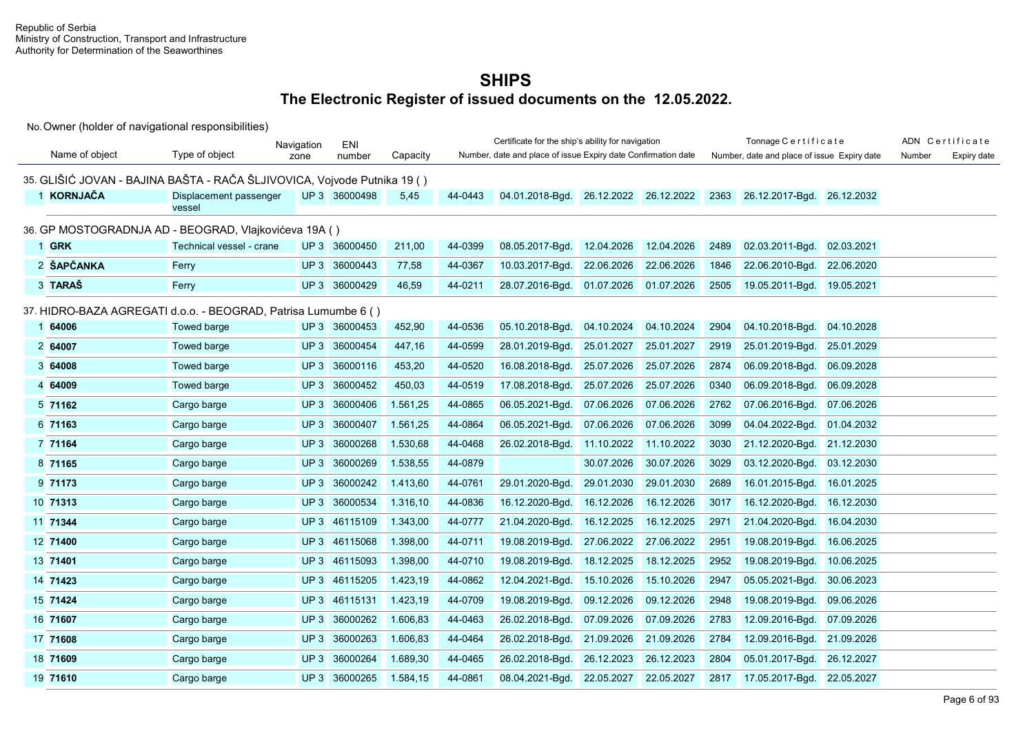Republic of Serbia
Ministry of Construction, Transport and Infrastructure
Authority for Determination of the Seaworthines

# SHIPS

## The Electronic Register of issued documents on the 12.05.2022.

| No. | Name of object | Type of object | Navigation zone | ENI number | Capacity | Certificate for the ship's ability for navigation | | | | Tonnage Certificate | | | ADN Certificate | |
|---|---|---|---|---|---|---|---|---|---|---|---|---|---|---|
| | | | | | | Number | date and place of issue | Expiry date | Confirmation date | Number | date and place of issue | Expiry date | Number | Expiry date |
| **35. GLIŠIĆ JOVAN - BAJINA BAŠTA - RAČA ŠLJIVOVICA, Vojvode Putnika 19 ( )** | | | | | | | | | | | | | | |
| 1 | **KORNJAČA** | Displacement passenger vessel | UP 3 | 36000498 | 5,45 | 44-0443 | 04.01.2018-Bgd. | 26.12.2022 | 26.12.2022 | 2363 | 26.12.2017-Bgd. | 26.12.2032 | | |
| **36. GP MOSTOGRADNJA AD - BEOGRAD, Vlajkovićeva 19A ( )** | | | | | | | | | | | | | | |
| 1 | **GRK** | Technical vessel - crane | UP 3 | 36000450 | 211,00 | 44-0399 | 08.05.2017-Bgd. | 12.04.2026 | 12.04.2026 | 2489 | 02.03.2011-Bgd. | 02.03.2021 | | |
| 2 | **ŠAPČANKA** | Ferry | UP 3 | 36000443 | 77,58 | 44-0367 | 10.03.2017-Bgd. | 22.06.2026 | 22.06.2026 | 1846 | 22.06.2010-Bgd. | 22.06.2020 | | |
| 3 | **TARAŠ** | Ferry | UP 3 | 36000429 | 46,59 | 44-0211 | 28.07.2016-Bgd. | 01.07.2026 | 01.07.2026 | 2505 | 19.05.2011-Bgd. | 19.05.2021 | | |
| **37. HIDRO-BAZA AGREGATI d.o.o. - BEOGRAD, Patrisa Lumumbe 6 ( )** | | | | | | | | | | | | | | |
| 1 | **64006** | Towed barge | UP 3 | 36000453 | 452,90 | 44-0536 | 05.10.2018-Bgd. | 04.10.2024 | 04.10.2024 | 2904 | 04.10.2018-Bgd. | 04.10.2028 | | |
| 2 | **64007** | Towed barge | UP 3 | 36000454 | 447,16 | 44-0599 | 28.01.2019-Bgd. | 25.01.2027 | 25.01.2027 | 2919 | 25.01.2019-Bgd. | 25.01.2029 | | |
| 3 | **64008** | Towed barge | UP 3 | 36000116 | 453,20 | 44-0520 | 16.08.2018-Bgd. | 25.07.2026 | 25.07.2026 | 2874 | 06.09.2018-Bgd. | 06.09.2028 | | |
| 4 | **64009** | Towed barge | UP 3 | 36000452 | 450,03 | 44-0519 | 17.08.2018-Bgd. | 25.07.2026 | 25.07.2026 | 0340 | 06.09.2018-Bgd. | 06.09.2028 | | |
| 5 | **71162** | Cargo barge | UP 3 | 36000406 | 1.561,25 | 44-0865 | 06.05.2021-Bgd. | 07.06.2026 | 07.06.2026 | 2762 | 07.06.2016-Bgd. | 07.06.2026 | | |
| 6 | **71163** | Cargo barge | UP 3 | 36000407 | 1.561,25 | 44-0864 | 06.05.2021-Bgd. | 07.06.2026 | 07.06.2026 | 3099 | 04.04.2022-Bgd. | 01.04.2032 | | |
| 7 | **71164** | Cargo barge | UP 3 | 36000268 | 1.530,68 | 44-0468 | 26.02.2018-Bgd. | 11.10.2022 | 11.10.2022 | 3030 | 21.12.2020-Bgd. | 21.12.2030 | | |
| 8 | **71165** | Cargo barge | UP 3 | 36000269 | 1.538,55 | 44-0879 | | 30.07.2026 | 30.07.2026 | 3029 | 03.12.2020-Bgd. | 03.12.2030 | | |
| 9 | **71173** | Cargo barge | UP 3 | 36000242 | 1.413,60 | 44-0761 | 29.01.2020-Bgd. | 29.01.2030 | 29.01.2030 | 2689 | 16.01.2015-Bgd. | 16.01.2025 | | |
| 10 | **71313** | Cargo barge | UP 3 | 36000534 | 1.316,10 | 44-0836 | 16.12.2020-Bgd. | 16.12.2026 | 16.12.2026 | 3017 | 16.12.2020-Bgd. | 16.12.2030 | | |
| 11 | **71344** | Cargo barge | UP 3 | 46115109 | 1.343,00 | 44-0777 | 21.04.2020-Bgd. | 16.12.2025 | 16.12.2025 | 2971 | 21.04.2020-Bgd. | 16.04.2030 | | |
| 12 | **71400** | Cargo barge | UP 3 | 46115068 | 1.398,00 | 44-0711 | 19.08.2019-Bgd. | 27.06.2022 | 27.06.2022 | 2951 | 19.08.2019-Bgd. | 16.06.2025 | | |
| 13 | **71401** | Cargo barge | UP 3 | 46115093 | 1.398,00 | 44-0710 | 19.08.2019-Bgd. | 18.12.2025 | 18.12.2025 | 2952 | 19.08.2019-Bgd. | 10.06.2025 | | |
| 14 | **71423** | Cargo barge | UP 3 | 46115205 | 1.423,19 | 44-0862 | 12.04.2021-Bgd. | 15.10.2026 | 15.10.2026 | 2947 | 05.05.2021-Bgd. | 30.06.2023 | | |
| 15 | **71424** | Cargo barge | UP 3 | 46115131 | 1.423,19 | 44-0709 | 19.08.2019-Bgd. | 09.12.2026 | 09.12.2026 | 2948 | 19.08.2019-Bgd. | 09.06.2026 | | |
| 16 | **71607** | Cargo barge | UP 3 | 36000262 | 1.606,83 | 44-0463 | 26.02.2018-Bgd. | 07.09.2026 | 07.09.2026 | 2783 | 12.09.2016-Bgd. | 07.09.2026 | | |
| 17 | **71608** | Cargo barge | UP 3 | 36000263 | 1.606,83 | 44-0464 | 26.02.2018-Bgd. | 21.09.2026 | 21.09.2026 | 2784 | 12.09.2016-Bgd. | 21.09.2026 | | |
| 18 | **71609** | Cargo barge | UP 3 | 36000264 | 1.689,30 | 44-0465 | 26.02.2018-Bgd. | 26.12.2023 | 26.12.2023 | 2804 | 05.01.2017-Bgd. | 26.12.2027 | | |
| 19 | **71610** | Cargo barge | UP 3 | 36000265 | 1.584,15 | 44-0861 | 08.04.2021-Bgd. | 22.05.2027 | 22.05.2027 | 2817 | 17.05.2017-Bgd. | 22.05.2027 | | |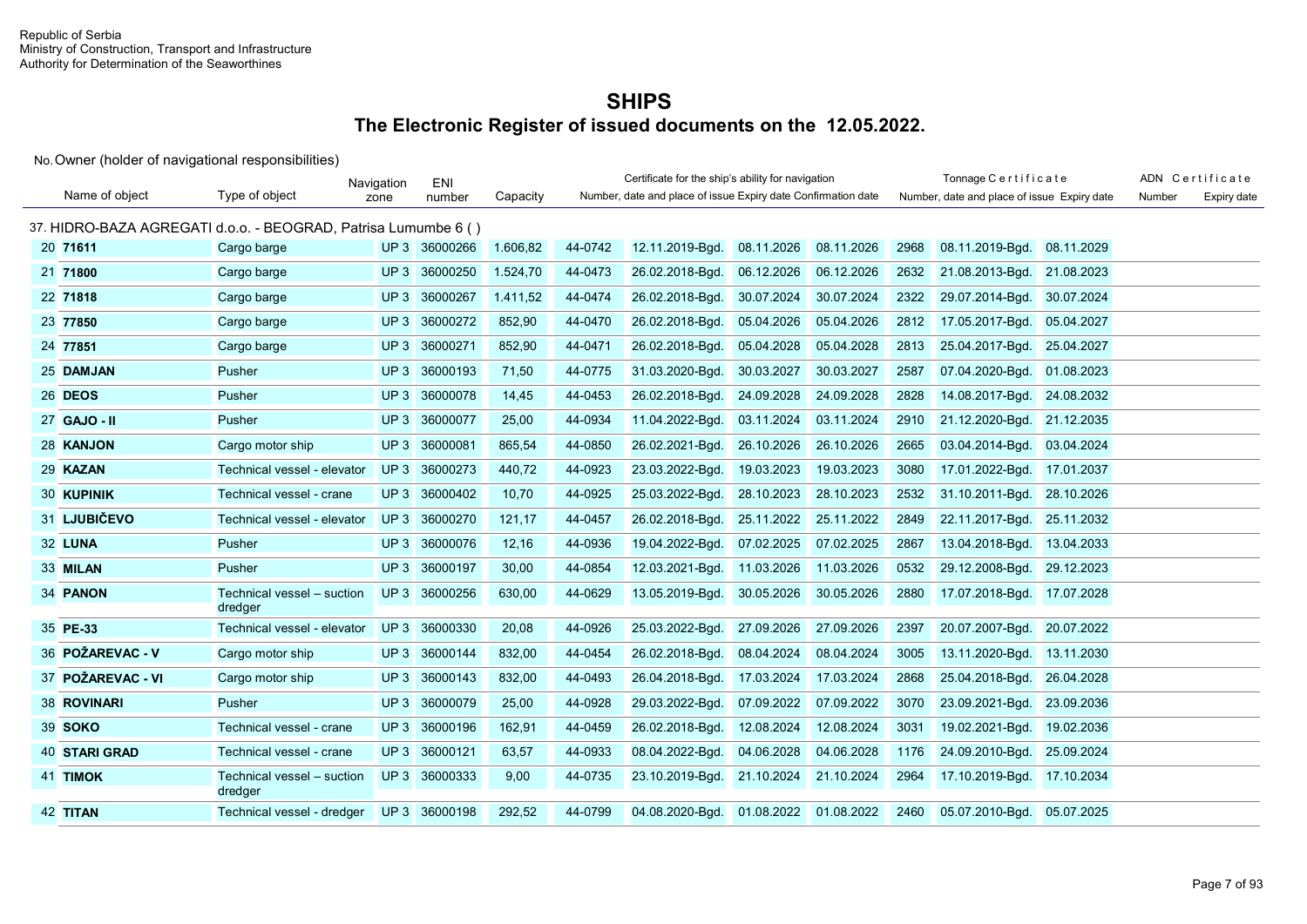Republic of Serbia
Ministry of Construction, Transport and Infrastructure
Authority for Determination of the Seaworthines

# SHIPS

## The Electronic Register of issued documents on the 12.05.2022.

No. Owner (holder of navigational responsibilities)

| No. | Name of object | Type of object | Navigation zone | ENI number | Capacity | Certificate for the ship's ability for navigation: Number | Date and place of issue | Expiry date | Confirmation date | Tonnage Certificate: Number | Date and place of issue | Expiry date | ADN Certificate: Number | Expiry date |
|---|---|---|---|---|---|---|---|---|---|---|---|---|---|---|
| **37. HIDRO-BAZA AGREGATI d.o.o. - BEOGRAD, Patrisa Lumumbe 6 ( )** | | | | | | | | | | | | | | |
| 20 | **71611** | Cargo barge | UP 3 | 36000266 | 1.606,82 | 44-0742 | 12.11.2019-Bgd. | 08.11.2026 | 08.11.2026 | 2968 | 08.11.2019-Bgd. | 08.11.2029 | | |
| 21 | **71800** | Cargo barge | UP 3 | 36000250 | 1.524,70 | 44-0473 | 26.02.2018-Bgd. | 06.12.2026 | 06.12.2026 | 2632 | 21.08.2013-Bgd. | 21.08.2023 | | |
| 22 | **71818** | Cargo barge | UP 3 | 36000267 | 1.411,52 | 44-0474 | 26.02.2018-Bgd. | 30.07.2024 | 30.07.2024 | 2322 | 29.07.2014-Bgd. | 30.07.2024 | | |
| 23 | **77850** | Cargo barge | UP 3 | 36000272 | 852,90 | 44-0470 | 26.02.2018-Bgd. | 05.04.2026 | 05.04.2026 | 2812 | 17.05.2017-Bgd. | 05.04.2027 | | |
| 24 | **77851** | Cargo barge | UP 3 | 36000271 | 852,90 | 44-0471 | 26.02.2018-Bgd. | 05.04.2028 | 05.04.2028 | 2813 | 25.04.2017-Bgd. | 25.04.2027 | | |
| 25 | **DAMJAN** | Pusher | UP 3 | 36000193 | 71,50 | 44-0775 | 31.03.2020-Bgd. | 30.03.2027 | 30.03.2027 | 2587 | 07.04.2020-Bgd. | 01.08.2023 | | |
| 26 | **DEOS** | Pusher | UP 3 | 36000078 | 14,45 | 44-0453 | 26.02.2018-Bgd. | 24.09.2028 | 24.09.2028 | 2828 | 14.08.2017-Bgd. | 24.08.2032 | | |
| 27 | **GAJO - II** | Pusher | UP 3 | 36000077 | 25,00 | 44-0934 | 11.04.2022-Bgd. | 03.11.2024 | 03.11.2024 | 2910 | 21.12.2020-Bgd. | 21.12.2035 | | |
| 28 | **KANJON** | Cargo motor ship | UP 3 | 36000081 | 865,54 | 44-0850 | 26.02.2021-Bgd. | 26.10.2026 | 26.10.2026 | 2665 | 03.04.2014-Bgd. | 03.04.2024 | | |
| 29 | **KAZAN** | Technical vessel - elevator | UP 3 | 36000273 | 440,72 | 44-0923 | 23.03.2022-Bgd. | 19.03.2023 | 19.03.2023 | 3080 | 17.01.2022-Bgd. | 17.01.2037 | | |
| 30 | **KUPINIK** | Technical vessel - crane | UP 3 | 36000402 | 10,70 | 44-0925 | 25.03.2022-Bgd. | 28.10.2023 | 28.10.2023 | 2532 | 31.10.2011-Bgd. | 28.10.2026 | | |
| 31 | **LJUBIČEVO** | Technical vessel - elevator | UP 3 | 36000270 | 121,17 | 44-0457 | 26.02.2018-Bgd. | 25.11.2022 | 25.11.2022 | 2849 | 22.11.2017-Bgd. | 25.11.2032 | | |
| 32 | **LUNA** | Pusher | UP 3 | 36000076 | 12,16 | 44-0936 | 19.04.2022-Bgd. | 07.02.2025 | 07.02.2025 | 2867 | 13.04.2018-Bgd. | 13.04.2033 | | |
| 33 | **MILAN** | Pusher | UP 3 | 36000197 | 30,00 | 44-0854 | 12.03.2021-Bgd. | 11.03.2026 | 11.03.2026 | 0532 | 29.12.2008-Bgd. | 29.12.2023 | | |
| 34 | **PANON** | Technical vessel – suction dredger | UP 3 | 36000256 | 630,00 | 44-0629 | 13.05.2019-Bgd. | 30.05.2026 | 30.05.2026 | 2880 | 17.07.2018-Bgd. | 17.07.2028 | | |
| 35 | **PE-33** | Technical vessel - elevator | UP 3 | 36000330 | 20,08 | 44-0926 | 25.03.2022-Bgd. | 27.09.2026 | 27.09.2026 | 2397 | 20.07.2007-Bgd. | 20.07.2022 | | |
| 36 | **POŽAREVAC - V** | Cargo motor ship | UP 3 | 36000144 | 832,00 | 44-0454 | 26.02.2018-Bgd. | 08.04.2024 | 08.04.2024 | 3005 | 13.11.2020-Bgd. | 13.11.2030 | | |
| 37 | **POŽAREVAC - VI** | Cargo motor ship | UP 3 | 36000143 | 832,00 | 44-0493 | 26.04.2018-Bgd. | 17.03.2024 | 17.03.2024 | 2868 | 25.04.2018-Bgd. | 26.04.2028 | | |
| 38 | **ROVINARI** | Pusher | UP 3 | 36000079 | 25,00 | 44-0928 | 29.03.2022-Bgd. | 07.09.2022 | 07.09.2022 | 3070 | 23.09.2021-Bgd. | 23.09.2036 | | |
| 39 | **SOKO** | Technical vessel - crane | UP 3 | 36000196 | 162,91 | 44-0459 | 26.02.2018-Bgd. | 12.08.2024 | 12.08.2024 | 3031 | 19.02.2021-Bgd. | 19.02.2036 | | |
| 40 | **STARI GRAD** | Technical vessel - crane | UP 3 | 36000121 | 63,57 | 44-0933 | 08.04.2022-Bgd. | 04.06.2028 | 04.06.2028 | 1176 | 24.09.2010-Bgd. | 25.09.2024 | | |
| 41 | **TIMOK** | Technical vessel – suction dredger | UP 3 | 36000333 | 9,00 | 44-0735 | 23.10.2019-Bgd. | 21.10.2024 | 21.10.2024 | 2964 | 17.10.2019-Bgd. | 17.10.2034 | | |
| 42 | **TITAN** | Technical vessel - dredger | UP 3 | 36000198 | 292,52 | 44-0799 | 04.08.2020-Bgd. | 01.08.2022 | 01.08.2022 | 2460 | 05.07.2010-Bgd. | 05.07.2025 | | |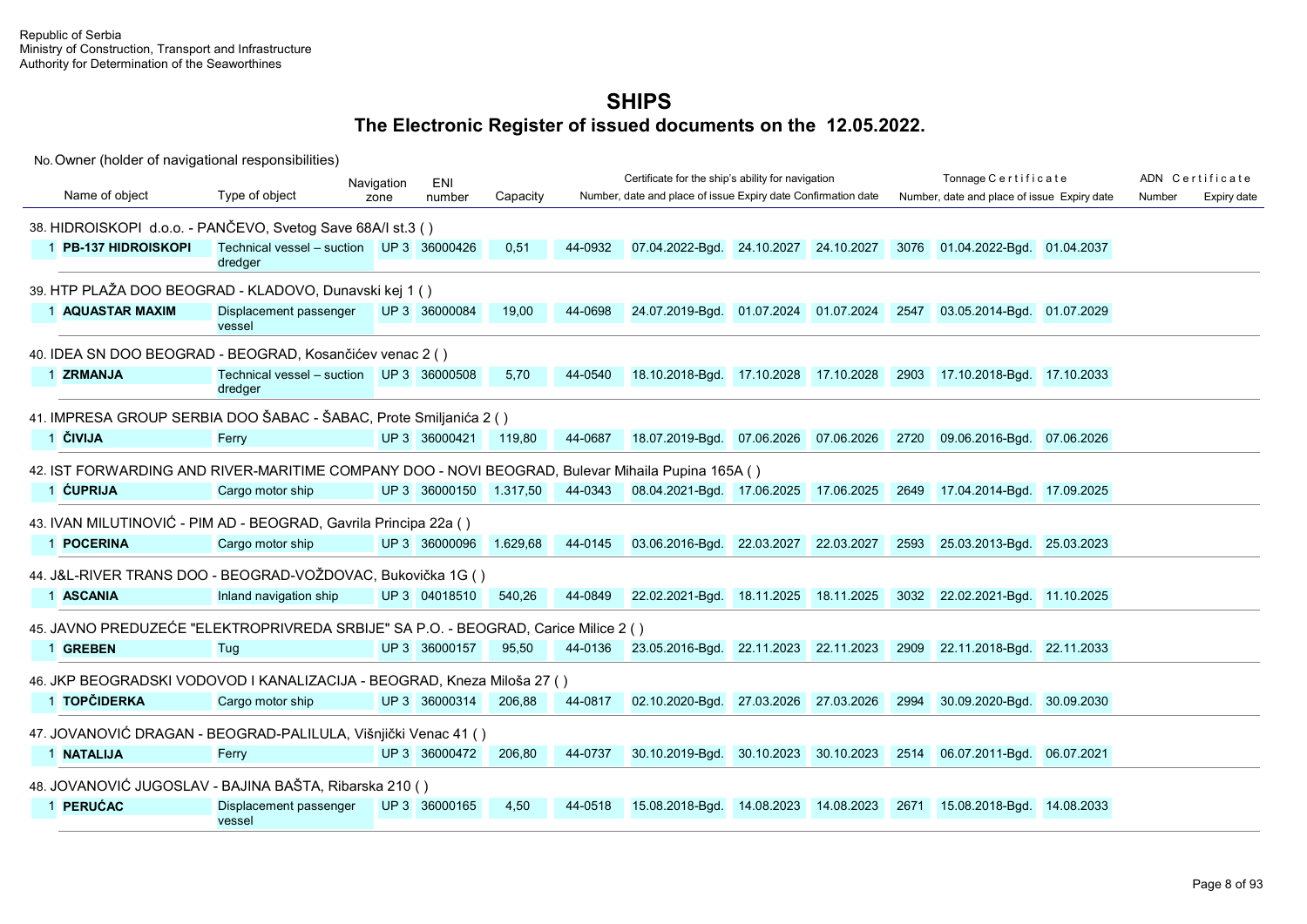Republic of Serbia
Ministry of Construction, Transport and Infrastructure
Authority for Determination of the Seaworthines

# SHIPS

## The Electronic Register of issued documents on the 12.05.2022.

No. Owner (holder of navigational responsibilities)

| Name of object | Type of object | Navigation zone | ENI number | Capacity | Certificate for the ship's ability for navigation: Number | date and place of issue | Expiry date | Confirmation date | Tonnage Certificate: Number | date and place of issue | Expiry date | ADN Certificate: Number | Expiry date |
|---|---|---|---|---|---|---|---|---|---|---|---|---|---|
| **38. HIDROISKOPI d.o.o. - PANČEVO, Svetog Save 68A/I st.3 ( )** | | | | | | | | | | | | | |
| 1 **PB-137 HIDROISKOPI** | Technical vessel – suction dredger | UP 3 | 36000426 | 0,51 | 44-0932 | 07.04.2022-Bgd. | 24.10.2027 | 24.10.2027 | 3076 | 01.04.2022-Bgd. | 01.04.2037 | | |
| **39. HTP PLAŽA DOO BEOGRAD - KLADOVO, Dunavski kej 1 ( )** | | | | | | | | | | | | | |
| 1 **AQUASTAR MAXIM** | Displacement passenger vessel | UP 3 | 36000084 | 19,00 | 44-0698 | 24.07.2019-Bgd. | 01.07.2024 | 01.07.2024 | 2547 | 03.05.2014-Bgd. | 01.07.2029 | | |
| **40. IDEA SN DOO BEOGRAD - BEOGRAD, Kosančićev venac 2 ( )** | | | | | | | | | | | | | |
| 1 **ZRMANJA** | Technical vessel – suction dredger | UP 3 | 36000508 | 5,70 | 44-0540 | 18.10.2018-Bgd. | 17.10.2028 | 17.10.2028 | 2903 | 17.10.2018-Bgd. | 17.10.2033 | | |
| **41. IMPRESA GROUP SERBIA DOO ŠABAC - ŠABAC, Prote Smiljanića 2 ( )** | | | | | | | | | | | | | |
| 1 **ČIVIJA** | Ferry | UP 3 | 36000421 | 119,80 | 44-0687 | 18.07.2019-Bgd. | 07.06.2026 | 07.06.2026 | 2720 | 09.06.2016-Bgd. | 07.06.2026 | | |
| **42. IST FORWARDING AND RIVER-MARITIME COMPANY DOO - NOVI BEOGRAD, Bulevar Mihaila Pupina 165A ( )** | | | | | | | | | | | | | |
| 1 **ĆUPRIJA** | Cargo motor ship | UP 3 | 36000150 | 1.317,50 | 44-0343 | 08.04.2021-Bgd. | 17.06.2025 | 17.06.2025 | 2649 | 17.04.2014-Bgd. | 17.09.2025 | | |
| **43. IVAN MILUTINOVIĆ - PIM AD - BEOGRAD, Gavrila Principa 22a ( )** | | | | | | | | | | | | | |
| 1 **POCERINA** | Cargo motor ship | UP 3 | 36000096 | 1.629,68 | 44-0145 | 03.06.2016-Bgd. | 22.03.2027 | 22.03.2027 | 2593 | 25.03.2013-Bgd. | 25.03.2023 | | |
| **44. J&L-RIVER TRANS DOO - BEOGRAD-VOŽDOVAC, Bukovička 1G ( )** | | | | | | | | | | | | | |
| 1 **ASCANIA** | Inland navigation ship | UP 3 | 04018510 | 540,26 | 44-0849 | 22.02.2021-Bgd. | 18.11.2025 | 18.11.2025 | 3032 | 22.02.2021-Bgd. | 11.10.2025 | | |
| **45. JAVNO PREDUZEĆE "ELEKTROPRIVREDA SRBIJE" SA P.O. - BEOGRAD, Carice Milice 2 ( )** | | | | | | | | | | | | | |
| 1 **GREBEN** | Tug | UP 3 | 36000157 | 95,50 | 44-0136 | 23.05.2016-Bgd. | 22.11.2023 | 22.11.2023 | 2909 | 22.11.2018-Bgd. | 22.11.2033 | | |
| **46. JKP BEOGRADSKI VODOVOD I KANALIZACIJA - BEOGRAD, Kneza Miloša 27 ( )** | | | | | | | | | | | | | |
| 1 **TOPČIDERKA** | Cargo motor ship | UP 3 | 36000314 | 206,88 | 44-0817 | 02.10.2020-Bgd. | 27.03.2026 | 27.03.2026 | 2994 | 30.09.2020-Bgd. | 30.09.2030 | | |
| **47. JOVANOVIĆ DRAGAN - BEOGRAD-PALILULA, Višnjički Venac 41 ( )** | | | | | | | | | | | | | |
| 1 **NATALIJA** | Ferry | UP 3 | 36000472 | 206,80 | 44-0737 | 30.10.2019-Bgd. | 30.10.2023 | 30.10.2023 | 2514 | 06.07.2011-Bgd. | 06.07.2021 | | |
| **48. JOVANOVIĆ JUGOSLAV - BAJINA BAŠTA, Ribarska 210 ( )** | | | | | | | | | | | | | |
| 1 **PERUĆAC** | Displacement passenger vessel | UP 3 | 36000165 | 4,50 | 44-0518 | 15.08.2018-Bgd. | 14.08.2023 | 14.08.2023 | 2671 | 15.08.2018-Bgd. | 14.08.2033 | | |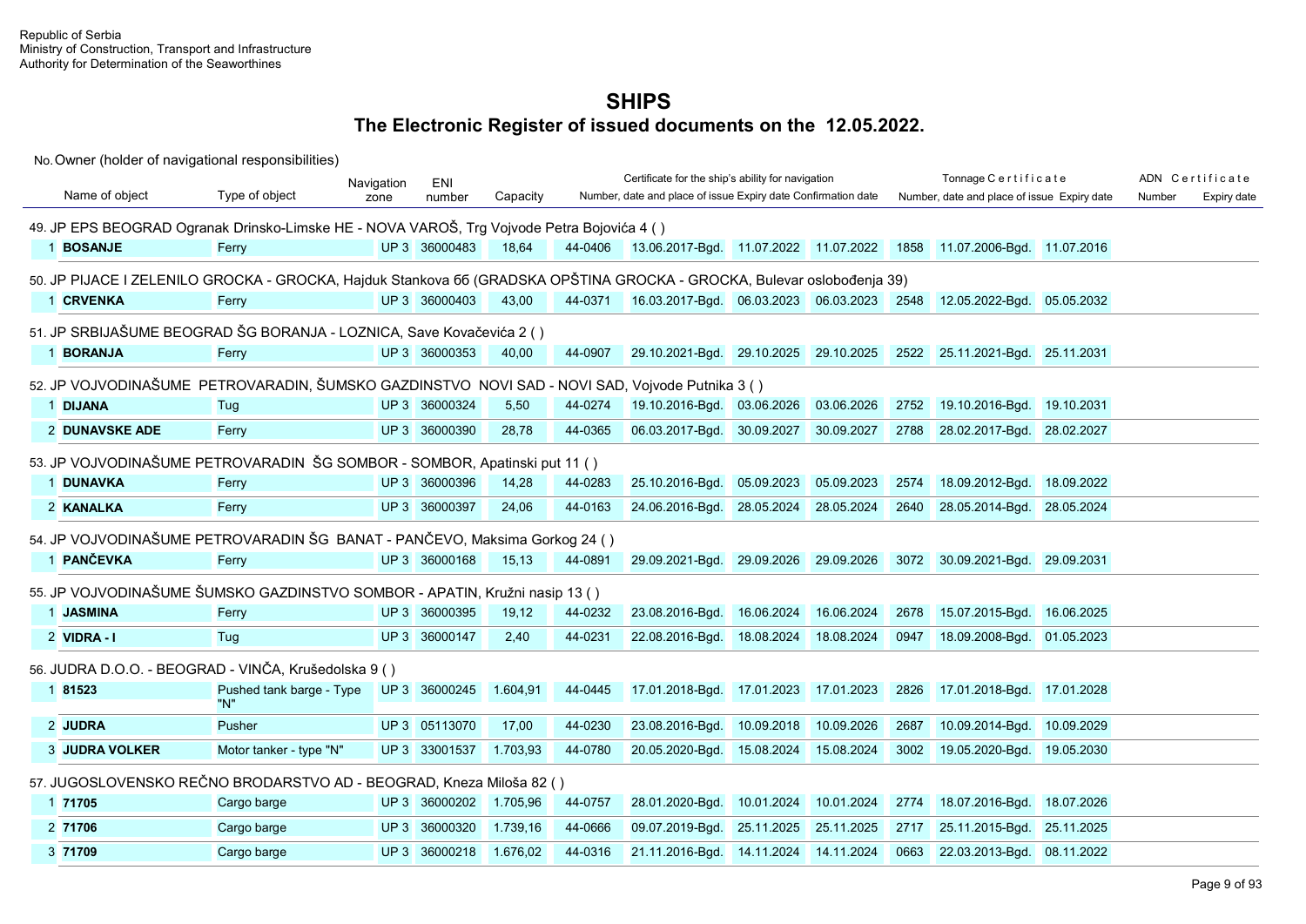Republic of Serbia
Ministry of Construction, Transport and Infrastructure
Authority for Determination of the Seaworthines

# SHIPS

## The Electronic Register of issued documents on the 12.05.2022.

No. Owner (holder of navigational responsibilities)

| Name of object | Type of object | Navigation zone | ENI number | Capacity | Certificate for the ship's ability for navigation: Number, date and place of issue | | Expiry date | Confirmation date | Tonnage Certificate: Number, date and place of issue | | Expiry date | ADN Certificate: Number | Expiry date |
|---|---|---|---|---|---|---|---|---|---|---|---|---|---|
| **49. JP EPS BEOGRAD Ogranak Drinsko-Limske HE - NOVA VAROŠ, Trg Vojvode Petra Bojovića 4 ( )** | | | | | | | | | | | | | |
| 1 **BOSANJE** | Ferry | UP 3 | 36000483 | 18,64 | 44-0406 | 13.06.2017-Bgd. | 11.07.2022 | 11.07.2022 | 1858 | 11.07.2006-Bgd. | 11.07.2016 | | |
| **50. JP PIJACE I ZELENILO GROCKA - GROCKA, Hajduk Stankova 6б (GRADSKA OPŠTINA GROCKA - GROCKA, Bulevar oslobođenja 39)** | | | | | | | | | | | | | |
| 1 **CRVENKA** | Ferry | UP 3 | 36000403 | 43,00 | 44-0371 | 16.03.2017-Bgd. | 06.03.2023 | 06.03.2023 | 2548 | 12.05.2022-Bgd. | 05.05.2032 | | |
| **51. JP SRBIJAŠUME BEOGRAD ŠG BORANJA - LOZNICA, Save Kovačevića 2 ( )** | | | | | | | | | | | | | |
| 1 **BORANJA** | Ferry | UP 3 | 36000353 | 40,00 | 44-0907 | 29.10.2021-Bgd. | 29.10.2025 | 29.10.2025 | 2522 | 25.11.2021-Bgd. | 25.11.2031 | | |
| **52. JP VOJVODINAŠUME PETROVARADIN, ŠUMSKO GAZDINSTVO NOVI SAD - NOVI SAD, Vojvode Putnika 3 ( )** | | | | | | | | | | | | | |
| 1 **DIJANA** | Tug | UP 3 | 36000324 | 5,50 | 44-0274 | 19.10.2016-Bgd. | 03.06.2026 | 03.06.2026 | 2752 | 19.10.2016-Bgd. | 19.10.2031 | | |
| 2 **DUNAVSKE ADE** | Ferry | UP 3 | 36000390 | 28,78 | 44-0365 | 06.03.2017-Bgd. | 30.09.2027 | 30.09.2027 | 2788 | 28.02.2017-Bgd. | 28.02.2027 | | |
| **53. JP VOJVODINAŠUME PETROVARADIN ŠG SOMBOR - SOMBOR, Apatinski put 11 ( )** | | | | | | | | | | | | | |
| 1 **DUNAVKA** | Ferry | UP 3 | 36000396 | 14,28 | 44-0283 | 25.10.2016-Bgd. | 05.09.2023 | 05.09.2023 | 2574 | 18.09.2012-Bgd. | 18.09.2022 | | |
| 2 **KANALKA** | Ferry | UP 3 | 36000397 | 24,06 | 44-0163 | 24.06.2016-Bgd. | 28.05.2024 | 28.05.2024 | 2640 | 28.05.2014-Bgd. | 28.05.2024 | | |
| **54. JP VOJVODINAŠUME PETROVARADIN ŠG BANAT - PANČEVO, Maksima Gorkog 24 ( )** | | | | | | | | | | | | | |
| 1 **PANČEVKA** | Ferry | UP 3 | 36000168 | 15,13 | 44-0891 | 29.09.2021-Bgd. | 29.09.2026 | 29.09.2026 | 3072 | 30.09.2021-Bgd. | 29.09.2031 | | |
| **55. JP VOJVODINAŠUME ŠUMSKO GAZDINSTVO SOMBOR - APATIN, Kružni nasip 13 ( )** | | | | | | | | | | | | | |
| 1 **JASMINA** | Ferry | UP 3 | 36000395 | 19,12 | 44-0232 | 23.08.2016-Bgd. | 16.06.2024 | 16.06.2024 | 2678 | 15.07.2015-Bgd. | 16.06.2025 | | |
| 2 **VIDRA - I** | Tug | UP 3 | 36000147 | 2,40 | 44-0231 | 22.08.2016-Bgd. | 18.08.2024 | 18.08.2024 | 0947 | 18.09.2008-Bgd. | 01.05.2023 | | |
| **56. JUDRA D.O.O. - BEOGRAD - VINČA, Krušedolska 9 ( )** | | | | | | | | | | | | | |
| 1 **81523** | Pushed tank barge - Type "N" | UP 3 | 36000245 | 1.604,91 | 44-0445 | 17.01.2018-Bgd. | 17.01.2023 | 17.01.2023 | 2826 | 17.01.2018-Bgd. | 17.01.2028 | | |
| 2 **JUDRA** | Pusher | UP 3 | 05113070 | 17,00 | 44-0230 | 23.08.2016-Bgd. | 10.09.2018 | 10.09.2026 | 2687 | 10.09.2014-Bgd. | 10.09.2029 | | |
| 3 **JUDRA VOLKER** | Motor tanker - type "N" | UP 3 | 33001537 | 1.703,93 | 44-0780 | 20.05.2020-Bgd. | 15.08.2024 | 15.08.2024 | 3002 | 19.05.2020-Bgd. | 19.05.2030 | | |
| **57. JUGOSLOVENSKO REČNO BRODARSTVO AD - BEOGRAD, Kneza Miloša 82 ( )** | | | | | | | | | | | | | |
| 1 **71705** | Cargo barge | UP 3 | 36000202 | 1.705,96 | 44-0757 | 28.01.2020-Bgd. | 10.01.2024 | 10.01.2024 | 2774 | 18.07.2016-Bgd. | 18.07.2026 | | |
| 2 **71706** | Cargo barge | UP 3 | 36000320 | 1.739,16 | 44-0666 | 09.07.2019-Bgd. | 25.11.2025 | 25.11.2025 | 2717 | 25.11.2015-Bgd. | 25.11.2025 | | |
| 3 **71709** | Cargo barge | UP 3 | 36000218 | 1.676,02 | 44-0316 | 21.11.2016-Bgd. | 14.11.2024 | 14.11.2024 | 0663 | 22.03.2013-Bgd. | 08.11.2022 | | |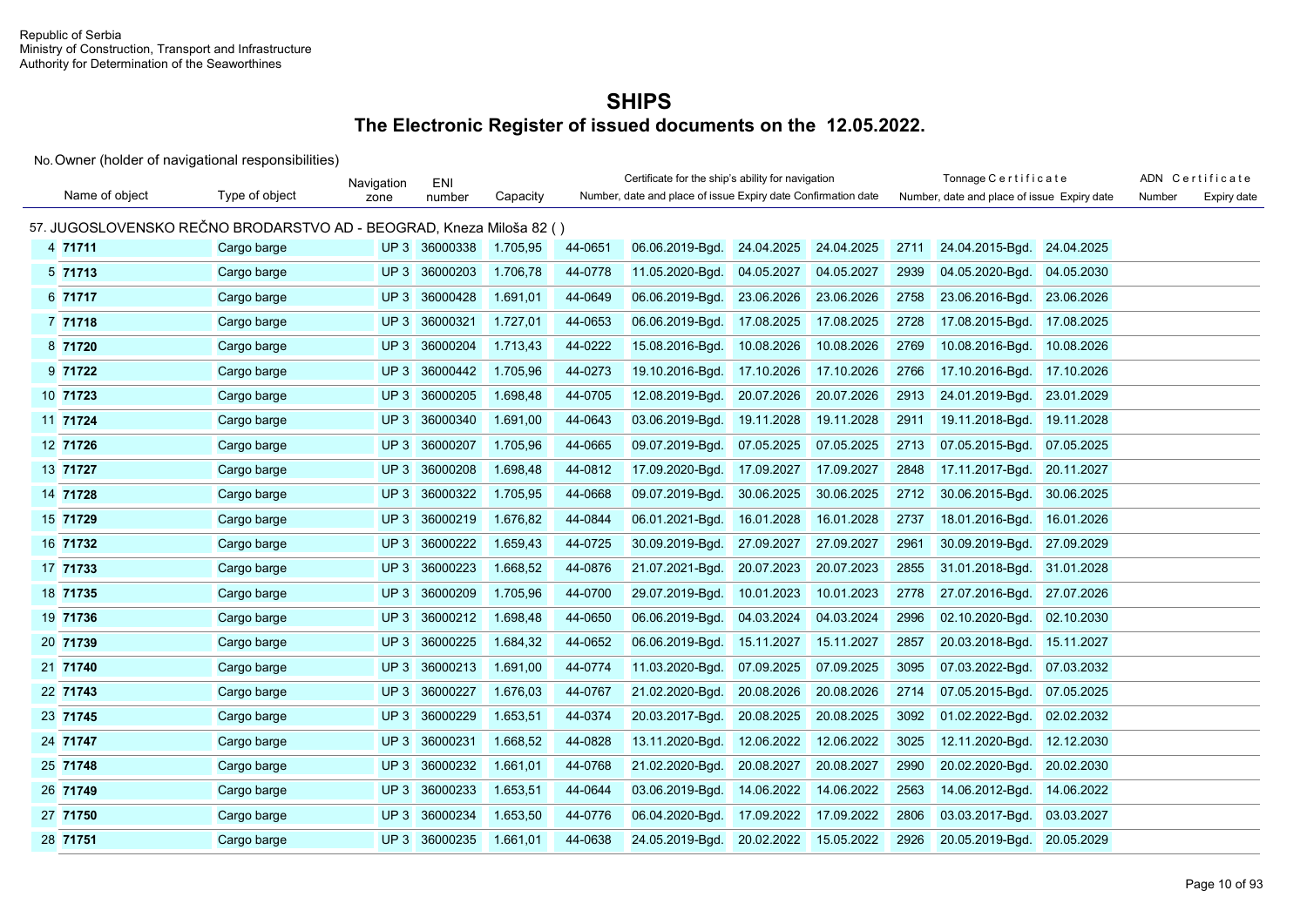Republic of Serbia
Ministry of Construction, Transport and Infrastructure
Authority for Determination of the Seaworthines

# SHIPS

## The Electronic Register of issued documents on the 12.05.2022.

No. Owner (holder of navigational responsibilities)

| No. | Name of object | Type of object | Navigation zone | ENI number | Capacity | Certificate for the ship's ability for navigation | | | | Tonnage Certificate | | | ADN Certificate | |
|---|---|---|---|---|---|---|---|---|---|---|---|---|---|---|
| | | | | | | Number, date and place of issue | | Expiry date | Confirmation date | Number, date and place of issue | | Expiry date | Number | Expiry date |
| **57. JUGOSLOVENSKO REČNO BRODARSTVO AD - BEOGRAD, Kneza Miloša 82 ( )** | | | | | | | | | | | | | | |
| 4 | **71711** | Cargo barge | UP 3 | 36000338 | 1.705,95 | 44-0651 | 06.06.2019-Bgd. | 24.04.2025 | 24.04.2025 | 2711 | 24.04.2015-Bgd. | 24.04.2025 | | |
| 5 | **71713** | Cargo barge | UP 3 | 36000203 | 1.706,78 | 44-0778 | 11.05.2020-Bgd. | 04.05.2027 | 04.05.2027 | 2939 | 04.05.2020-Bgd. | 04.05.2030 | | |
| 6 | **71717** | Cargo barge | UP 3 | 36000428 | 1.691,01 | 44-0649 | 06.06.2019-Bgd. | 23.06.2026 | 23.06.2026 | 2758 | 23.06.2016-Bgd. | 23.06.2026 | | |
| 7 | **71718** | Cargo barge | UP 3 | 36000321 | 1.727,01 | 44-0653 | 06.06.2019-Bgd. | 17.08.2025 | 17.08.2025 | 2728 | 17.08.2015-Bgd. | 17.08.2025 | | |
| 8 | **71720** | Cargo barge | UP 3 | 36000204 | 1.713,43 | 44-0222 | 15.08.2016-Bgd. | 10.08.2026 | 10.08.2026 | 2769 | 10.08.2016-Bgd. | 10.08.2026 | | |
| 9 | **71722** | Cargo barge | UP 3 | 36000442 | 1.705,96 | 44-0273 | 19.10.2016-Bgd. | 17.10.2026 | 17.10.2026 | 2766 | 17.10.2016-Bgd. | 17.10.2026 | | |
| 10 | **71723** | Cargo barge | UP 3 | 36000205 | 1.698,48 | 44-0705 | 12.08.2019-Bgd. | 20.07.2026 | 20.07.2026 | 2913 | 24.01.2019-Bgd. | 23.01.2029 | | |
| 11 | **71724** | Cargo barge | UP 3 | 36000340 | 1.691,00 | 44-0643 | 03.06.2019-Bgd. | 19.11.2028 | 19.11.2028 | 2911 | 19.11.2018-Bgd. | 19.11.2028 | | |
| 12 | **71726** | Cargo barge | UP 3 | 36000207 | 1.705,96 | 44-0665 | 09.07.2019-Bgd. | 07.05.2025 | 07.05.2025 | 2713 | 07.05.2015-Bgd. | 07.05.2025 | | |
| 13 | **71727** | Cargo barge | UP 3 | 36000208 | 1.698,48 | 44-0812 | 17.09.2020-Bgd. | 17.09.2027 | 17.09.2027 | 2848 | 17.11.2017-Bgd. | 20.11.2027 | | |
| 14 | **71728** | Cargo barge | UP 3 | 36000322 | 1.705,95 | 44-0668 | 09.07.2019-Bgd. | 30.06.2025 | 30.06.2025 | 2712 | 30.06.2015-Bgd. | 30.06.2025 | | |
| 15 | **71729** | Cargo barge | UP 3 | 36000219 | 1.676,82 | 44-0844 | 06.01.2021-Bgd. | 16.01.2028 | 16.01.2028 | 2737 | 18.01.2016-Bgd. | 16.01.2026 | | |
| 16 | **71732** | Cargo barge | UP 3 | 36000222 | 1.659,43 | 44-0725 | 30.09.2019-Bgd. | 27.09.2027 | 27.09.2027 | 2961 | 30.09.2019-Bgd. | 27.09.2029 | | |
| 17 | **71733** | Cargo barge | UP 3 | 36000223 | 1.668,52 | 44-0876 | 21.07.2021-Bgd. | 20.07.2023 | 20.07.2023 | 2855 | 31.01.2018-Bgd. | 31.01.2028 | | |
| 18 | **71735** | Cargo barge | UP 3 | 36000209 | 1.705,96 | 44-0700 | 29.07.2019-Bgd. | 10.01.2023 | 10.01.2023 | 2778 | 27.07.2016-Bgd. | 27.07.2026 | | |
| 19 | **71736** | Cargo barge | UP 3 | 36000212 | 1.698,48 | 44-0650 | 06.06.2019-Bgd. | 04.03.2024 | 04.03.2024 | 2996 | 02.10.2020-Bgd. | 02.10.2030 | | |
| 20 | **71739** | Cargo barge | UP 3 | 36000225 | 1.684,32 | 44-0652 | 06.06.2019-Bgd. | 15.11.2027 | 15.11.2027 | 2857 | 20.03.2018-Bgd. | 15.11.2027 | | |
| 21 | **71740** | Cargo barge | UP 3 | 36000213 | 1.691,00 | 44-0774 | 11.03.2020-Bgd. | 07.09.2025 | 07.09.2025 | 3095 | 07.03.2022-Bgd. | 07.03.2032 | | |
| 22 | **71743** | Cargo barge | UP 3 | 36000227 | 1.676,03 | 44-0767 | 21.02.2020-Bgd. | 20.08.2026 | 20.08.2026 | 2714 | 07.05.2015-Bgd. | 07.05.2025 | | |
| 23 | **71745** | Cargo barge | UP 3 | 36000229 | 1.653,51 | 44-0374 | 20.03.2017-Bgd. | 20.08.2025 | 20.08.2025 | 3092 | 01.02.2022-Bgd. | 02.02.2032 | | |
| 24 | **71747** | Cargo barge | UP 3 | 36000231 | 1.668,52 | 44-0828 | 13.11.2020-Bgd. | 12.06.2022 | 12.06.2022 | 3025 | 12.11.2020-Bgd. | 12.12.2030 | | |
| 25 | **71748** | Cargo barge | UP 3 | 36000232 | 1.661,01 | 44-0768 | 21.02.2020-Bgd. | 20.08.2027 | 20.08.2027 | 2990 | 20.02.2020-Bgd. | 20.02.2030 | | |
| 26 | **71749** | Cargo barge | UP 3 | 36000233 | 1.653,51 | 44-0644 | 03.06.2019-Bgd. | 14.06.2022 | 14.06.2022 | 2563 | 14.06.2012-Bgd. | 14.06.2022 | | |
| 27 | **71750** | Cargo barge | UP 3 | 36000234 | 1.653,50 | 44-0776 | 06.04.2020-Bgd. | 17.09.2022 | 17.09.2022 | 2806 | 03.03.2017-Bgd. | 03.03.2027 | | |
| 28 | **71751** | Cargo barge | UP 3 | 36000235 | 1.661,01 | 44-0638 | 24.05.2019-Bgd. | 20.02.2022 | 15.05.2022 | 2926 | 20.05.2019-Bgd. | 20.05.2029 | | |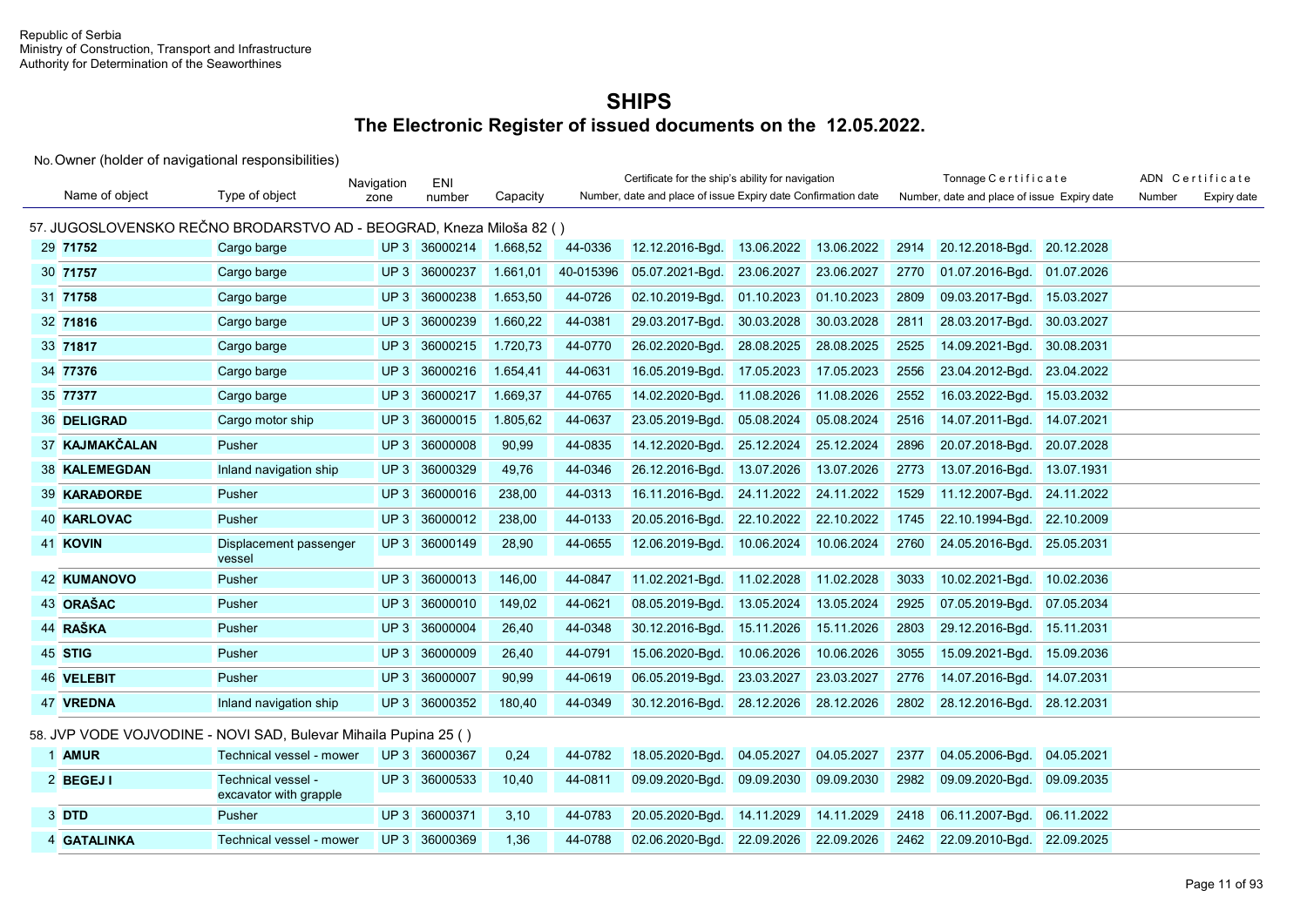Republic of Serbia
Ministry of Construction, Transport and Infrastructure
Authority for Determination of the Seaworthines

# SHIPS

## The Electronic Register of issued documents on the 12.05.2022.

No. Owner (holder of navigational responsibilities)

| No. | Name of object | Type of object | Navigation zone | ENI number | Capacity | Certificate for the ship's ability for navigation | | | | Tonnage Certificate | | | ADN Certificate | |
|---|---|---|---|---|---|---|---|---|---|---|---|---|---|---|
| | | | | | | Number | date and place of issue | Expiry date | Confirmation date | Number | date and place of issue | Expiry date | Number | Expiry date |
| **57. JUGOSLOVENSKO REČNO BRODARSTVO AD - BEOGRAD, Kneza Miloša 82 ( )** | | | | | | | | | | | | | | |
| 29 | **71752** | Cargo barge | UP 3 | 36000214 | 1.668,52 | 44-0336 | 12.12.2016-Bgd. | 13.06.2022 | 13.06.2022 | 2914 | 20.12.2018-Bgd. | 20.12.2028 | | |
| 30 | **71757** | Cargo barge | UP 3 | 36000237 | 1.661,01 | 40-015396 | 05.07.2021-Bgd. | 23.06.2027 | 23.06.2027 | 2770 | 01.07.2016-Bgd. | 01.07.2026 | | |
| 31 | **71758** | Cargo barge | UP 3 | 36000238 | 1.653,50 | 44-0726 | 02.10.2019-Bgd. | 01.10.2023 | 01.10.2023 | 2809 | 09.03.2017-Bgd. | 15.03.2027 | | |
| 32 | **71816** | Cargo barge | UP 3 | 36000239 | 1.660,22 | 44-0381 | 29.03.2017-Bgd. | 30.03.2028 | 30.03.2028 | 2811 | 28.03.2017-Bgd. | 30.03.2027 | | |
| 33 | **71817** | Cargo barge | UP 3 | 36000215 | 1.720,73 | 44-0770 | 26.02.2020-Bgd. | 28.08.2025 | 28.08.2025 | 2525 | 14.09.2021-Bgd. | 30.08.2031 | | |
| 34 | **77376** | Cargo barge | UP 3 | 36000216 | 1.654,41 | 44-0631 | 16.05.2019-Bgd. | 17.05.2023 | 17.05.2023 | 2556 | 23.04.2012-Bgd. | 23.04.2022 | | |
| 35 | **77377** | Cargo barge | UP 3 | 36000217 | 1.669,37 | 44-0765 | 14.02.2020-Bgd. | 11.08.2026 | 11.08.2026 | 2552 | 16.03.2022-Bgd. | 15.03.2032 | | |
| 36 | **DELIGRAD** | Cargo motor ship | UP 3 | 36000015 | 1.805,62 | 44-0637 | 23.05.2019-Bgd. | 05.08.2024 | 05.08.2024 | 2516 | 14.07.2011-Bgd. | 14.07.2021 | | |
| 37 | **KAJMAKČALAN** | Pusher | UP 3 | 36000008 | 90,99 | 44-0835 | 14.12.2020-Bgd. | 25.12.2024 | 25.12.2024 | 2896 | 20.07.2018-Bgd. | 20.07.2028 | | |
| 38 | **KALEMEGDAN** | Inland navigation ship | UP 3 | 36000329 | 49,76 | 44-0346 | 26.12.2016-Bgd. | 13.07.2026 | 13.07.2026 | 2773 | 13.07.2016-Bgd. | 13.07.1931 | | |
| 39 | **KARAĐORĐE** | Pusher | UP 3 | 36000016 | 238,00 | 44-0313 | 16.11.2016-Bgd. | 24.11.2022 | 24.11.2022 | 1529 | 11.12.2007-Bgd. | 24.11.2022 | | |
| 40 | **KARLOVAC** | Pusher | UP 3 | 36000012 | 238,00 | 44-0133 | 20.05.2016-Bgd. | 22.10.2022 | 22.10.2022 | 1745 | 22.10.1994-Bgd. | 22.10.2009 | | |
| 41 | **KOVIN** | Displacement passenger vessel | UP 3 | 36000149 | 28,90 | 44-0655 | 12.06.2019-Bgd. | 10.06.2024 | 10.06.2024 | 2760 | 24.05.2016-Bgd. | 25.05.2031 | | |
| 42 | **KUMANOVO** | Pusher | UP 3 | 36000013 | 146,00 | 44-0847 | 11.02.2021-Bgd. | 11.02.2028 | 11.02.2028 | 3033 | 10.02.2021-Bgd. | 10.02.2036 | | |
| 43 | **ORAŠAC** | Pusher | UP 3 | 36000010 | 149,02 | 44-0621 | 08.05.2019-Bgd. | 13.05.2024 | 13.05.2024 | 2925 | 07.05.2019-Bgd. | 07.05.2034 | | |
| 44 | **RAŠKA** | Pusher | UP 3 | 36000004 | 26,40 | 44-0348 | 30.12.2016-Bgd. | 15.11.2026 | 15.11.2026 | 2803 | 29.12.2016-Bgd. | 15.11.2031 | | |
| 45 | **STIG** | Pusher | UP 3 | 36000009 | 26,40 | 44-0791 | 15.06.2020-Bgd. | 10.06.2026 | 10.06.2026 | 3055 | 15.09.2021-Bgd. | 15.09.2036 | | |
| 46 | **VELEBIT** | Pusher | UP 3 | 36000007 | 90,99 | 44-0619 | 06.05.2019-Bgd. | 23.03.2027 | 23.03.2027 | 2776 | 14.07.2016-Bgd. | 14.07.2031 | | |
| 47 | **VREDNA** | Inland navigation ship | UP 3 | 36000352 | 180,40 | 44-0349 | 30.12.2016-Bgd. | 28.12.2026 | 28.12.2026 | 2802 | 28.12.2016-Bgd. | 28.12.2031 | | |
| **58. JVP VODE VOJVODINE - NOVI SAD, Bulevar Mihaila Pupina 25 ( )** | | | | | | | | | | | | | | |
| 1 | **AMUR** | Technical vessel - mower | UP 3 | 36000367 | 0,24 | 44-0782 | 18.05.2020-Bgd. | 04.05.2027 | 04.05.2027 | 2377 | 04.05.2006-Bgd. | 04.05.2021 | | |
| 2 | **BEGEJ I** | Technical vessel - excavator with grapple | UP 3 | 36000533 | 10,40 | 44-0811 | 09.09.2020-Bgd. | 09.09.2030 | 09.09.2030 | 2982 | 09.09.2020-Bgd. | 09.09.2035 | | |
| 3 | **DTD** | Pusher | UP 3 | 36000371 | 3,10 | 44-0783 | 20.05.2020-Bgd. | 14.11.2029 | 14.11.2029 | 2418 | 06.11.2007-Bgd. | 06.11.2022 | | |
| 4 | **GATALINKA** | Technical vessel - mower | UP 3 | 36000369 | 1,36 | 44-0788 | 02.06.2020-Bgd. | 22.09.2026 | 22.09.2026 | 2462 | 22.09.2010-Bgd. | 22.09.2025 | | |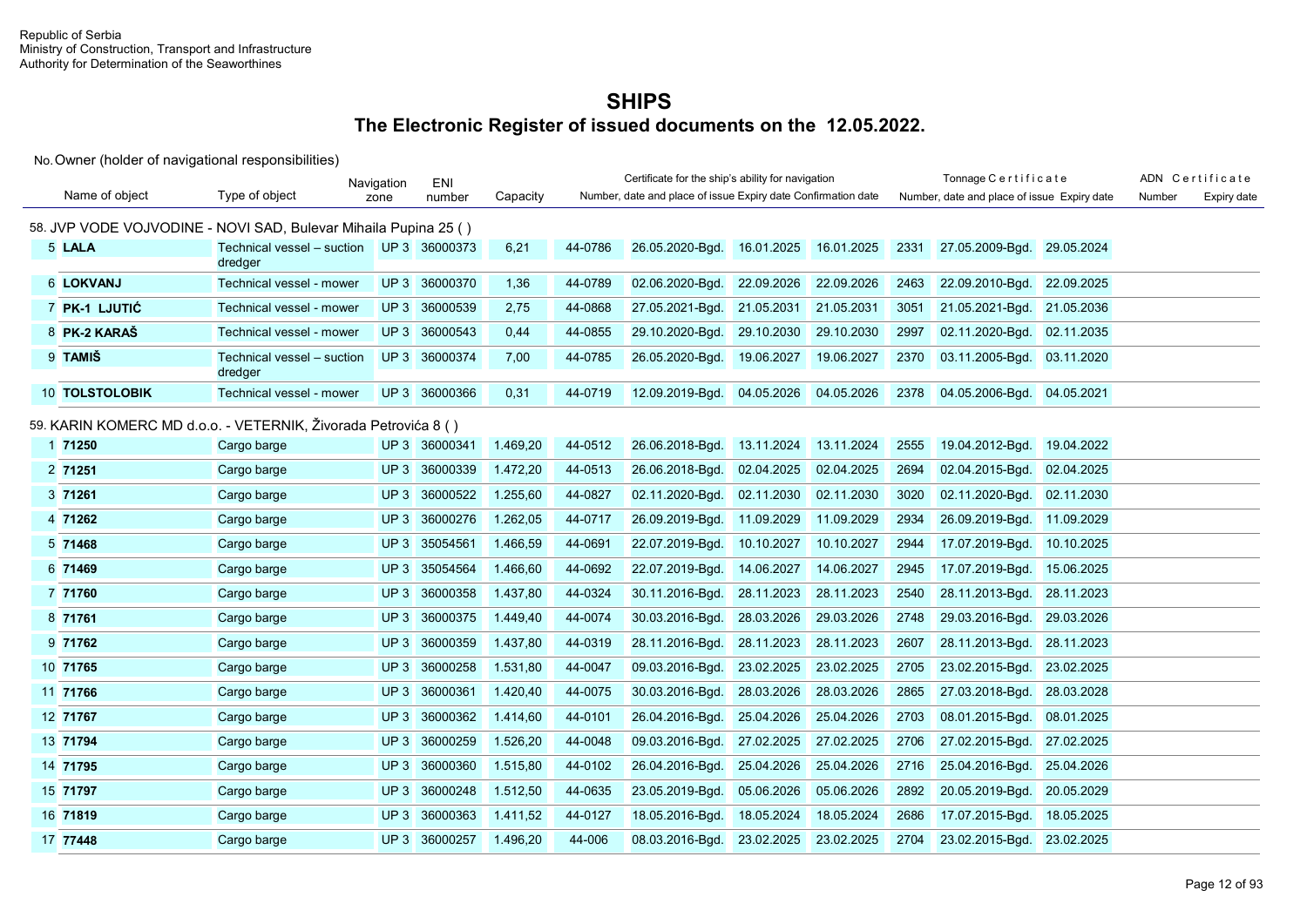Republic of Serbia
Ministry of Construction, Transport and Infrastructure
Authority for Determination of the Seaworthines

# SHIPS

## The Electronic Register of issued documents on the 12.05.2022.

| No. | Name of object | Type of object | Navigation zone | ENI number | Capacity | Certificate for the ship's ability for navigation: Number | Date and place of issue | Expiry date | Confirmation date | Tonnage Certificate: Number | Date and place of issue | Expiry date | ADN Certificate: Number | Expiry date |
|---|---|---|---|---|---|---|---|---|---|---|---|---|---|---|
| **58. JVP VODE VOJVODINE - NOVI SAD, Bulevar Mihaila Pupina 25 ( )** | | | | | | | | | | | | | | |
| 5 | **LALA** | Technical vessel – suction dredger | UP 3 | 36000373 | 6,21 | 44-0786 | 26.05.2020-Bgd. | 16.01.2025 | 16.01.2025 | 2331 | 27.05.2009-Bgd. | 29.05.2024 | | |
| 6 | **LOKVANJ** | Technical vessel - mower | UP 3 | 36000370 | 1,36 | 44-0789 | 02.06.2020-Bgd. | 22.09.2026 | 22.09.2026 | 2463 | 22.09.2010-Bgd. | 22.09.2025 | | |
| 7 | **PK-1 LJUTIĆ** | Technical vessel - mower | UP 3 | 36000539 | 2,75 | 44-0868 | 27.05.2021-Bgd. | 21.05.2031 | 21.05.2031 | 3051 | 21.05.2021-Bgd. | 21.05.2036 | | |
| 8 | **PK-2 KARAŠ** | Technical vessel - mower | UP 3 | 36000543 | 0,44 | 44-0855 | 29.10.2020-Bgd. | 29.10.2030 | 29.10.2030 | 2997 | 02.11.2020-Bgd. | 02.11.2035 | | |
| 9 | **TAMIŠ** | Technical vessel – suction dredger | UP 3 | 36000374 | 7,00 | 44-0785 | 26.05.2020-Bgd. | 19.06.2027 | 19.06.2027 | 2370 | 03.11.2005-Bgd. | 03.11.2020 | | |
| 10 | **TOLSTOLOBIK** | Technical vessel - mower | UP 3 | 36000366 | 0,31 | 44-0719 | 12.09.2019-Bgd. | 04.05.2026 | 04.05.2026 | 2378 | 04.05.2006-Bgd. | 04.05.2021 | | |
| **59. KARIN KOMERC MD d.o.o. - VETERNIK, Živorada Petrovića 8 ( )** | | | | | | | | | | | | | | |
| 1 | **71250** | Cargo barge | UP 3 | 36000341 | 1.469,20 | 44-0512 | 26.06.2018-Bgd. | 13.11.2024 | 13.11.2024 | 2555 | 19.04.2012-Bgd. | 19.04.2022 | | |
| 2 | **71251** | Cargo barge | UP 3 | 36000339 | 1.472,20 | 44-0513 | 26.06.2018-Bgd. | 02.04.2025 | 02.04.2025 | 2694 | 02.04.2015-Bgd. | 02.04.2025 | | |
| 3 | **71261** | Cargo barge | UP 3 | 36000522 | 1.255,60 | 44-0827 | 02.11.2020-Bgd. | 02.11.2030 | 02.11.2030 | 3020 | 02.11.2020-Bgd. | 02.11.2030 | | |
| 4 | **71262** | Cargo barge | UP 3 | 36000276 | 1.262,05 | 44-0717 | 26.09.2019-Bgd. | 11.09.2029 | 11.09.2029 | 2934 | 26.09.2019-Bgd. | 11.09.2029 | | |
| 5 | **71468** | Cargo barge | UP 3 | 35054561 | 1.466,59 | 44-0691 | 22.07.2019-Bgd. | 10.10.2027 | 10.10.2027 | 2944 | 17.07.2019-Bgd. | 10.10.2025 | | |
| 6 | **71469** | Cargo barge | UP 3 | 35054564 | 1.466,60 | 44-0692 | 22.07.2019-Bgd. | 14.06.2027 | 14.06.2027 | 2945 | 17.07.2019-Bgd. | 15.06.2025 | | |
| 7 | **71760** | Cargo barge | UP 3 | 36000358 | 1.437,80 | 44-0324 | 30.11.2016-Bgd. | 28.11.2023 | 28.11.2023 | 2540 | 28.11.2013-Bgd. | 28.11.2023 | | |
| 8 | **71761** | Cargo barge | UP 3 | 36000375 | 1.449,40 | 44-0074 | 30.03.2016-Bgd. | 28.03.2026 | 29.03.2026 | 2748 | 29.03.2016-Bgd. | 29.03.2026 | | |
| 9 | **71762** | Cargo barge | UP 3 | 36000359 | 1.437,80 | 44-0319 | 28.11.2016-Bgd. | 28.11.2023 | 28.11.2023 | 2607 | 28.11.2013-Bgd. | 28.11.2023 | | |
| 10 | **71765** | Cargo barge | UP 3 | 36000258 | 1.531,80 | 44-0047 | 09.03.2016-Bgd. | 23.02.2025 | 23.02.2025 | 2705 | 23.02.2015-Bgd. | 23.02.2025 | | |
| 11 | **71766** | Cargo barge | UP 3 | 36000361 | 1.420,40 | 44-0075 | 30.03.2016-Bgd. | 28.03.2026 | 28.03.2026 | 2865 | 27.03.2018-Bgd. | 28.03.2028 | | |
| 12 | **71767** | Cargo barge | UP 3 | 36000362 | 1.414,60 | 44-0101 | 26.04.2016-Bgd. | 25.04.2026 | 25.04.2026 | 2703 | 08.01.2015-Bgd. | 08.01.2025 | | |
| 13 | **71794** | Cargo barge | UP 3 | 36000259 | 1.526,20 | 44-0048 | 09.03.2016-Bgd. | 27.02.2025 | 27.02.2025 | 2706 | 27.02.2015-Bgd. | 27.02.2025 | | |
| 14 | **71795** | Cargo barge | UP 3 | 36000360 | 1.515,80 | 44-0102 | 26.04.2016-Bgd. | 25.04.2026 | 25.04.2026 | 2716 | 25.04.2016-Bgd. | 25.04.2026 | | |
| 15 | **71797** | Cargo barge | UP 3 | 36000248 | 1.512,50 | 44-0635 | 23.05.2019-Bgd. | 05.06.2026 | 05.06.2026 | 2892 | 20.05.2019-Bgd. | 20.05.2029 | | |
| 16 | **71819** | Cargo barge | UP 3 | 36000363 | 1.411,52 | 44-0127 | 18.05.2016-Bgd. | 18.05.2024 | 18.05.2024 | 2686 | 17.07.2015-Bgd. | 18.05.2025 | | |
| 17 | **77448** | Cargo barge | UP 3 | 36000257 | 1.496,20 | 44-006 | 08.03.2016-Bgd. | 23.02.2025 | 23.02.2025 | 2704 | 23.02.2015-Bgd. | 23.02.2025 | | |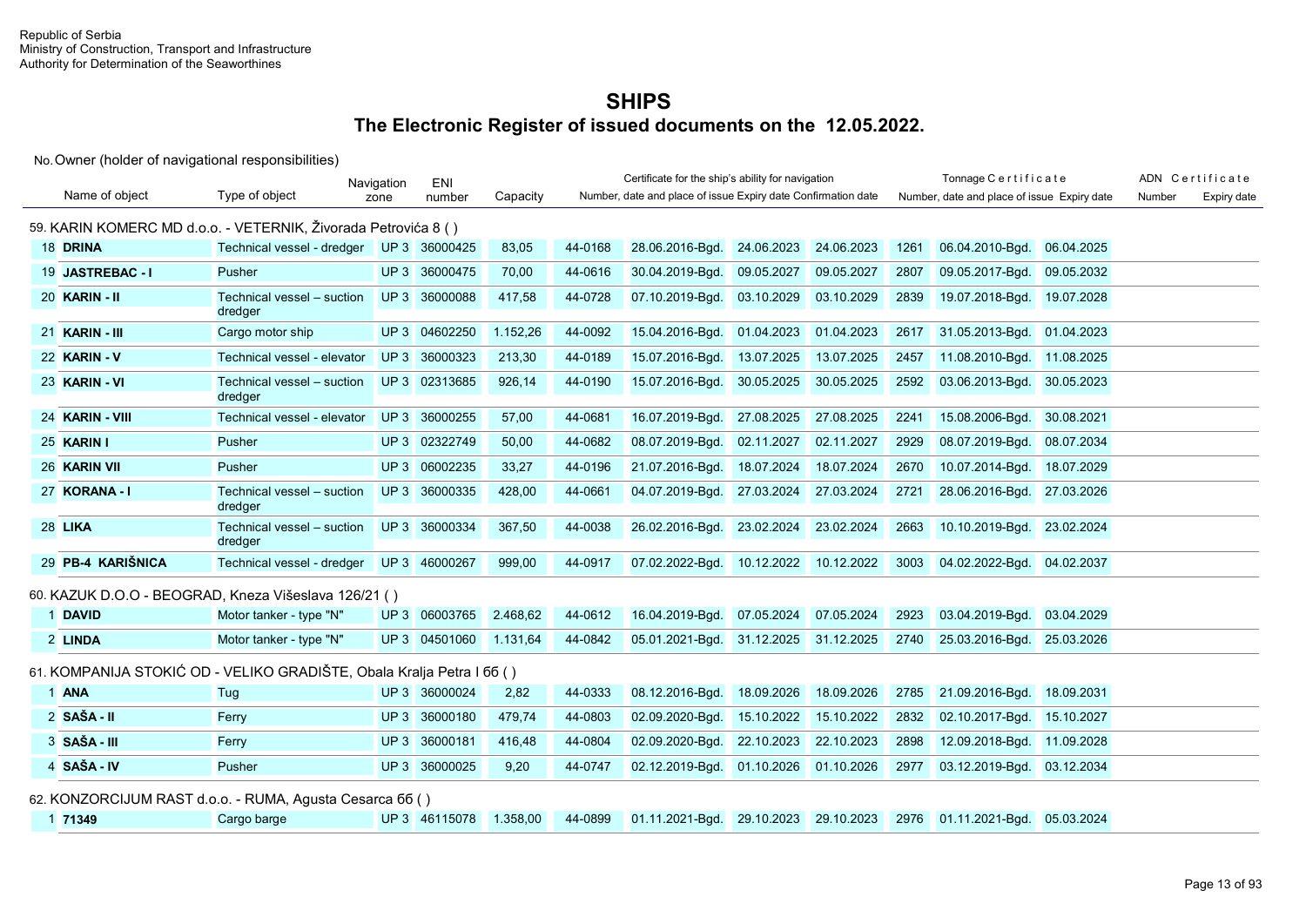Republic of Serbia
Ministry of Construction, Transport and Infrastructure
Authority for Determination of the Seaworthines

# SHIPS

## The Electronic Register of issued documents on the 12.05.2022.

No. Owner (holder of navigational responsibilities)

| Name of object | Type of object | Navigation zone | ENI number | Capacity | Certificate for the ship's ability for navigation | | | | Tonnage Certificate | | | ADN Certificate | |
|---|---|---|---|---|---|---|---|---|---|---|---|---|---|
| | | | | | Number | date and place of issue | Expiry date | Confirmation date | Number | date and place of issue | Expiry date | Number | Expiry date |
| **59. KARIN KOMERC MD d.o.o. - VETERNIK, Živorada Petrovića 8 ( )** | | | | | | | | | | | | | |
| 18 **DRINA** | Technical vessel - dredger | UP 3 | 36000425 | 83,05 | 44-0168 | 28.06.2016-Bgd. | 24.06.2023 | 24.06.2023 | 1261 | 06.04.2010-Bgd. | 06.04.2025 | | |
| 19 **JASTREBAC - I** | Pusher | UP 3 | 36000475 | 70,00 | 44-0616 | 30.04.2019-Bgd. | 09.05.2027 | 09.05.2027 | 2807 | 09.05.2017-Bgd. | 09.05.2032 | | |
| 20 **KARIN - II** | Technical vessel – suction dredger | UP 3 | 36000088 | 417,58 | 44-0728 | 07.10.2019-Bgd. | 03.10.2029 | 03.10.2029 | 2839 | 19.07.2018-Bgd. | 19.07.2028 | | |
| 21 **KARIN - III** | Cargo motor ship | UP 3 | 04602250 | 1.152,26 | 44-0092 | 15.04.2016-Bgd. | 01.04.2023 | 01.04.2023 | 2617 | 31.05.2013-Bgd. | 01.04.2023 | | |
| 22 **KARIN - V** | Technical vessel - elevator | UP 3 | 36000323 | 213,30 | 44-0189 | 15.07.2016-Bgd. | 13.07.2025 | 13.07.2025 | 2457 | 11.08.2010-Bgd. | 11.08.2025 | | |
| 23 **KARIN - VI** | Technical vessel – suction dredger | UP 3 | 02313685 | 926,14 | 44-0190 | 15.07.2016-Bgd. | 30.05.2025 | 30.05.2025 | 2592 | 03.06.2013-Bgd. | 30.05.2023 | | |
| 24 **KARIN - VIII** | Technical vessel - elevator | UP 3 | 36000255 | 57,00 | 44-0681 | 16.07.2019-Bgd. | 27.08.2025 | 27.08.2025 | 2241 | 15.08.2006-Bgd. | 30.08.2021 | | |
| 25 **KARIN I** | Pusher | UP 3 | 02322749 | 50,00 | 44-0682 | 08.07.2019-Bgd. | 02.11.2027 | 02.11.2027 | 2929 | 08.07.2019-Bgd. | 08.07.2034 | | |
| 26 **KARIN VII** | Pusher | UP 3 | 06002235 | 33,27 | 44-0196 | 21.07.2016-Bgd. | 18.07.2024 | 18.07.2024 | 2670 | 10.07.2014-Bgd. | 18.07.2029 | | |
| 27 **KORANA - I** | Technical vessel – suction dredger | UP 3 | 36000335 | 428,00 | 44-0661 | 04.07.2019-Bgd. | 27.03.2024 | 27.03.2024 | 2721 | 28.06.2016-Bgd. | 27.03.2026 | | |
| 28 **LIKA** | Technical vessel – suction dredger | UP 3 | 36000334 | 367,50 | 44-0038 | 26.02.2016-Bgd. | 23.02.2024 | 23.02.2024 | 2663 | 10.10.2019-Bgd. | 23.02.2024 | | |
| 29 **PB-4 KARIŠNICA** | Technical vessel - dredger | UP 3 | 46000267 | 999,00 | 44-0917 | 07.02.2022-Bgd. | 10.12.2022 | 10.12.2022 | 3003 | 04.02.2022-Bgd. | 04.02.2037 | | |
| **60. KAZUK D.O.O - BEOGRAD, Kneza Višeslava 126/21 ( )** | | | | | | | | | | | | | |
| 1 **DAVID** | Motor tanker - type "N" | UP 3 | 06003765 | 2.468,62 | 44-0612 | 16.04.2019-Bgd. | 07.05.2024 | 07.05.2024 | 2923 | 03.04.2019-Bgd. | 03.04.2029 | | |
| 2 **LINDA** | Motor tanker - type "N" | UP 3 | 04501060 | 1.131,64 | 44-0842 | 05.01.2021-Bgd. | 31.12.2025 | 31.12.2025 | 2740 | 25.03.2016-Bgd. | 25.03.2026 | | |
| **61. KOMPANIJA STOKIĆ OD - VELIKO GRADIŠTE, Obala Kralja Petra I 6б ( )** | | | | | | | | | | | | | |
| 1 **ANA** | Tug | UP 3 | 36000024 | 2,82 | 44-0333 | 08.12.2016-Bgd. | 18.09.2026 | 18.09.2026 | 2785 | 21.09.2016-Bgd. | 18.09.2031 | | |
| 2 **SAŠA - II** | Ferry | UP 3 | 36000180 | 479,74 | 44-0803 | 02.09.2020-Bgd. | 15.10.2022 | 15.10.2022 | 2832 | 02.10.2017-Bgd. | 15.10.2027 | | |
| 3 **SAŠA - III** | Ferry | UP 3 | 36000181 | 416,48 | 44-0804 | 02.09.2020-Bgd. | 22.10.2023 | 22.10.2023 | 2898 | 12.09.2018-Bgd. | 11.09.2028 | | |
| 4 **SAŠA - IV** | Pusher | UP 3 | 36000025 | 9,20 | 44-0747 | 02.12.2019-Bgd. | 01.10.2026 | 01.10.2026 | 2977 | 03.12.2019-Bgd. | 03.12.2034 | | |
| **62. KONZORCIJUM RAST d.o.o. - RUMA, Agusta Cesarca 6б ( )** | | | | | | | | | | | | | |
| 1 **71349** | Cargo barge | UP 3 | 46115078 | 1.358,00 | 44-0899 | 01.11.2021-Bgd. | 29.10.2023 | 29.10.2023 | 2976 | 01.11.2021-Bgd. | 05.03.2024 | | |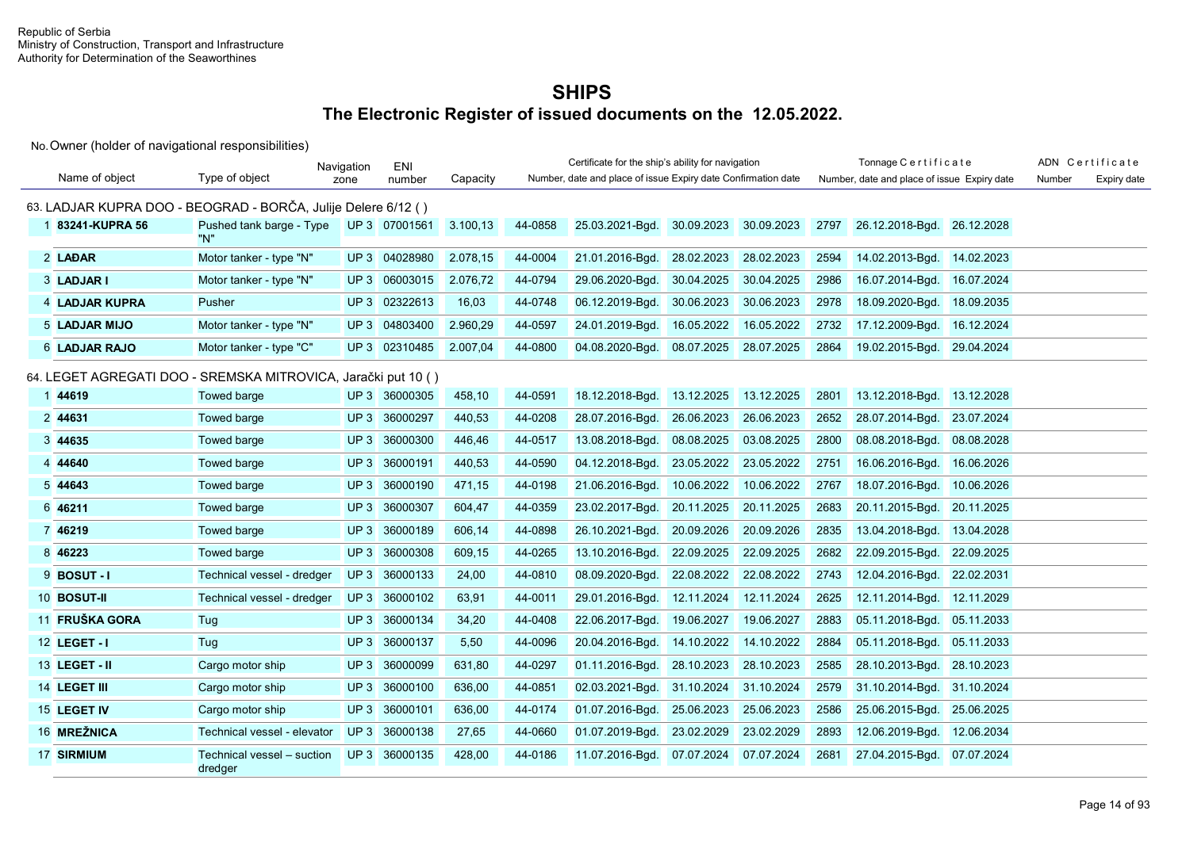Republic of Serbia
Ministry of Construction, Transport and Infrastructure
Authority for Determination of the Seaworthines

# SHIPS

## The Electronic Register of issued documents on the 12.05.2022.

| No. | Name of object | Type of object | Navigation zone | ENI number | Capacity | Certificate for the ship's ability for navigation | | | | Tonnage Certificate | | | ADN Certificate | |
|---|---|---|---|---|---|---|---|---|---|---|---|---|---|---|
| | | | | | | Number | date and place of issue | Expiry date | Confirmation date | Number | date and place of issue | Expiry date | Number | Expiry date |
| **63. LADJAR KUPRA DOO - BEOGRAD - BORČA, Julije Delere 6/12 ( )** | | | | | | | | | | | | | | |
| 1 | **83241-KUPRA 56** | Pushed tank barge - Type "N" | UP 3 | 07001561 | 3.100,13 | 44-0858 | 25.03.2021-Bgd. | 30.09.2023 | 30.09.2023 | 2797 | 26.12.2018-Bgd. | 26.12.2028 | | |
| 2 | **LAĐAR** | Motor tanker - type "N" | UP 3 | 04028980 | 2.078,15 | 44-0004 | 21.01.2016-Bgd. | 28.02.2023 | 28.02.2023 | 2594 | 14.02.2013-Bgd. | 14.02.2023 | | |
| 3 | **LADJAR I** | Motor tanker - type "N" | UP 3 | 06003015 | 2.076,72 | 44-0794 | 29.06.2020-Bgd. | 30.04.2025 | 30.04.2025 | 2986 | 16.07.2014-Bgd. | 16.07.2024 | | |
| 4 | **LADJAR KUPRA** | Pusher | UP 3 | 02322613 | 16,03 | 44-0748 | 06.12.2019-Bgd. | 30.06.2023 | 30.06.2023 | 2978 | 18.09.2020-Bgd. | 18.09.2035 | | |
| 5 | **LADJAR MIJO** | Motor tanker - type "N" | UP 3 | 04803400 | 2.960,29 | 44-0597 | 24.01.2019-Bgd. | 16.05.2022 | 16.05.2022 | 2732 | 17.12.2009-Bgd. | 16.12.2024 | | |
| 6 | **LADJAR RAJO** | Motor tanker - type "C" | UP 3 | 02310485 | 2.007,04 | 44-0800 | 04.08.2020-Bgd. | 08.07.2025 | 28.07.2025 | 2864 | 19.02.2015-Bgd. | 29.04.2024 | | |
| **64. LEGET AGREGATI DOO - SREMSKA MITROVICA, Jarački put 10 ( )** | | | | | | | | | | | | | | |
| 1 | **44619** | Towed barge | UP 3 | 36000305 | 458,10 | 44-0591 | 18.12.2018-Bgd. | 13.12.2025 | 13.12.2025 | 2801 | 13.12.2018-Bgd. | 13.12.2028 | | |
| 2 | **44631** | Towed barge | UP 3 | 36000297 | 440,53 | 44-0208 | 28.07.2016-Bgd. | 26.06.2023 | 26.06.2023 | 2652 | 28.07.2014-Bgd. | 23.07.2024 | | |
| 3 | **44635** | Towed barge | UP 3 | 36000300 | 446,46 | 44-0517 | 13.08.2018-Bgd. | 08.08.2025 | 03.08.2025 | 2800 | 08.08.2018-Bgd. | 08.08.2028 | | |
| 4 | **44640** | Towed barge | UP 3 | 36000191 | 440,53 | 44-0590 | 04.12.2018-Bgd. | 23.05.2022 | 23.05.2022 | 2751 | 16.06.2016-Bgd. | 16.06.2026 | | |
| 5 | **44643** | Towed barge | UP 3 | 36000190 | 471,15 | 44-0198 | 21.06.2016-Bgd. | 10.06.2022 | 10.06.2022 | 2767 | 18.07.2016-Bgd. | 10.06.2026 | | |
| 6 | **46211** | Towed barge | UP 3 | 36000307 | 604,47 | 44-0359 | 23.02.2017-Bgd. | 20.11.2025 | 20.11.2025 | 2683 | 20.11.2015-Bgd. | 20.11.2025 | | |
| 7 | **46219** | Towed barge | UP 3 | 36000189 | 606,14 | 44-0898 | 26.10.2021-Bgd. | 20.09.2026 | 20.09.2026 | 2835 | 13.04.2018-Bgd. | 13.04.2028 | | |
| 8 | **46223** | Towed barge | UP 3 | 36000308 | 609,15 | 44-0265 | 13.10.2016-Bgd. | 22.09.2025 | 22.09.2025 | 2682 | 22.09.2015-Bgd. | 22.09.2025 | | |
| 9 | **BOSUT - I** | Technical vessel - dredger | UP 3 | 36000133 | 24,00 | 44-0810 | 08.09.2020-Bgd. | 22.08.2022 | 22.08.2022 | 2743 | 12.04.2016-Bgd. | 22.02.2031 | | |
| 10 | **BOSUT-II** | Technical vessel - dredger | UP 3 | 36000102 | 63,91 | 44-0011 | 29.01.2016-Bgd. | 12.11.2024 | 12.11.2024 | 2625 | 12.11.2014-Bgd. | 12.11.2029 | | |
| 11 | **FRUŠKA GORA** | Tug | UP 3 | 36000134 | 34,20 | 44-0408 | 22.06.2017-Bgd. | 19.06.2027 | 19.06.2027 | 2883 | 05.11.2018-Bgd. | 05.11.2033 | | |
| 12 | **LEGET - I** | Tug | UP 3 | 36000137 | 5,50 | 44-0096 | 20.04.2016-Bgd. | 14.10.2022 | 14.10.2022 | 2884 | 05.11.2018-Bgd. | 05.11.2033 | | |
| 13 | **LEGET - II** | Cargo motor ship | UP 3 | 36000099 | 631,80 | 44-0297 | 01.11.2016-Bgd. | 28.10.2023 | 28.10.2023 | 2585 | 28.10.2013-Bgd. | 28.10.2023 | | |
| 14 | **LEGET III** | Cargo motor ship | UP 3 | 36000100 | 636,00 | 44-0851 | 02.03.2021-Bgd. | 31.10.2024 | 31.10.2024 | 2579 | 31.10.2014-Bgd. | 31.10.2024 | | |
| 15 | **LEGET IV** | Cargo motor ship | UP 3 | 36000101 | 636,00 | 44-0174 | 01.07.2016-Bgd. | 25.06.2023 | 25.06.2023 | 2586 | 25.06.2015-Bgd. | 25.06.2025 | | |
| 16 | **MREŽNICA** | Technical vessel - elevator | UP 3 | 36000138 | 27,65 | 44-0660 | 01.07.2019-Bgd. | 23.02.2029 | 23.02.2029 | 2893 | 12.06.2019-Bgd. | 12.06.2034 | | |
| 17 | **SIRMIUM** | Technical vessel – suction dredger | UP 3 | 36000135 | 428,00 | 44-0186 | 11.07.2016-Bgd. | 07.07.2024 | 07.07.2024 | 2681 | 27.04.2015-Bgd. | 07.07.2024 | | |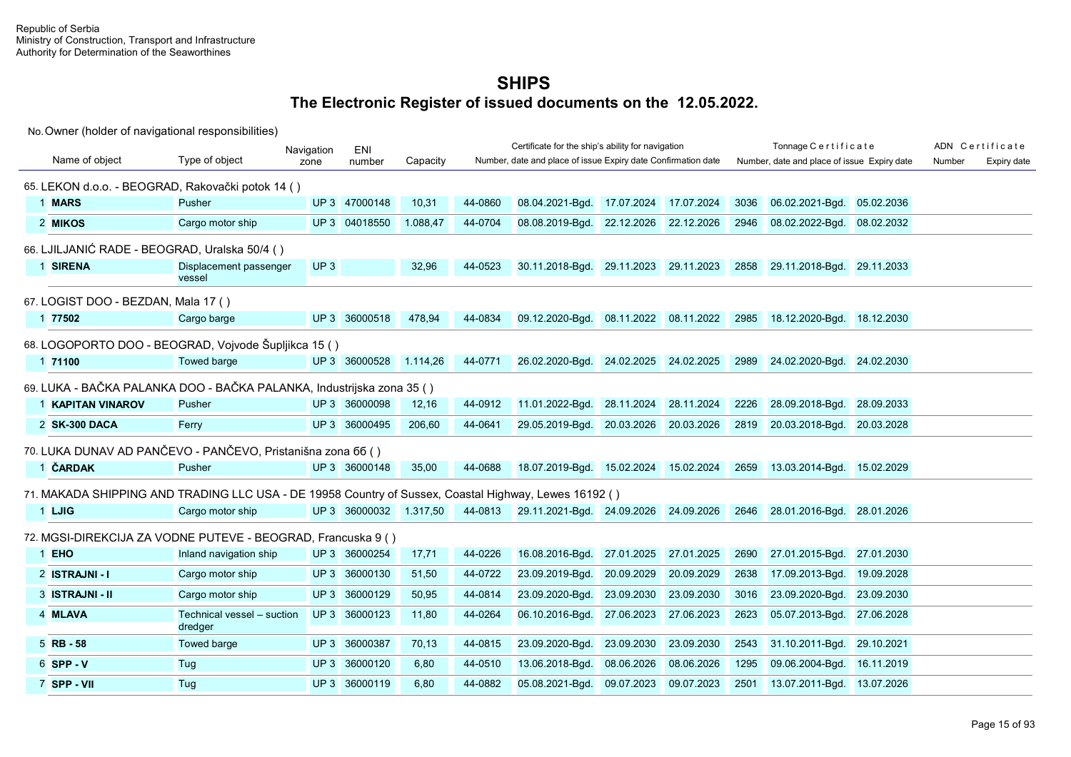Republic of Serbia
Ministry of Construction, Transport and Infrastructure
Authority for Determination of the Seaworthines

# SHIPS

## The Electronic Register of issued documents on the 12.05.2022.

No. Owner (holder of navigational responsibilities)

| No. | Name of object | Type of object | Navigation zone | ENI number | Capacity | Certificate for the ship's ability for navigation Number | Date and place of issue | Expiry date | Confirmation date | Tonnage Certificate Number | Date and place of issue | Expiry date | ADN Certificate Number | Expiry date |
|---|---|---|---|---|---|---|---|---|---|---|---|---|---|---|
| **65. LEKON d.o.o. - BEOGRAD, Rakovački potok 14 ( )** | | | | | | | | | | | | | | |
| 1 | **MARS** | Pusher | UP 3 | 47000148 | 10,31 | 44-0860 | 08.04.2021-Bgd. | 17.07.2024 | 17.07.2024 | 3036 | 06.02.2021-Bgd. | 05.02.2036 | | |
| 2 | **MIKOS** | Cargo motor ship | UP 3 | 04018550 | 1.088,47 | 44-0704 | 08.08.2019-Bgd. | 22.12.2026 | 22.12.2026 | 2946 | 08.02.2022-Bgd. | 08.02.2032 | | |
| **66. LJILJANIĆ RADE - BEOGRAD, Uralska 50/4 ( )** | | | | | | | | | | | | | | |
| 1 | **SIRENA** | Displacement passenger vessel | UP 3 | | 32,96 | 44-0523 | 30.11.2018-Bgd. | 29.11.2023 | 29.11.2023 | 2858 | 29.11.2018-Bgd. | 29.11.2033 | | |
| **67. LOGIST DOO - BEZDAN, Mala 17 ( )** | | | | | | | | | | | | | | |
| 1 | **77502** | Cargo barge | UP 3 | 36000518 | 478,94 | 44-0834 | 09.12.2020-Bgd. | 08.11.2022 | 08.11.2022 | 2985 | 18.12.2020-Bgd. | 18.12.2030 | | |
| **68. LOGOPORTO DOO - BEOGRAD, Vojvode Šupljikca 15 ( )** | | | | | | | | | | | | | | |
| 1 | **71100** | Towed barge | UP 3 | 36000528 | 1.114,26 | 44-0771 | 26.02.2020-Bgd. | 24.02.2025 | 24.02.2025 | 2989 | 24.02.2020-Bgd. | 24.02.2030 | | |
| **69. LUKA - BAČKA PALANKA DOO - BAČKA PALANKA, Industrijska zona 35 ( )** | | | | | | | | | | | | | | |
| 1 | **KAPITAN VINAROV** | Pusher | UP 3 | 36000098 | 12,16 | 44-0912 | 11.01.2022-Bgd. | 28.11.2024 | 28.11.2024 | 2226 | 28.09.2018-Bgd. | 28.09.2033 | | |
| 2 | **SK-300 DACA** | Ferry | UP 3 | 36000495 | 206,60 | 44-0641 | 29.05.2019-Bgd. | 20.03.2026 | 20.03.2026 | 2819 | 20.03.2018-Bgd. | 20.03.2028 | | |
| **70. LUKA DUNAV AD PANČEVO - PANČEVO, Pristanišna zona бб ( )** | | | | | | | | | | | | | | |
| 1 | **ČARDAK** | Pusher | UP 3 | 36000148 | 35,00 | 44-0688 | 18.07.2019-Bgd. | 15.02.2024 | 15.02.2024 | 2659 | 13.03.2014-Bgd. | 15.02.2029 | | |
| **71. MAKADA SHIPPING AND TRADING LLC USA - DE 19958 Country of Sussex, Coastal Highway, Lewes 16192 ( )** | | | | | | | | | | | | | | |
| 1 | **LJIG** | Cargo motor ship | UP 3 | 36000032 | 1.317,50 | 44-0813 | 29.11.2021-Bgd. | 24.09.2026 | 24.09.2026 | 2646 | 28.01.2016-Bgd. | 28.01.2026 | | |
| **72. MGSI-DIREKCIJA ZA VODNE PUTEVE - BEOGRAD, Francuska 9 ( )** | | | | | | | | | | | | | | |
| 1 | **EHO** | Inland navigation ship | UP 3 | 36000254 | 17,71 | 44-0226 | 16.08.2016-Bgd. | 27.01.2025 | 27.01.2025 | 2690 | 27.01.2015-Bgd. | 27.01.2030 | | |
| 2 | **ISTRAJNI - I** | Cargo motor ship | UP 3 | 36000130 | 51,50 | 44-0722 | 23.09.2019-Bgd. | 20.09.2029 | 20.09.2029 | 2638 | 17.09.2013-Bgd. | 19.09.2028 | | |
| 3 | **ISTRAJNI - II** | Cargo motor ship | UP 3 | 36000129 | 50,95 | 44-0814 | 23.09.2020-Bgd. | 23.09.2030 | 23.09.2030 | 3016 | 23.09.2020-Bgd. | 23.09.2030 | | |
| 4 | **MLAVA** | Technical vessel – suction dredger | UP 3 | 36000123 | 11,80 | 44-0264 | 06.10.2016-Bgd. | 27.06.2023 | 27.06.2023 | 2623 | 05.07.2013-Bgd. | 27.06.2028 | | |
| 5 | **RB - 58** | Towed barge | UP 3 | 36000387 | 70,13 | 44-0815 | 23.09.2020-Bgd. | 23.09.2030 | 23.09.2030 | 2543 | 31.10.2011-Bgd. | 29.10.2021 | | |
| 6 | **SPP - V** | Tug | UP 3 | 36000120 | 6,80 | 44-0510 | 13.06.2018-Bgd. | 08.06.2026 | 08.06.2026 | 1295 | 09.06.2004-Bgd. | 16.11.2019 | | |
| 7 | **SPP - VII** | Tug | UP 3 | 36000119 | 6,80 | 44-0882 | 05.08.2021-Bgd. | 09.07.2023 | 09.07.2023 | 2501 | 13.07.2011-Bgd. | 13.07.2026 | | |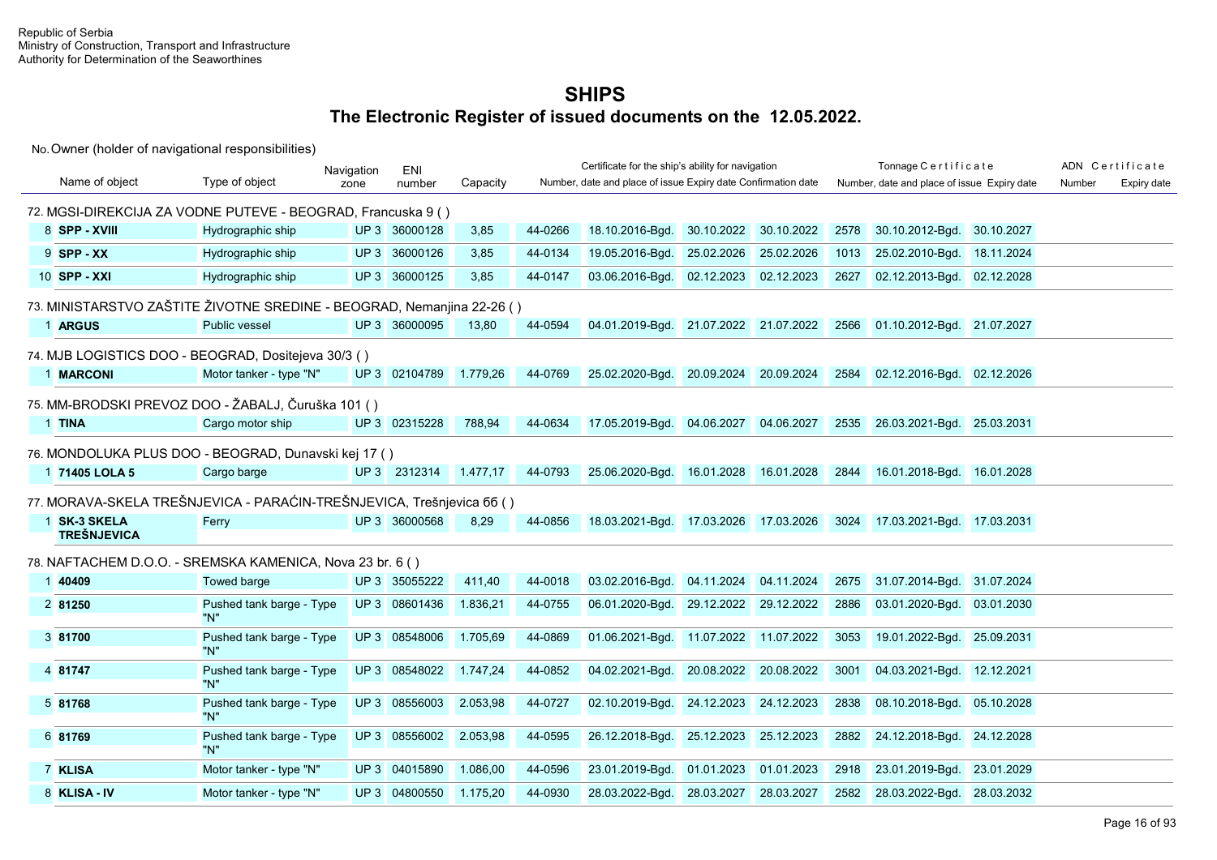Republic of Serbia
Ministry of Construction, Transport and Infrastructure
Authority for Determination of the Seaworthines

# SHIPS

## The Electronic Register of issued documents on the 12.05.2022.

No. Owner (holder of navigational responsibilities)

| No. | Name of object | Type of object | Navigation zone | ENI number | Capacity | Certificate for the ship's ability for navigation: Number | date and place of issue | Expiry date | Confirmation date | Tonnage Certificate: Number | date and place of issue | Expiry date | ADN Certificate: Number | Expiry date |
|---|---|---|---|---|---|---|---|---|---|---|---|---|---|---|
| 72. MGSI-DIREKCIJA ZA VODNE PUTEVE - BEOGRAD, Francuska 9 ( ) | | | | | | | | | | | | | | |
| 8 | **SPP - XVIII** | Hydrographic ship | UP 3 | 36000128 | 3,85 | 44-0266 | 18.10.2016-Bgd. | 30.10.2022 | 30.10.2022 | 2578 | 30.10.2012-Bgd. | 30.10.2027 | | |
| 9 | **SPP - XX** | Hydrographic ship | UP 3 | 36000126 | 3,85 | 44-0134 | 19.05.2016-Bgd. | 25.02.2026 | 25.02.2026 | 1013 | 25.02.2010-Bgd. | 18.11.2024 | | |
| 10 | **SPP - XXI** | Hydrographic ship | UP 3 | 36000125 | 3,85 | 44-0147 | 03.06.2016-Bgd. | 02.12.2023 | 02.12.2023 | 2627 | 02.12.2013-Bgd. | 02.12.2028 | | |
| 73. MINISTARSTVO ZAŠTITE ŽIVOTNE SREDINE - BEOGRAD, Nemanjina 22-26 ( ) | | | | | | | | | | | | | | |
| 1 | **ARGUS** | Public vessel | UP 3 | 36000095 | 13,80 | 44-0594 | 04.01.2019-Bgd. | 21.07.2022 | 21.07.2022 | 2566 | 01.10.2012-Bgd. | 21.07.2027 | | |
| 74. MJB LOGISTICS DOO - BEOGRAD, Dositejeva 30/3 ( ) | | | | | | | | | | | | | | |
| 1 | **MARCONI** | Motor tanker - type "N" | UP 3 | 02104789 | 1.779,26 | 44-0769 | 25.02.2020-Bgd. | 20.09.2024 | 20.09.2024 | 2584 | 02.12.2016-Bgd. | 02.12.2026 | | |
| 75. MM-BRODSKI PREVOZ DOO - ŽABALJ, Čuruška 101 ( ) | | | | | | | | | | | | | | |
| 1 | **TINA** | Cargo motor ship | UP 3 | 02315228 | 788,94 | 44-0634 | 17.05.2019-Bgd. | 04.06.2027 | 04.06.2027 | 2535 | 26.03.2021-Bgd. | 25.03.2031 | | |
| 76. MONDOLUKA PLUS DOO - BEOGRAD, Dunavski kej 17 ( ) | | | | | | | | | | | | | | |
| 1 | **71405 LOLA 5** | Cargo barge | UP 3 | 2312314 | 1.477,17 | 44-0793 | 25.06.2020-Bgd. | 16.01.2028 | 16.01.2028 | 2844 | 16.01.2018-Bgd. | 16.01.2028 | | |
| 77. MORAVA-SKELA TREŠNJEVICA - PARAĆIN-TREŠNJEVICA, Trešnjevica 66 ( ) | | | | | | | | | | | | | | |
| 1 | **SK-3 SKELA TREŠNJEVICA** | Ferry | UP 3 | 36000568 | 8,29 | 44-0856 | 18.03.2021-Bgd. | 17.03.2026 | 17.03.2026 | 3024 | 17.03.2021-Bgd. | 17.03.2031 | | |
| 78. NAFTACHEM D.O.O. - SREMSKA KAMENICA, Nova 23 br. 6 ( ) | | | | | | | | | | | | | | |
| 1 | **40409** | Towed barge | UP 3 | 35055222 | 411,40 | 44-0018 | 03.02.2016-Bgd. | 04.11.2024 | 04.11.2024 | 2675 | 31.07.2014-Bgd. | 31.07.2024 | | |
| 2 | **81250** | Pushed tank barge - Type "N" | UP 3 | 08601436 | 1.836,21 | 44-0755 | 06.01.2020-Bgd. | 29.12.2022 | 29.12.2022 | 2886 | 03.01.2020-Bgd. | 03.01.2030 | | |
| 3 | **81700** | Pushed tank barge - Type "N" | UP 3 | 08548006 | 1.705,69 | 44-0869 | 01.06.2021-Bgd. | 11.07.2022 | 11.07.2022 | 3053 | 19.01.2022-Bgd. | 25.09.2031 | | |
| 4 | **81747** | Pushed tank barge - Type "N" | UP 3 | 08548022 | 1.747,24 | 44-0852 | 04.02.2021-Bgd. | 20.08.2022 | 20.08.2022 | 3001 | 04.03.2021-Bgd. | 12.12.2021 | | |
| 5 | **81768** | Pushed tank barge - Type "N" | UP 3 | 08556003 | 2.053,98 | 44-0727 | 02.10.2019-Bgd. | 24.12.2023 | 24.12.2023 | 2838 | 08.10.2018-Bgd. | 05.10.2028 | | |
| 6 | **81769** | Pushed tank barge - Type "N" | UP 3 | 08556002 | 2.053,98 | 44-0595 | 26.12.2018-Bgd. | 25.12.2023 | 25.12.2023 | 2882 | 24.12.2018-Bgd. | 24.12.2028 | | |
| 7 | **KLISA** | Motor tanker - type "N" | UP 3 | 04015890 | 1.086,00 | 44-0596 | 23.01.2019-Bgd. | 01.01.2023 | 01.01.2023 | 2918 | 23.01.2019-Bgd. | 23.01.2029 | | |
| 8 | **KLISA - IV** | Motor tanker - type "N" | UP 3 | 04800550 | 1.175,20 | 44-0930 | 28.03.2022-Bgd. | 28.03.2027 | 28.03.2027 | 2582 | 28.03.2022-Bgd. | 28.03.2032 | | |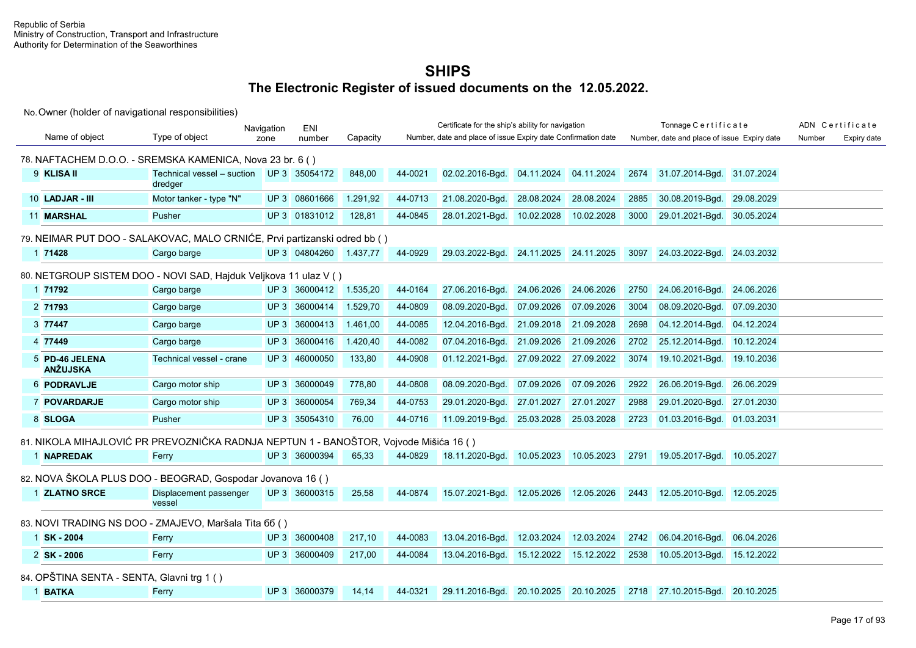Republic of Serbia
Ministry of Construction, Transport and Infrastructure
Authority for Determination of the Seaworthines

# SHIPS

## The Electronic Register of issued documents on the 12.05.2022.

No. Owner (holder of navigational responsibilities)

| | Name of object | Type of object | Navigation zone | ENI number | Capacity | Certificate for the ship's ability for navigation | | | | Tonnage Certificate | | | ADN Certificate | |
|---|---|---|---|---|---|---|---|---|---|---|---|---|---|---|
| | | | | | | Number | date and place of issue | Expiry date | Confirmation date | Number | date and place of issue | Expiry date | Number | Expiry date |
| **78. NAFTACHEM D.O.O. - SREMSKA KAMENICA, Nova 23 br. 6 ( )** | | | | | | | | | | | | | | |
| 9 | **KLISA II** | Technical vessel – suction dredger | UP 3 | 35054172 | 848,00 | 44-0021 | 02.02.2016-Bgd. | 04.11.2024 | 04.11.2024 | 2674 | 31.07.2014-Bgd. | 31.07.2024 | | |
| 10 | **LADJAR - III** | Motor tanker - type "N" | UP 3 | 08601666 | 1.291,92 | 44-0713 | 21.08.2020-Bgd. | 28.08.2024 | 28.08.2024 | 2885 | 30.08.2019-Bgd. | 29.08.2029 | | |
| 11 | **MARSHAL** | Pusher | UP 3 | 01831012 | 128,81 | 44-0845 | 28.01.2021-Bgd. | 10.02.2028 | 10.02.2028 | 3000 | 29.01.2021-Bgd. | 30.05.2024 | | |
| **79. NEIMAR PUT DOO - SALAKOVAC, MALO CRNIĆE, Prvi partizanski odred bb ( )** | | | | | | | | | | | | | | |
| 1 | **71428** | Cargo barge | UP 3 | 04804260 | 1.437,77 | 44-0929 | 29.03.2022-Bgd. | 24.11.2025 | 24.11.2025 | 3097 | 24.03.2022-Bgd. | 24.03.2032 | | |
| **80. NETGROUP SISTEM DOO - NOVI SAD, Hajduk Veljkova 11 ulaz V ( )** | | | | | | | | | | | | | | |
| 1 | **71792** | Cargo barge | UP 3 | 36000412 | 1.535,20 | 44-0164 | 27.06.2016-Bgd. | 24.06.2026 | 24.06.2026 | 2750 | 24.06.2016-Bgd. | 24.06.2026 | | |
| 2 | **71793** | Cargo barge | UP 3 | 36000414 | 1.529,70 | 44-0809 | 08.09.2020-Bgd. | 07.09.2026 | 07.09.2026 | 3004 | 08.09.2020-Bgd. | 07.09.2030 | | |
| 3 | **77447** | Cargo barge | UP 3 | 36000413 | 1.461,00 | 44-0085 | 12.04.2016-Bgd. | 21.09.2018 | 21.09.2028 | 2698 | 04.12.2014-Bgd. | 04.12.2024 | | |
| 4 | **77449** | Cargo barge | UP 3 | 36000416 | 1.420,40 | 44-0082 | 07.04.2016-Bgd. | 21.09.2026 | 21.09.2026 | 2702 | 25.12.2014-Bgd. | 10.12.2024 | | |
| 5 | **PD-46 JELENA ANŽUJSKA** | Technical vessel - crane | UP 3 | 46000050 | 133,80 | 44-0908 | 01.12.2021-Bgd. | 27.09.2022 | 27.09.2022 | 3074 | 19.10.2021-Bgd. | 19.10.2036 | | |
| 6 | **PODRAVLJE** | Cargo motor ship | UP 3 | 36000049 | 778,80 | 44-0808 | 08.09.2020-Bgd. | 07.09.2026 | 07.09.2026 | 2922 | 26.06.2019-Bgd. | 26.06.2029 | | |
| 7 | **POVARDARJE** | Cargo motor ship | UP 3 | 36000054 | 769,34 | 44-0753 | 29.01.2020-Bgd. | 27.01.2027 | 27.01.2027 | 2988 | 29.01.2020-Bgd. | 27.01.2030 | | |
| 8 | **SLOGA** | Pusher | UP 3 | 35054310 | 76,00 | 44-0716 | 11.09.2019-Bgd. | 25.03.2028 | 25.03.2028 | 2723 | 01.03.2016-Bgd. | 01.03.2031 | | |
| **81. NIKOLA MIHAJLOVIĆ PR PREVOZNIČKA RADNJA NEPTUN 1 - BANOŠTOR, Vojvode Mišića 16 ( )** | | | | | | | | | | | | | | |
| 1 | **NAPREDAK** | Ferry | UP 3 | 36000394 | 65,33 | 44-0829 | 18.11.2020-Bgd. | 10.05.2023 | 10.05.2023 | 2791 | 19.05.2017-Bgd. | 10.05.2027 | | |
| **82. NOVA ŠKOLA PLUS DOO - BEOGRAD, Gospodar Jovanova 16 ( )** | | | | | | | | | | | | | | |
| 1 | **ZLATNO SRCE** | Displacement passenger vessel | UP 3 | 36000315 | 25,58 | 44-0874 | 15.07.2021-Bgd. | 12.05.2026 | 12.05.2026 | 2443 | 12.05.2010-Bgd. | 12.05.2025 | | |
| **83. NOVI TRADING NS DOO - ZMAJEVO, Maršala Tita 6б ( )** | | | | | | | | | | | | | | |
| 1 | **SK - 2004** | Ferry | UP 3 | 36000408 | 217,10 | 44-0083 | 13.04.2016-Bgd. | 12.03.2024 | 12.03.2024 | 2742 | 06.04.2016-Bgd. | 06.04.2026 | | |
| 2 | **SK - 2006** | Ferry | UP 3 | 36000409 | 217,00 | 44-0084 | 13.04.2016-Bgd. | 15.12.2022 | 15.12.2022 | 2538 | 10.05.2013-Bgd. | 15.12.2022 | | |
| **84. OPŠTINA SENTA - SENTA, Glavni trg 1 ( )** | | | | | | | | | | | | | | |
| 1 | **BATKA** | Ferry | UP 3 | 36000379 | 14,14 | 44-0321 | 29.11.2016-Bgd. | 20.10.2025 | 20.10.2025 | 2718 | 27.10.2015-Bgd. | 20.10.2025 | | |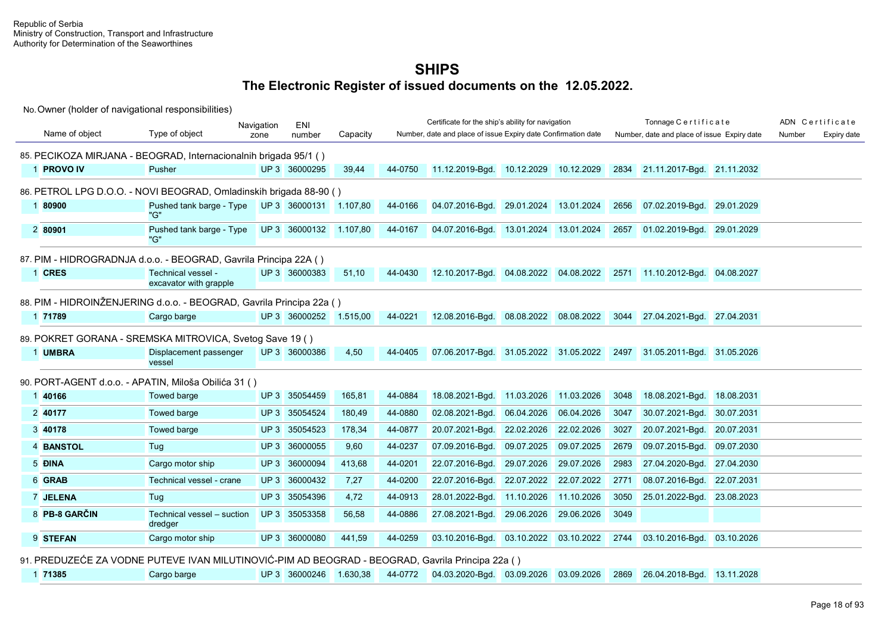Republic of Serbia
Ministry of Construction, Transport and Infrastructure
Authority for Determination of the Seaworthines

# SHIPS

## The Electronic Register of issued documents on the 12.05.2022.

No. Owner (holder of navigational responsibilities)

| Name of object | Type of object | Navigation zone | ENI number | Capacity | Certificate for the ship's ability for navigation: Number | date and place of issue | Expiry date | Confirmation date | Tonnage Certificate: Number | date and place of issue | Expiry date | ADN Certificate: Number | Expiry date |
|---|---|---|---|---|---|---|---|---|---|---|---|---|---|
| **85. PECIKOZA MIRJANA - BEOGRAD, Internacionalnih brigada 95/1 ( )** | | | | | | | | | | | | | |
| 1 **PROVO IV** | Pusher | UP 3 | 36000295 | 39,44 | 44-0750 | 11.12.2019-Bgd. | 10.12.2029 | 10.12.2029 | 2834 | 21.11.2017-Bgd. | 21.11.2032 | | |
| **86. PETROL LPG D.O.O. - NOVI BEOGRAD, Omladinskih brigada 88-90 ( )** | | | | | | | | | | | | | |
| 1 **80900** | Pushed tank barge - Type "G" | UP 3 | 36000131 | 1.107,80 | 44-0166 | 04.07.2016-Bgd. | 29.01.2024 | 13.01.2024 | 2656 | 07.02.2019-Bgd. | 29.01.2029 | | |
| 2 **80901** | Pushed tank barge - Type "G" | UP 3 | 36000132 | 1.107,80 | 44-0167 | 04.07.2016-Bgd. | 13.01.2024 | 13.01.2024 | 2657 | 01.02.2019-Bgd. | 29.01.2029 | | |
| **87. PIM - HIDROGRADNJA d.o.o. - BEOGRAD, Gavrila Principa 22A ( )** | | | | | | | | | | | | | |
| 1 **CRES** | Technical vessel - excavator with grapple | UP 3 | 36000383 | 51,10 | 44-0430 | 12.10.2017-Bgd. | 04.08.2022 | 04.08.2022 | 2571 | 11.10.2012-Bgd. | 04.08.2027 | | |
| **88. PIM - HIDROINŽENJERING d.o.o. - BEOGRAD, Gavrila Principa 22a ( )** | | | | | | | | | | | | | |
| 1 **71789** | Cargo barge | UP 3 | 36000252 | 1.515,00 | 44-0221 | 12.08.2016-Bgd. | 08.08.2022 | 08.08.2022 | 3044 | 27.04.2021-Bgd. | 27.04.2031 | | |
| **89. POKRET GORANA - SREMSKA MITROVICA, Svetog Save 19 ( )** | | | | | | | | | | | | | |
| 1 **UMBRA** | Displacement passenger vessel | UP 3 | 36000386 | 4,50 | 44-0405 | 07.06.2017-Bgd. | 31.05.2022 | 31.05.2022 | 2497 | 31.05.2011-Bgd. | 31.05.2026 | | |
| **90. PORT-AGENT d.o.o. - APATIN, Miloša Obilića 31 ( )** | | | | | | | | | | | | | |
| 1 **40166** | Towed barge | UP 3 | 35054459 | 165,81 | 44-0884 | 18.08.2021-Bgd. | 11.03.2026 | 11.03.2026 | 3048 | 18.08.2021-Bgd. | 18.08.2031 | | |
| 2 **40177** | Towed barge | UP 3 | 35054524 | 180,49 | 44-0880 | 02.08.2021-Bgd. | 06.04.2026 | 06.04.2026 | 3047 | 30.07.2021-Bgd. | 30.07.2031 | | |
| 3 **40178** | Towed barge | UP 3 | 35054523 | 178,34 | 44-0877 | 20.07.2021-Bgd. | 22.02.2026 | 22.02.2026 | 3027 | 20.07.2021-Bgd. | 20.07.2031 | | |
| 4 **BANSTOL** | Tug | UP 3 | 36000055 | 9,60 | 44-0237 | 07.09.2016-Bgd. | 09.07.2025 | 09.07.2025 | 2679 | 09.07.2015-Bgd. | 09.07.2030 | | |
| 5 **ĐINA** | Cargo motor ship | UP 3 | 36000094 | 413,68 | 44-0201 | 22.07.2016-Bgd. | 29.07.2026 | 29.07.2026 | 2983 | 27.04.2020-Bgd. | 27.04.2030 | | |
| 6 **GRAB** | Technical vessel - crane | UP 3 | 36000432 | 7,27 | 44-0200 | 22.07.2016-Bgd. | 22.07.2022 | 22.07.2022 | 2771 | 08.07.2016-Bgd. | 22.07.2031 | | |
| 7 **JELENA** | Tug | UP 3 | 35054396 | 4,72 | 44-0913 | 28.01.2022-Bgd. | 11.10.2026 | 11.10.2026 | 3050 | 25.01.2022-Bgd. | 23.08.2023 | | |
| 8 **PB-8 GARČIN** | Technical vessel – suction dredger | UP 3 | 35053358 | 56,58 | 44-0886 | 27.08.2021-Bgd. | 29.06.2026 | 29.06.2026 | 3049 | | | | |
| 9 **STEFAN** | Cargo motor ship | UP 3 | 36000080 | 441,59 | 44-0259 | 03.10.2016-Bgd. | 03.10.2022 | 03.10.2022 | 2744 | 03.10.2016-Bgd. | 03.10.2026 | | |
| **91. PREDUZEĆE ZA VODNE PUTEVE IVAN MILUTINOVIĆ-PIM AD BEOGRAD - BEOGRAD, Gavrila Principa 22a ( )** | | | | | | | | | | | | | |
| 1 **71385** | Cargo barge | UP 3 | 36000246 | 1.630,38 | 44-0772 | 04.03.2020-Bgd. | 03.09.2026 | 03.09.2026 | 2869 | 26.04.2018-Bgd. | 13.11.2028 | | |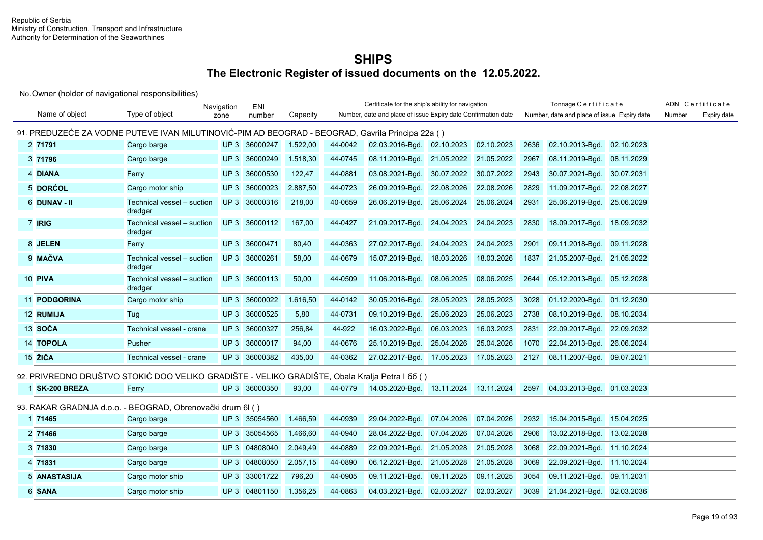Republic of Serbia
Ministry of Construction, Transport and Infrastructure
Authority for Determination of the Seaworthines

# SHIPS

## The Electronic Register of issued documents on the 12.05.2022.

No. Owner (holder of navigational responsibilities)

| Name of object | Type of object | Navigation zone | ENI number | Capacity | Certificate for the ship's ability for navigation Number, date and place of issue | | Expiry date | Confirmation date | Tonnage Certificate Number, date and place of issue | | Expiry date | ADN Certificate Number | Expiry date |
|---|---|---|---|---|---|---|---|---|---|---|---|---|---|
| **91. PREDUZEĆE ZA VODNE PUTEVE IVAN MILUTINOVIĆ-PIM AD BEOGRAD - BEOGRAD, Gavrila Principa 22a ( )** | | | | | | | | | | | | | |
| 2 **71791** | Cargo barge | UP 3 | 36000247 | 1.522,00 | 44-0042 | 02.03.2016-Bgd. | 02.10.2023 | 02.10.2023 | 2636 | 02.10.2013-Bgd. | 02.10.2023 | | |
| 3 **71796** | Cargo barge | UP 3 | 36000249 | 1.518,30 | 44-0745 | 08.11.2019-Bgd. | 21.05.2022 | 21.05.2022 | 2967 | 08.11.2019-Bgd. | 08.11.2029 | | |
| 4 **DIANA** | Ferry | UP 3 | 36000530 | 122,47 | 44-0881 | 03.08.2021-Bgd. | 30.07.2022 | 30.07.2022 | 2943 | 30.07.2021-Bgd. | 30.07.2031 | | |
| 5 **DORĆOL** | Cargo motor ship | UP 3 | 36000023 | 2.887,50 | 44-0723 | 26.09.2019-Bgd. | 22.08.2026 | 22.08.2026 | 2829 | 11.09.2017-Bgd. | 22.08.2027 | | |
| 6 **DUNAV - II** | Technical vessel – suction dredger | UP 3 | 36000316 | 218,00 | 40-0659 | 26.06.2019-Bgd. | 25.06.2024 | 25.06.2024 | 2931 | 25.06.2019-Bgd. | 25.06.2029 | | |
| 7 **IRIG** | Technical vessel – suction dredger | UP 3 | 36000112 | 167,00 | 44-0427 | 21.09.2017-Bgd. | 24.04.2023 | 24.04.2023 | 2830 | 18.09.2017-Bgd. | 18.09.2032 | | |
| 8 **JELEN** | Ferry | UP 3 | 36000471 | 80,40 | 44-0363 | 27.02.2017-Bgd. | 24.04.2023 | 24.04.2023 | 2901 | 09.11.2018-Bgd. | 09.11.2028 | | |
| 9 **MAČVA** | Technical vessel – suction dredger | UP 3 | 36000261 | 58,00 | 44-0679 | 15.07.2019-Bgd. | 18.03.2026 | 18.03.2026 | 1837 | 21.05.2007-Bgd. | 21.05.2022 | | |
| 10 **PIVA** | Technical vessel – suction dredger | UP 3 | 36000113 | 50,00 | 44-0509 | 11.06.2018-Bgd. | 08.06.2025 | 08.06.2025 | 2644 | 05.12.2013-Bgd. | 05.12.2028 | | |
| 11 **PODGORINA** | Cargo motor ship | UP 3 | 36000022 | 1.616,50 | 44-0142 | 30.05.2016-Bgd. | 28.05.2023 | 28.05.2023 | 3028 | 01.12.2020-Bgd. | 01.12.2030 | | |
| 12 **RUMIJA** | Tug | UP 3 | 36000525 | 5,80 | 44-0731 | 09.10.2019-Bgd. | 25.06.2023 | 25.06.2023 | 2738 | 08.10.2019-Bgd. | 08.10.2034 | | |
| 13 **SOČA** | Technical vessel - crane | UP 3 | 36000327 | 256,84 | 44-922 | 16.03.2022-Bgd. | 06.03.2023 | 16.03.2023 | 2831 | 22.09.2017-Bgd. | 22.09.2032 | | |
| 14 **TOPOLA** | Pusher | UP 3 | 36000017 | 94,00 | 44-0676 | 25.10.2019-Bgd. | 25.04.2026 | 25.04.2026 | 1070 | 22.04.2013-Bgd. | 26.06.2024 | | |
| 15 **ŽIČA** | Technical vessel - crane | UP 3 | 36000382 | 435,00 | 44-0362 | 27.02.2017-Bgd. | 17.05.2023 | 17.05.2023 | 2127 | 08.11.2007-Bgd. | 09.07.2021 | | |
| **92. PRIVREDNO DRUŠTVO STOKIĆ DOO VELIKO GRADIŠTE - VELIKO GRADIŠTE, Obala Kralja Petra I 6б ( )** | | | | | | | | | | | | | |
| 1 **SK-200 BREZA** | Ferry | UP 3 | 36000350 | 93,00 | 44-0779 | 14.05.2020-Bgd. | 13.11.2024 | 13.11.2024 | 2597 | 04.03.2013-Bgd. | 01.03.2023 | | |
| **93. RAKAR GRADNJA d.o.o. - BEOGRAD, Obrenovački drum 6l ( )** | | | | | | | | | | | | | |
| 1 **71465** | Cargo barge | UP 3 | 35054560 | 1.466,59 | 44-0939 | 29.04.2022-Bgd. | 07.04.2026 | 07.04.2026 | 2932 | 15.04.2015-Bgd. | 15.04.2025 | | |
| 2 **71466** | Cargo barge | UP 3 | 35054565 | 1.466,60 | 44-0940 | 28.04.2022-Bgd. | 07.04.2026 | 07.04.2026 | 2906 | 13.02.2018-Bgd. | 13.02.2028 | | |
| 3 **71830** | Cargo barge | UP 3 | 04808040 | 2.049,49 | 44-0889 | 22.09.2021-Bgd. | 21.05.2028 | 21.05.2028 | 3068 | 22.09.2021-Bgd. | 11.10.2024 | | |
| 4 **71831** | Cargo barge | UP 3 | 04808050 | 2.057,15 | 44-0890 | 06.12.2021-Bgd. | 21.05.2028 | 21.05.2028 | 3069 | 22.09.2021-Bgd. | 11.10.2024 | | |
| 5 **ANASTASIJA** | Cargo motor ship | UP 3 | 33001722 | 796,20 | 44-0905 | 09.11.2021-Bgd. | 09.11.2025 | 09.11.2025 | 3054 | 09.11.2021-Bgd. | 09.11.2031 | | |
| 6 **SANA** | Cargo motor ship | UP 3 | 04801150 | 1.356,25 | 44-0863 | 04.03.2021-Bgd. | 02.03.2027 | 02.03.2027 | 3039 | 21.04.2021-Bgd. | 02.03.2036 | | |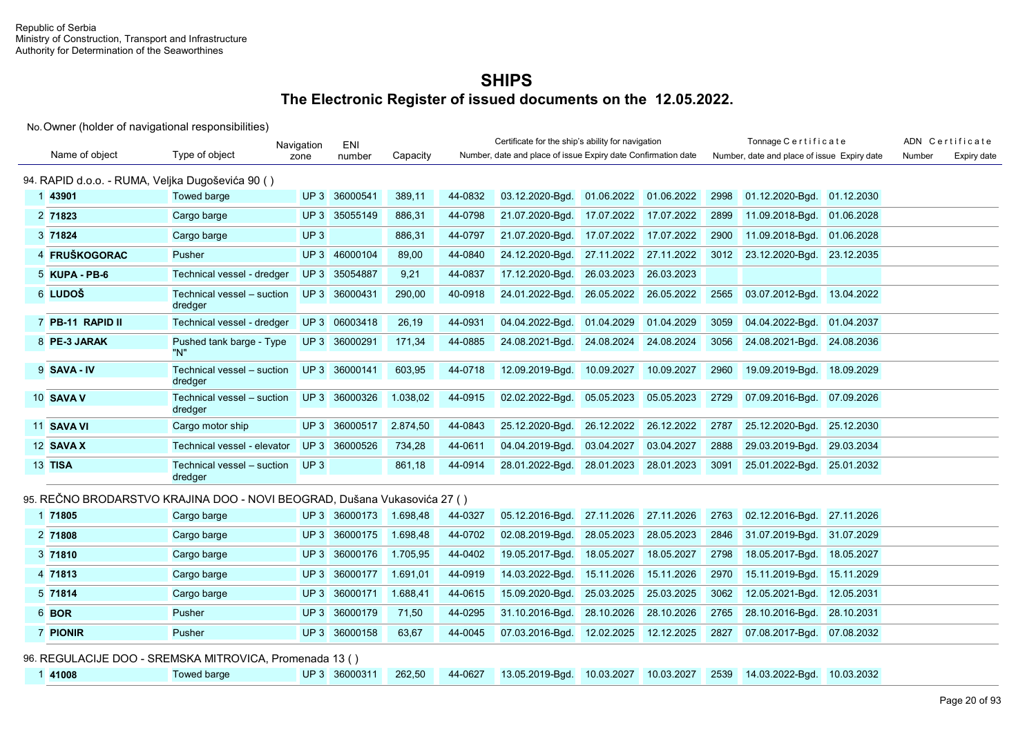Republic of Serbia
Ministry of Construction, Transport and Infrastructure
Authority for Determination of the Seaworthines

# SHIPS

## The Electronic Register of issued documents on the 12.05.2022.

No. Owner (holder of navigational responsibilities)

| No. | Name of object | Type of object | Navigation zone | ENI number | Capacity | Certificate for the ship's ability for navigation | | | | Tonnage Certificate | | | ADN Certificate | |
|---|---|---|---|---|---|---|---|---|---|---|---|---|---|---|
| | | | | | | Number, date and place of issue | | Expiry date | Confirmation date | Number, date and place of issue | | Expiry date | Number | Expiry date |
| **94. RAPID d.o.o. - RUMA, Veljka Dugoševića 90 ( )** | | | | | | | | | | | | | | |
| 1 | **43901** | Towed barge | UP 3 | 36000541 | 389,11 | 44-0832 | 03.12.2020-Bgd. | 01.06.2022 | 01.06.2022 | 2998 | 01.12.2020-Bgd. | 01.12.2030 | | |
| 2 | **71823** | Cargo barge | UP 3 | 35055149 | 886,31 | 44-0798 | 21.07.2020-Bgd. | 17.07.2022 | 17.07.2022 | 2899 | 11.09.2018-Bgd. | 01.06.2028 | | |
| 3 | **71824** | Cargo barge | UP 3 | | 886,31 | 44-0797 | 21.07.2020-Bgd. | 17.07.2022 | 17.07.2022 | 2900 | 11.09.2018-Bgd. | 01.06.2028 | | |
| 4 | **FRUŠKOGORAC** | Pusher | UP 3 | 46000104 | 89,00 | 44-0840 | 24.12.2020-Bgd. | 27.11.2022 | 27.11.2022 | 3012 | 23.12.2020-Bgd. | 23.12.2035 | | |
| 5 | **KUPA - PB-6** | Technical vessel - dredger | UP 3 | 35054887 | 9,21 | 44-0837 | 17.12.2020-Bgd. | 26.03.2023 | 26.03.2023 | | | | | |
| 6 | **LUDOŠ** | Technical vessel – suction dredger | UP 3 | 36000431 | 290,00 | 40-0918 | 24.01.2022-Bgd. | 26.05.2022 | 26.05.2022 | 2565 | 03.07.2012-Bgd. | 13.04.2022 | | |
| 7 | **PB-11 RAPID II** | Technical vessel - dredger | UP 3 | 06003418 | 26,19 | 44-0931 | 04.04.2022-Bgd. | 01.04.2029 | 01.04.2029 | 3059 | 04.04.2022-Bgd. | 01.04.2037 | | |
| 8 | **PE-3 JARAK** | Pushed tank barge - Type "N" | UP 3 | 36000291 | 171,34 | 44-0885 | 24.08.2021-Bgd. | 24.08.2024 | 24.08.2024 | 3056 | 24.08.2021-Bgd. | 24.08.2036 | | |
| 9 | **SAVA - IV** | Technical vessel – suction dredger | UP 3 | 36000141 | 603,95 | 44-0718 | 12.09.2019-Bgd. | 10.09.2027 | 10.09.2027 | 2960 | 19.09.2019-Bgd. | 18.09.2029 | | |
| 10 | **SAVA V** | Technical vessel – suction dredger | UP 3 | 36000326 | 1.038,02 | 44-0915 | 02.02.2022-Bgd. | 05.05.2023 | 05.05.2023 | 2729 | 07.09.2016-Bgd. | 07.09.2026 | | |
| 11 | **SAVA VI** | Cargo motor ship | UP 3 | 36000517 | 2.874,50 | 44-0843 | 25.12.2020-Bgd. | 26.12.2022 | 26.12.2022 | 2787 | 25.12.2020-Bgd. | 25.12.2030 | | |
| 12 | **SAVA X** | Technical vessel - elevator | UP 3 | 36000526 | 734,28 | 44-0611 | 04.04.2019-Bgd. | 03.04.2027 | 03.04.2027 | 2888 | 29.03.2019-Bgd. | 29.03.2034 | | |
| 13 | **TISA** | Technical vessel – suction dredger | UP 3 | | 861,18 | 44-0914 | 28.01.2022-Bgd. | 28.01.2023 | 28.01.2023 | 3091 | 25.01.2022-Bgd. | 25.01.2032 | | |
| **95. REČNO BRODARSTVO KRAJINA DOO - NOVI BEOGRAD, Dušana Vukasovića 27 ( )** | | | | | | | | | | | | | | |
| 1 | **71805** | Cargo barge | UP 3 | 36000173 | 1.698,48 | 44-0327 | 05.12.2016-Bgd. | 27.11.2026 | 27.11.2026 | 2763 | 02.12.2016-Bgd. | 27.11.2026 | | |
| 2 | **71808** | Cargo barge | UP 3 | 36000175 | 1.698,48 | 44-0702 | 02.08.2019-Bgd. | 28.05.2023 | 28.05.2023 | 2846 | 31.07.2019-Bgd. | 31.07.2029 | | |
| 3 | **71810** | Cargo barge | UP 3 | 36000176 | 1.705,95 | 44-0402 | 19.05.2017-Bgd. | 18.05.2027 | 18.05.2027 | 2798 | 18.05.2017-Bgd. | 18.05.2027 | | |
| 4 | **71813** | Cargo barge | UP 3 | 36000177 | 1.691,01 | 44-0919 | 14.03.2022-Bgd. | 15.11.2026 | 15.11.2026 | 2970 | 15.11.2019-Bgd. | 15.11.2029 | | |
| 5 | **71814** | Cargo barge | UP 3 | 36000171 | 1.688,41 | 44-0615 | 15.09.2020-Bgd. | 25.03.2025 | 25.03.2025 | 3062 | 12.05.2021-Bgd. | 12.05.2031 | | |
| 6 | **BOR** | Pusher | UP 3 | 36000179 | 71,50 | 44-0295 | 31.10.2016-Bgd. | 28.10.2026 | 28.10.2026 | 2765 | 28.10.2016-Bgd. | 28.10.2031 | | |
| 7 | **PIONIR** | Pusher | UP 3 | 36000158 | 63,67 | 44-0045 | 07.03.2016-Bgd. | 12.02.2025 | 12.12.2025 | 2827 | 07.08.2017-Bgd. | 07.08.2032 | | |
| **96. REGULACIJE DOO - SREMSKA MITROVICA, Promenada 13 ( )** | | | | | | | | | | | | | | |
| 1 | **41008** | Towed barge | UP 3 | 36000311 | 262,50 | 44-0627 | 13.05.2019-Bgd. | 10.03.2027 | 10.03.2027 | 2539 | 14.03.2022-Bgd. | 10.03.2032 | | |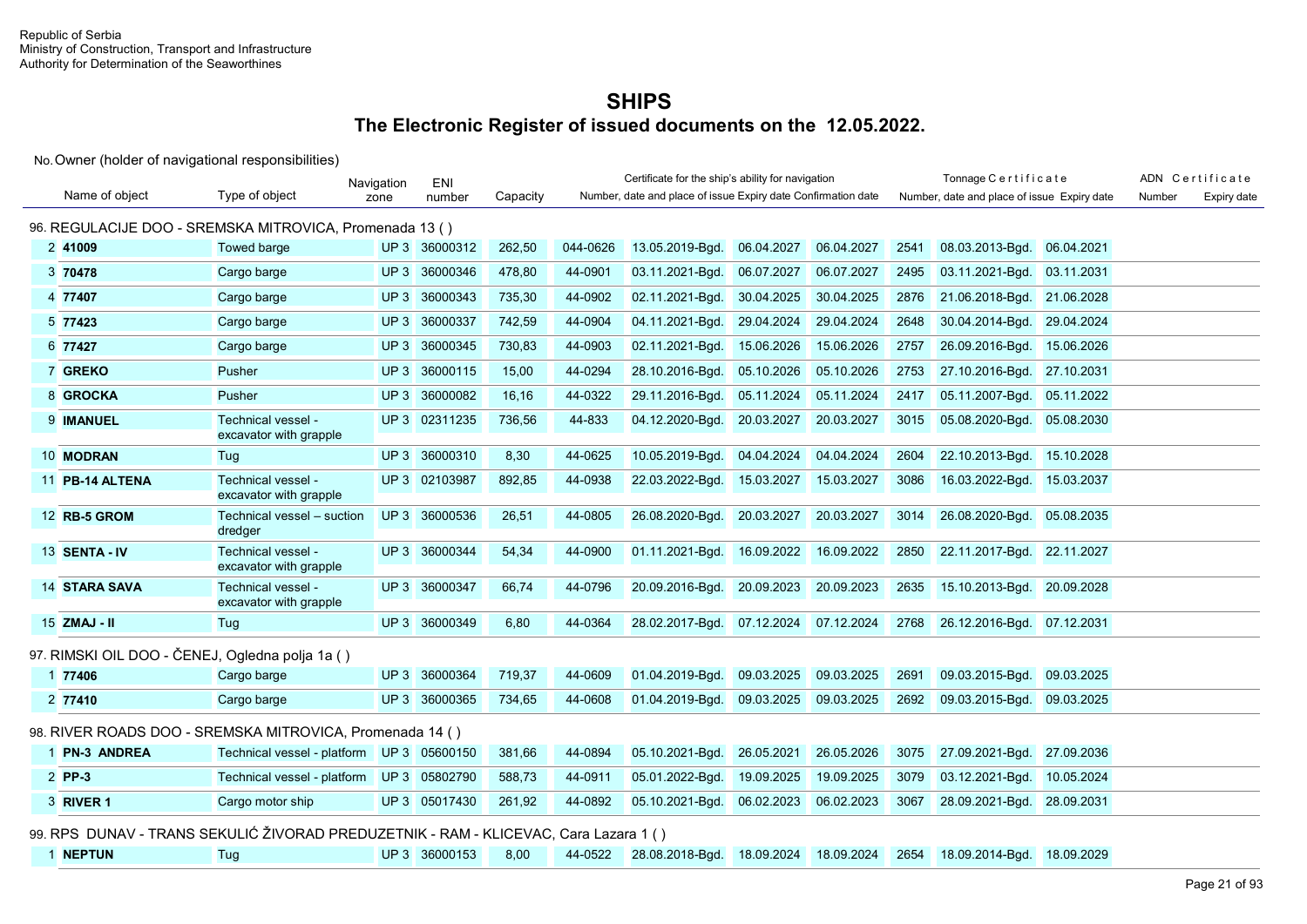Republic of Serbia
Ministry of Construction, Transport and Infrastructure
Authority for Determination of the Seaworthines

# SHIPS

## The Electronic Register of issued documents on the 12.05.2022.

No. Owner (holder of navigational responsibilities)

| No. | Name of object | Type of object | Navigation zone | ENI number | Capacity | Certificate for the ship's ability for navigation: Number | date and place of issue | Expiry date | Confirmation date | Tonnage Certificate: Number | date and place of issue | Expiry date | ADN Certificate: Number | Expiry date |
|---|---|---|---|---|---|---|---|---|---|---|---|---|---|---|
| 96. | REGULACIJE DOO - SREMSKA MITROVICA, Promenada 13 ( ) | | | | | | | | | | | | | |
| 2 | **41009** | Towed barge | UP 3 | 36000312 | 262,50 | 044-0626 | 13.05.2019-Bgd. | 06.04.2027 | 06.04.2027 | 2541 | 08.03.2013-Bgd. | 06.04.2021 | | |
| 3 | **70478** | Cargo barge | UP 3 | 36000346 | 478,80 | 44-0901 | 03.11.2021-Bgd. | 06.07.2027 | 06.07.2027 | 2495 | 03.11.2021-Bgd. | 03.11.2031 | | |
| 4 | **77407** | Cargo barge | UP 3 | 36000343 | 735,30 | 44-0902 | 02.11.2021-Bgd. | 30.04.2025 | 30.04.2025 | 2876 | 21.06.2018-Bgd. | 21.06.2028 | | |
| 5 | **77423** | Cargo barge | UP 3 | 36000337 | 742,59 | 44-0904 | 04.11.2021-Bgd. | 29.04.2024 | 29.04.2024 | 2648 | 30.04.2014-Bgd. | 29.04.2024 | | |
| 6 | **77427** | Cargo barge | UP 3 | 36000345 | 730,83 | 44-0903 | 02.11.2021-Bgd. | 15.06.2026 | 15.06.2026 | 2757 | 26.09.2016-Bgd. | 15.06.2026 | | |
| 7 | **GREKO** | Pusher | UP 3 | 36000115 | 15,00 | 44-0294 | 28.10.2016-Bgd. | 05.10.2026 | 05.10.2026 | 2753 | 27.10.2016-Bgd. | 27.10.2031 | | |
| 8 | **GROCKA** | Pusher | UP 3 | 36000082 | 16,16 | 44-0322 | 29.11.2016-Bgd. | 05.11.2024 | 05.11.2024 | 2417 | 05.11.2007-Bgd. | 05.11.2022 | | |
| 9 | **IMANUEL** | Technical vessel - excavator with grapple | UP 3 | 02311235 | 736,56 | 44-833 | 04.12.2020-Bgd. | 20.03.2027 | 20.03.2027 | 3015 | 05.08.2020-Bgd. | 05.08.2030 | | |
| 10 | **MODRAN** | Tug | UP 3 | 36000310 | 8,30 | 44-0625 | 10.05.2019-Bgd. | 04.04.2024 | 04.04.2024 | 2604 | 22.10.2013-Bgd. | 15.10.2028 | | |
| 11 | **PB-14 ALTENA** | Technical vessel - excavator with grapple | UP 3 | 02103987 | 892,85 | 44-0938 | 22.03.2022-Bgd. | 15.03.2027 | 15.03.2027 | 3086 | 16.03.2022-Bgd. | 15.03.2037 | | |
| 12 | **RB-5 GROM** | Technical vessel – suction dredger | UP 3 | 36000536 | 26,51 | 44-0805 | 26.08.2020-Bgd. | 20.03.2027 | 20.03.2027 | 3014 | 26.08.2020-Bgd. | 05.08.2035 | | |
| 13 | **SENTA - IV** | Technical vessel - excavator with grapple | UP 3 | 36000344 | 54,34 | 44-0900 | 01.11.2021-Bgd. | 16.09.2022 | 16.09.2022 | 2850 | 22.11.2017-Bgd. | 22.11.2027 | | |
| 14 | **STARA SAVA** | Technical vessel - excavator with grapple | UP 3 | 36000347 | 66,74 | 44-0796 | 20.09.2016-Bgd. | 20.09.2023 | 20.09.2023 | 2635 | 15.10.2013-Bgd. | 20.09.2028 | | |
| 15 | **ZMAJ - II** | Tug | UP 3 | 36000349 | 6,80 | 44-0364 | 28.02.2017-Bgd. | 07.12.2024 | 07.12.2024 | 2768 | 26.12.2016-Bgd. | 07.12.2031 | | |
| 97. | RIMSKI OIL DOO - ČENEJ, Ogledna polja 1a ( ) | | | | | | | | | | | | | |
| 1 | **77406** | Cargo barge | UP 3 | 36000364 | 719,37 | 44-0609 | 01.04.2019-Bgd. | 09.03.2025 | 09.03.2025 | 2691 | 09.03.2015-Bgd. | 09.03.2025 | | |
| 2 | **77410** | Cargo barge | UP 3 | 36000365 | 734,65 | 44-0608 | 01.04.2019-Bgd. | 09.03.2025 | 09.03.2025 | 2692 | 09.03.2015-Bgd. | 09.03.2025 | | |
| 98. | RIVER ROADS DOO - SREMSKA MITROVICA, Promenada 14 ( ) | | | | | | | | | | | | | |
| 1 | **PN-3 ANDREA** | Technical vessel - platform | UP 3 | 05600150 | 381,66 | 44-0894 | 05.10.2021-Bgd. | 26.05.2021 | 26.05.2026 | 3075 | 27.09.2021-Bgd. | 27.09.2036 | | |
| 2 | **PP-3** | Technical vessel - platform | UP 3 | 05802790 | 588,73 | 44-0911 | 05.01.2022-Bgd. | 19.09.2025 | 19.09.2025 | 3079 | 03.12.2021-Bgd. | 10.05.2024 | | |
| 3 | **RIVER 1** | Cargo motor ship | UP 3 | 05017430 | 261,92 | 44-0892 | 05.10.2021-Bgd. | 06.02.2023 | 06.02.2023 | 3067 | 28.09.2021-Bgd. | 28.09.2031 | | |
| 99. | RPS DUNAV - TRANS SEKULIĆ ŽIVORAD PREDUZETNIK - RAM - KLICEVAC, Cara Lazara 1 ( ) | | | | | | | | | | | | | |
| 1 | **NEPTUN** | Tug | UP 3 | 36000153 | 8,00 | 44-0522 | 28.08.2018-Bgd. | 18.09.2024 | 18.09.2024 | 2654 | 18.09.2014-Bgd. | 18.09.2029 | | |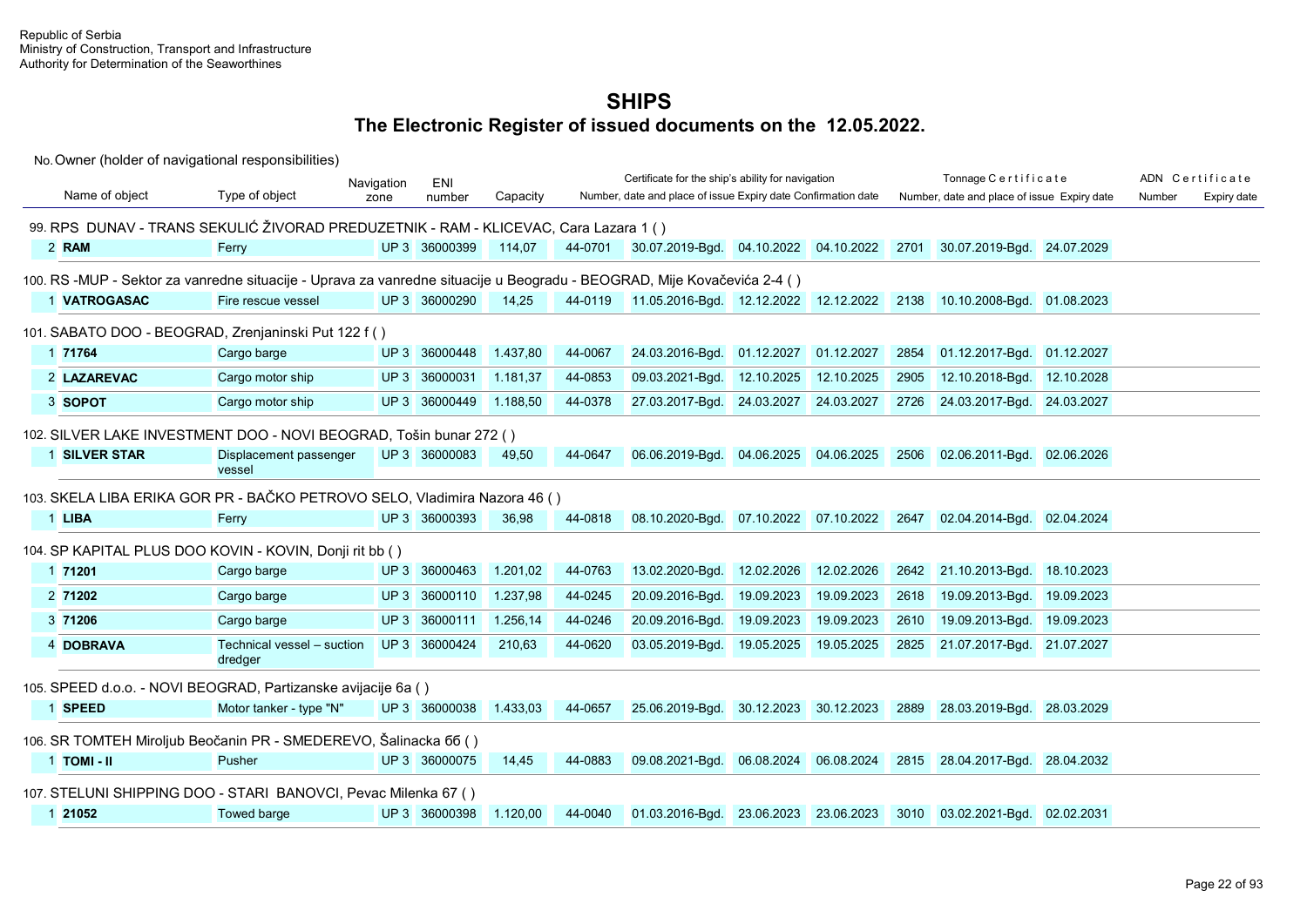Republic of Serbia
Ministry of Construction, Transport and Infrastructure
Authority for Determination of the Seaworthines

# SHIPS

## The Electronic Register of issued documents on the 12.05.2022.

No. Owner (holder of navigational responsibilities)

| Name of object | Type of object | Navigation zone | ENI number | Capacity | Certificate for the ship's ability for navigation Number | date and place of issue | Expiry date | Confirmation date | Tonnage Certificate Number | date and place of issue | Expiry date | ADN Certificate Number | Expiry date |
|---|---|---|---|---|---|---|---|---|---|---|---|---|---|
| **99. RPS DUNAV - TRANS SEKULIĆ ŽIVORAD PREDUZETNIK - RAM - KLICEVAC, Cara Lazara 1 ( )** | | | | | | | | | | | | | |
| 2 **RAM** | Ferry | UP 3 | 36000399 | 114,07 | 44-0701 | 30.07.2019-Bgd. | 04.10.2022 | 04.10.2022 | 2701 | 30.07.2019-Bgd. | 24.07.2029 | | |
| **100. RS -MUP - Sektor za vanredne situacije - Uprava za vanredne situacije u Beogradu - BEOGRAD, Mije Kovačevića 2-4 ( )** | | | | | | | | | | | | | |
| 1 **VATROGASAC** | Fire rescue vessel | UP 3 | 36000290 | 14,25 | 44-0119 | 11.05.2016-Bgd. | 12.12.2022 | 12.12.2022 | 2138 | 10.10.2008-Bgd. | 01.08.2023 | | |
| **101. SABATO DOO - BEOGRAD, Zrenjaninski Put 122 f ( )** | | | | | | | | | | | | | |
| 1 **71764** | Cargo barge | UP 3 | 36000448 | 1.437,80 | 44-0067 | 24.03.2016-Bgd. | 01.12.2027 | 01.12.2027 | 2854 | 01.12.2017-Bgd. | 01.12.2027 | | |
| 2 **LAZAREVAC** | Cargo motor ship | UP 3 | 36000031 | 1.181,37 | 44-0853 | 09.03.2021-Bgd. | 12.10.2025 | 12.10.2025 | 2905 | 12.10.2018-Bgd. | 12.10.2028 | | |
| 3 **SOPOT** | Cargo motor ship | UP 3 | 36000449 | 1.188,50 | 44-0378 | 27.03.2017-Bgd. | 24.03.2027 | 24.03.2027 | 2726 | 24.03.2017-Bgd. | 24.03.2027 | | |
| **102. SILVER LAKE INVESTMENT DOO - NOVI BEOGRAD, Tošin bunar 272 ( )** | | | | | | | | | | | | | |
| 1 **SILVER STAR** | Displacement passenger vessel | UP 3 | 36000083 | 49,50 | 44-0647 | 06.06.2019-Bgd. | 04.06.2025 | 04.06.2025 | 2506 | 02.06.2011-Bgd. | 02.06.2026 | | |
| **103. SKELA LIBA ERIKA GOR PR - BAČKO PETROVO SELO, Vladimira Nazora 46 ( )** | | | | | | | | | | | | | |
| 1 **LIBA** | Ferry | UP 3 | 36000393 | 36,98 | 44-0818 | 08.10.2020-Bgd. | 07.10.2022 | 07.10.2022 | 2647 | 02.04.2014-Bgd. | 02.04.2024 | | |
| **104. SP KAPITAL PLUS DOO KOVIN - KOVIN, Donji rit bb ( )** | | | | | | | | | | | | | |
| 1 **71201** | Cargo barge | UP 3 | 36000463 | 1.201,02 | 44-0763 | 13.02.2020-Bgd. | 12.02.2026 | 12.02.2026 | 2642 | 21.10.2013-Bgd. | 18.10.2023 | | |
| 2 **71202** | Cargo barge | UP 3 | 36000110 | 1.237,98 | 44-0245 | 20.09.2016-Bgd. | 19.09.2023 | 19.09.2023 | 2618 | 19.09.2013-Bgd. | 19.09.2023 | | |
| 3 **71206** | Cargo barge | UP 3 | 36000111 | 1.256,14 | 44-0246 | 20.09.2016-Bgd. | 19.09.2023 | 19.09.2023 | 2610 | 19.09.2013-Bgd. | 19.09.2023 | | |
| 4 **DOBRAVA** | Technical vessel – suction dredger | UP 3 | 36000424 | 210,63 | 44-0620 | 03.05.2019-Bgd. | 19.05.2025 | 19.05.2025 | 2825 | 21.07.2017-Bgd. | 21.07.2027 | | |
| **105. SPEED d.o.o. - NOVI BEOGRAD, Partizanske avijacije 6a ( )** | | | | | | | | | | | | | |
| 1 **SPEED** | Motor tanker - type "N" | UP 3 | 36000038 | 1.433,03 | 44-0657 | 25.06.2019-Bgd. | 30.12.2023 | 30.12.2023 | 2889 | 28.03.2019-Bgd. | 28.03.2029 | | |
| **106. SR TOMTEH Miroljub Beočanin PR - SMEDEREVO, Šalinacka 6б ( )** | | | | | | | | | | | | | |
| 1 **TOMI - II** | Pusher | UP 3 | 36000075 | 14,45 | 44-0883 | 09.08.2021-Bgd. | 06.08.2024 | 06.08.2024 | 2815 | 28.04.2017-Bgd. | 28.04.2032 | | |
| **107. STELUNI SHIPPING DOO - STARI BANOVCI, Pevac Milenka 67 ( )** | | | | | | | | | | | | | |
| 1 **21052** | Towed barge | UP 3 | 36000398 | 1.120,00 | 44-0040 | 01.03.2016-Bgd. | 23.06.2023 | 23.06.2023 | 3010 | 03.02.2021-Bgd. | 02.02.2031 | | |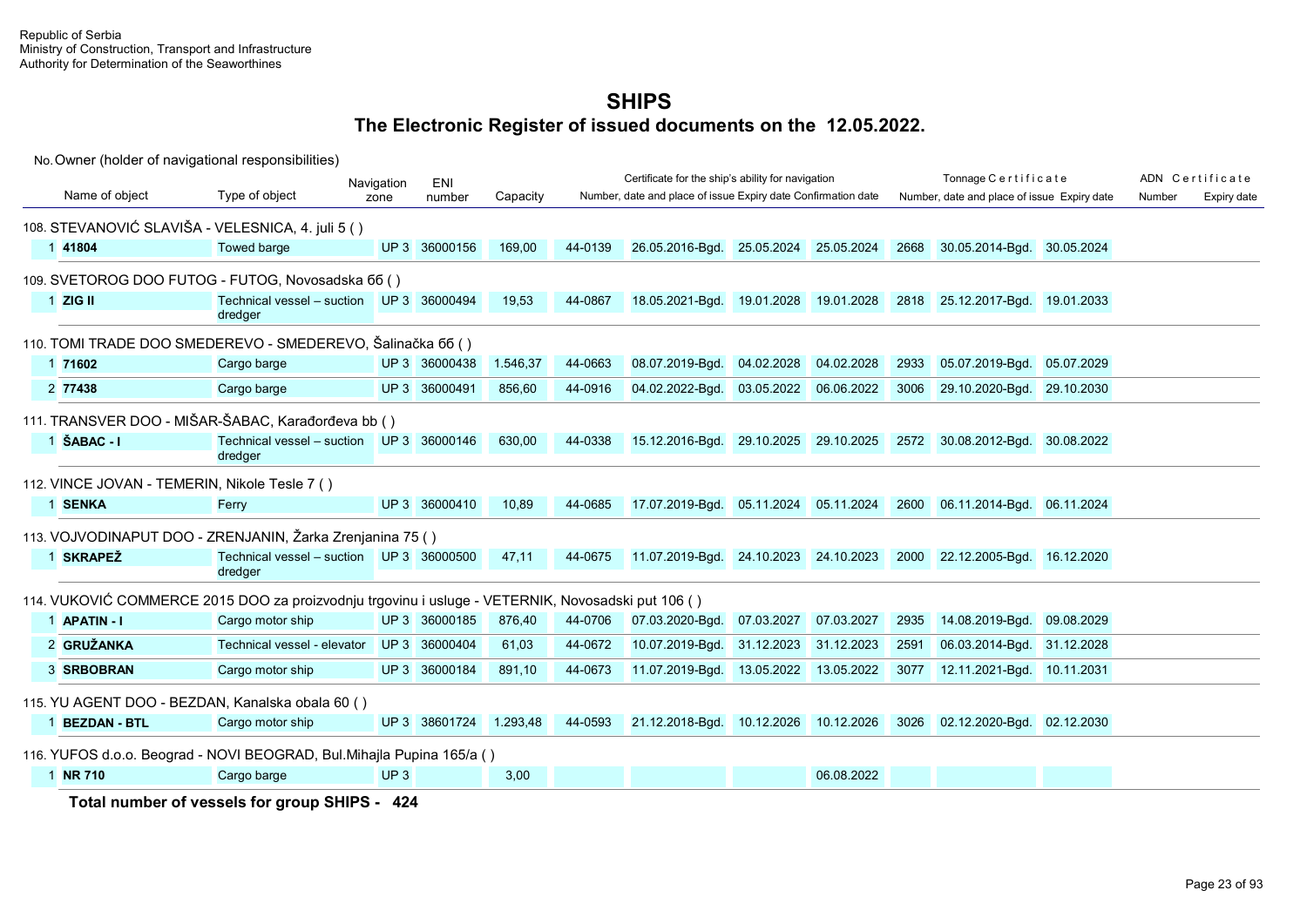Republic of Serbia
Ministry of Construction, Transport and Infrastructure
Authority for Determination of the Seaworthines

# SHIPS

## The Electronic Register of issued documents on the 12.05.2022.

No. Owner (holder of navigational responsibilities)

| | | | | | Certificate for the ship's ability for navigation | | | | Tonnage Certificate | | | ADN Certificate | |
|---|---|---|---|---|---|---|---|---|---|---|---|---|---|
| Name of object | Type of object | Navigation zone | ENI number | Capacity | Number, date and place of issue | | Expiry date | Confirmation date | Number, date and place of issue | | Expiry date | Number | Expiry date |
| **108. STEVANOVIĆ SLAVIŠA - VELESNICA, 4. juli 5 ( )** | | | | | | | | | | | | | |
| 1 **41804** | Towed barge | UP 3 | 36000156 | 169,00 | 44-0139 | 26.05.2016-Bgd. | 25.05.2024 | 25.05.2024 | 2668 | 30.05.2014-Bgd. | 30.05.2024 | | |
| **109. SVETOROG DOO FUTOG - FUTOG, Novosadska 66 ( )** | | | | | | | | | | | | | |
| 1 **ZIG II** | Technical vessel – suction dredger | UP 3 | 36000494 | 19,53 | 44-0867 | 18.05.2021-Bgd. | 19.01.2028 | 19.01.2028 | 2818 | 25.12.2017-Bgd. | 19.01.2033 | | |
| **110. TOMI TRADE DOO SMEDEREVO - SMEDEREVO, Šalinačka 66 ( )** | | | | | | | | | | | | | |
| 1 **71602** | Cargo barge | UP 3 | 36000438 | 1.546,37 | 44-0663 | 08.07.2019-Bgd. | 04.02.2028 | 04.02.2028 | 2933 | 05.07.2019-Bgd. | 05.07.2029 | | |
| 2 **77438** | Cargo barge | UP 3 | 36000491 | 856,60 | 44-0916 | 04.02.2022-Bgd. | 03.05.2022 | 06.06.2022 | 3006 | 29.10.2020-Bgd. | 29.10.2030 | | |
| **111. TRANSVER DOO - MIŠAR-ŠABAC, Karađorđeva bb ( )** | | | | | | | | | | | | | |
| 1 **ŠABAC - I** | Technical vessel – suction dredger | UP 3 | 36000146 | 630,00 | 44-0338 | 15.12.2016-Bgd. | 29.10.2025 | 29.10.2025 | 2572 | 30.08.2012-Bgd. | 30.08.2022 | | |
| **112. VINCE JOVAN - TEMERIN, Nikole Tesle 7 ( )** | | | | | | | | | | | | | |
| 1 **SENKA** | Ferry | UP 3 | 36000410 | 10,89 | 44-0685 | 17.07.2019-Bgd. | 05.11.2024 | 05.11.2024 | 2600 | 06.11.2014-Bgd. | 06.11.2024 | | |
| **113. VOJVODINAPUT DOO - ZRENJANIN, Žarka Zrenjanina 75 ( )** | | | | | | | | | | | | | |
| 1 **SKRAPEŽ** | Technical vessel – suction dredger | UP 3 | 36000500 | 47,11 | 44-0675 | 11.07.2019-Bgd. | 24.10.2023 | 24.10.2023 | 2000 | 22.12.2005-Bgd. | 16.12.2020 | | |
| **114. VUKOVIĆ COMMERCE 2015 DOO za proizvodnju trgovinu i usluge - VETERNIK, Novosadski put 106 ( )** | | | | | | | | | | | | | |
| 1 **APATIN - I** | Cargo motor ship | UP 3 | 36000185 | 876,40 | 44-0706 | 07.03.2020-Bgd. | 07.03.2027 | 07.03.2027 | 2935 | 14.08.2019-Bgd. | 09.08.2029 | | |
| 2 **GRUŽANKA** | Technical vessel - elevator | UP 3 | 36000404 | 61,03 | 44-0672 | 10.07.2019-Bgd. | 31.12.2023 | 31.12.2023 | 2591 | 06.03.2014-Bgd. | 31.12.2028 | | |
| 3 **SRBOBRAN** | Cargo motor ship | UP 3 | 36000184 | 891,10 | 44-0673 | 11.07.2019-Bgd. | 13.05.2022 | 13.05.2022 | 3077 | 12.11.2021-Bgd. | 10.11.2031 | | |
| **115. YU AGENT DOO - BEZDAN, Kanalska obala 60 ( )** | | | | | | | | | | | | | |
| 1 **BEZDAN - BTL** | Cargo motor ship | UP 3 | 38601724 | 1.293,48 | 44-0593 | 21.12.2018-Bgd. | 10.12.2026 | 10.12.2026 | 3026 | 02.12.2020-Bgd. | 02.12.2030 | | |
| **116. YUFOS d.o.o. Beograd - NOVI BEOGRAD, Bul.Mihajla Pupina 165/a ( )** | | | | | | | | | | | | | |
| 1 **NR 710** | Cargo barge | UP 3 | | 3,00 | | | | 06.08.2022 | | | | | |

**Total number of vessels for group SHIPS - 424**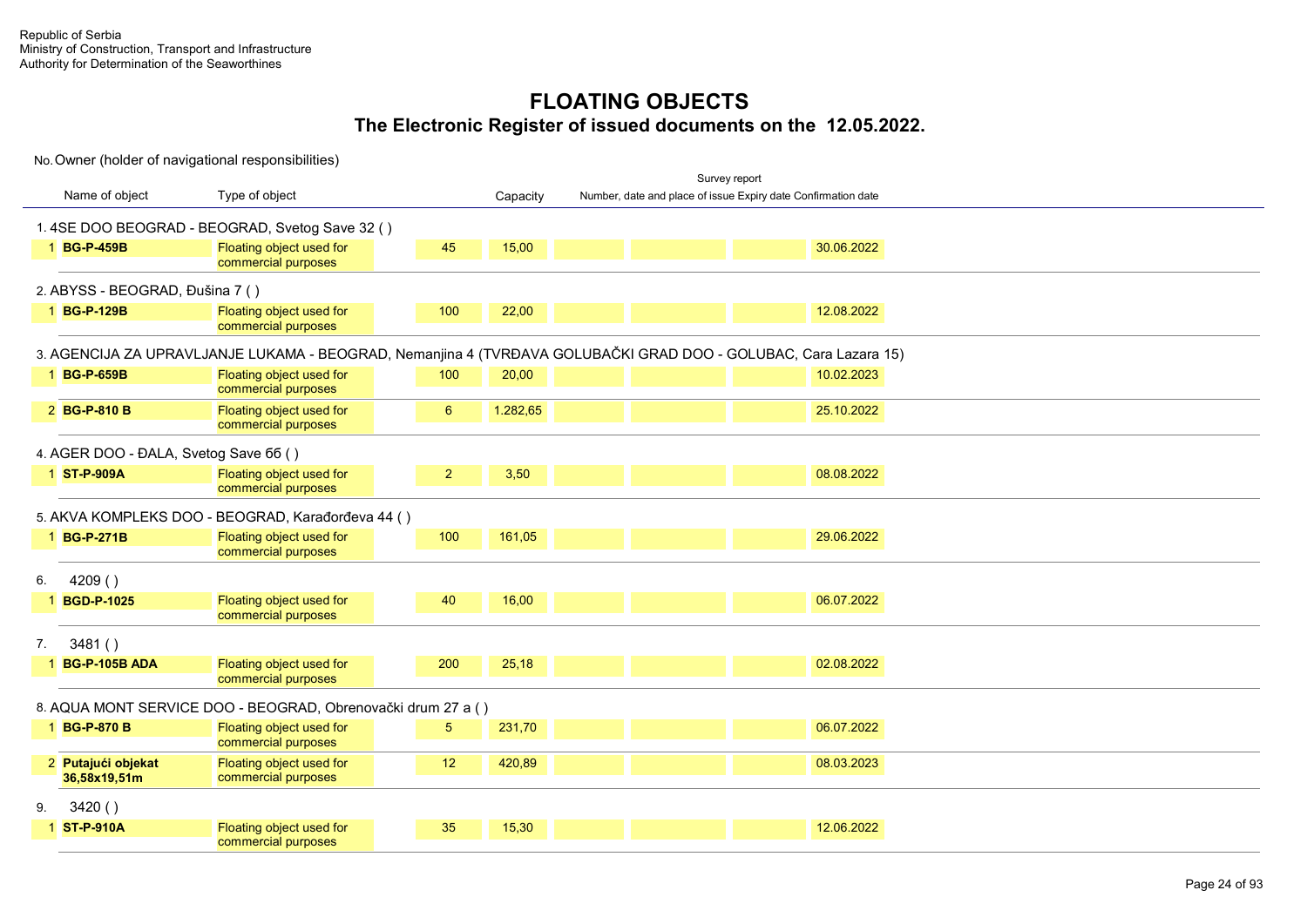Republic of Serbia
Ministry of Construction, Transport and Infrastructure
Authority for Determination of the Seaworthines

# FLOATING OBJECTS
## The Electronic Register of issued documents on the 12.05.2022.

No. Owner (holder of navigational responsibilities)

| | Name of object | Type of object | | Capacity | Survey report: Number, date and place of issue | Expiry date | Confirmation date | |
|---|---|---|---|---|---|---|---|---|
| **1. 4SE DOO BEOGRAD - BEOGRAD, Svetog Save 32 ( )** | | | | | | | | |
| 1 | **BG-P-459B** | Floating object used for commercial purposes | 45 | 15,00 | | | | 30.06.2022 |
| **2. ABYSS - BEOGRAD, Đušina 7 ( )** | | | | | | | | |
| 1 | **BG-P-129B** | Floating object used for commercial purposes | 100 | 22,00 | | | | 12.08.2022 |
| **3. AGENCIJA ZA UPRAVLJANJE LUKAMA - BEOGRAD, Nemanjina 4 (TVRĐAVA GOLUBAČKI GRAD DOO - GOLUBAC, Cara Lazara 15)** | | | | | | | | |
| 1 | **BG-P-659B** | Floating object used for commercial purposes | 100 | 20,00 | | | | 10.02.2023 |
| 2 | **BG-P-810 B** | Floating object used for commercial purposes | 6 | 1.282,65 | | | | 25.10.2022 |
| **4. AGER DOO - ĐALA, Svetog Save 6б ( )** | | | | | | | | |
| 1 | **ST-P-909A** | Floating object used for commercial purposes | 2 | 3,50 | | | | 08.08.2022 |
| **5. AKVA KOMPLEKS DOO - BEOGRAD, Karađorđeva 44 ( )** | | | | | | | | |
| 1 | **BG-P-271B** | Floating object used for commercial purposes | 100 | 161,05 | | | | 29.06.2022 |
| **6. 4209 ( )** | | | | | | | | |
| 1 | **BGD-P-1025** | Floating object used for commercial purposes | 40 | 16,00 | | | | 06.07.2022 |
| **7. 3481 ( )** | | | | | | | | |
| 1 | **BG-P-105B ADA** | Floating object used for commercial purposes | 200 | 25,18 | | | | 02.08.2022 |
| **8. AQUA MONT SERVICE DOO - BEOGRAD, Obrenovački drum 27 a ( )** | | | | | | | | |
| 1 | **BG-P-870 B** | Floating object used for commercial purposes | 5 | 231,70 | | | | 06.07.2022 |
| 2 | **Putajući objekat 36,58x19,51m** | Floating object used for commercial purposes | 12 | 420,89 | | | | 08.03.2023 |
| **9. 3420 ( )** | | | | | | | | |
| 1 | **ST-P-910A** | Floating object used for commercial purposes | 35 | 15,30 | | | | 12.06.2022 |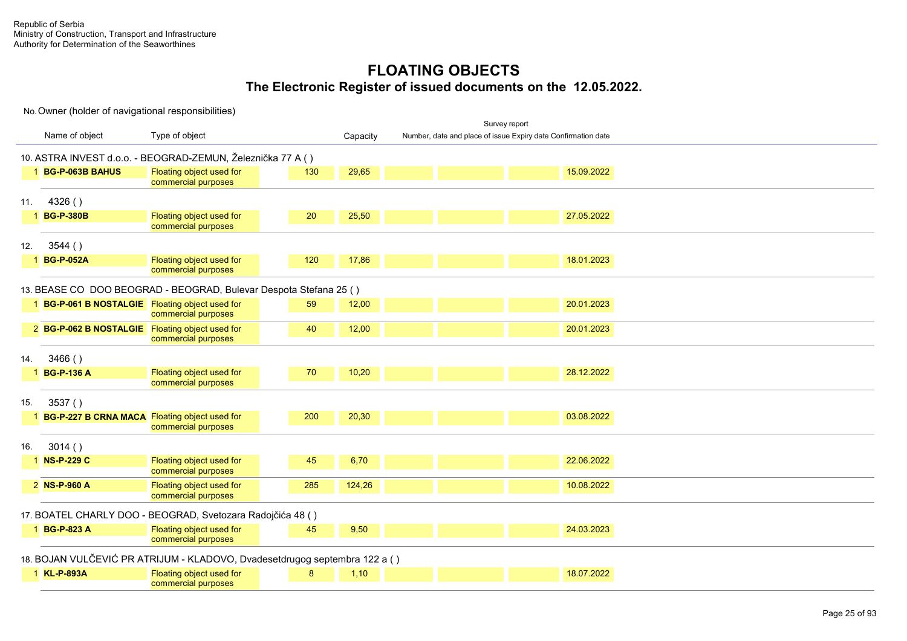Republic of Serbia
Ministry of Construction, Transport and Infrastructure
Authority for Determination of the Seaworthines

# FLOATING OBJECTS
## The Electronic Register of issued documents on the 12.05.2022.

| No. | Owner (holder of navigational responsibilities) | | | | Survey report | | | |
|---|---|---|---|---|---|---|---|---|
| | Name of object | Type of object | | Capacity | Number, date and place of issue | | Expiry date | Confirmation date |
| 10. | ASTRA INVEST d.o.o. - BEOGRAD-ZEMUN, Železnička 77 A ( ) | | | | | | | |
| 1 | **BG-P-063B BAHUS** | Floating object used for commercial purposes | 130 | 29,65 | | | | 15.09.2022 |
| 11. | 4326 ( ) | | | | | | | |
| 1 | **BG-P-380B** | Floating object used for commercial purposes | 20 | 25,50 | | | | 27.05.2022 |
| 12. | 3544 ( ) | | | | | | | |
| 1 | **BG-P-052A** | Floating object used for commercial purposes | 120 | 17,86 | | | | 18.01.2023 |
| 13. | BEASE CO DOO BEOGRAD - BEOGRAD, Bulevar Despota Stefana 25 ( ) | | | | | | | |
| 1 | **BG-P-061 B NOSTALGIE** | Floating object used for commercial purposes | 59 | 12,00 | | | | 20.01.2023 |
| 2 | **BG-P-062 B NOSTALGIE** | Floating object used for commercial purposes | 40 | 12,00 | | | | 20.01.2023 |
| 14. | 3466 ( ) | | | | | | | |
| 1 | **BG-P-136 A** | Floating object used for commercial purposes | 70 | 10,20 | | | | 28.12.2022 |
| 15. | 3537 ( ) | | | | | | | |
| 1 | **BG-P-227 B CRNA MACA** | Floating object used for commercial purposes | 200 | 20,30 | | | | 03.08.2022 |
| 16. | 3014 ( ) | | | | | | | |
| 1 | **NS-P-229 C** | Floating object used for commercial purposes | 45 | 6,70 | | | | 22.06.2022 |
| 2 | **NS-P-960 A** | Floating object used for commercial purposes | 285 | 124,26 | | | | 10.08.2022 |
| 17. | BOATEL CHARLY DOO - BEOGRAD, Svetozara Radojčića 48 ( ) | | | | | | | |
| 1 | **BG-P-823 A** | Floating object used for commercial purposes | 45 | 9,50 | | | | 24.03.2023 |
| 18. | BOJAN VULČEVIĆ PR ATRIJUM - KLADOVO, Dvadesetdrugog septembra 122 a ( ) | | | | | | | |
| 1 | **KL-P-893A** | Floating object used for commercial purposes | 8 | 1,10 | | | | 18.07.2022 |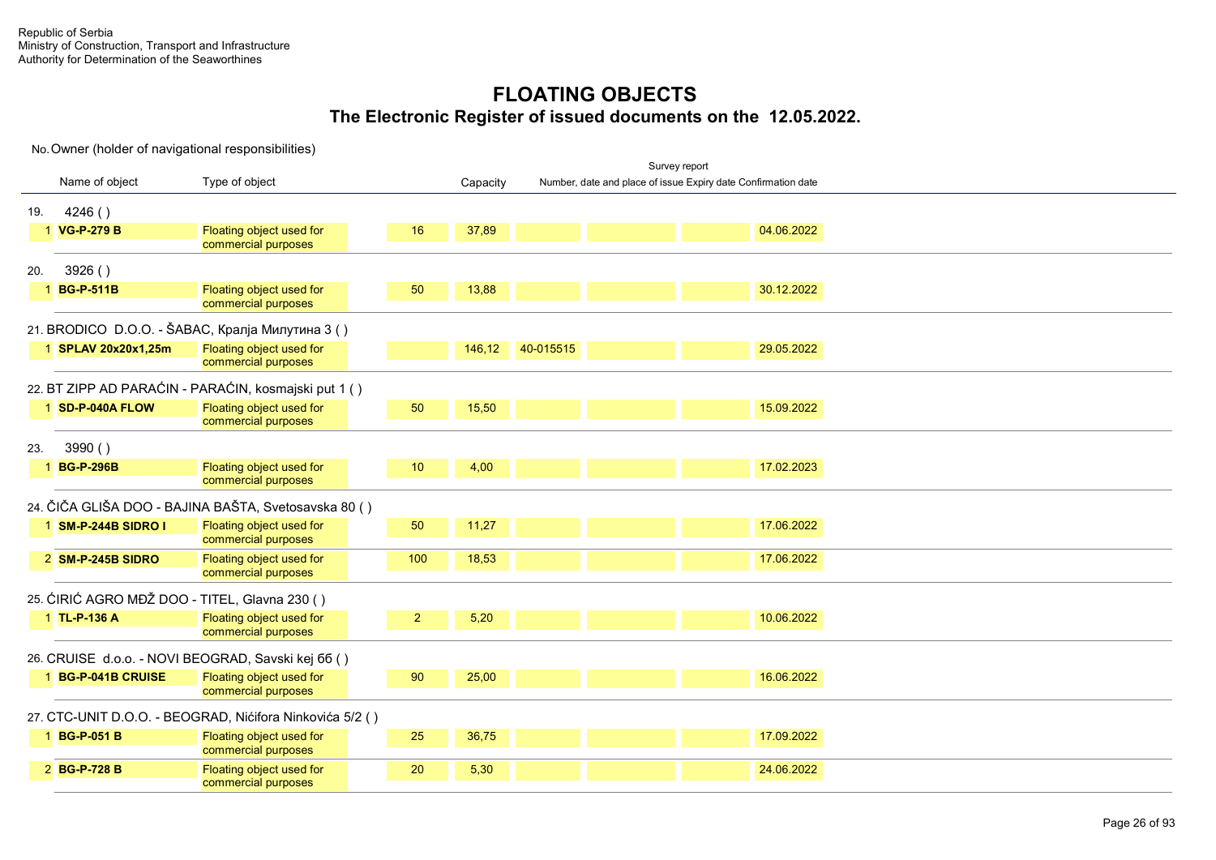Republic of Serbia
Ministry of Construction, Transport and Infrastructure
Authority for Determination of the Seaworthines

# FLOATING OBJECTS
## The Electronic Register of issued documents on the 12.05.2022.

No. Owner (holder of navigational responsibilities)

| | Name of object | Type of object | | Capacity | Survey report Number, date and place of issue | | Expiry date | Confirmation date |
|---|---|---|---|---|---|---|---|---|
| **19.** | **4246 ( )** | | | | | | | |
| 1 | **VG-P-279 B** | Floating object used for commercial purposes | 16 | 37,89 | | | | 04.06.2022 |
| **20.** | **3926 ( )** | | | | | | | |
| 1 | **BG-P-511B** | Floating object used for commercial purposes | 50 | 13,88 | | | | 30.12.2022 |
| **21.** | **BRODICO D.O.O. - ŠABAC, Краља Милутина 3 ( )** | | | | | | | |
| 1 | **SPLAV 20x20x1,25m** | Floating object used for commercial purposes | | 146,12 | 40-015515 | | | 29.05.2022 |
| **22.** | **BT ZIPP AD PARAĆIN - PARAĆIN, kosmajski put 1 ( )** | | | | | | | |
| 1 | **SD-P-040A FLOW** | Floating object used for commercial purposes | 50 | 15,50 | | | | 15.09.2022 |
| **23.** | **3990 ( )** | | | | | | | |
| 1 | **BG-P-296B** | Floating object used for commercial purposes | 10 | 4,00 | | | | 17.02.2023 |
| **24.** | **ČIČA GLIŠA DOO - BAJINA BAŠTA, Svetosavska 80 ( )** | | | | | | | |
| 1 | **SM-P-244B SIDRO I** | Floating object used for commercial purposes | 50 | 11,27 | | | | 17.06.2022 |
| 2 | **SM-P-245B SIDRO** | Floating object used for commercial purposes | 100 | 18,53 | | | | 17.06.2022 |
| **25.** | **ĆIRIĆ AGRO MĐŽ DOO - TITEL, Glavna 230 ( )** | | | | | | | |
| 1 | **TL-P-136 A** | Floating object used for commercial purposes | 2 | 5,20 | | | | 10.06.2022 |
| **26.** | **CRUISE d.o.o. - NOVI BEOGRAD, Savski kej бб ( )** | | | | | | | |
| 1 | **BG-P-041B CRUISE** | Floating object used for commercial purposes | 90 | 25,00 | | | | 16.06.2022 |
| **27.** | **CTC-UNIT D.O.O. - BEOGRAD, Nićifora Ninkovića 5/2 ( )** | | | | | | | |
| 1 | **BG-P-051 B** | Floating object used for commercial purposes | 25 | 36,75 | | | | 17.09.2022 |
| 2 | **BG-P-728 B** | Floating object used for commercial purposes | 20 | 5,30 | | | | 24.06.2022 |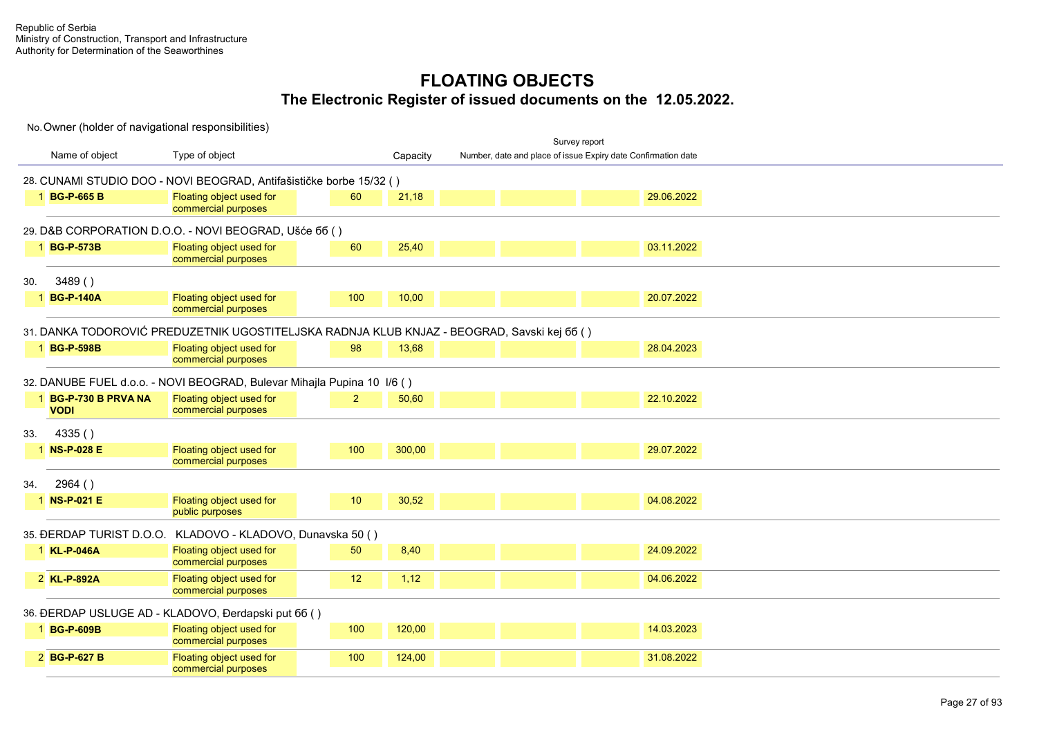Republic of Serbia
Ministry of Construction, Transport and Infrastructure
Authority for Determination of the Seaworthines

# FLOATING OBJECTS
## The Electronic Register of issued documents on the 12.05.2022.

No. Owner (holder of navigational responsibilities)

| | Name of object | Type of object | | Capacity | Survey report Number, date and place of issue | | | Expiry date | Confirmation date |
|---|---|---|---|---|---|---|---|---|---|
| **28. CUNAMI STUDIO DOO - NOVI BEOGRAD, Antifašističke borbe 15/32 ( )** | | | | | | | | | |
| 1 | **BG-P-665 B** | Floating object used for commercial purposes | 60 | 21,18 | | | | 29.06.2022 | |
| **29. D&B CORPORATION D.O.O. - NOVI BEOGRAD, Ušće 6б ( )** | | | | | | | | | |
| 1 | **BG-P-573B** | Floating object used for commercial purposes | 60 | 25,40 | | | | 03.11.2022 | |
| **30. 3489 ( )** | | | | | | | | | |
| 1 | **BG-P-140A** | Floating object used for commercial purposes | 100 | 10,00 | | | | 20.07.2022 | |
| **31. DANKA TODOROVIĆ PREDUZETNIK UGOSTITELJSKA RADNJA KLUB KNJAZ - BEOGRAD, Savski kej 6б ( )** | | | | | | | | | |
| 1 | **BG-P-598B** | Floating object used for commercial purposes | 98 | 13,68 | | | | 28.04.2023 | |
| **32. DANUBE FUEL d.o.o. - NOVI BEOGRAD, Bulevar Mihajla Pupina 10 I/6 ( )** | | | | | | | | | |
| 1 | **BG-P-730 B PRVA NA VODI** | Floating object used for commercial purposes | 2 | 50,60 | | | | 22.10.2022 | |
| **33. 4335 ( )** | | | | | | | | | |
| 1 | **NS-P-028 E** | Floating object used for commercial purposes | 100 | 300,00 | | | | 29.07.2022 | |
| **34. 2964 ( )** | | | | | | | | | |
| 1 | **NS-P-021 E** | Floating object used for public purposes | 10 | 30,52 | | | | 04.08.2022 | |
| **35. ĐERDAP TURIST D.O.O. KLADOVO - KLADOVO, Dunavska 50 ( )** | | | | | | | | | |
| 1 | **KL-P-046A** | Floating object used for commercial purposes | 50 | 8,40 | | | | 24.09.2022 | |
| 2 | **KL-P-892A** | Floating object used for commercial purposes | 12 | 1,12 | | | | 04.06.2022 | |
| **36. ĐERDAP USLUGE AD - KLADOVO, Đerdapski put 6б ( )** | | | | | | | | | |
| 1 | **BG-P-609B** | Floating object used for commercial purposes | 100 | 120,00 | | | | 14.03.2023 | |
| 2 | **BG-P-627 B** | Floating object used for commercial purposes | 100 | 124,00 | | | | 31.08.2022 | |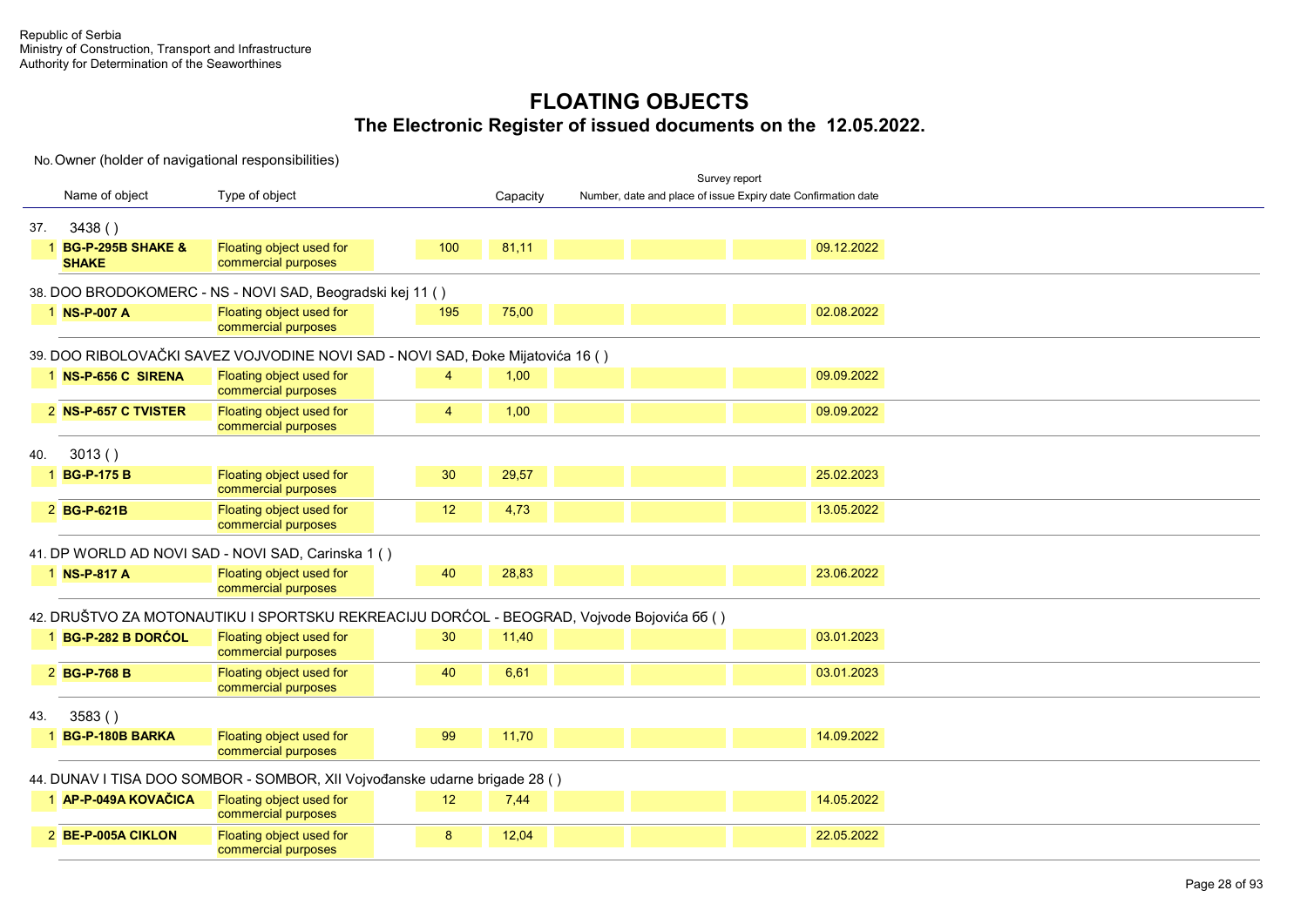Republic of Serbia
Ministry of Construction, Transport and Infrastructure
Authority for Determination of the Seaworthines

# FLOATING OBJECTS

## The Electronic Register of issued documents on the 12.05.2022.

No. Owner (holder of navigational responsibilities)

| | Name of object | Type of object | | Capacity | Survey report: Number, date and place of issue | Expiry date | Confirmation date | |
|---|---|---|---|---|---|---|---|---|
| **37.** | **3438 ( )** | | | | | | | |
| 1 | **BG-P-295B SHAKE & SHAKE** | Floating object used for commercial purposes | 100 | 81,11 | | | | 09.12.2022 |
| **38.** | **DOO BRODOKOMERC - NS - NOVI SAD, Beogradski kej 11 ( )** | | | | | | | |
| 1 | **NS-P-007 A** | Floating object used for commercial purposes | 195 | 75,00 | | | | 02.08.2022 |
| **39.** | **DOO RIBOLOVAČKI SAVEZ VOJVODINE NOVI SAD - NOVI SAD, Đoke Mijatovića 16 ( )** | | | | | | | |
| 1 | **NS-P-656 C SIRENA** | Floating object used for commercial purposes | 4 | 1,00 | | | | 09.09.2022 |
| 2 | **NS-P-657 C TVISTER** | Floating object used for commercial purposes | 4 | 1,00 | | | | 09.09.2022 |
| **40.** | **3013 ( )** | | | | | | | |
| 1 | **BG-P-175 B** | Floating object used for commercial purposes | 30 | 29,57 | | | | 25.02.2023 |
| 2 | **BG-P-621B** | Floating object used for commercial purposes | 12 | 4,73 | | | | 13.05.2022 |
| **41.** | **DP WORLD AD NOVI SAD - NOVI SAD, Carinska 1 ( )** | | | | | | | |
| 1 | **NS-P-817 A** | Floating object used for commercial purposes | 40 | 28,83 | | | | 23.06.2022 |
| **42.** | **DRUŠTVO ZA MOTONAUTIKU I SPORTSKU REKREACIJU DORĆOL - BEOGRAD, Vojvode Bojovića 6б ( )** | | | | | | | |
| 1 | **BG-P-282 B DORĆOL** | Floating object used for commercial purposes | 30 | 11,40 | | | | 03.01.2023 |
| 2 | **BG-P-768 B** | Floating object used for commercial purposes | 40 | 6,61 | | | | 03.01.2023 |
| **43.** | **3583 ( )** | | | | | | | |
| 1 | **BG-P-180B BARKA** | Floating object used for commercial purposes | 99 | 11,70 | | | | 14.09.2022 |
| **44.** | **DUNAV I TISA DOO SOMBOR - SOMBOR, XII Vojvođanske udarne brigade 28 ( )** | | | | | | | |
| 1 | **AP-P-049A KOVAČICA** | Floating object used for commercial purposes | 12 | 7,44 | | | | 14.05.2022 |
| 2 | **BE-P-005A CIKLON** | Floating object used for commercial purposes | 8 | 12,04 | | | | 22.05.2022 |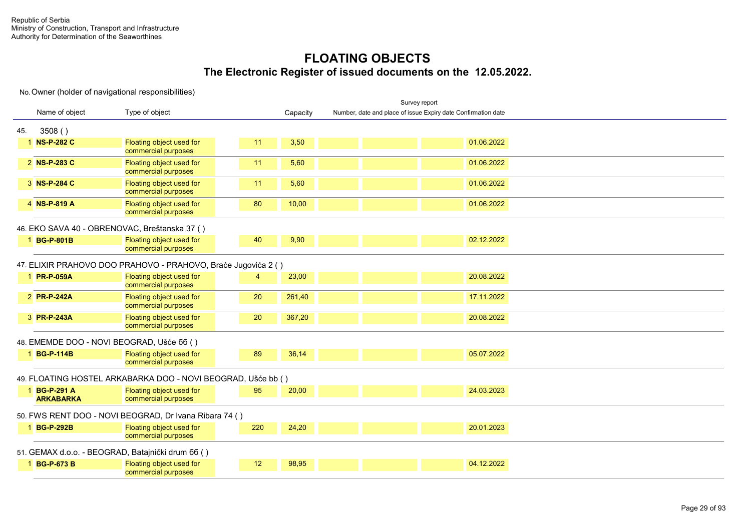Republic of Serbia
Ministry of Construction, Transport and Infrastructure
Authority for Determination of the Seaworthines

# FLOATING OBJECTS
## The Electronic Register of issued documents on the 12.05.2022.

No. Owner (holder of navigational responsibilities)

| No. | Name of object | Type of object | | Capacity | Survey report: Number, date and place of issue | | Expiry date | Confirmation date |
|---|---|---|---|---|---|---|---|---|
| **45.** | **3508 ( )** | | | | | | | |
| 1 | **NS-P-282 C** | Floating object used for commercial purposes | 11 | 3,50 | | | | 01.06.2022 |
| 2 | **NS-P-283 C** | Floating object used for commercial purposes | 11 | 5,60 | | | | 01.06.2022 |
| 3 | **NS-P-284 C** | Floating object used for commercial purposes | 11 | 5,60 | | | | 01.06.2022 |
| 4 | **NS-P-819 A** | Floating object used for commercial purposes | 80 | 10,00 | | | | 01.06.2022 |
| **46.** | **EKO SAVA 40 - OBRENOVAC, Breštanska 37 ( )** | | | | | | | |
| 1 | **BG-P-801B** | Floating object used for commercial purposes | 40 | 9,90 | | | | 02.12.2022 |
| **47.** | **ELIXIR PRAHOVO DOO PRAHOVO - PRAHOVO, Braće Jugovića 2 ( )** | | | | | | | |
| 1 | **PR-P-059A** | Floating object used for commercial purposes | 4 | 23,00 | | | | 20.08.2022 |
| 2 | **PR-P-242A** | Floating object used for commercial purposes | 20 | 261,40 | | | | 17.11.2022 |
| 3 | **PR-P-243A** | Floating object used for commercial purposes | 20 | 367,20 | | | | 20.08.2022 |
| **48.** | **EMEMDE DOO - NOVI BEOGRAD, Ušće бб ( )** | | | | | | | |
| 1 | **BG-P-114B** | Floating object used for commercial purposes | 89 | 36,14 | | | | 05.07.2022 |
| **49.** | **FLOATING HOSTEL ARKABARKA DOO - NOVI BEOGRAD, Ušće bb ( )** | | | | | | | |
| 1 | **BG-P-291 A ARKABARKA** | Floating object used for commercial purposes | 95 | 20,00 | | | | 24.03.2023 |
| **50.** | **FWS RENT DOO - NOVI BEOGRAD, Dr Ivana Ribara 74 ( )** | | | | | | | |
| 1 | **BG-P-292B** | Floating object used for commercial purposes | 220 | 24,20 | | | | 20.01.2023 |
| **51.** | **GEMAX d.o.o. - BEOGRAD, Batajnički drum бб ( )** | | | | | | | |
| 1 | **BG-P-673 B** | Floating object used for commercial purposes | 12 | 98,95 | | | | 04.12.2022 |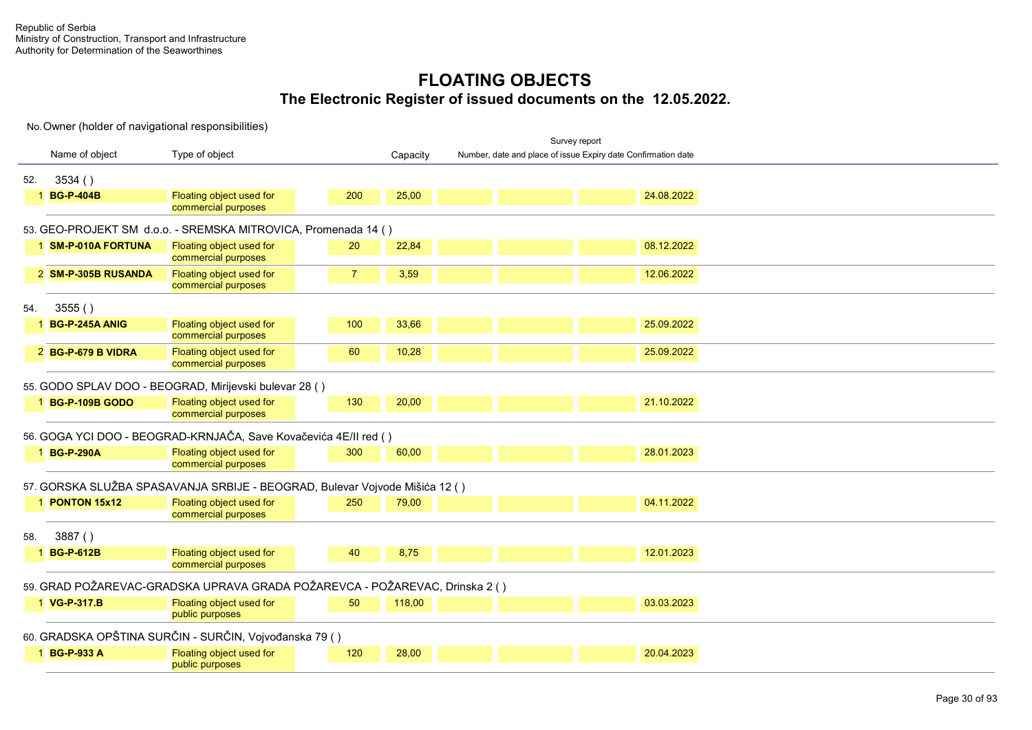Republic of Serbia
Ministry of Construction, Transport and Infrastructure
Authority for Determination of the Seaworthines

# FLOATING OBJECTS

## The Electronic Register of issued documents on the 12.05.2022.

No. Owner (holder of navigational responsibilities)

| | Name of object | Type of object | | Capacity | Survey report Number, date and place of issue | | | Expiry date | Confirmation date |
|---|---|---|---|---|---|---|---|---|---|
| **52.** | **3534 ( )** | | | | | | | | |
| 1 | **BG-P-404B** | Floating object used for commercial purposes | 200 | 25,00 | | | | 24.08.2022 | |
| **53.** | **GEO-PROJEKT SM d.o.o. - SREMSKA MITROVICA, Promenada 14 ( )** | | | | | | | | |
| 1 | **SM-P-010A FORTUNA** | Floating object used for commercial purposes | 20 | 22,84 | | | | 08.12.2022 | |
| 2 | **SM-P-305B RUSANDA** | Floating object used for commercial purposes | 7 | 3,59 | | | | 12.06.2022 | |
| **54.** | **3555 ( )** | | | | | | | | |
| 1 | **BG-P-245A ANIG** | Floating object used for commercial purposes | 100 | 33,66 | | | | 25.09.2022 | |
| 2 | **BG-P-679 B VIDRA** | Floating object used for commercial purposes | 60 | 10,28 | | | | 25.09.2022 | |
| **55.** | **GODO SPLAV DOO - BEOGRAD, Mirijevski bulevar 28 ( )** | | | | | | | | |
| 1 | **BG-P-109B GODO** | Floating object used for commercial purposes | 130 | 20,00 | | | | 21.10.2022 | |
| **56.** | **GOGA YCI DOO - BEOGRAD-KRNJAČA, Save Kovačevića 4E/II red ( )** | | | | | | | | |
| 1 | **BG-P-290A** | Floating object used for commercial purposes | 300 | 60,00 | | | | 28.01.2023 | |
| **57.** | **GORSKA SLUŽBA SPASAVANJA SRBIJE - BEOGRAD, Bulevar Vojvode Mišića 12 ( )** | | | | | | | | |
| 1 | **PONTON 15x12** | Floating object used for commercial purposes | 250 | 79,00 | | | | 04.11.2022 | |
| **58.** | **3887 ( )** | | | | | | | | |
| 1 | **BG-P-612B** | Floating object used for commercial purposes | 40 | 8,75 | | | | 12.01.2023 | |
| **59.** | **GRAD POŽAREVAC-GRADSKA UPRAVA GRADA POŽAREVCA - POŽAREVAC, Drinska 2 ( )** | | | | | | | | |
| 1 | **VG-P-317.B** | Floating object used for public purposes | 50 | 118,00 | | | | 03.03.2023 | |
| **60.** | **GRADSKA OPŠTINA SURČIN - SURČIN, Vojvođanska 79 ( )** | | | | | | | | |
| 1 | **BG-P-933 A** | Floating object used for public purposes | 120 | 28,00 | | | | 20.04.2023 | |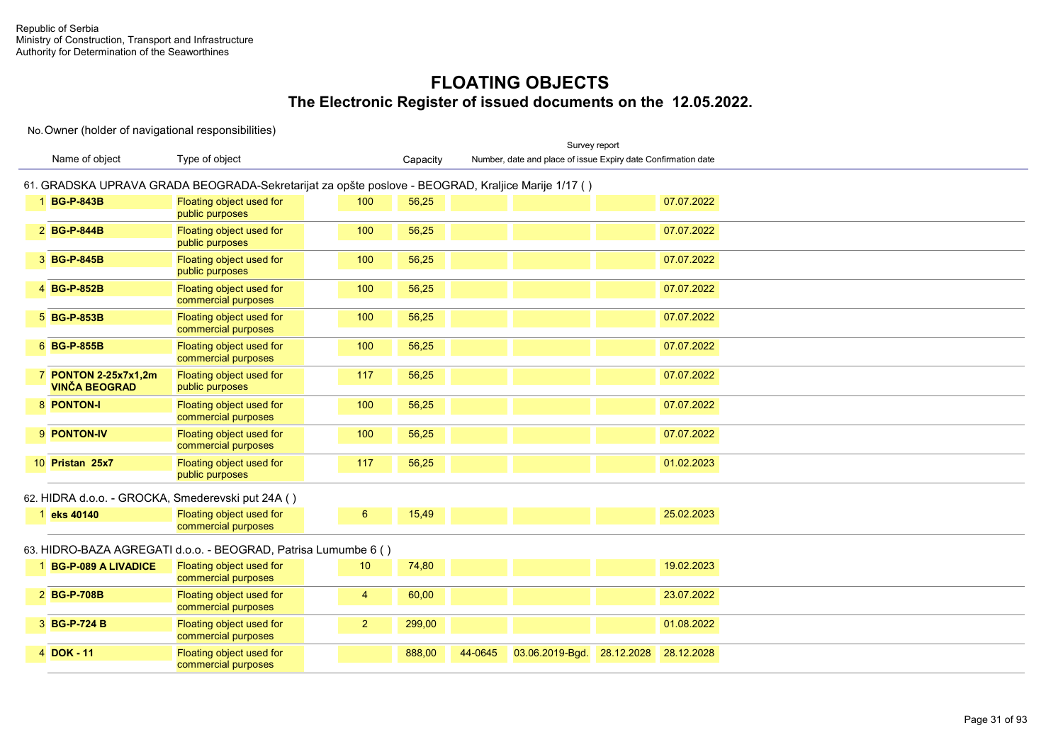Republic of Serbia
Ministry of Construction, Transport and Infrastructure
Authority for Determination of the Seaworthines

# FLOATING OBJECTS
## The Electronic Register of issued documents on the 12.05.2022.

No. Owner (holder of navigational responsibilities)

| | Name of object | Type of object | | Capacity | Survey report: Number, date and place of issue | | Expiry date | Confirmation date |
|---|---|---|---|---|---|---|---|---|
| **61. GRADSKA UPRAVA GRADA BEOGRADA-Sekretarijat za opšte poslove - BEOGRAD, Kraljice Marije 1/17 ( )** | | | | | | | | |
| 1 | **BG-P-843B** | Floating object used for public purposes | 100 | 56,25 | | | | 07.07.2022 |
| 2 | **BG-P-844B** | Floating object used for public purposes | 100 | 56,25 | | | | 07.07.2022 |
| 3 | **BG-P-845B** | Floating object used for public purposes | 100 | 56,25 | | | | 07.07.2022 |
| 4 | **BG-P-852B** | Floating object used for commercial purposes | 100 | 56,25 | | | | 07.07.2022 |
| 5 | **BG-P-853B** | Floating object used for commercial purposes | 100 | 56,25 | | | | 07.07.2022 |
| 6 | **BG-P-855B** | Floating object used for commercial purposes | 100 | 56,25 | | | | 07.07.2022 |
| 7 | **PONTON 2-25x7x1,2m VINČA BEOGRAD** | Floating object used for public purposes | 117 | 56,25 | | | | 07.07.2022 |
| 8 | **PONTON-I** | Floating object used for commercial purposes | 100 | 56,25 | | | | 07.07.2022 |
| 9 | **PONTON-IV** | Floating object used for commercial purposes | 100 | 56,25 | | | | 07.07.2022 |
| 10 | **Pristan 25x7** | Floating object used for public purposes | 117 | 56,25 | | | | 01.02.2023 |
| **62. HIDRA d.o.o. - GROCKA, Smederevski put 24A ( )** | | | | | | | | |
| 1 | **eks 40140** | Floating object used for commercial purposes | 6 | 15,49 | | | | 25.02.2023 |
| **63. HIDRO-BAZA AGREGATI d.o.o. - BEOGRAD, Patrisa Lumumbe 6 ( )** | | | | | | | | |
| 1 | **BG-P-089 A LIVADICE** | Floating object used for commercial purposes | 10 | 74,80 | | | | 19.02.2023 |
| 2 | **BG-P-708B** | Floating object used for commercial purposes | 4 | 60,00 | | | | 23.07.2022 |
| 3 | **BG-P-724 B** | Floating object used for commercial purposes | 2 | 299,00 | | | | 01.08.2022 |
| 4 | **DOK - 11** | Floating object used for commercial purposes | | 888,00 | 44-0645 | 03.06.2019-Bgd. | 28.12.2028 | 28.12.2028 |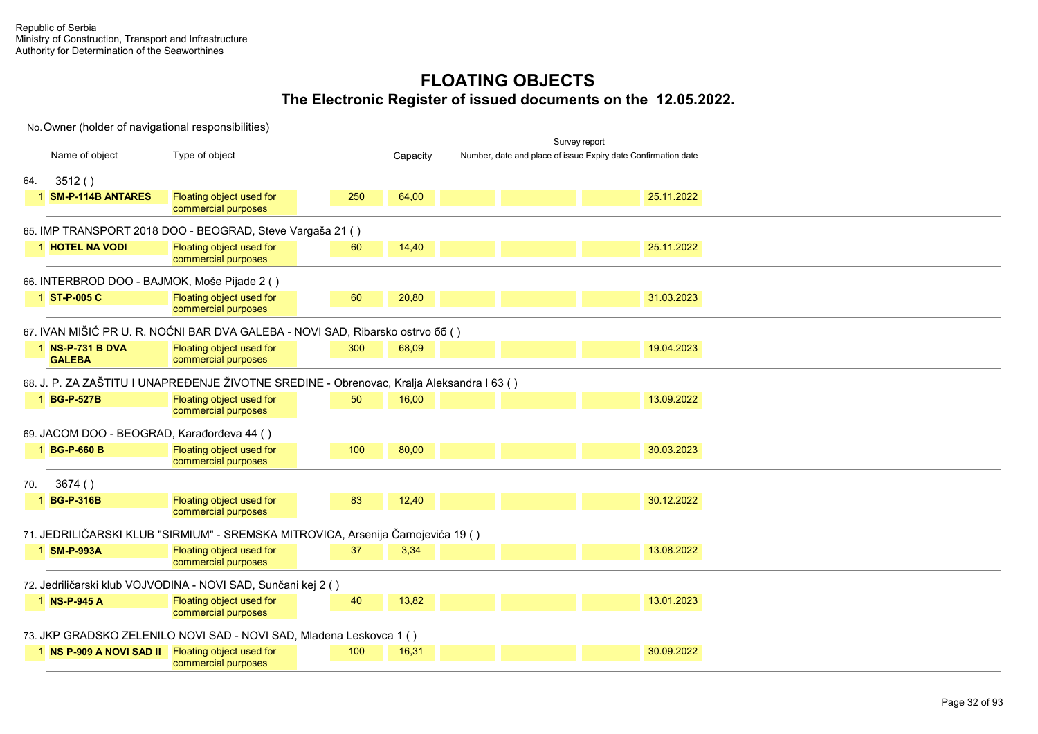Republic of Serbia
Ministry of Construction, Transport and Infrastructure
Authority for Determination of the Seaworthines

# FLOATING OBJECTS

## The Electronic Register of issued documents on the 12.05.2022.

No. Owner (holder of navigational responsibilities)

| | Name of object | Type of object | | Capacity | Survey report Number, date and place of issue | | | Expiry date | Confirmation date |
|---|---|---|---|---|---|---|---|---|---|
| **64. 3512 ( )** | | | | | | | | | |
| 1 | **SM-P-114B ANTARES** | Floating object used for commercial purposes | 250 | 64,00 | | | | 25.11.2022 | |
| **65. IMP TRANSPORT 2018 DOO - BEOGRAD, Steve Vargaša 21 ( )** | | | | | | | | | |
| 1 | **HOTEL NA VODI** | Floating object used for commercial purposes | 60 | 14,40 | | | | 25.11.2022 | |
| **66. INTERBROD DOO - BAJMOK, Moše Pijade 2 ( )** | | | | | | | | | |
| 1 | **ST-P-005 C** | Floating object used for commercial purposes | 60 | 20,80 | | | | 31.03.2023 | |
| **67. IVAN MIŠIĆ PR U. R. NOĆNI BAR DVA GALEBA - NOVI SAD, Ribarsko ostrvo бб ( )** | | | | | | | | | |
| 1 | **NS-P-731 B DVA GALEBA** | Floating object used for commercial purposes | 300 | 68,09 | | | | 19.04.2023 | |
| **68. J. P. ZA ZAŠTITU I UNAPREĐENJE ŽIVOTNE SREDINE - Obrenovac, Kralja Aleksandra I 63 ( )** | | | | | | | | | |
| 1 | **BG-P-527B** | Floating object used for commercial purposes | 50 | 16,00 | | | | 13.09.2022 | |
| **69. JACOM DOO - BEOGRAD, Karađorđeva 44 ( )** | | | | | | | | | |
| 1 | **BG-P-660 B** | Floating object used for commercial purposes | 100 | 80,00 | | | | 30.03.2023 | |
| **70. 3674 ( )** | | | | | | | | | |
| 1 | **BG-P-316B** | Floating object used for commercial purposes | 83 | 12,40 | | | | 30.12.2022 | |
| **71. JEDRILIČARSKI KLUB "SIRMIUM" - SREMSKA MITROVICA, Arsenija Čarnojevića 19 ( )** | | | | | | | | | |
| 1 | **SM-P-993A** | Floating object used for commercial purposes | 37 | 3,34 | | | | 13.08.2022 | |
| **72. Jedriličarski klub VOJVODINA - NOVI SAD, Sunčani kej 2 ( )** | | | | | | | | | |
| 1 | **NS-P-945 A** | Floating object used for commercial purposes | 40 | 13,82 | | | | 13.01.2023 | |
| **73. JKP GRADSKO ZELENILO NOVI SAD - NOVI SAD, Mladena Leskovca 1 ( )** | | | | | | | | | |
| 1 | **NS P-909 A NOVI SAD II** | Floating object used for commercial purposes | 100 | 16,31 | | | | 30.09.2022 | |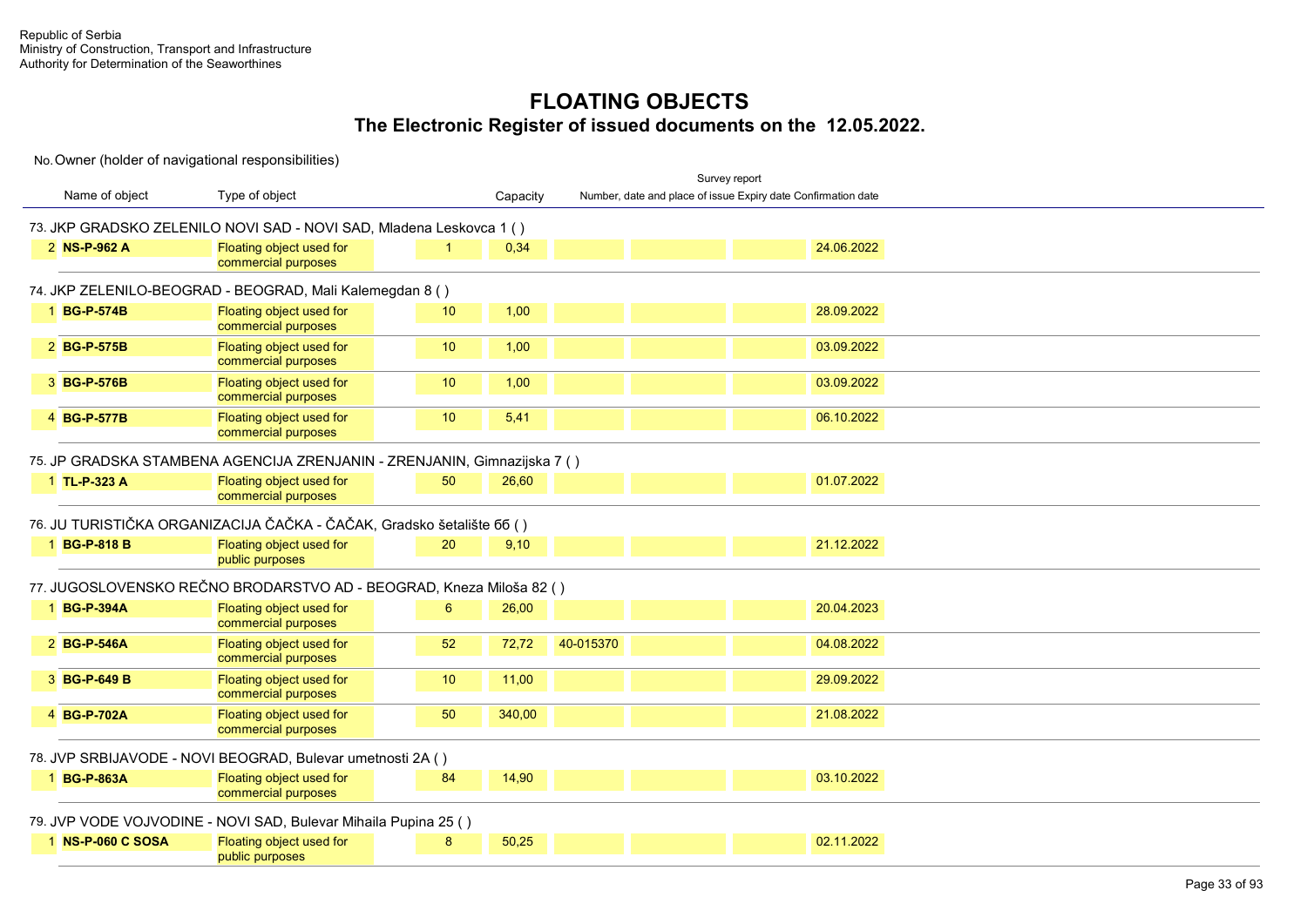Republic of Serbia
Ministry of Construction, Transport and Infrastructure
Authority for Determination of the Seaworthines

# FLOATING OBJECTS

## The Electronic Register of issued documents on the 12.05.2022.

No. Owner (holder of navigational responsibilities)

| No. | Name of object | Type of object | | Capacity | Survey report: Number, date and place of issue | | | Expiry date | Confirmation date |
|---|---|---|---|---|---|---|---|---|---|
| **73. JKP GRADSKO ZELENILO NOVI SAD - NOVI SAD, Mladena Leskovca 1 ( )** | | | | | | | | | |
| 2 | **NS-P-962 A** | Floating object used for commercial purposes | 1 | 0,34 | | | | 24.06.2022 | |
| **74. JKP ZELENILO-BEOGRAD - BEOGRAD, Mali Kalemegdan 8 ( )** | | | | | | | | | |
| 1 | **BG-P-574B** | Floating object used for commercial purposes | 10 | 1,00 | | | | 28.09.2022 | |
| 2 | **BG-P-575B** | Floating object used for commercial purposes | 10 | 1,00 | | | | 03.09.2022 | |
| 3 | **BG-P-576B** | Floating object used for commercial purposes | 10 | 1,00 | | | | 03.09.2022 | |
| 4 | **BG-P-577B** | Floating object used for commercial purposes | 10 | 5,41 | | | | 06.10.2022 | |
| **75. JP GRADSKA STAMBENA AGENCIJA ZRENJANIN - ZRENJANIN, Gimnazijska 7 ( )** | | | | | | | | | |
| 1 | **TL-P-323 A** | Floating object used for commercial purposes | 50 | 26,60 | | | | 01.07.2022 | |
| **76. JU TURISTIČKA ORGANIZACIJA ČAČKA - ČAČAK, Gradsko šetalište 6б ( )** | | | | | | | | | |
| 1 | **BG-P-818 B** | Floating object used for public purposes | 20 | 9,10 | | | | 21.12.2022 | |
| **77. JUGOSLOVENSKO REČNO BRODARSTVO AD - BEOGRAD, Kneza Miloša 82 ( )** | | | | | | | | | |
| 1 | **BG-P-394A** | Floating object used for commercial purposes | 6 | 26,00 | | | | 20.04.2023 | |
| 2 | **BG-P-546A** | Floating object used for commercial purposes | 52 | 72,72 | 40-015370 | | | 04.08.2022 | |
| 3 | **BG-P-649 B** | Floating object used for commercial purposes | 10 | 11,00 | | | | 29.09.2022 | |
| 4 | **BG-P-702A** | Floating object used for commercial purposes | 50 | 340,00 | | | | 21.08.2022 | |
| **78. JVP SRBIJAVODE - NOVI BEOGRAD, Bulevar umetnosti 2A ( )** | | | | | | | | | |
| 1 | **BG-P-863A** | Floating object used for commercial purposes | 84 | 14,90 | | | | 03.10.2022 | |
| **79. JVP VODE VOJVODINE - NOVI SAD, Bulevar Mihaila Pupina 25 ( )** | | | | | | | | | |
| 1 | **NS-P-060 C SOSA** | Floating object used for public purposes | 8 | 50,25 | | | | 02.11.2022 | |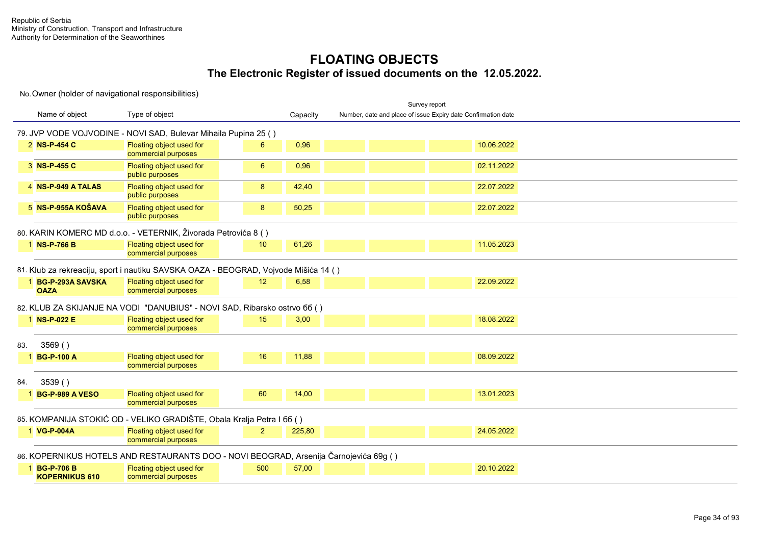Republic of Serbia
Ministry of Construction, Transport and Infrastructure
Authority for Determination of the Seaworthines

# FLOATING OBJECTS
## The Electronic Register of issued documents on the 12.05.2022.

No. Owner (holder of navigational responsibilities)

| No. | Name of object | Type of object | | Capacity | Survey report: Number, date and place of issue | Expiry date | Confirmation date | |
|---|---|---|---|---|---|---|---|---|
| **79. JVP VODE VOJVODINE - NOVI SAD, Bulevar Mihaila Pupina 25 ( )** | | | | | | | | |
| 2 | **NS-P-454 C** | Floating object used for commercial purposes | 6 | 0,96 | | | | 10.06.2022 |
| 3 | **NS-P-455 C** | Floating object used for public purposes | 6 | 0,96 | | | | 02.11.2022 |
| 4 | **NS-P-949 A TALAS** | Floating object used for public purposes | 8 | 42,40 | | | | 22.07.2022 |
| 5 | **NS-P-955A KOŠAVA** | Floating object used for public purposes | 8 | 50,25 | | | | 22.07.2022 |
| **80. KARIN KOMERC MD d.o.o. - VETERNIK, Živorada Petrovića 8 ( )** | | | | | | | | |
| 1 | **NS-P-766 B** | Floating object used for commercial purposes | 10 | 61,26 | | | | 11.05.2023 |
| **81. Klub za rekreaciju, sport i nautiku SAVSKA OAZA - BEOGRAD, Vojvode Mišića 14 ( )** | | | | | | | | |
| 1 | **BG-P-293A SAVSKA OAZA** | Floating object used for commercial purposes | 12 | 6,58 | | | | 22.09.2022 |
| **82. KLUB ZA SKIJANJE NA VODI "DANUBIUS" - NOVI SAD, Ribarsko ostrvo 6б ( )** | | | | | | | | |
| 1 | **NS-P-022 E** | Floating object used for commercial purposes | 15 | 3,00 | | | | 18.08.2022 |
| **83. 3569 ( )** | | | | | | | | |
| 1 | **BG-P-100 A** | Floating object used for commercial purposes | 16 | 11,88 | | | | 08.09.2022 |
| **84. 3539 ( )** | | | | | | | | |
| 1 | **BG-P-989 A VESO** | Floating object used for commercial purposes | 60 | 14,00 | | | | 13.01.2023 |
| **85. KOMPANIJA STOKIĆ OD - VELIKO GRADIŠTE, Obala Kralja Petra I 6б ( )** | | | | | | | | |
| 1 | **VG-P-004A** | Floating object used for commercial purposes | 2 | 225,80 | | | | 24.05.2022 |
| **86. KOPERNIKUS HOTELS AND RESTAURANTS DOO - NOVI BEOGRAD, Arsenija Čarnojevića 69g ( )** | | | | | | | | |
| 1 | **BG-P-706 B KOPERNIKUS 610** | Floating object used for commercial purposes | 500 | 57,00 | | | | 20.10.2022 |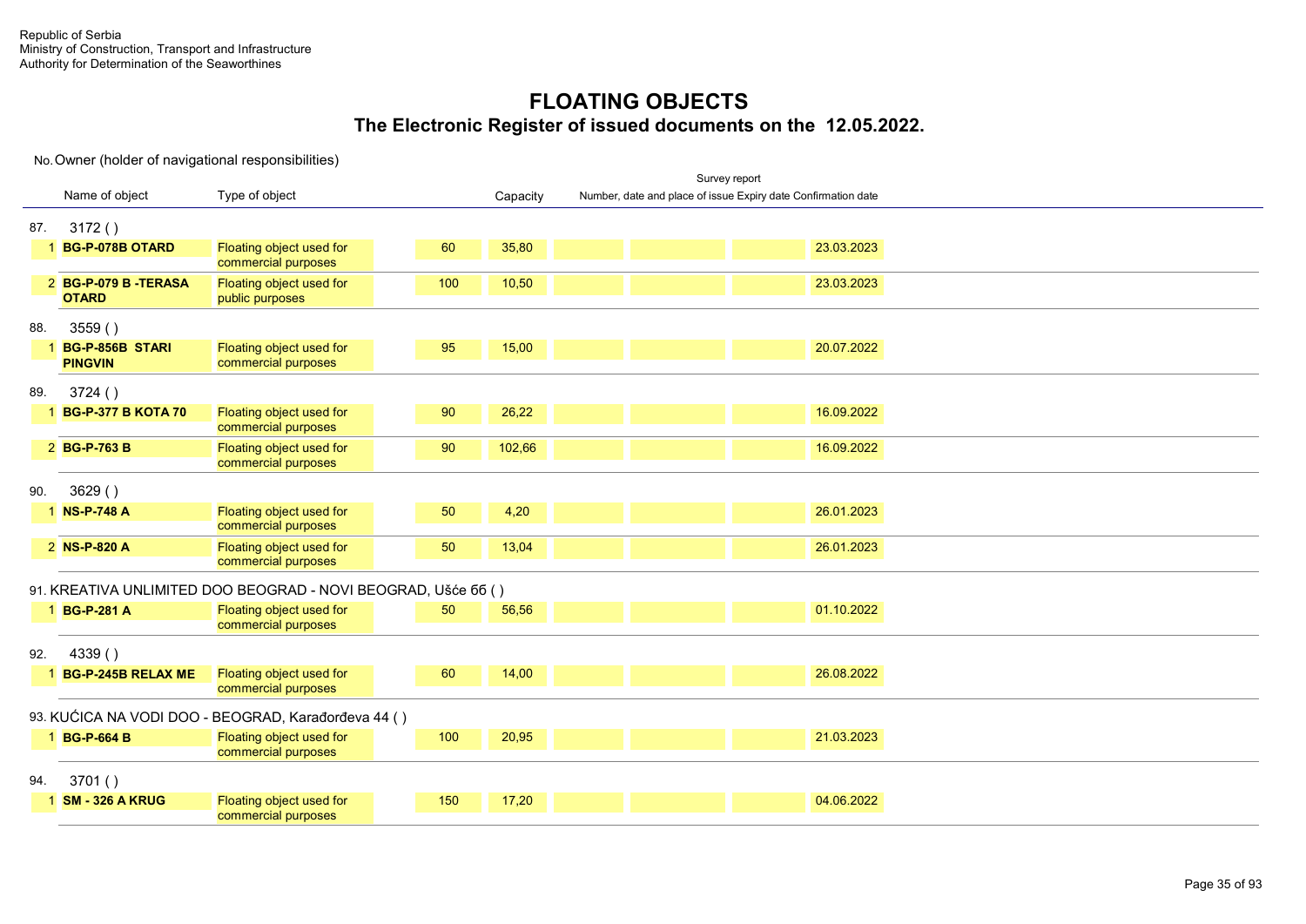Republic of Serbia
Ministry of Construction, Transport and Infrastructure
Authority for Determination of the Seaworthines

# FLOATING OBJECTS
## The Electronic Register of issued documents on the 12.05.2022.

No. Owner (holder of navigational responsibilities)

| | Name of object | Type of object | | Capacity | Survey report: Number, date and place of issue | Expiry date | Confirmation date | |
|---|---|---|---|---|---|---|---|---|
| **87.** | **3172 ( )** | | | | | | | |
| 1 | **BG-P-078B OTARD** | Floating object used for commercial purposes | 60 | 35,80 | | | | 23.03.2023 |
| 2 | **BG-P-079 B -TERASA OTARD** | Floating object used for public purposes | 100 | 10,50 | | | | 23.03.2023 |
| **88.** | **3559 ( )** | | | | | | | |
| 1 | **BG-P-856B STARI PINGVIN** | Floating object used for commercial purposes | 95 | 15,00 | | | | 20.07.2022 |
| **89.** | **3724 ( )** | | | | | | | |
| 1 | **BG-P-377 B KOTA 70** | Floating object used for commercial purposes | 90 | 26,22 | | | | 16.09.2022 |
| 2 | **BG-P-763 B** | Floating object used for commercial purposes | 90 | 102,66 | | | | 16.09.2022 |
| **90.** | **3629 ( )** | | | | | | | |
| 1 | **NS-P-748 A** | Floating object used for commercial purposes | 50 | 4,20 | | | | 26.01.2023 |
| 2 | **NS-P-820 A** | Floating object used for commercial purposes | 50 | 13,04 | | | | 26.01.2023 |
| **91.** | **KREATIVA UNLIMITED DOO BEOGRAD - NOVI BEOGRAD, Ušće 6б ( )** | | | | | | | |
| 1 | **BG-P-281 A** | Floating object used for commercial purposes | 50 | 56,56 | | | | 01.10.2022 |
| **92.** | **4339 ( )** | | | | | | | |
| 1 | **BG-P-245B RELAX ME** | Floating object used for commercial purposes | 60 | 14,00 | | | | 26.08.2022 |
| **93.** | **KUĆICA NA VODI DOO - BEOGRAD, Karađorđeva 44 ( )** | | | | | | | |
| 1 | **BG-P-664 B** | Floating object used for commercial purposes | 100 | 20,95 | | | | 21.03.2023 |
| **94.** | **3701 ( )** | | | | | | | |
| 1 | **SM - 326 A KRUG** | Floating object used for commercial purposes | 150 | 17,20 | | | | 04.06.2022 |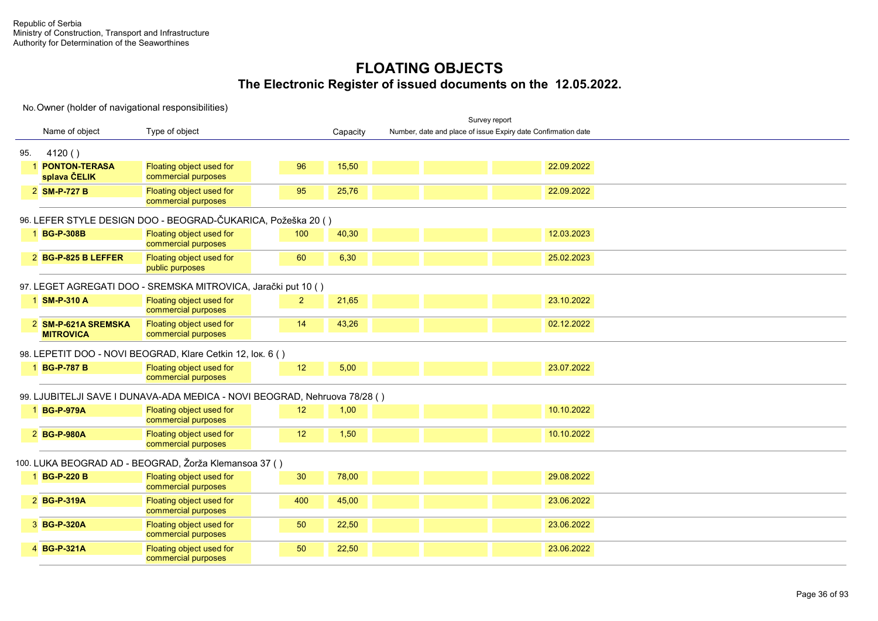Republic of Serbia
Ministry of Construction, Transport and Infrastructure
Authority for Determination of the Seaworthines

# FLOATING OBJECTS
## The Electronic Register of issued documents on the 12.05.2022.

No. Owner (holder of navigational responsibilities)

| | Name of object | Type of object | | Capacity | Survey report: Number, date and place of issue | | | Expiry date | Confirmation date |
|---|---|---|---|---|---|---|---|---|---|
| **95.** | **4120 ( )** | | | | | | | | |
| 1 | **PONTON-TERASA splava ČELIK** | Floating object used for commercial purposes | 96 | 15,50 | | | | 22.09.2022 | |
| 2 | **SM-P-727 B** | Floating object used for commercial purposes | 95 | 25,76 | | | | 22.09.2022 | |
| **96.** | **LEFER STYLE DESIGN DOO - BEOGRAD-ČUKARICA, Požeška 20 ( )** | | | | | | | | |
| 1 | **BG-P-308B** | Floating object used for commercial purposes | 100 | 40,30 | | | | 12.03.2023 | |
| 2 | **BG-P-825 B LEFFER** | Floating object used for public purposes | 60 | 6,30 | | | | 25.02.2023 | |
| **97.** | **LEGET AGREGATI DOO - SREMSKA MITROVICA, Jarački put 10 ( )** | | | | | | | | |
| 1 | **SM-P-310 A** | Floating object used for commercial purposes | 2 | 21,65 | | | | 23.10.2022 | |
| 2 | **SM-P-621A SREMSKA MITROVICA** | Floating object used for commercial purposes | 14 | 43,26 | | | | 02.12.2022 | |
| **98.** | **LEPETIT DOO - NOVI BEOGRAD, Klare Cetkin 12, lok. 6 ( )** | | | | | | | | |
| 1 | **BG-P-787 B** | Floating object used for commercial purposes | 12 | 5,00 | | | | 23.07.2022 | |
| **99.** | **LJUBITELJI SAVE I DUNAVA-ADA MEĐICA - NOVI BEOGRAD, Nehruova 78/28 ( )** | | | | | | | | |
| 1 | **BG-P-979A** | Floating object used for commercial purposes | 12 | 1,00 | | | | 10.10.2022 | |
| 2 | **BG-P-980A** | Floating object used for commercial purposes | 12 | 1,50 | | | | 10.10.2022 | |
| **100.** | **LUKA BEOGRAD AD - BEOGRAD, Žorža Klemansoa 37 ( )** | | | | | | | | |
| 1 | **BG-P-220 B** | Floating object used for commercial purposes | 30 | 78,00 | | | | 29.08.2022 | |
| 2 | **BG-P-319A** | Floating object used for commercial purposes | 400 | 45,00 | | | | 23.06.2022 | |
| 3 | **BG-P-320A** | Floating object used for commercial purposes | 50 | 22,50 | | | | 23.06.2022 | |
| 4 | **BG-P-321A** | Floating object used for commercial purposes | 50 | 22,50 | | | | 23.06.2022 | |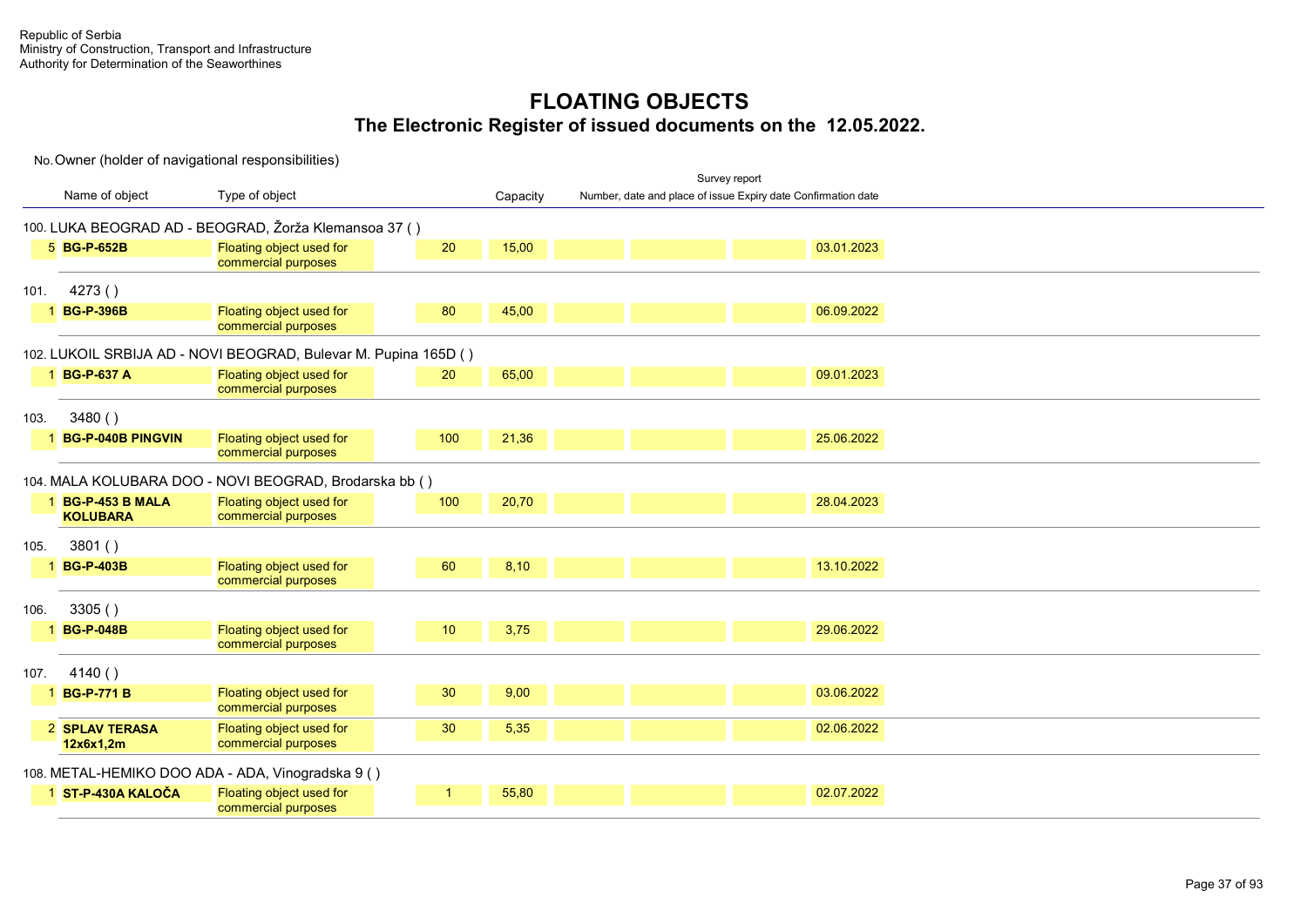Republic of Serbia
Ministry of Construction, Transport and Infrastructure
Authority for Determination of the Seaworthines

# FLOATING OBJECTS
## The Electronic Register of issued documents on the 12.05.2022.

No. Owner (holder of navigational responsibilities)

| | Name of object | Type of object | | Capacity | Survey report: Number, date and place of issue | Expiry date | Confirmation date | |
|---|---|---|---|---|---|---|---|---|
| **100. LUKA BEOGRAD AD - BEOGRAD, Žorža Klemansoa 37 ( )** | | | | | | | | |
| 5 | **BG-P-652B** | Floating object used for commercial purposes | 20 | 15,00 | | | | 03.01.2023 |
| **101. 4273 ( )** | | | | | | | | |
| 1 | **BG-P-396B** | Floating object used for commercial purposes | 80 | 45,00 | | | | 06.09.2022 |
| **102. LUKOIL SRBIJA AD - NOVI BEOGRAD, Bulevar M. Pupina 165D ( )** | | | | | | | | |
| 1 | **BG-P-637 A** | Floating object used for commercial purposes | 20 | 65,00 | | | | 09.01.2023 |
| **103. 3480 ( )** | | | | | | | | |
| 1 | **BG-P-040B PINGVIN** | Floating object used for commercial purposes | 100 | 21,36 | | | | 25.06.2022 |
| **104. MALA KOLUBARA DOO - NOVI BEOGRAD, Brodarska bb ( )** | | | | | | | | |
| 1 | **BG-P-453 B MALA KOLUBARA** | Floating object used for commercial purposes | 100 | 20,70 | | | | 28.04.2023 |
| **105. 3801 ( )** | | | | | | | | |
| 1 | **BG-P-403B** | Floating object used for commercial purposes | 60 | 8,10 | | | | 13.10.2022 |
| **106. 3305 ( )** | | | | | | | | |
| 1 | **BG-P-048B** | Floating object used for commercial purposes | 10 | 3,75 | | | | 29.06.2022 |
| **107. 4140 ( )** | | | | | | | | |
| 1 | **BG-P-771 B** | Floating object used for commercial purposes | 30 | 9,00 | | | | 03.06.2022 |
| 2 | **SPLAV TERASA 12x6x1,2m** | Floating object used for commercial purposes | 30 | 5,35 | | | | 02.06.2022 |
| **108. METAL-HEMIKO DOO ADA - ADA, Vinogradska 9 ( )** | | | | | | | | |
| 1 | **ST-P-430A KALOČA** | Floating object used for commercial purposes | 1 | 55,80 | | | | 02.07.2022 |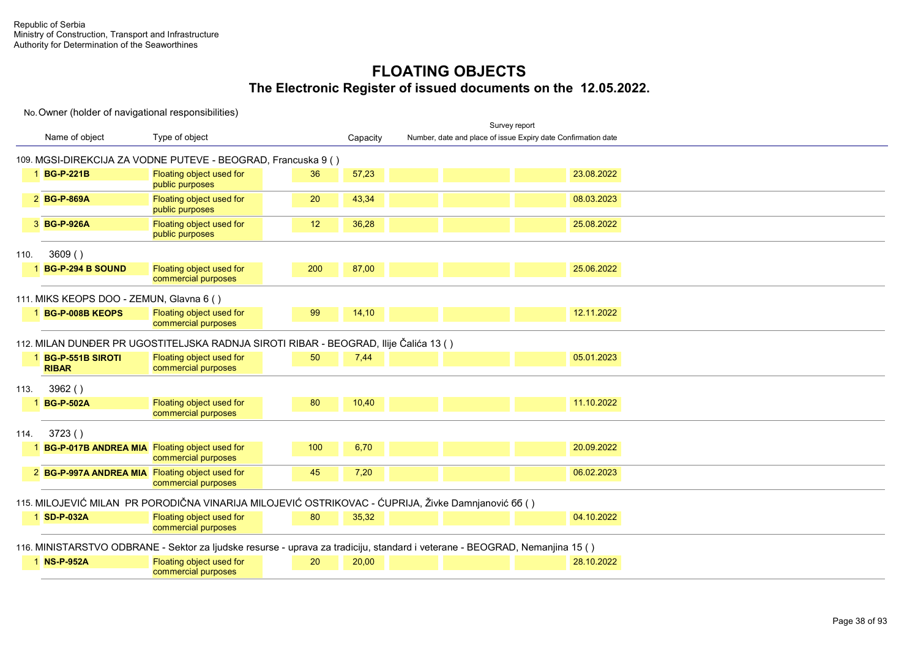Republic of Serbia
Ministry of Construction, Transport and Infrastructure
Authority for Determination of the Seaworthines

# FLOATING OBJECTS
## The Electronic Register of issued documents on the 12.05.2022.

| No. | Name of object | Type of object | | Capacity | Survey report: Number, date and place of issue | | | Expiry date | Confirmation date |
|---|---|---|---|---|---|---|---|---|---|
| **109. MGSI-DIREKCIJA ZA VODNE PUTEVE - BEOGRAD, Francuska 9 ( )** | | | | | | | | | |
| 1 | **BG-P-221B** | Floating object used for public purposes | 36 | 57,23 | | | | 23.08.2022 | |
| 2 | **BG-P-869A** | Floating object used for public purposes | 20 | 43,34 | | | | 08.03.2023 | |
| 3 | **BG-P-926A** | Floating object used for public purposes | 12 | 36,28 | | | | 25.08.2022 | |
| **110. 3609 ( )** | | | | | | | | | |
| 1 | **BG-P-294 B SOUND** | Floating object used for commercial purposes | 200 | 87,00 | | | | 25.06.2022 | |
| **111. MIKS KEOPS DOO - ZEMUN, Glavna 6 ( )** | | | | | | | | | |
| 1 | **BG-P-008B KEOPS** | Floating object used for commercial purposes | 99 | 14,10 | | | | 12.11.2022 | |
| **112. MILAN DUNĐER PR UGOSTITELJSKA RADNJA SIROTI RIBAR - BEOGRAD, Ilije Čalića 13 ( )** | | | | | | | | | |
| 1 | **BG-P-551B SIROTI RIBAR** | Floating object used for commercial purposes | 50 | 7,44 | | | | 05.01.2023 | |
| **113. 3962 ( )** | | | | | | | | | |
| 1 | **BG-P-502A** | Floating object used for commercial purposes | 80 | 10,40 | | | | 11.10.2022 | |
| **114. 3723 ( )** | | | | | | | | | |
| 1 | **BG-P-017B ANDREA MIA** | Floating object used for commercial purposes | 100 | 6,70 | | | | 20.09.2022 | |
| 2 | **BG-P-997A ANDREA MIA** | Floating object used for commercial purposes | 45 | 7,20 | | | | 06.02.2023 | |
| **115. MILOJEVIĆ MILAN PR PORODIČNA VINARIJA MILOJEVIĆ OSTRIKOVAC - ĆUPRIJA, Živke Damnjanović 6б ( )** | | | | | | | | | |
| 1 | **SD-P-032A** | Floating object used for commercial purposes | 80 | 35,32 | | | | 04.10.2022 | |
| **116. MINISTARSTVO ODBRANE - Sektor za ljudske resurse - uprava za tradiciju, standard i veterane - BEOGRAD, Nemanjina 15 ( )** | | | | | | | | | |
| 1 | **NS-P-952A** | Floating object used for commercial purposes | 20 | 20,00 | | | | 28.10.2022 | |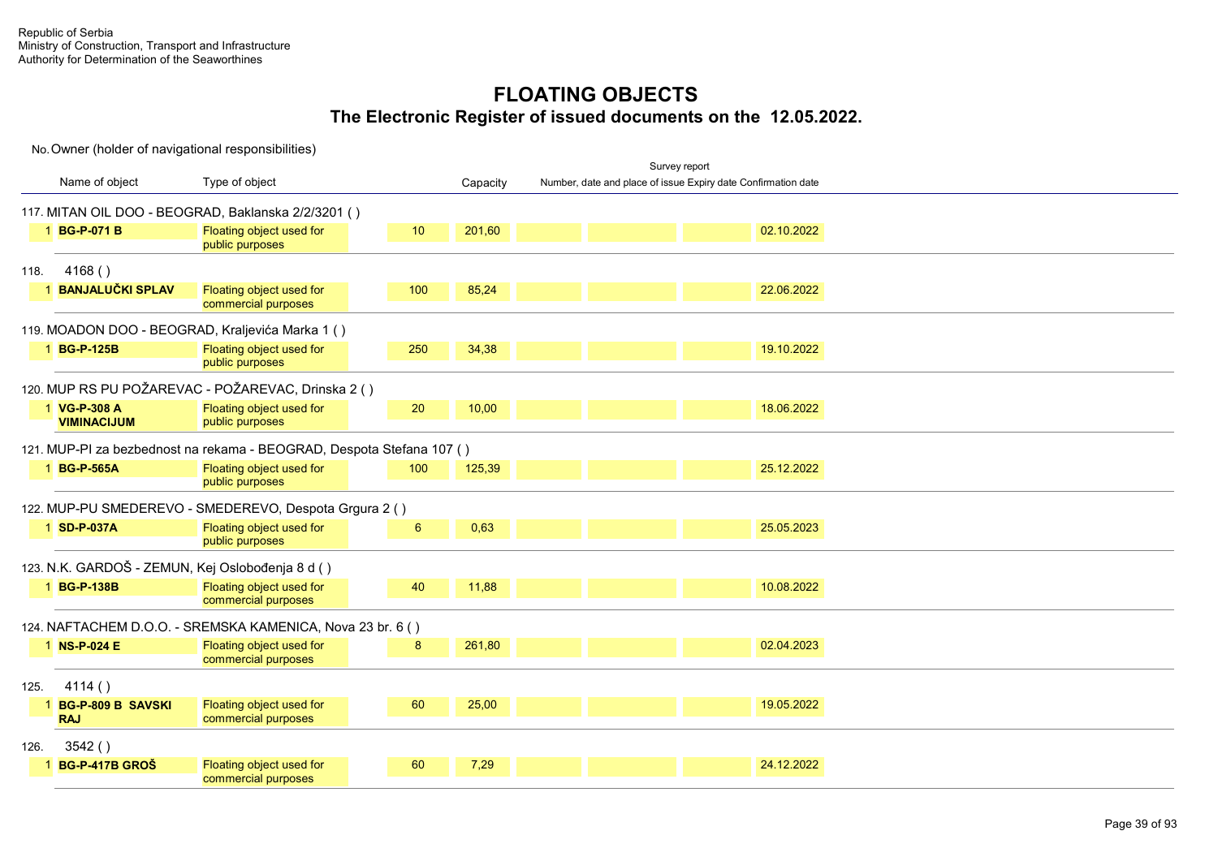Republic of Serbia
Ministry of Construction, Transport and Infrastructure
Authority for Determination of the Seaworthines

# FLOATING OBJECTS
## The Electronic Register of issued documents on the 12.05.2022.

No. Owner (holder of navigational responsibilities)

| | Name of object | Type of object | | Capacity | Survey report: Number, date and place of issue | Expiry date | Confirmation date | |
|---|---|---|---|---|---|---|---|---|
| **117. MITAN OIL DOO - BEOGRAD, Baklanska 2/2/3201 ( )** | | | | | | | | |
| 1 | **BG-P-071 B** | Floating object used for public purposes | 10 | 201,60 | | | | 02.10.2022 |
| **118. 4168 ( )** | | | | | | | | |
| 1 | **BANJALUČKI SPLAV** | Floating object used for commercial purposes | 100 | 85,24 | | | | 22.06.2022 |
| **119. MOADON DOO - BEOGRAD, Kraljevića Marka 1 ( )** | | | | | | | | |
| 1 | **BG-P-125B** | Floating object used for public purposes | 250 | 34,38 | | | | 19.10.2022 |
| **120. MUP RS PU POŽAREVAC - POŽAREVAC, Drinska 2 ( )** | | | | | | | | |
| 1 | **VG-P-308 A VIMINACIJUM** | Floating object used for public purposes | 20 | 10,00 | | | | 18.06.2022 |
| **121. MUP-PI za bezbednost na rekama - BEOGRAD, Despota Stefana 107 ( )** | | | | | | | | |
| 1 | **BG-P-565A** | Floating object used for public purposes | 100 | 125,39 | | | | 25.12.2022 |
| **122. MUP-PU SMEDEREVO - SMEDEREVO, Despota Grgura 2 ( )** | | | | | | | | |
| 1 | **SD-P-037A** | Floating object used for public purposes | 6 | 0,63 | | | | 25.05.2023 |
| **123. N.K. GARDOŠ - ZEMUN, Kej Oslobođenja 8 d ( )** | | | | | | | | |
| 1 | **BG-P-138B** | Floating object used for commercial purposes | 40 | 11,88 | | | | 10.08.2022 |
| **124. NAFTACHEM D.O.O. - SREMSKA KAMENICA, Nova 23 br. 6 ( )** | | | | | | | | |
| 1 | **NS-P-024 E** | Floating object used for commercial purposes | 8 | 261,80 | | | | 02.04.2023 |
| **125. 4114 ( )** | | | | | | | | |
| 1 | **BG-P-809 B SAVSKI RAJ** | Floating object used for commercial purposes | 60 | 25,00 | | | | 19.05.2022 |
| **126. 3542 ( )** | | | | | | | | |
| 1 | **BG-P-417B GROŠ** | Floating object used for commercial purposes | 60 | 7,29 | | | | 24.12.2022 |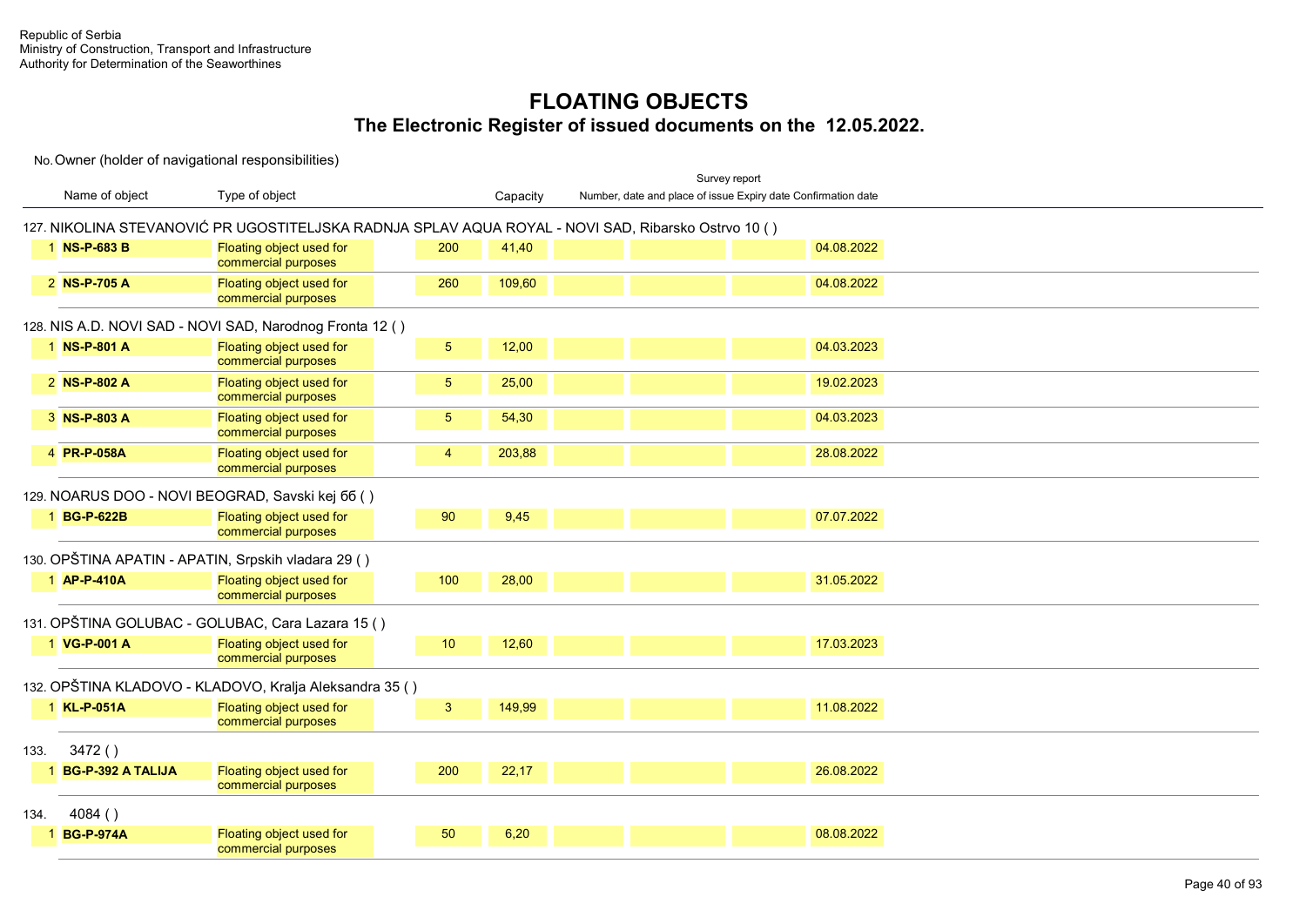Republic of Serbia
Ministry of Construction, Transport and Infrastructure
Authority for Determination of the Seaworthines

# FLOATING OBJECTS
## The Electronic Register of issued documents on the 12.05.2022.

No. Owner (holder of navigational responsibilities)

| | Name of object | Type of object | | Capacity | Survey report Number, date and place of issue | | Expiry date | Confirmation date |
|---|---|---|---|---|---|---|---|---|
| **127. NIKOLINA STEVANOVIĆ PR UGOSTITELJSKA RADNJA SPLAV AQUA ROYAL - NOVI SAD, Ribarsko Ostrvo 10 ( )** | | | | | | | | |
| 1 | **NS-P-683 B** | Floating object used for commercial purposes | 200 | 41,40 | | | | 04.08.2022 |
| 2 | **NS-P-705 A** | Floating object used for commercial purposes | 260 | 109,60 | | | | 04.08.2022 |
| **128. NIS A.D. NOVI SAD - NOVI SAD, Narodnog Fronta 12 ( )** | | | | | | | | |
| 1 | **NS-P-801 A** | Floating object used for commercial purposes | 5 | 12,00 | | | | 04.03.2023 |
| 2 | **NS-P-802 A** | Floating object used for commercial purposes | 5 | 25,00 | | | | 19.02.2023 |
| 3 | **NS-P-803 A** | Floating object used for commercial purposes | 5 | 54,30 | | | | 04.03.2023 |
| 4 | **PR-P-058A** | Floating object used for commercial purposes | 4 | 203,88 | | | | 28.08.2022 |
| **129. NOARUS DOO - NOVI BEOGRAD, Savski kej бб ( )** | | | | | | | | |
| 1 | **BG-P-622B** | Floating object used for commercial purposes | 90 | 9,45 | | | | 07.07.2022 |
| **130. OPŠTINA APATIN - APATIN, Srpskih vladara 29 ( )** | | | | | | | | |
| 1 | **AP-P-410A** | Floating object used for commercial purposes | 100 | 28,00 | | | | 31.05.2022 |
| **131. OPŠTINA GOLUBAC - GOLUBAC, Cara Lazara 15 ( )** | | | | | | | | |
| 1 | **VG-P-001 A** | Floating object used for commercial purposes | 10 | 12,60 | | | | 17.03.2023 |
| **132. OPŠTINA KLADOVO - KLADOVO, Kralja Aleksandra 35 ( )** | | | | | | | | |
| 1 | **KL-P-051A** | Floating object used for commercial purposes | 3 | 149,99 | | | | 11.08.2022 |
| **133. 3472 ( )** | | | | | | | | |
| 1 | **BG-P-392 A TALIJA** | Floating object used for commercial purposes | 200 | 22,17 | | | | 26.08.2022 |
| **134. 4084 ( )** | | | | | | | | |
| 1 | **BG-P-974A** | Floating object used for commercial purposes | 50 | 6,20 | | | | 08.08.2022 |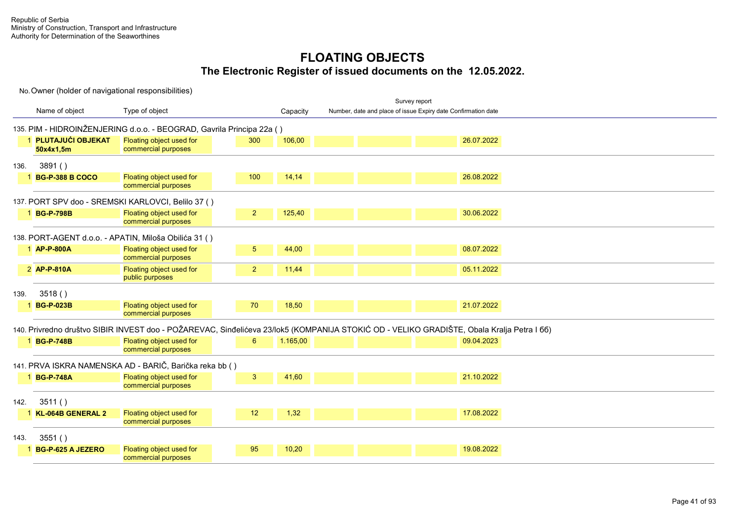Republic of Serbia
Ministry of Construction, Transport and Infrastructure
Authority for Determination of the Seaworthines

# FLOATING OBJECTS

## The Electronic Register of issued documents on the 12.05.2022.

No. Owner (holder of navigational responsibilities)

| | Name of object | Type of object | | Capacity | Survey report Number, date and place of issue | Expiry date | Confirmation date | |
|---|---|---|---|---|---|---|---|---|
| **135. PIM - HIDROINŽENJERING d.o.o. - BEOGRAD, Gavrila Principa 22a ( )** | | | | | | | | |
| 1 | **PLUTAJUĆI OBJEKAT 50x4x1,5m** | Floating object used for commercial purposes | 300 | 106,00 | | | | 26.07.2022 |
| **136. 3891 ( )** | | | | | | | | |
| 1 | **BG-P-388 B COCO** | Floating object used for commercial purposes | 100 | 14,14 | | | | 26.08.2022 |
| **137. PORT SPV doo - SREMSKI KARLOVCI, Belilo 37 ( )** | | | | | | | | |
| 1 | **BG-P-798B** | Floating object used for commercial purposes | 2 | 125,40 | | | | 30.06.2022 |
| **138. PORT-AGENT d.o.o. - APATIN, Miloša Obilića 31 ( )** | | | | | | | | |
| 1 | **AP-P-800A** | Floating object used for commercial purposes | 5 | 44,00 | | | | 08.07.2022 |
| 2 | **AP-P-810A** | Floating object used for public purposes | 2 | 11,44 | | | | 05.11.2022 |
| **139. 3518 ( )** | | | | | | | | |
| 1 | **BG-P-023B** | Floating object used for commercial purposes | 70 | 18,50 | | | | 21.07.2022 |
| **140. Privredno društvo SIBIR INVEST doo - POŽAREVAC, Sinđelićeva 23/lok5 (KOMPANIJA STOKIĆ OD - VELIKO GRADIŠTE, Obala Kralja Petra I 6б)** | | | | | | | | |
| 1 | **BG-P-748B** | Floating object used for commercial purposes | 6 | 1.165,00 | | | | 09.04.2023 |
| **141. PRVA ISKRA NAMENSKA AD - BARIČ, Barička reka bb ( )** | | | | | | | | |
| 1 | **BG-P-748A** | Floating object used for commercial purposes | 3 | 41,60 | | | | 21.10.2022 |
| **142. 3511 ( )** | | | | | | | | |
| 1 | **KL-064B GENERAL 2** | Floating object used for commercial purposes | 12 | 1,32 | | | | 17.08.2022 |
| **143. 3551 ( )** | | | | | | | | |
| 1 | **BG-P-625 A JEZERO** | Floating object used for commercial purposes | 95 | 10,20 | | | | 19.08.2022 |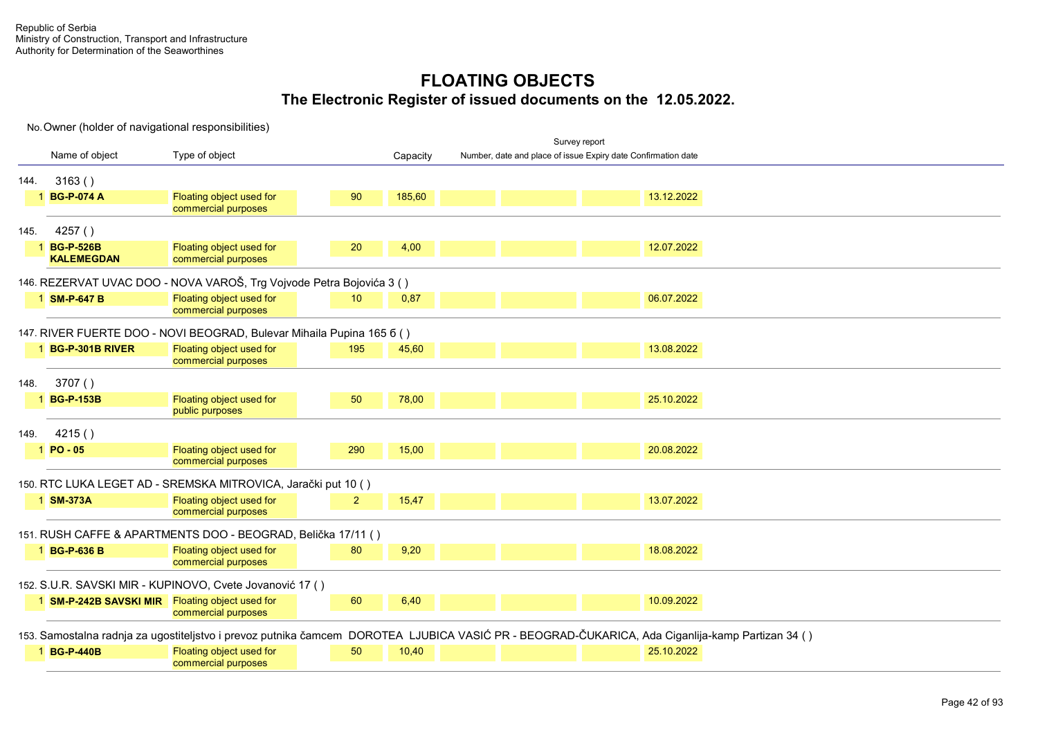Republic of Serbia
Ministry of Construction, Transport and Infrastructure
Authority for Determination of the Seaworthines

# FLOATING OBJECTS

## The Electronic Register of issued documents on the 12.05.2022.

No. Owner (holder of navigational responsibilities)

| | Name of object | Type of object | | Capacity | Survey report Number, date and place of issue | Expiry date | Confirmation date | |
|---|---|---|---|---|---|---|---|---|
| **144.** | **3163 ( )** | | | | | | | |
| 1 | **BG-P-074 A** | Floating object used for commercial purposes | 90 | 185,60 | | | | 13.12.2022 |
| **145.** | **4257 ( )** | | | | | | | |
| 1 | **BG-P-526B KALEMEGDAN** | Floating object used for commercial purposes | 20 | 4,00 | | | | 12.07.2022 |
| **146.** | **REZERVAT UVAC DOO - NOVA VAROŠ, Trg Vojvode Petra Bojovića 3 ( )** | | | | | | | |
| 1 | **SM-P-647 B** | Floating object used for commercial purposes | 10 | 0,87 | | | | 06.07.2022 |
| **147.** | **RIVER FUERTE DOO - NOVI BEOGRAD, Bulevar Mihaila Pupina 165 б ( )** | | | | | | | |
| 1 | **BG-P-301B RIVER** | Floating object used for commercial purposes | 195 | 45,60 | | | | 13.08.2022 |
| **148.** | **3707 ( )** | | | | | | | |
| 1 | **BG-P-153B** | Floating object used for public purposes | 50 | 78,00 | | | | 25.10.2022 |
| **149.** | **4215 ( )** | | | | | | | |
| 1 | **PO - 05** | Floating object used for commercial purposes | 290 | 15,00 | | | | 20.08.2022 |
| **150.** | **RTC LUKA LEGET AD - SREMSKA MITROVICA, Jarački put 10 ( )** | | | | | | | |
| 1 | **SM-373A** | Floating object used for commercial purposes | 2 | 15,47 | | | | 13.07.2022 |
| **151.** | **RUSH CAFFE & APARTMENTS DOO - BEOGRAD, Belička 17/11 ( )** | | | | | | | |
| 1 | **BG-P-636 B** | Floating object used for commercial purposes | 80 | 9,20 | | | | 18.08.2022 |
| **152.** | **S.U.R. SAVSKI MIR - KUPINOVO, Cvete Jovanović 17 ( )** | | | | | | | |
| 1 | **SM-P-242B SAVSKI MIR** | Floating object used for commercial purposes | 60 | 6,40 | | | | 10.09.2022 |
| **153.** | **Samostalna radnja za ugostiteljstvo i prevoz putnika čamcem DOROTEA LJUBICA VASIĆ PR - BEOGRAD-ČUKARICA, Ada Ciganlija-kamp Partizan 34 ( )** | | | | | | | |
| 1 | **BG-P-440B** | Floating object used for commercial purposes | 50 | 10,40 | | | | 25.10.2022 |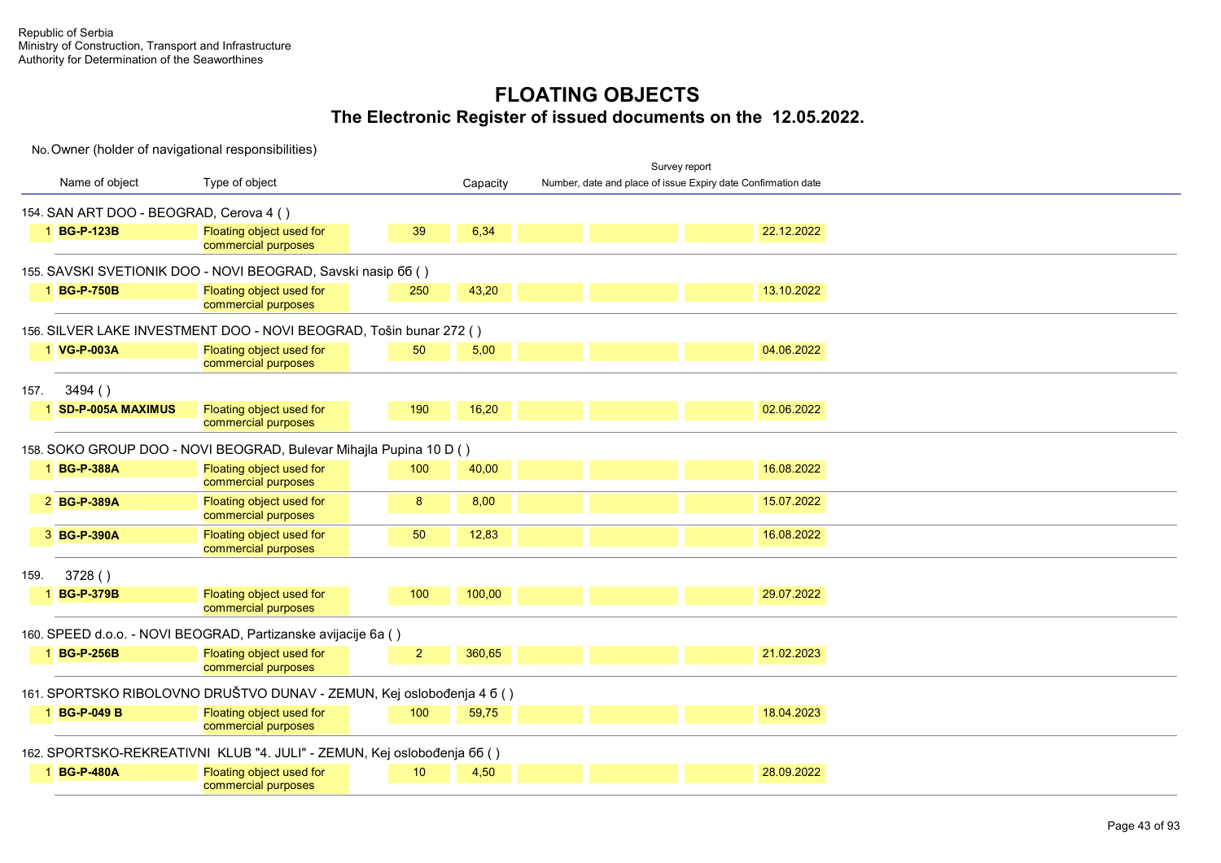Republic of Serbia
Ministry of Construction, Transport and Infrastructure
Authority for Determination of the Seaworthines

# FLOATING OBJECTS

## The Electronic Register of issued documents on the 12.05.2022.

No. Owner (holder of navigational responsibilities)

| | Name of object | Type of object | | Capacity | Survey report Number, date and place of issue | | | Expiry date | Confirmation date |
|---|---|---|---|---|---|---|---|---|---|
| **154. SAN ART DOO - BEOGRAD, Cerova 4 ( )** | | | | | | | | | |
| 1 | **BG-P-123B** | Floating object used for commercial purposes | 39 | 6,34 | | | | 22.12.2022 | |
| **155. SAVSKI SVETIONIK DOO - NOVI BEOGRAD, Savski nasip 6б ( )** | | | | | | | | | |
| 1 | **BG-P-750B** | Floating object used for commercial purposes | 250 | 43,20 | | | | 13.10.2022 | |
| **156. SILVER LAKE INVESTMENT DOO - NOVI BEOGRAD, Tošin bunar 272 ( )** | | | | | | | | | |
| 1 | **VG-P-003A** | Floating object used for commercial purposes | 50 | 5,00 | | | | 04.06.2022 | |
| **157. 3494 ( )** | | | | | | | | | |
| 1 | **SD-P-005A MAXIMUS** | Floating object used for commercial purposes | 190 | 16,20 | | | | 02.06.2022 | |
| **158. SOKO GROUP DOO - NOVI BEOGRAD, Bulevar Mihajla Pupina 10 D ( )** | | | | | | | | | |
| 1 | **BG-P-388A** | Floating object used for commercial purposes | 100 | 40,00 | | | | 16.08.2022 | |
| 2 | **BG-P-389A** | Floating object used for commercial purposes | 8 | 8,00 | | | | 15.07.2022 | |
| 3 | **BG-P-390A** | Floating object used for commercial purposes | 50 | 12,83 | | | | 16.08.2022 | |
| **159. 3728 ( )** | | | | | | | | | |
| 1 | **BG-P-379B** | Floating object used for commercial purposes | 100 | 100,00 | | | | 29.07.2022 | |
| **160. SPEED d.o.o. - NOVI BEOGRAD, Partizanske avijacije 6a ( )** | | | | | | | | | |
| 1 | **BG-P-256B** | Floating object used for commercial purposes | 2 | 360,65 | | | | 21.02.2023 | |
| **161. SPORTSKO RIBOLOVNO DRUŠTVO DUNAV - ZEMUN, Kej oslobođenja 4 б ( )** | | | | | | | | | |
| 1 | **BG-P-049 B** | Floating object used for commercial purposes | 100 | 59,75 | | | | 18.04.2023 | |
| **162. SPORTSKO-REKREATIVNI KLUB "4. JULI" - ZEMUN, Kej oslobođenja 6б ( )** | | | | | | | | | |
| 1 | **BG-P-480A** | Floating object used for commercial purposes | 10 | 4,50 | | | | 28.09.2022 | |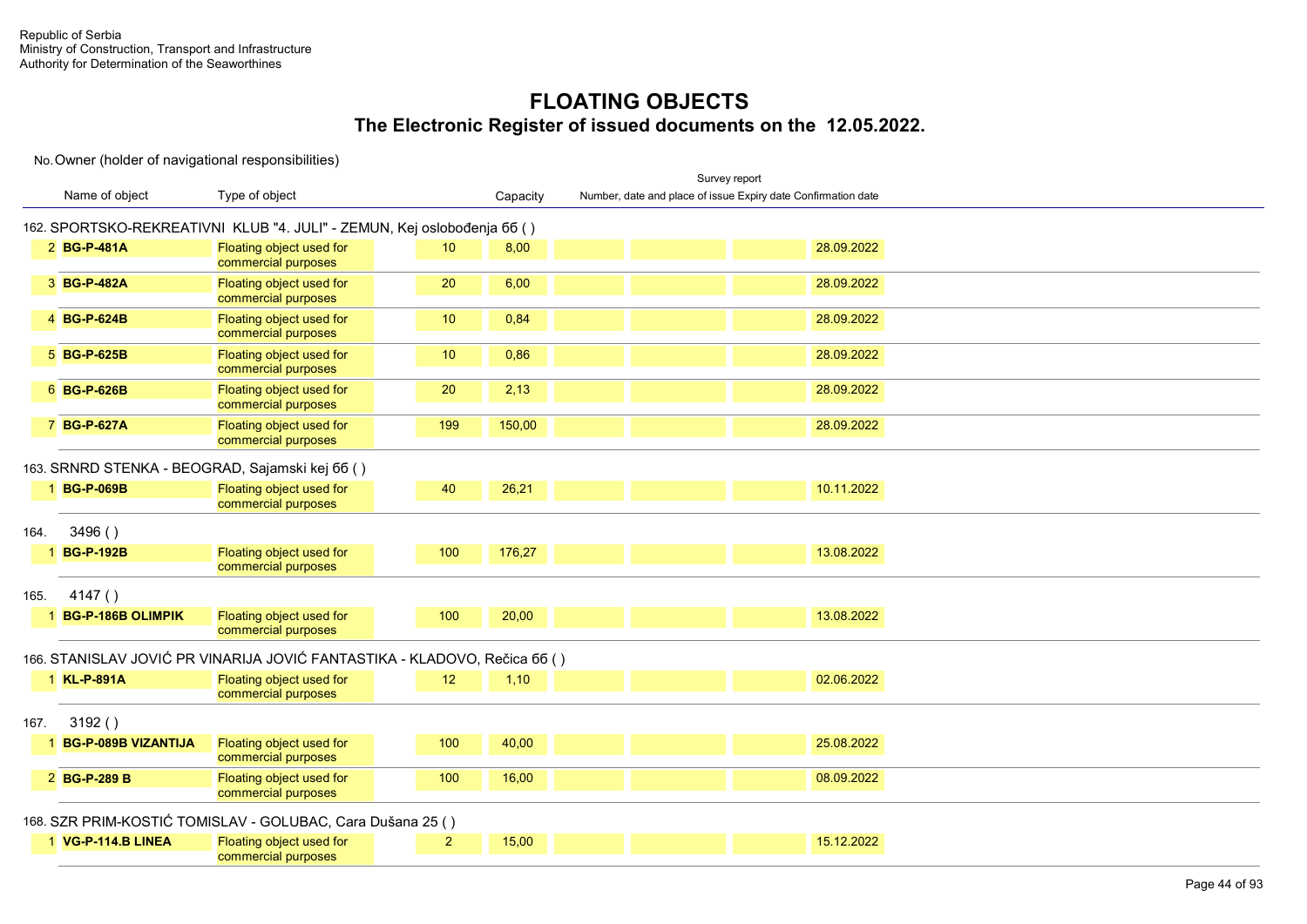Republic of Serbia
Ministry of Construction, Transport and Infrastructure
Authority for Determination of the Seaworthines

# FLOATING OBJECTS
## The Electronic Register of issued documents on the 12.05.2022.

No. Owner (holder of navigational responsibilities)

| | Name of object | Type of object | | Capacity | Survey report Number, date and place of issue | | Expiry date | Confirmation date |
|---|---|---|---|---|---|---|---|---|
| **162. SPORTSKO-REKREATIVNI KLUB "4. JULI" - ZEMUN, Kej oslobođenja бб ( )** | | | | | | | | |
| 2 | **BG-P-481A** | Floating object used for commercial purposes | 10 | 8,00 | | | | 28.09.2022 |
| 3 | **BG-P-482A** | Floating object used for commercial purposes | 20 | 6,00 | | | | 28.09.2022 |
| 4 | **BG-P-624B** | Floating object used for commercial purposes | 10 | 0,84 | | | | 28.09.2022 |
| 5 | **BG-P-625B** | Floating object used for commercial purposes | 10 | 0,86 | | | | 28.09.2022 |
| 6 | **BG-P-626B** | Floating object used for commercial purposes | 20 | 2,13 | | | | 28.09.2022 |
| 7 | **BG-P-627A** | Floating object used for commercial purposes | 199 | 150,00 | | | | 28.09.2022 |
| **163. SRNRD STENKA - BEOGRAD, Sajamski kej бб ( )** | | | | | | | | |
| 1 | **BG-P-069B** | Floating object used for commercial purposes | 40 | 26,21 | | | | 10.11.2022 |
| **164. 3496 ( )** | | | | | | | | |
| 1 | **BG-P-192B** | Floating object used for commercial purposes | 100 | 176,27 | | | | 13.08.2022 |
| **165. 4147 ( )** | | | | | | | | |
| 1 | **BG-P-186B OLIMPIK** | Floating object used for commercial purposes | 100 | 20,00 | | | | 13.08.2022 |
| **166. STANISLAV JOVIĆ PR VINARIJA JOVIĆ FANTASTIKA - KLADOVO, Rečica бб ( )** | | | | | | | | |
| 1 | **KL-P-891A** | Floating object used for commercial purposes | 12 | 1,10 | | | | 02.06.2022 |
| **167. 3192 ( )** | | | | | | | | |
| 1 | **BG-P-089B VIZANTIJA** | Floating object used for commercial purposes | 100 | 40,00 | | | | 25.08.2022 |
| 2 | **BG-P-289 B** | Floating object used for commercial purposes | 100 | 16,00 | | | | 08.09.2022 |
| **168. SZR PRIM-KOSTIĆ TOMISLAV - GOLUBAC, Cara Dušana 25 ( )** | | | | | | | | |
| 1 | **VG-P-114.B LINEA** | Floating object used for commercial purposes | 2 | 15,00 | | | | 15.12.2022 |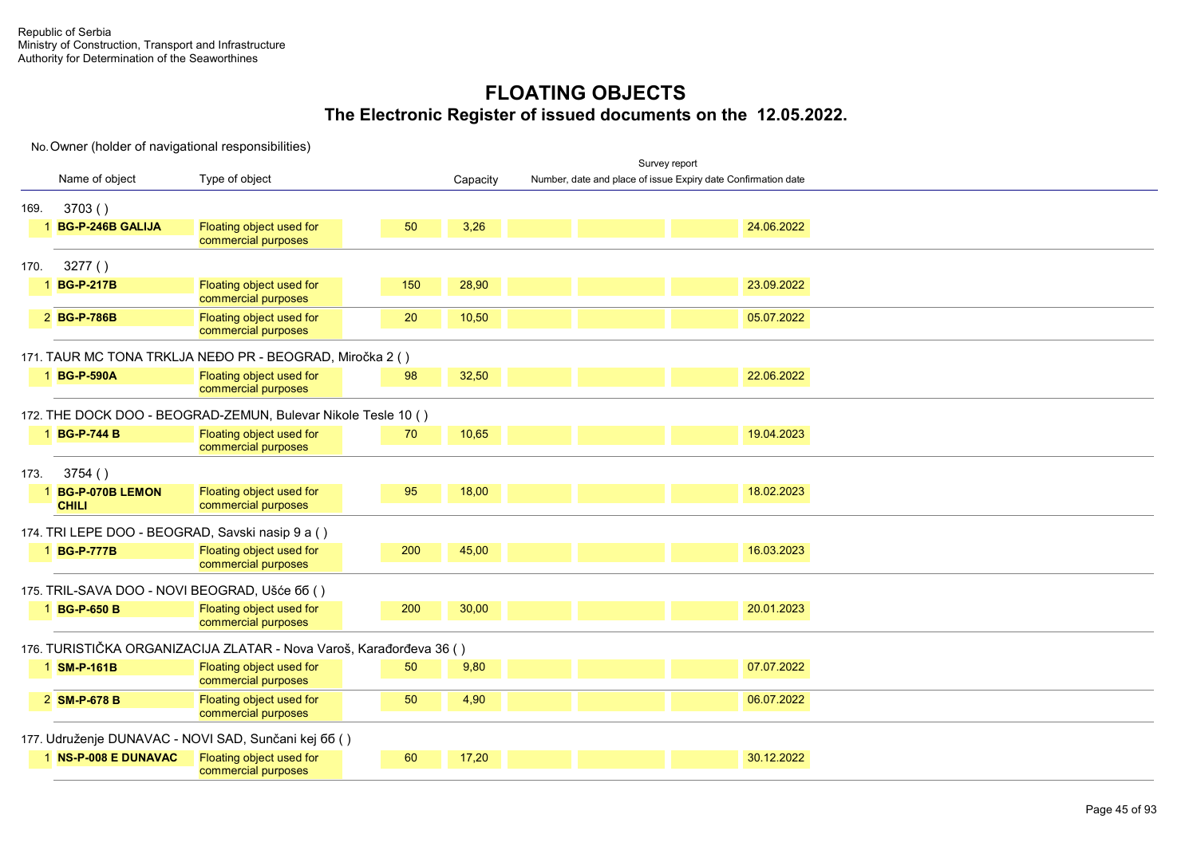Republic of Serbia
Ministry of Construction, Transport and Infrastructure
Authority for Determination of the Seaworthines

# FLOATING OBJECTS
## The Electronic Register of issued documents on the 12.05.2022.

No. Owner (holder of navigational responsibilities)

| | Name of object | Type of object | | Capacity | Survey report: Number, date and place of issue | Expiry date | Confirmation date | |
|---|---|---|---|---|---|---|---|---|
| **169.** | **3703 ( )** | | | | | | | |
| 1 | **BG-P-246B GALIJA** | Floating object used for commercial purposes | 50 | 3,26 | | | | 24.06.2022 |
| **170.** | **3277 ( )** | | | | | | | |
| 1 | **BG-P-217B** | Floating object used for commercial purposes | 150 | 28,90 | | | | 23.09.2022 |
| 2 | **BG-P-786B** | Floating object used for commercial purposes | 20 | 10,50 | | | | 05.07.2022 |
| **171.** | **TAUR MC TONA TRKLJA NEĐO PR - BEOGRAD, Miročka 2 ( )** | | | | | | | |
| 1 | **BG-P-590A** | Floating object used for commercial purposes | 98 | 32,50 | | | | 22.06.2022 |
| **172.** | **THE DOCK DOO - BEOGRAD-ZEMUN, Bulevar Nikole Tesle 10 ( )** | | | | | | | |
| 1 | **BG-P-744 B** | Floating object used for commercial purposes | 70 | 10,65 | | | | 19.04.2023 |
| **173.** | **3754 ( )** | | | | | | | |
| 1 | **BG-P-070B LEMON CHILI** | Floating object used for commercial purposes | 95 | 18,00 | | | | 18.02.2023 |
| **174.** | **TRI LEPE DOO - BEOGRAD, Savski nasip 9 a ( )** | | | | | | | |
| 1 | **BG-P-777B** | Floating object used for commercial purposes | 200 | 45,00 | | | | 16.03.2023 |
| **175.** | **TRIL-SAVA DOO - NOVI BEOGRAD, Ušće бб ( )** | | | | | | | |
| 1 | **BG-P-650 B** | Floating object used for commercial purposes | 200 | 30,00 | | | | 20.01.2023 |
| **176.** | **TURISTIČKA ORGANIZACIJA ZLATAR - Nova Varoš, Karađorđeva 36 ( )** | | | | | | | |
| 1 | **SM-P-161B** | Floating object used for commercial purposes | 50 | 9,80 | | | | 07.07.2022 |
| 2 | **SM-P-678 B** | Floating object used for commercial purposes | 50 | 4,90 | | | | 06.07.2022 |
| **177.** | **Udruženje DUNAVAC - NOVI SAD, Sunčani kej бб ( )** | | | | | | | |
| 1 | **NS-P-008 E DUNAVAC** | Floating object used for commercial purposes | 60 | 17,20 | | | | 30.12.2022 |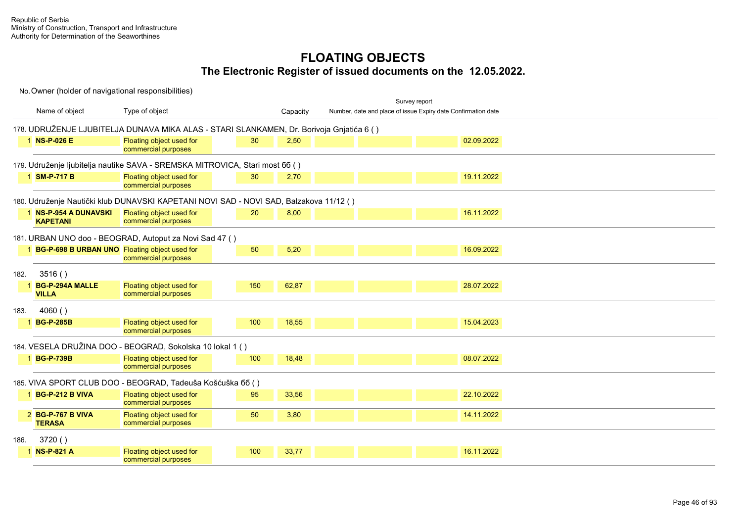Republic of Serbia
Ministry of Construction, Transport and Infrastructure
Authority for Determination of the Seaworthines

# FLOATING OBJECTS

## The Electronic Register of issued documents on the 12.05.2022.

No. Owner (holder of navigational responsibilities)

| | Name of object | Type of object | | Capacity | Survey report: Number, date and place of issue | Expiry date | Confirmation date |
|---|---|---|---|---|---|---|---|
| **178. UDRUŽENJE LJUBITELJA DUNAVA MIKA ALAS - STARI SLANKAMEN, Dr. Borivoja Gnjatića 6 ( )** | | | | | | | |
| 1 | **NS-P-026 E** | Floating object used for commercial purposes | 30 | 2,50 | | | 02.09.2022 |
| **179. Udruženje ljubitelja nautike SAVA - SREMSKA MITROVICA, Stari most 6б ( )** | | | | | | | |
| 1 | **SM-P-717 B** | Floating object used for commercial purposes | 30 | 2,70 | | | 19.11.2022 |
| **180. Udruženje Nautički klub DUNAVSKI KAPETANI NOVI SAD - NOVI SAD, Balzakova 11/12 ( )** | | | | | | | |
| 1 | **NS-P-954 A DUNAVSKI KAPETANI** | Floating object used for commercial purposes | 20 | 8,00 | | | 16.11.2022 |
| **181. URBAN UNO doo - BEOGRAD, Autoput za Novi Sad 47 ( )** | | | | | | | |
| 1 | **BG-P-698 B URBAN UNO** | Floating object used for commercial purposes | 50 | 5,20 | | | 16.09.2022 |
| **182. 3516 ( )** | | | | | | | |
| 1 | **BG-P-294A MALLE VILLA** | Floating object used for commercial purposes | 150 | 62,87 | | | 28.07.2022 |
| **183. 4060 ( )** | | | | | | | |
| 1 | **BG-P-285B** | Floating object used for commercial purposes | 100 | 18,55 | | | 15.04.2023 |
| **184. VESELA DRUŽINA DOO - BEOGRAD, Sokolska 10 lokal 1 ( )** | | | | | | | |
| 1 | **BG-P-739B** | Floating object used for commercial purposes | 100 | 18,48 | | | 08.07.2022 |
| **185. VIVA SPORT CLUB DOO - BEOGRAD, Tadeuša Košćuška 6б ( )** | | | | | | | |
| 1 | **BG-P-212 B VIVA** | Floating object used for commercial purposes | 95 | 33,56 | | | 22.10.2022 |
| 2 | **BG-P-767 B VIVA TERASA** | Floating object used for commercial purposes | 50 | 3,80 | | | 14.11.2022 |
| **186. 3720 ( )** | | | | | | | |
| 1 | **NS-P-821 A** | Floating object used for commercial purposes | 100 | 33,77 | | | 16.11.2022 |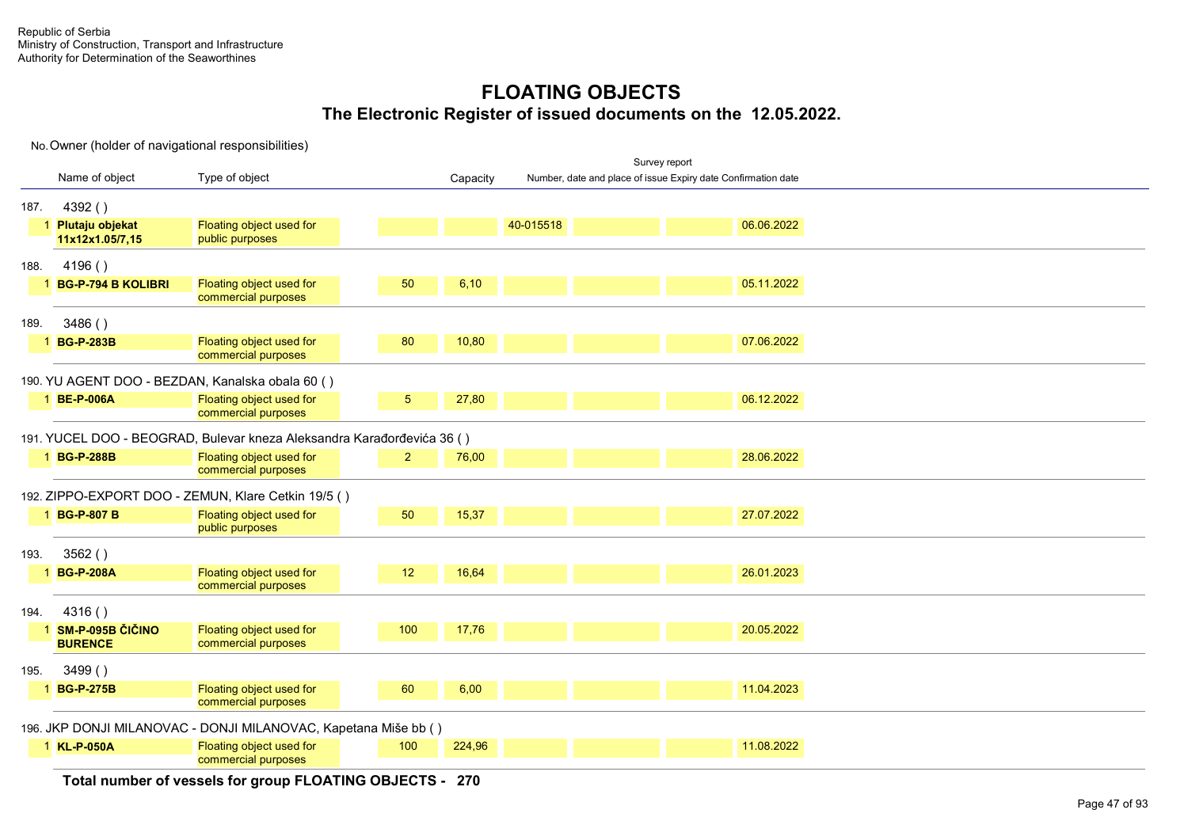Republic of Serbia
Ministry of Construction, Transport and Infrastructure
Authority for Determination of the Seaworthines

# FLOATING OBJECTS

## The Electronic Register of issued documents on the 12.05.2022.

No. Owner (holder of navigational responsibilities)

| | Name of object | Type of object | | Capacity | Survey report Number, date and place of issue | | Expiry date | Confirmation date |
|---|---|---|---|---|---|---|---|---|
| **187. 4392 ( )** | | | | | | | | |
| 1 | **Plutaju objekat 11x12x1.05/7,15** | Floating object used for public purposes | | | 40-015518 | | | 06.06.2022 |
| **188. 4196 ( )** | | | | | | | | |
| 1 | **BG-P-794 B KOLIBRI** | Floating object used for commercial purposes | 50 | 6,10 | | | | 05.11.2022 |
| **189. 3486 ( )** | | | | | | | | |
| 1 | **BG-P-283B** | Floating object used for commercial purposes | 80 | 10,80 | | | | 07.06.2022 |
| **190. YU AGENT DOO - BEZDAN, Kanalska obala 60 ( )** | | | | | | | | |
| 1 | **BE-P-006A** | Floating object used for commercial purposes | 5 | 27,80 | | | | 06.12.2022 |
| **191. YUCEL DOO - BEOGRAD, Bulevar kneza Aleksandra Karađorđevića 36 ( )** | | | | | | | | |
| 1 | **BG-P-288B** | Floating object used for commercial purposes | 2 | 76,00 | | | | 28.06.2022 |
| **192. ZIPPO-EXPORT DOO - ZEMUN, Klare Cetkin 19/5 ( )** | | | | | | | | |
| 1 | **BG-P-807 B** | Floating object used for public purposes | 50 | 15,37 | | | | 27.07.2022 |
| **193. 3562 ( )** | | | | | | | | |
| 1 | **BG-P-208A** | Floating object used for commercial purposes | 12 | 16,64 | | | | 26.01.2023 |
| **194. 4316 ( )** | | | | | | | | |
| 1 | **SM-P-095B ČIČINO BURENCE** | Floating object used for commercial purposes | 100 | 17,76 | | | | 20.05.2022 |
| **195. 3499 ( )** | | | | | | | | |
| 1 | **BG-P-275B** | Floating object used for commercial purposes | 60 | 6,00 | | | | 11.04.2023 |
| **196. JKP DONJI MILANOVAC - DONJI MILANOVAC, Kapetana Miše bb ( )** | | | | | | | | |
| 1 | **KL-P-050A** | Floating object used for commercial purposes | 100 | 224,96 | | | | 11.08.2022 |

**Total number of vessels for group FLOATING OBJECTS - 270**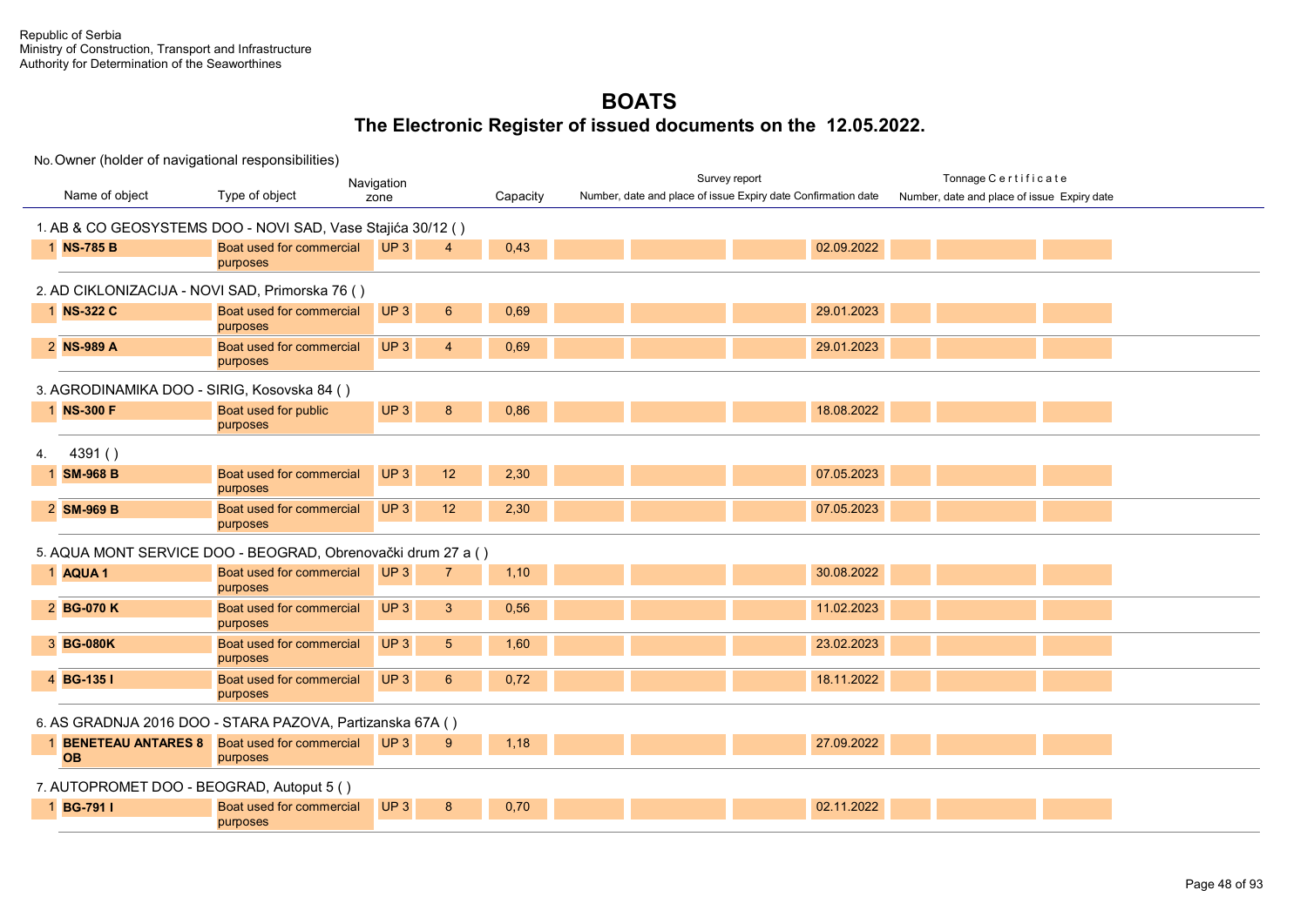Republic of Serbia
Ministry of Construction, Transport and Infrastructure
Authority for Determination of the Seaworthines

# BOATS

## The Electronic Register of issued documents on the 12.05.2022.

No. Owner (holder of navigational responsibilities)

| No. | Name of object | Type of object | Navigation zone | | Capacity | Survey report: Number, date and place of issue | | Expiry date | Confirmation date | Tonnage Certificate: Number, date and place of issue | | Expiry date |
|---|---|---|---|---|---|---|---|---|---|---|---|---|
| **1. AB & CO GEOSYSTEMS DOO - NOVI SAD, Vase Stajića 30/12 ( )** | | | | | | | | | | | | |
| 1 | **NS-785 B** | Boat used for commercial purposes | UP 3 | 4 | 0,43 | | | | 02.09.2022 | | | |
| **2. AD CIKLONIZACIJA - NOVI SAD, Primorska 76 ( )** | | | | | | | | | | | | |
| 1 | **NS-322 C** | Boat used for commercial purposes | UP 3 | 6 | 0,69 | | | | 29.01.2023 | | | |
| 2 | **NS-989 A** | Boat used for commercial purposes | UP 3 | 4 | 0,69 | | | | 29.01.2023 | | | |
| **3. AGRODINAMIKA DOO - SIRIG, Kosovska 84 ( )** | | | | | | | | | | | | |
| 1 | **NS-300 F** | Boat used for public purposes | UP 3 | 8 | 0,86 | | | | 18.08.2022 | | | |
| **4. 4391 ( )** | | | | | | | | | | | | |
| 1 | **SM-968 B** | Boat used for commercial purposes | UP 3 | 12 | 2,30 | | | | 07.05.2023 | | | |
| 2 | **SM-969 B** | Boat used for commercial purposes | UP 3 | 12 | 2,30 | | | | 07.05.2023 | | | |
| **5. AQUA MONT SERVICE DOO - BEOGRAD, Obrenovački drum 27 a ( )** | | | | | | | | | | | | |
| 1 | **AQUA 1** | Boat used for commercial purposes | UP 3 | 7 | 1,10 | | | | 30.08.2022 | | | |
| 2 | **BG-070 K** | Boat used for commercial purposes | UP 3 | 3 | 0,56 | | | | 11.02.2023 | | | |
| 3 | **BG-080K** | Boat used for commercial purposes | UP 3 | 5 | 1,60 | | | | 23.02.2023 | | | |
| 4 | **BG-135 I** | Boat used for commercial purposes | UP 3 | 6 | 0,72 | | | | 18.11.2022 | | | |
| **6. AS GRADNJA 2016 DOO - STARA PAZOVA, Partizanska 67A ( )** | | | | | | | | | | | | |
| 1 | **BENETEAU ANTARES 8 OB** | Boat used for commercial purposes | UP 3 | 9 | 1,18 | | | | 27.09.2022 | | | |
| **7. AUTOPROMET DOO - BEOGRAD, Autoput 5 ( )** | | | | | | | | | | | | |
| 1 | **BG-791 I** | Boat used for commercial purposes | UP 3 | 8 | 0,70 | | | | 02.11.2022 | | | |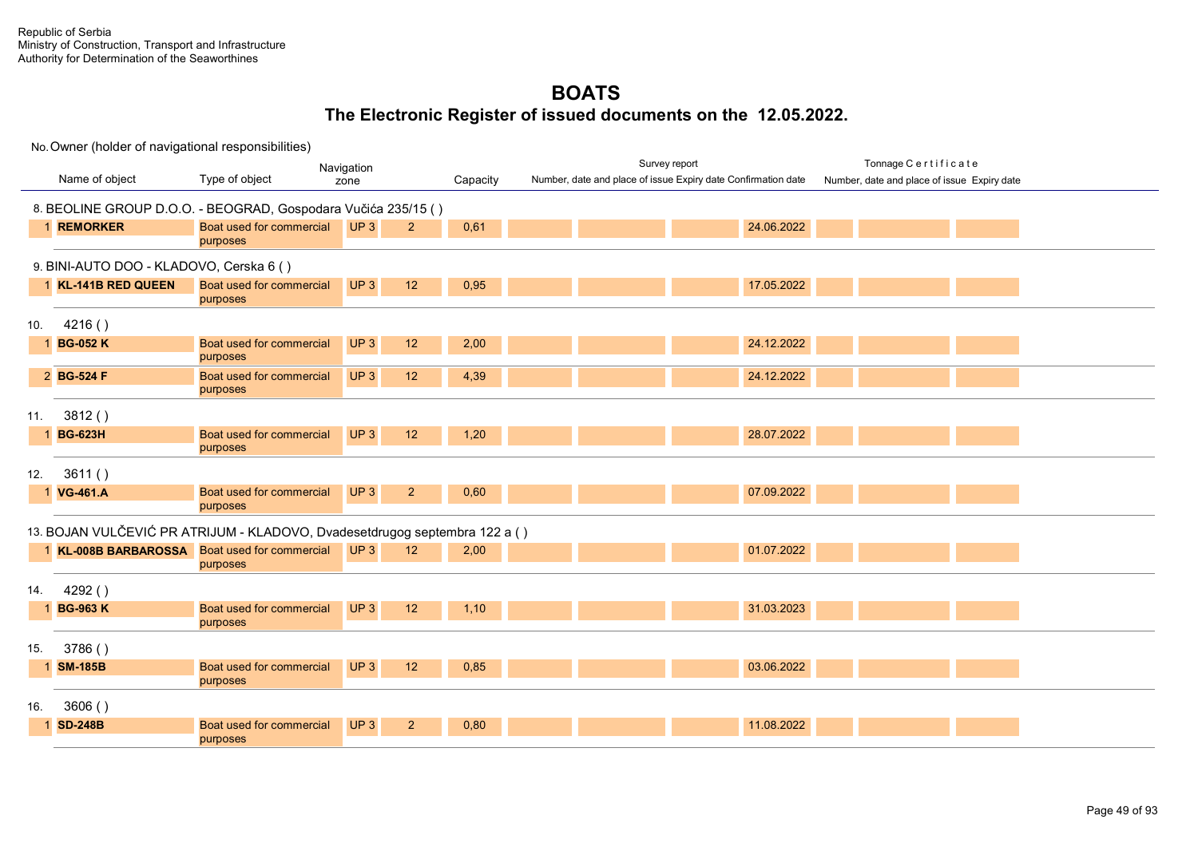Republic of Serbia
Ministry of Construction, Transport and Infrastructure
Authority for Determination of the Seaworthines

# BOATS

## The Electronic Register of issued documents on the 12.05.2022.

No. Owner (holder of navigational responsibilities)

| | Name of object | Type of object | Navigation zone | | Capacity | Survey report Number, date and place of issue | | | Expiry date | Confirmation date | Tonnage Certificate Number, date and place of issue | Expiry date |
|---|---|---|---|---|---|---|---|---|---|---|---|---|
| **8. BEOLINE GROUP D.O.O. - BEOGRAD, Gospodara Vučića 235/15 ( )** | | | | | | | | | | | | |
| 1 | **REMORKER** | Boat used for commercial purposes | UP 3 | 2 | 0,61 | | | | 24.06.2022 | | | |
| **9. BINI-AUTO DOO - KLADOVO, Cerska 6 ( )** | | | | | | | | | | | | |
| 1 | **KL-141B RED QUEEN** | Boat used for commercial purposes | UP 3 | 12 | 0,95 | | | | 17.05.2022 | | | |
| **10. 4216 ( )** | | | | | | | | | | | | |
| 1 | **BG-052 K** | Boat used for commercial purposes | UP 3 | 12 | 2,00 | | | | 24.12.2022 | | | |
| 2 | **BG-524 F** | Boat used for commercial purposes | UP 3 | 12 | 4,39 | | | | 24.12.2022 | | | |
| **11. 3812 ( )** | | | | | | | | | | | | |
| 1 | **BG-623H** | Boat used for commercial purposes | UP 3 | 12 | 1,20 | | | | 28.07.2022 | | | |
| **12. 3611 ( )** | | | | | | | | | | | | |
| 1 | **VG-461.A** | Boat used for commercial purposes | UP 3 | 2 | 0,60 | | | | 07.09.2022 | | | |
| **13. BOJAN VULČEVIĆ PR ATRIJUM - KLADOVO, Dvadesetdrugog septembra 122 a ( )** | | | | | | | | | | | | |
| 1 | **KL-008B BARBAROSSA** | Boat used for commercial purposes | UP 3 | 12 | 2,00 | | | | 01.07.2022 | | | |
| **14. 4292 ( )** | | | | | | | | | | | | |
| 1 | **BG-963 K** | Boat used for commercial purposes | UP 3 | 12 | 1,10 | | | | 31.03.2023 | | | |
| **15. 3786 ( )** | | | | | | | | | | | | |
| 1 | **SM-185B** | Boat used for commercial purposes | UP 3 | 12 | 0,85 | | | | 03.06.2022 | | | |
| **16. 3606 ( )** | | | | | | | | | | | | |
| 1 | **SD-248B** | Boat used for commercial purposes | UP 3 | 2 | 0,80 | | | | 11.08.2022 | | | |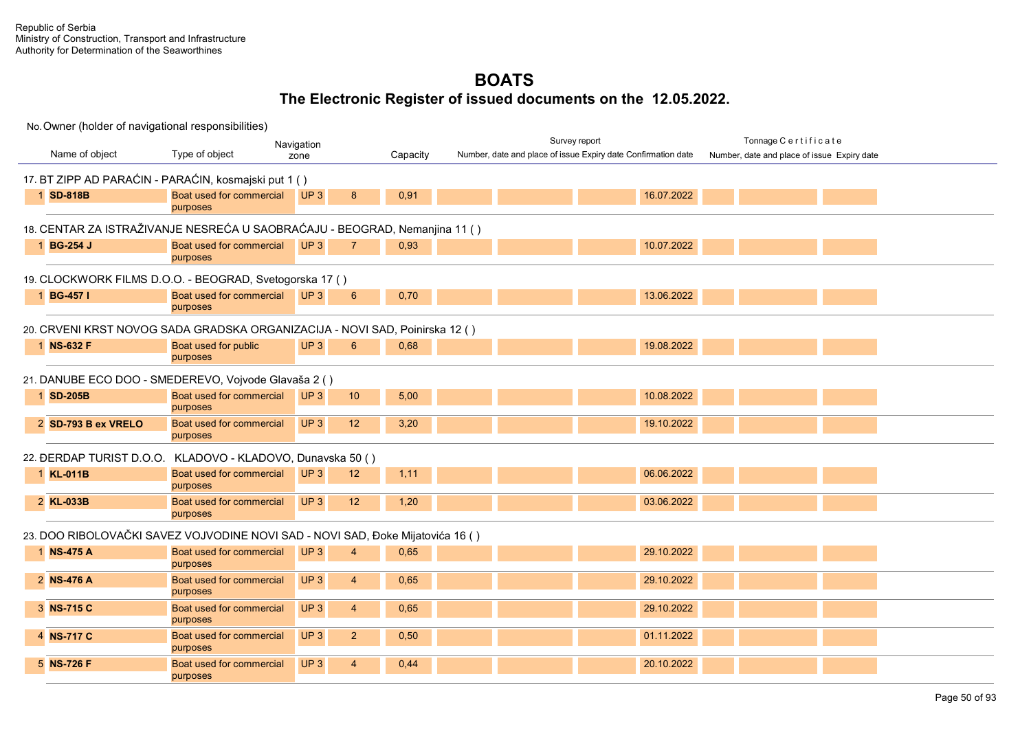Republic of Serbia
Ministry of Construction, Transport and Infrastructure
Authority for Determination of the Seaworthines

# BOATS

## The Electronic Register of issued documents on the 12.05.2022.

| No. | Name of object | Type of object | Navigation zone | | Capacity | Survey report Number | Date | Place of issue | Expiry date | Confirmation date | Tonnage Certificate Number, date and place of issue | Expiry date |
|---|---|---|---|---|---|---|---|---|---|---|---|---|
| **17. BT ZIPP AD PARAĆIN - PARAĆIN, kosmajski put 1 ( )** | | | | | | | | | | | | |
| 1 | **SD-818B** | Boat used for commercial purposes | UP 3 | 8 | 0,91 | | | | 16.07.2022 | | | |
| **18. CENTAR ZA ISTRAŽIVANJE NESREĆA U SAOBRAĆAJU - BEOGRAD, Nemanjina 11 ( )** | | | | | | | | | | | | |
| 1 | **BG-254 J** | Boat used for commercial purposes | UP 3 | 7 | 0,93 | | | | 10.07.2022 | | | |
| **19. CLOCKWORK FILMS D.O.O. - BEOGRAD, Svetogorska 17 ( )** | | | | | | | | | | | | |
| 1 | **BG-457 I** | Boat used for commercial purposes | UP 3 | 6 | 0,70 | | | | 13.06.2022 | | | |
| **20. CRVENI KRST NOVOG SADA GRADSKA ORGANIZACIJA - NOVI SAD, Poinirska 12 ( )** | | | | | | | | | | | | |
| 1 | **NS-632 F** | Boat used for public purposes | UP 3 | 6 | 0,68 | | | | 19.08.2022 | | | |
| **21. DANUBE ECO DOO - SMEDEREVO, Vojvode Glavaša 2 ( )** | | | | | | | | | | | | |
| 1 | **SD-205B** | Boat used for commercial purposes | UP 3 | 10 | 5,00 | | | | 10.08.2022 | | | |
| 2 | **SD-793 B ex VRELO** | Boat used for commercial purposes | UP 3 | 12 | 3,20 | | | | 19.10.2022 | | | |
| **22. ĐERDAP TURIST D.O.O. KLADOVO - KLADOVO, Dunavska 50 ( )** | | | | | | | | | | | | |
| 1 | **KL-011B** | Boat used for commercial purposes | UP 3 | 12 | 1,11 | | | | 06.06.2022 | | | |
| 2 | **KL-033B** | Boat used for commercial purposes | UP 3 | 12 | 1,20 | | | | 03.06.2022 | | | |
| **23. DOO RIBOLOVAČKI SAVEZ VOJVODINE NOVI SAD - NOVI SAD, Đoke Mijatovića 16 ( )** | | | | | | | | | | | | |
| 1 | **NS-475 A** | Boat used for commercial purposes | UP 3 | 4 | 0,65 | | | | 29.10.2022 | | | |
| 2 | **NS-476 A** | Boat used for commercial purposes | UP 3 | 4 | 0,65 | | | | 29.10.2022 | | | |
| 3 | **NS-715 C** | Boat used for commercial purposes | UP 3 | 4 | 0,65 | | | | 29.10.2022 | | | |
| 4 | **NS-717 C** | Boat used for commercial purposes | UP 3 | 2 | 0,50 | | | | 01.11.2022 | | | |
| 5 | **NS-726 F** | Boat used for commercial purposes | UP 3 | 4 | 0,44 | | | | 20.10.2022 | | | |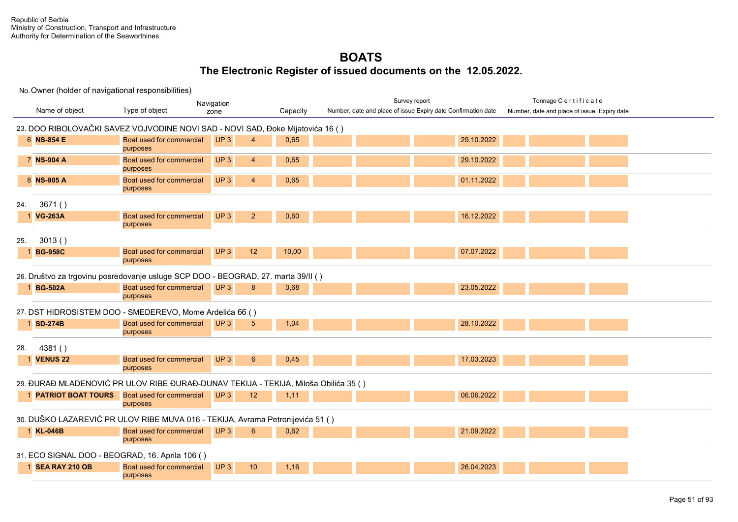Republic of Serbia
Ministry of Construction, Transport and Infrastructure
Authority for Determination of the Seaworthines

# BOATS

## The Electronic Register of issued documents on the 12.05.2022.

No. Owner (holder of navigational responsibilities)

| | Name of object | Type of object | Navigation zone | | Capacity | Survey report Number, date and place of issue | | Expiry date | Confirmation date | Tonnage Certificate Number, date and place of issue | | Expiry date |
|---|---|---|---|---|---|---|---|---|---|---|---|---|
| **23. DOO RIBOLOVAČKI SAVEZ VOJVODINE NOVI SAD - NOVI SAD, Đoke Mijatovića 16 ( )** | | | | | | | | | | | | |
| 6 | **NS-854 E** | Boat used for commercial purposes | UP 3 | 4 | 0,65 | | | | 29.10.2022 | | | |
| 7 | **NS-904 A** | Boat used for commercial purposes | UP 3 | 4 | 0,65 | | | | 29.10.2022 | | | |
| 8 | **NS-905 A** | Boat used for commercial purposes | UP 3 | 4 | 0,65 | | | | 01.11.2022 | | | |
| **24. 3671 ( )** | | | | | | | | | | | | |
| 1 | **VG-263A** | Boat used for commercial purposes | UP 3 | 2 | 0,60 | | | | 16.12.2022 | | | |
| **25. 3013 ( )** | | | | | | | | | | | | |
| 1 | **BG-958C** | Boat used for commercial purposes | UP 3 | 12 | 10,00 | | | | 07.07.2022 | | | |
| **26. Društvo za trgovinu posredovanje usluge SCP DOO - BEOGRAD, 27. marta 39/II ( )** | | | | | | | | | | | | |
| 1 | **BG-502A** | Boat used for commercial purposes | UP 3 | 8 | 0,68 | | | | 23.05.2022 | | | |
| **27. DST HIDROSISTEM DOO - SMEDEREVO, Mome Ardelića 6б ( )** | | | | | | | | | | | | |
| 1 | **SD-274B** | Boat used for commercial purposes | UP 3 | 5 | 1,04 | | | | 28.10.2022 | | | |
| **28. 4381 ( )** | | | | | | | | | | | | |
| 1 | **VENUS 22** | Boat used for commercial purposes | UP 3 | 6 | 0,45 | | | | 17.03.2023 | | | |
| **29. ĐURAĐ MLADENOVIĆ PR ULOV RIBE ĐURAĐ-DUNAV TEKIJA - TEKIJA, Miloša Obilića 35 ( )** | | | | | | | | | | | | |
| 1 | **PATRIOT BOAT TOURS** | Boat used for commercial purposes | UP 3 | 12 | 1,11 | | | | 06.06.2022 | | | |
| **30. DUŠKO LAZAREVIĆ PR ULOV RIBE MUVA 016 - TEKIJA, Avrama Petronijevića 51 ( )** | | | | | | | | | | | | |
| 1 | **KL-046B** | Boat used for commercial purposes | UP 3 | 6 | 0,62 | | | | 21.09.2022 | | | |
| **31. ECO SIGNAL DOO - BEOGRAD, 16. Aprila 106 ( )** | | | | | | | | | | | | |
| 1 | **SEA RAY 210 OB** | Boat used for commercial purposes | UP 3 | 10 | 1,16 | | | | 26.04.2023 | | | |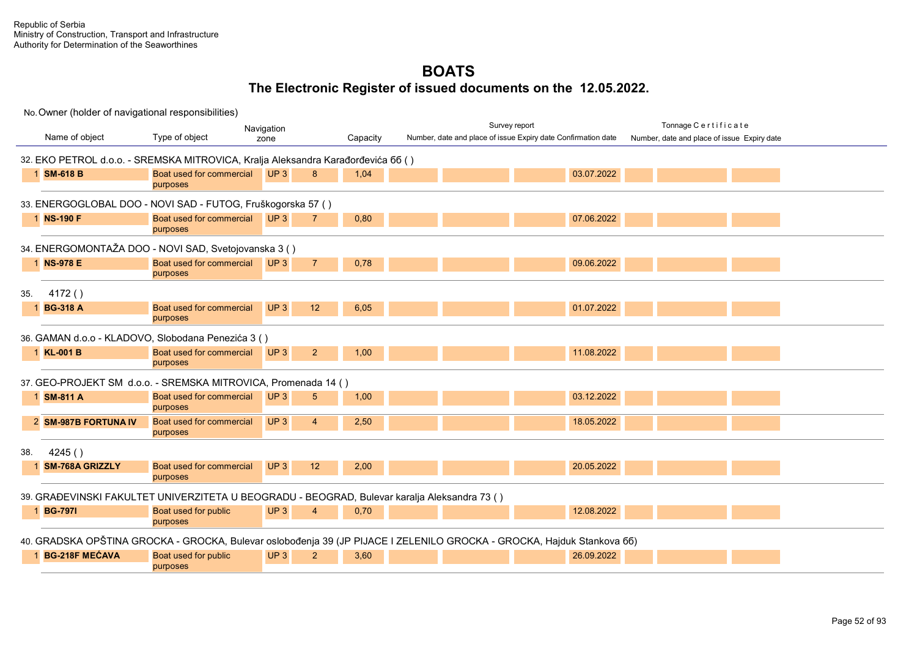Republic of Serbia
Ministry of Construction, Transport and Infrastructure
Authority for Determination of the Seaworthines

# BOATS

## The Electronic Register of issued documents on the 12.05.2022.

No. Owner (holder of navigational responsibilities)

| | Name of object | Type of object | Navigation zone | | Capacity | Survey report Number, date and place of issue | | Expiry date | Confirmation date | Tonnage Certificate Number, date and place of issue | | Expiry date |
|---|---|---|---|---|---|---|---|---|---|---|---|---|
| **32. EKO PETROL d.o.o. - SREMSKA MITROVICA, Kralja Aleksandra Karađorđevića 6б ( )** | | | | | | | | | | | | |
| 1 | **SM-618 B** | Boat used for commercial purposes | UP 3 | 8 | 1,04 | | | | 03.07.2022 | | | |
| **33. ENERGOGLOBAL DOO - NOVI SAD - FUTOG, Fruškogorska 57 ( )** | | | | | | | | | | | | |
| 1 | **NS-190 F** | Boat used for commercial purposes | UP 3 | 7 | 0,80 | | | | 07.06.2022 | | | |
| **34. ENERGOMONTAŽA DOO - NOVI SAD, Svetojovanska 3 ( )** | | | | | | | | | | | | |
| 1 | **NS-978 E** | Boat used for commercial purposes | UP 3 | 7 | 0,78 | | | | 09.06.2022 | | | |
| **35. 4172 ( )** | | | | | | | | | | | | |
| 1 | **BG-318 A** | Boat used for commercial purposes | UP 3 | 12 | 6,05 | | | | 01.07.2022 | | | |
| **36. GAMAN d.o.o - KLADOVO, Slobodana Penezića 3 ( )** | | | | | | | | | | | | |
| 1 | **KL-001 B** | Boat used for commercial purposes | UP 3 | 2 | 1,00 | | | | 11.08.2022 | | | |
| **37. GEO-PROJEKT SM d.o.o. - SREMSKA MITROVICA, Promenada 14 ( )** | | | | | | | | | | | | |
| 1 | **SM-811 A** | Boat used for commercial purposes | UP 3 | 5 | 1,00 | | | | 03.12.2022 | | | |
| 2 | **SM-987B FORTUNA IV** | Boat used for commercial purposes | UP 3 | 4 | 2,50 | | | | 18.05.2022 | | | |
| **38. 4245 ( )** | | | | | | | | | | | | |
| 1 | **SM-768A GRIZZLY** | Boat used for commercial purposes | UP 3 | 12 | 2,00 | | | | 20.05.2022 | | | |
| **39. GRAĐEVINSKI FAKULTET UNIVERZITETA U BEOGRADU - BEOGRAD, Bulevar karalja Aleksandra 73 ( )** | | | | | | | | | | | | |
| 1 | **BG-797I** | Boat used for public purposes | UP 3 | 4 | 0,70 | | | | 12.08.2022 | | | |
| **40. GRADSKA OPŠTINA GROCKA - GROCKA, Bulevar oslobođenja 39 (JP PIJACE I ZELENILO GROCKA - GROCKA, Hajduk Stankova 6б)** | | | | | | | | | | | | |
| 1 | **BG-218F MEĆAVA** | Boat used for public purposes | UP 3 | 2 | 3,60 | | | | 26.09.2022 | | | |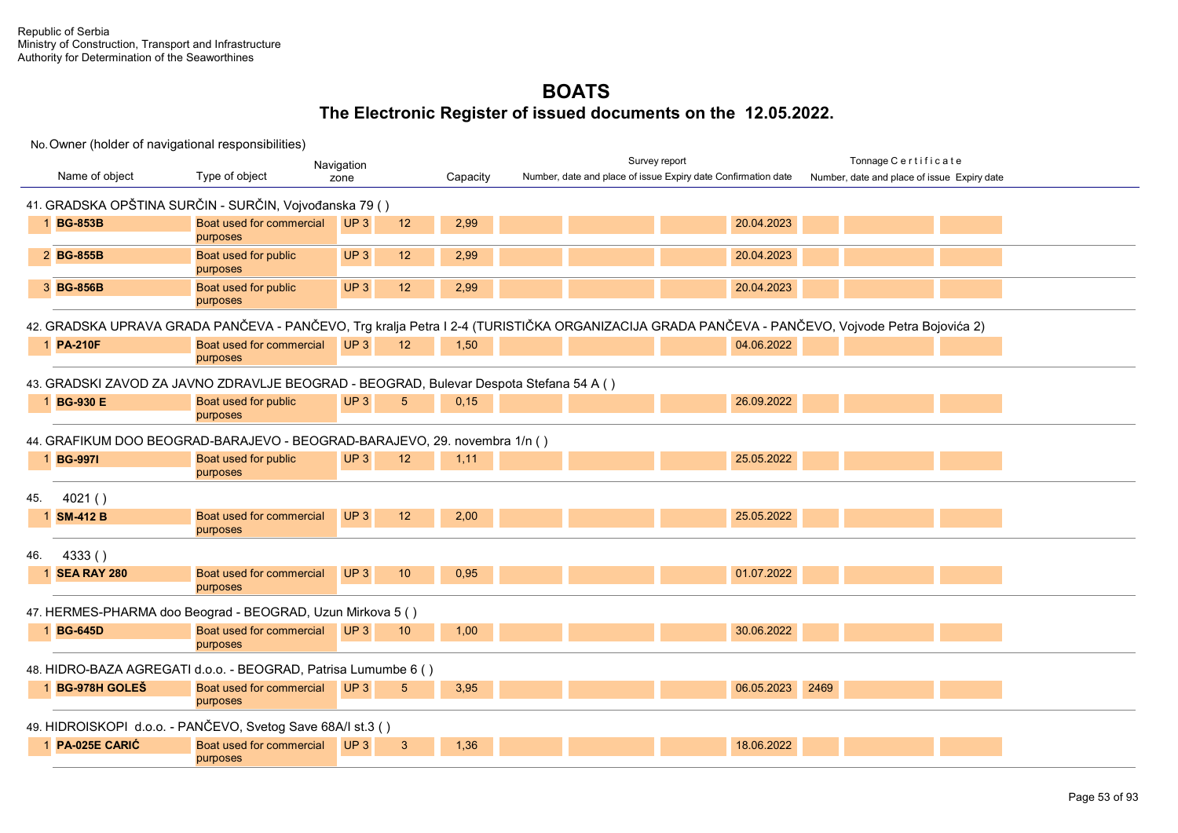Republic of Serbia
Ministry of Construction, Transport and Infrastructure
Authority for Determination of the Seaworthines

# BOATS

## The Electronic Register of issued documents on the 12.05.2022.

No. Owner (holder of navigational responsibilities)

| | Name of object | Type of object | Navigation zone | | Capacity | Survey report Number, date and place of issue | | Expiry date | Confirmation date | Tonnage Certificate Number, date and place of issue | | Expiry date |
|---|---|---|---|---|---|---|---|---|---|---|---|---|
| **41. GRADSKA OPŠTINA SURČIN - SURČIN, Vojvođanska 79 ( )** | | | | | | | | | | | | |
| 1 | **BG-853B** | Boat used for commercial purposes | UP 3 | 12 | 2,99 | | | | 20.04.2023 | | | |
| 2 | **BG-855B** | Boat used for public purposes | UP 3 | 12 | 2,99 | | | | 20.04.2023 | | | |
| 3 | **BG-856B** | Boat used for public purposes | UP 3 | 12 | 2,99 | | | | 20.04.2023 | | | |
| **42. GRADSKA UPRAVA GRADA PANČEVA - PANČEVO, Trg kralja Petra I 2-4 (TURISTIČKA ORGANIZACIJA GRADA PANČEVA - PANČEVO, Vojvode Petra Bojovića 2)** | | | | | | | | | | | | |
| 1 | **PA-210F** | Boat used for commercial purposes | UP 3 | 12 | 1,50 | | | | 04.06.2022 | | | |
| **43. GRADSKI ZAVOD ZA JAVNO ZDRAVLJE BEOGRAD - BEOGRAD, Bulevar Despota Stefana 54 A ( )** | | | | | | | | | | | | |
| 1 | **BG-930 E** | Boat used for public purposes | UP 3 | 5 | 0,15 | | | | 26.09.2022 | | | |
| **44. GRAFIKUM DOO BEOGRAD-BARAJEVO - BEOGRAD-BARAJEVO, 29. novembra 1/n ( )** | | | | | | | | | | | | |
| 1 | **BG-997I** | Boat used for public purposes | UP 3 | 12 | 1,11 | | | | 25.05.2022 | | | |
| **45. 4021 ( )** | | | | | | | | | | | | |
| 1 | **SM-412 B** | Boat used for commercial purposes | UP 3 | 12 | 2,00 | | | | 25.05.2022 | | | |
| **46. 4333 ( )** | | | | | | | | | | | | |
| 1 | **SEA RAY 280** | Boat used for commercial purposes | UP 3 | 10 | 0,95 | | | | 01.07.2022 | | | |
| **47. HERMES-PHARMA doo Beograd - BEOGRAD, Uzun Mirkova 5 ( )** | | | | | | | | | | | | |
| 1 | **BG-645D** | Boat used for commercial purposes | UP 3 | 10 | 1,00 | | | | 30.06.2022 | | | |
| **48. HIDRO-BAZA AGREGATI d.o.o. - BEOGRAD, Patrisa Lumumbe 6 ( )** | | | | | | | | | | | | |
| 1 | **BG-978H GOLEŠ** | Boat used for commercial purposes | UP 3 | 5 | 3,95 | | | | 06.05.2023 | 2469 | | |
| **49. HIDROISKOPI d.o.o. - PANČEVO, Svetog Save 68A/I st.3 ( )** | | | | | | | | | | | | |
| 1 | **PA-025E CARIĆ** | Boat used for commercial purposes | UP 3 | 3 | 1,36 | | | | 18.06.2022 | | | |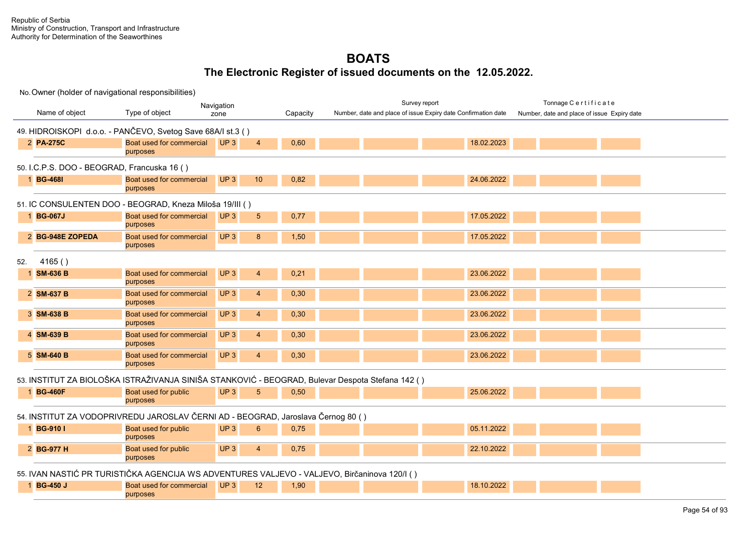Republic of Serbia
Ministry of Construction, Transport and Infrastructure
Authority for Determination of the Seaworthines

# BOATS

## The Electronic Register of issued documents on the 12.05.2022.

No. Owner (holder of navigational responsibilities)

| | Name of object | Type of object | Navigation zone | | Capacity | Survey report Number, date and place of issue | | | Expiry date | Confirmation date | Tonnage Certificate Number, date and place of issue | Expiry date |
|---|---|---|---|---|---|---|---|---|---|---|---|---|
| **49. HIDROISKOPI d.o.o. - PANČEVO, Svetog Save 68A/I st.3 ( )** | | | | | | | | | | | | |
| 2 | **PA-275C** | Boat used for commercial purposes | UP 3 | 4 | 0,60 | | | | 18.02.2023 | | | |
| **50. I.C.P.S. DOO - BEOGRAD, Francuska 16 ( )** | | | | | | | | | | | | |
| 1 | **BG-468I** | Boat used for commercial purposes | UP 3 | 10 | 0,82 | | | | 24.06.2022 | | | |
| **51. IC CONSULENTEN DOO - BEOGRAD, Kneza Miloša 19/III ( )** | | | | | | | | | | | | |
| 1 | **BG-067J** | Boat used for commercial purposes | UP 3 | 5 | 0,77 | | | | 17.05.2022 | | | |
| 2 | **BG-948E ZOPEDA** | Boat used for commercial purposes | UP 3 | 8 | 1,50 | | | | 17.05.2022 | | | |
| **52. 4165 ( )** | | | | | | | | | | | | |
| 1 | **SM-636 B** | Boat used for commercial purposes | UP 3 | 4 | 0,21 | | | | 23.06.2022 | | | |
| 2 | **SM-637 B** | Boat used for commercial purposes | UP 3 | 4 | 0,30 | | | | 23.06.2022 | | | |
| 3 | **SM-638 B** | Boat used for commercial purposes | UP 3 | 4 | 0,30 | | | | 23.06.2022 | | | |
| 4 | **SM-639 B** | Boat used for commercial purposes | UP 3 | 4 | 0,30 | | | | 23.06.2022 | | | |
| 5 | **SM-640 B** | Boat used for commercial purposes | UP 3 | 4 | 0,30 | | | | 23.06.2022 | | | |
| **53. INSTITUT ZA BIOLOŠKA ISTRAŽIVANJA SINIŠA STANKOVIĆ - BEOGRAD, Bulevar Despota Stefana 142 ( )** | | | | | | | | | | | | |
| 1 | **BG-460F** | Boat used for public purposes | UP 3 | 5 | 0,50 | | | | 25.06.2022 | | | |
| **54. INSTITUT ZA VODOPRIVREDU JAROSLAV ČERNI AD - BEOGRAD, Jaroslava Černog 80 ( )** | | | | | | | | | | | | |
| 1 | **BG-910 I** | Boat used for public purposes | UP 3 | 6 | 0,75 | | | | 05.11.2022 | | | |
| 2 | **BG-977 H** | Boat used for public purposes | UP 3 | 4 | 0,75 | | | | 22.10.2022 | | | |
| **55. IVAN NASTIĆ PR TURISTIČKA AGENCIJA WS ADVENTURES VALJEVO - VALJEVO, Birčaninova 120/I ( )** | | | | | | | | | | | | |
| 1 | **BG-450 J** | Boat used for commercial purposes | UP 3 | 12 | 1,90 | | | | 18.10.2022 | | | |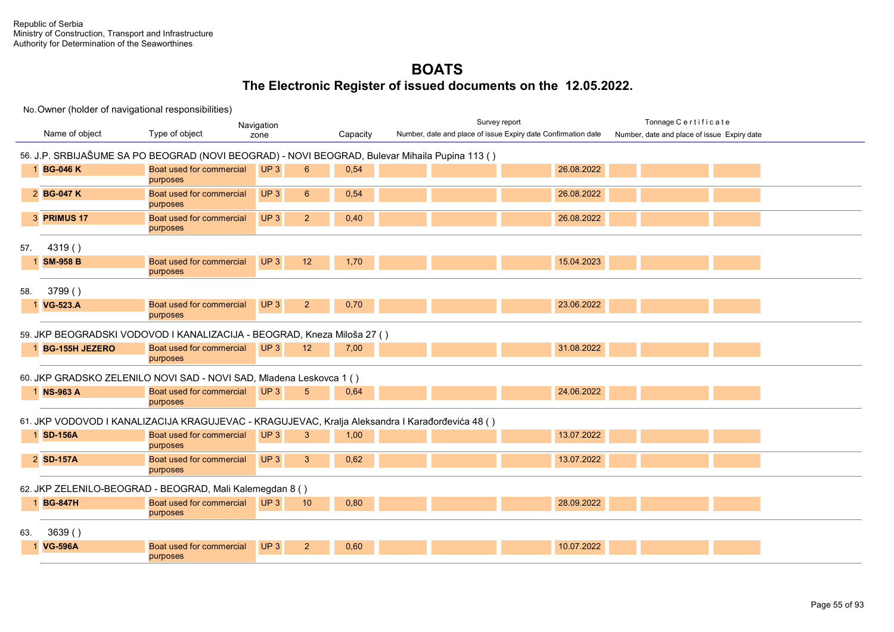Republic of Serbia
Ministry of Construction, Transport and Infrastructure
Authority for Determination of the Seaworthines

# BOATS

## The Electronic Register of issued documents on the 12.05.2022.

| No. | Owner (holder of navigational responsibilities) / Name of object | Type of object | Navigation zone | | Capacity | Survey report: Number, date and place of issue | | | Expiry date / Confirmation date | Tonnage Certificate: Number, date and place of issue | | Expiry date |
|---|---|---|---|---|---|---|---|---|---|---|---|---|
| 56. | J.P. SRBIJAŠUME SA PO BEOGRAD (NOVI BEOGRAD) - NOVI BEOGRAD, Bulevar Mihaila Pupina 113 ( ) | | | | | | | | | | | |
| 1 | **BG-046 K** | Boat used for commercial purposes | UP 3 | 6 | 0,54 | | | | 26.08.2022 | | | |
| 2 | **BG-047 K** | Boat used for commercial purposes | UP 3 | 6 | 0,54 | | | | 26.08.2022 | | | |
| 3 | **PRIMUS 17** | Boat used for commercial purposes | UP 3 | 2 | 0,40 | | | | 26.08.2022 | | | |
| 57. | 4319 ( ) | | | | | | | | | | | |
| 1 | **SM-958 B** | Boat used for commercial purposes | UP 3 | 12 | 1,70 | | | | 15.04.2023 | | | |
| 58. | 3799 ( ) | | | | | | | | | | | |
| 1 | **VG-523.A** | Boat used for commercial purposes | UP 3 | 2 | 0,70 | | | | 23.06.2022 | | | |
| 59. | JKP BEOGRADSKI VODOVOD I KANALIZACIJA - BEOGRAD, Kneza Miloša 27 ( ) | | | | | | | | | | | |
| 1 | **BG-155H JEZERO** | Boat used for commercial purposes | UP 3 | 12 | 7,00 | | | | 31.08.2022 | | | |
| 60. | JKP GRADSKO ZELENILO NOVI SAD - NOVI SAD, Mladena Leskovca 1 ( ) | | | | | | | | | | | |
| 1 | **NS-963 A** | Boat used for commercial purposes | UP 3 | 5 | 0,64 | | | | 24.06.2022 | | | |
| 61. | JKP VODOVOD I KANALIZACIJA KRAGUJEVAC - KRAGUJEVAC, Kralja Aleksandra I Karađorđevića 48 ( ) | | | | | | | | | | | |
| 1 | **SD-156A** | Boat used for commercial purposes | UP 3 | 3 | 1,00 | | | | 13.07.2022 | | | |
| 2 | **SD-157A** | Boat used for commercial purposes | UP 3 | 3 | 0,62 | | | | 13.07.2022 | | | |
| 62. | JKP ZELENILO-BEOGRAD - BEOGRAD, Mali Kalemegdan 8 ( ) | | | | | | | | | | | |
| 1 | **BG-847H** | Boat used for commercial purposes | UP 3 | 10 | 0,80 | | | | 28.09.2022 | | | |
| 63. | 3639 ( ) | | | | | | | | | | | |
| 1 | **VG-596A** | Boat used for commercial purposes | UP 3 | 2 | 0,60 | | | | 10.07.2022 | | | |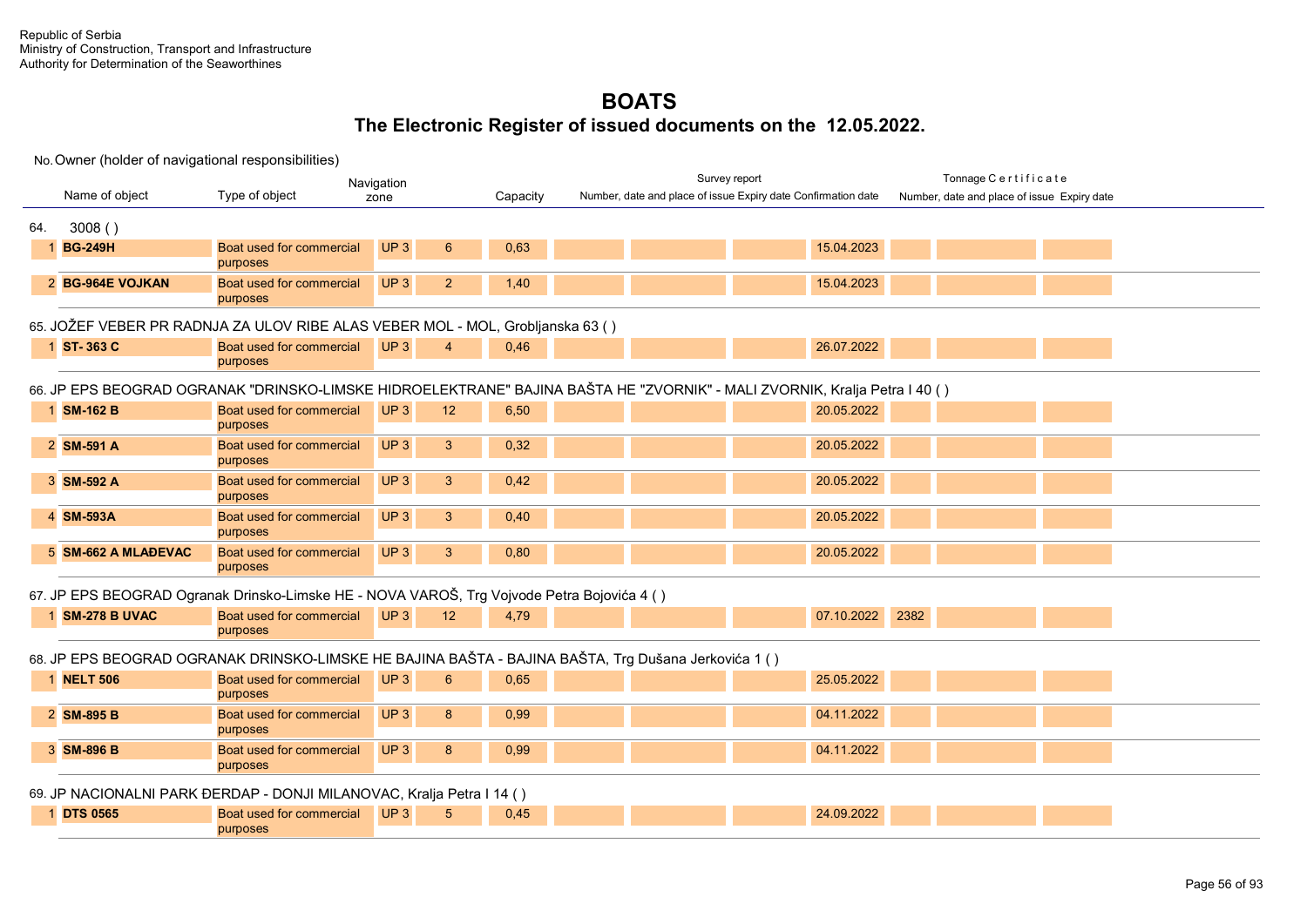Republic of Serbia
Ministry of Construction, Transport and Infrastructure
Authority for Determination of the Seaworthines

# BOATS

## The Electronic Register of issued documents on the 12.05.2022.

| No. | Name of object | Type of object | Navigation zone | | Capacity | Survey report: Number, date and place of issue | | | Survey report: Expiry date / Confirmation date | Tonnage Certificate: Number, date and place of issue | | Tonnage Certificate: Expiry date |
|---|---|---|---|---|---|---|---|---|---|---|---|---|
| **64.** | **3008 ( )** | | | | | | | | | | | |
| 1 | **BG-249H** | Boat used for commercial purposes | UP 3 | 6 | 0,63 | | | | 15.04.2023 | | | |
| 2 | **BG-964E VOJKAN** | Boat used for commercial purposes | UP 3 | 2 | 1,40 | | | | 15.04.2023 | | | |
| **65.** | **JOŽEF VEBER PR RADNJA ZA ULOV RIBE ALAS VEBER MOL - MOL, Grobljanska 63 ( )** | | | | | | | | | | | |
| 1 | **ST- 363 C** | Boat used for commercial purposes | UP 3 | 4 | 0,46 | | | | 26.07.2022 | | | |
| **66.** | **JP EPS BEOGRAD OGRANAK "DRINSKO-LIMSKE HIDROELEKTRANE" BAJINA BAŠTA HE "ZVORNIK" - MALI ZVORNIK, Kralja Petra I 40 ( )** | | | | | | | | | | | |
| 1 | **SM-162 B** | Boat used for commercial purposes | UP 3 | 12 | 6,50 | | | | 20.05.2022 | | | |
| 2 | **SM-591 A** | Boat used for commercial purposes | UP 3 | 3 | 0,32 | | | | 20.05.2022 | | | |
| 3 | **SM-592 A** | Boat used for commercial purposes | UP 3 | 3 | 0,42 | | | | 20.05.2022 | | | |
| 4 | **SM-593A** | Boat used for commercial purposes | UP 3 | 3 | 0,40 | | | | 20.05.2022 | | | |
| 5 | **SM-662 A MLAĐEVAC** | Boat used for commercial purposes | UP 3 | 3 | 0,80 | | | | 20.05.2022 | | | |
| **67.** | **JP EPS BEOGRAD Ogranak Drinsko-Limske HE - NOVA VAROŠ, Trg Vojvode Petra Bojovića 4 ( )** | | | | | | | | | | | |
| 1 | **SM-278 B UVAC** | Boat used for commercial purposes | UP 3 | 12 | 4,79 | | | | 07.10.2022 | 2382 | | |
| **68.** | **JP EPS BEOGRAD OGRANAK DRINSKO-LIMSKE HE BAJINA BAŠTA - BAJINA BAŠTA, Trg Dušana Jerkovića 1 ( )** | | | | | | | | | | | |
| 1 | **NELT 506** | Boat used for commercial purposes | UP 3 | 6 | 0,65 | | | | 25.05.2022 | | | |
| 2 | **SM-895 B** | Boat used for commercial purposes | UP 3 | 8 | 0,99 | | | | 04.11.2022 | | | |
| 3 | **SM-896 B** | Boat used for commercial purposes | UP 3 | 8 | 0,99 | | | | 04.11.2022 | | | |
| **69.** | **JP NACIONALNI PARK ĐERDAP - DONJI MILANOVAC, Kralja Petra I 14 ( )** | | | | | | | | | | | |
| 1 | **DTS 0565** | Boat used for commercial purposes | UP 3 | 5 | 0,45 | | | | 24.09.2022 | | | |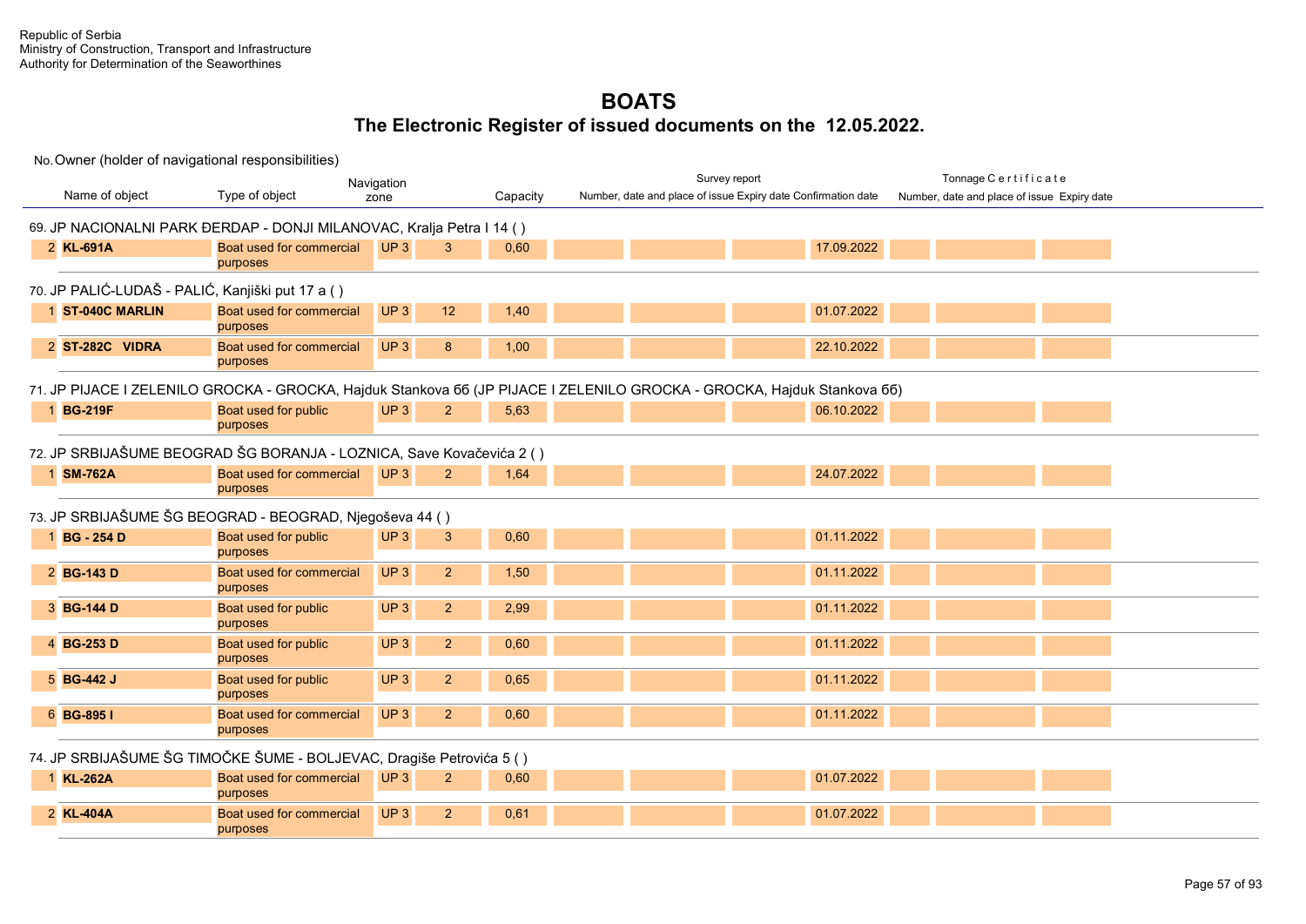Republic of Serbia
Ministry of Construction, Transport and Infrastructure
Authority for Determination of the Seaworthines

# BOATS

## The Electronic Register of issued documents on the 12.05.2022.

No. Owner (holder of navigational responsibilities)

| Name of object | Type of object | Navigation zone | | Capacity | Survey report Number, date and place of issue | | | Expiry date | Confirmation date | Tonnage Certificate Number, date and place of issue | | Expiry date |
|---|---|---|---|---|---|---|---|---|---|---|---|---|
| **69. JP NACIONALNI PARK ĐERDAP - DONJI MILANOVAC, Kralja Petra I 14 ( )** | | | | | | | | | | | | |
| 2 **KL-691A** | Boat used for commercial purposes | UP 3 | 3 | 0,60 | | | | 17.09.2022 | | | | |
| **70. JP PALIĆ-LUDAŠ - PALIĆ, Kanjiški put 17 a ( )** | | | | | | | | | | | | |
| 1 **ST-040C MARLIN** | Boat used for commercial purposes | UP 3 | 12 | 1,40 | | | | 01.07.2022 | | | | |
| 2 **ST-282C VIDRA** | Boat used for commercial purposes | UP 3 | 8 | 1,00 | | | | 22.10.2022 | | | | |
| **71. JP PIJACE I ZELENILO GROCKA - GROCKA, Hajduk Stankova 6б (JP PIJACE I ZELENILO GROCKA - GROCKA, Hajduk Stankova 6б)** | | | | | | | | | | | | |
| 1 **BG-219F** | Boat used for public purposes | UP 3 | 2 | 5,63 | | | | 06.10.2022 | | | | |
| **72. JP SRBIJAŠUME BEOGRAD ŠG BORANJA - LOZNICA, Save Kovačevića 2 ( )** | | | | | | | | | | | | |
| 1 **SM-762A** | Boat used for commercial purposes | UP 3 | 2 | 1,64 | | | | 24.07.2022 | | | | |
| **73. JP SRBIJAŠUME ŠG BEOGRAD - BEOGRAD, Njegoševa 44 ( )** | | | | | | | | | | | | |
| 1 **BG - 254 D** | Boat used for public purposes | UP 3 | 3 | 0,60 | | | | 01.11.2022 | | | | |
| 2 **BG-143 D** | Boat used for commercial purposes | UP 3 | 2 | 1,50 | | | | 01.11.2022 | | | | |
| 3 **BG-144 D** | Boat used for public purposes | UP 3 | 2 | 2,99 | | | | 01.11.2022 | | | | |
| 4 **BG-253 D** | Boat used for public purposes | UP 3 | 2 | 0,60 | | | | 01.11.2022 | | | | |
| 5 **BG-442 J** | Boat used for public purposes | UP 3 | 2 | 0,65 | | | | 01.11.2022 | | | | |
| 6 **BG-895 I** | Boat used for commercial purposes | UP 3 | 2 | 0,60 | | | | 01.11.2022 | | | | |
| **74. JP SRBIJAŠUME ŠG TIMOČKE ŠUME - BOLJEVAC, Dragiše Petrovića 5 ( )** | | | | | | | | | | | | |
| 1 **KL-262A** | Boat used for commercial purposes | UP 3 | 2 | 0,60 | | | | 01.07.2022 | | | | |
| 2 **KL-404A** | Boat used for commercial purposes | UP 3 | 2 | 0,61 | | | | 01.07.2022 | | | | |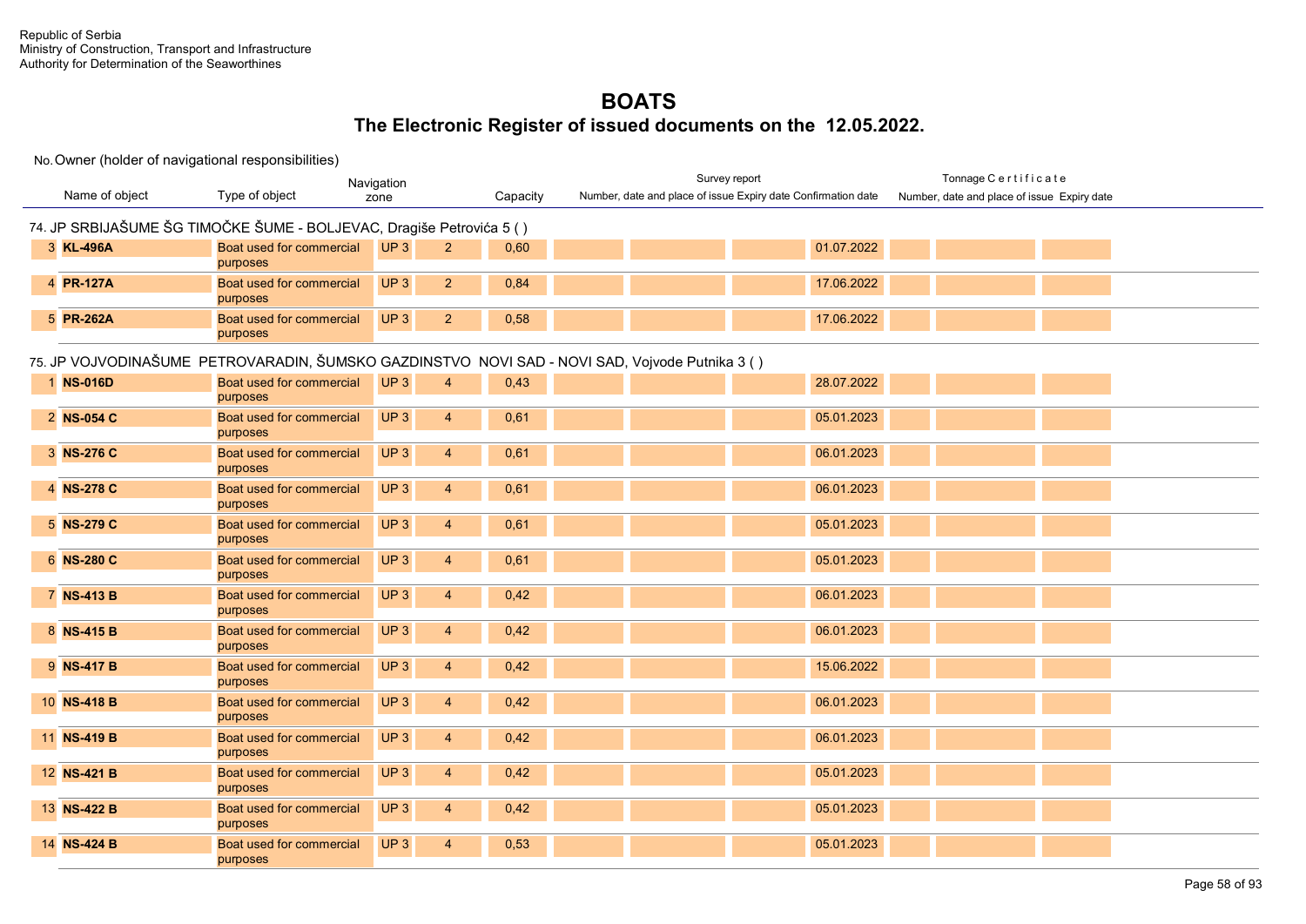Republic of Serbia
Ministry of Construction, Transport and Infrastructure
Authority for Determination of the Seaworthines

# BOATS

## The Electronic Register of issued documents on the 12.05.2022.

No. Owner (holder of navigational responsibilities)

| No. | Name of object | Type of object | Navigation zone | | Capacity | Survey report | | | | Tonnage Certificate | | |
|---|---|---|---|---|---|---|---|---|---|---|---|---|
| | | | | | | Number, date and place of issue | | Expiry date | Confirmation date | Number, date and place of issue | | Expiry date |
| **74. JP SRBIJAŠUME ŠG TIMOČKE ŠUME - BOLJEVAC, Dragiše Petrovića 5 ( )** | | | | | | | | | | | | |
| 3 | **KL-496A** | Boat used for commercial purposes | UP 3 | 2 | 0,60 | | | | 01.07.2022 | | | |
| 4 | **PR-127A** | Boat used for commercial purposes | UP 3 | 2 | 0,84 | | | | 17.06.2022 | | | |
| 5 | **PR-262A** | Boat used for commercial purposes | UP 3 | 2 | 0,58 | | | | 17.06.2022 | | | |
| **75. JP VOJVODINAŠUME PETROVARADIN, ŠUMSKO GAZDINSTVO NOVI SAD - NOVI SAD, Vojvode Putnika 3 ( )** | | | | | | | | | | | | |
| 1 | **NS-016D** | Boat used for commercial purposes | UP 3 | 4 | 0,43 | | | | 28.07.2022 | | | |
| 2 | **NS-054 C** | Boat used for commercial purposes | UP 3 | 4 | 0,61 | | | | 05.01.2023 | | | |
| 3 | **NS-276 C** | Boat used for commercial purposes | UP 3 | 4 | 0,61 | | | | 06.01.2023 | | | |
| 4 | **NS-278 C** | Boat used for commercial purposes | UP 3 | 4 | 0,61 | | | | 06.01.2023 | | | |
| 5 | **NS-279 C** | Boat used for commercial purposes | UP 3 | 4 | 0,61 | | | | 05.01.2023 | | | |
| 6 | **NS-280 C** | Boat used for commercial purposes | UP 3 | 4 | 0,61 | | | | 05.01.2023 | | | |
| 7 | **NS-413 B** | Boat used for commercial purposes | UP 3 | 4 | 0,42 | | | | 06.01.2023 | | | |
| 8 | **NS-415 B** | Boat used for commercial purposes | UP 3 | 4 | 0,42 | | | | 06.01.2023 | | | |
| 9 | **NS-417 B** | Boat used for commercial purposes | UP 3 | 4 | 0,42 | | | | 15.06.2022 | | | |
| 10 | **NS-418 B** | Boat used for commercial purposes | UP 3 | 4 | 0,42 | | | | 06.01.2023 | | | |
| 11 | **NS-419 B** | Boat used for commercial purposes | UP 3 | 4 | 0,42 | | | | 06.01.2023 | | | |
| 12 | **NS-421 B** | Boat used for commercial purposes | UP 3 | 4 | 0,42 | | | | 05.01.2023 | | | |
| 13 | **NS-422 B** | Boat used for commercial purposes | UP 3 | 4 | 0,42 | | | | 05.01.2023 | | | |
| 14 | **NS-424 B** | Boat used for commercial purposes | UP 3 | 4 | 0,53 | | | | 05.01.2023 | | | |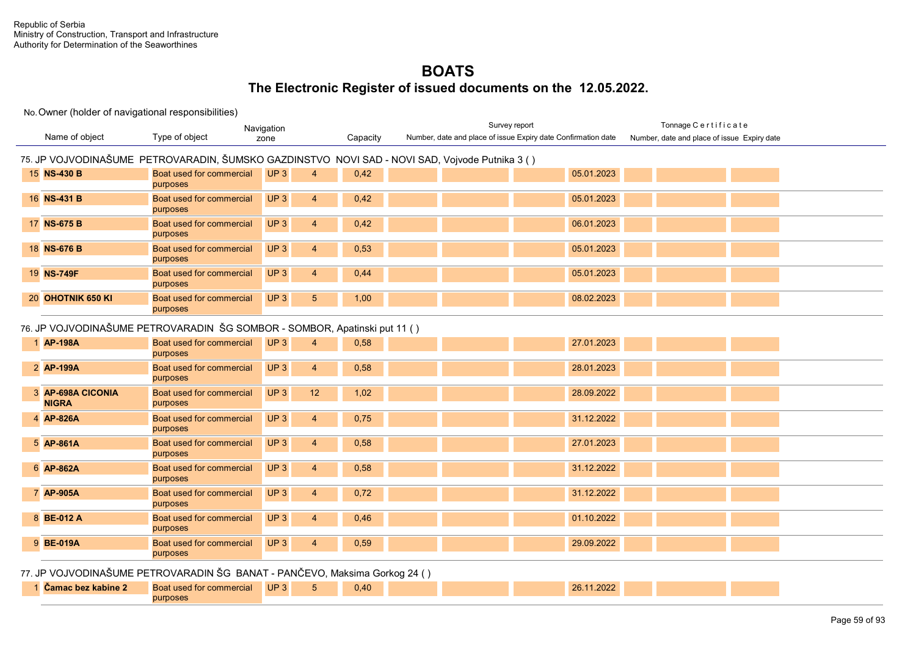Republic of Serbia
Ministry of Construction, Transport and Infrastructure
Authority for Determination of the Seaworthines

# BOATS

## The Electronic Register of issued documents on the 12.05.2022.

No. Owner (holder of navigational responsibilities)

| No. | Name of object | Type of object | Navigation zone | | Capacity | Survey report: Number, date and place of issue | | Survey report: Expiry date | Survey report: Confirmation date | Tonnage Certificate: Number, date and place of issue | | Tonnage Certificate: Expiry date |
|---|---|---|---|---|---|---|---|---|---|---|---|---|
| **75. JP VOJVODINAŠUME PETROVARADIN, ŠUMSKO GAZDINSTVO NOVI SAD - NOVI SAD, Vojvode Putnika 3 ( )** | | | | | | | | | | | | |
| 15 | **NS-430 B** | Boat used for commercial purposes | UP 3 | 4 | 0,42 | | | | 05.01.2023 | | | |
| 16 | **NS-431 B** | Boat used for commercial purposes | UP 3 | 4 | 0,42 | | | | 05.01.2023 | | | |
| 17 | **NS-675 B** | Boat used for commercial purposes | UP 3 | 4 | 0,42 | | | | 06.01.2023 | | | |
| 18 | **NS-676 B** | Boat used for commercial purposes | UP 3 | 4 | 0,53 | | | | 05.01.2023 | | | |
| 19 | **NS-749F** | Boat used for commercial purposes | UP 3 | 4 | 0,44 | | | | 05.01.2023 | | | |
| 20 | **OHOTNIK 650 KI** | Boat used for commercial purposes | UP 3 | 5 | 1,00 | | | | 08.02.2023 | | | |
| **76. JP VOJVODINAŠUME PETROVARADIN ŠG SOMBOR - SOMBOR, Apatinski put 11 ( )** | | | | | | | | | | | | |
| 1 | **AP-198A** | Boat used for commercial purposes | UP 3 | 4 | 0,58 | | | | 27.01.2023 | | | |
| 2 | **AP-199A** | Boat used for commercial purposes | UP 3 | 4 | 0,58 | | | | 28.01.2023 | | | |
| 3 | **AP-698A CICONIA NIGRA** | Boat used for commercial purposes | UP 3 | 12 | 1,02 | | | | 28.09.2022 | | | |
| 4 | **AP-826A** | Boat used for commercial purposes | UP 3 | 4 | 0,75 | | | | 31.12.2022 | | | |
| 5 | **AP-861A** | Boat used for commercial purposes | UP 3 | 4 | 0,58 | | | | 27.01.2023 | | | |
| 6 | **AP-862A** | Boat used for commercial purposes | UP 3 | 4 | 0,58 | | | | 31.12.2022 | | | |
| 7 | **AP-905A** | Boat used for commercial purposes | UP 3 | 4 | 0,72 | | | | 31.12.2022 | | | |
| 8 | **BE-012 A** | Boat used for commercial purposes | UP 3 | 4 | 0,46 | | | | 01.10.2022 | | | |
| 9 | **BE-019A** | Boat used for commercial purposes | UP 3 | 4 | 0,59 | | | | 29.09.2022 | | | |
| **77. JP VOJVODINAŠUME PETROVARADIN ŠG BANAT - PANČEVO, Maksima Gorkog 24 ( )** | | | | | | | | | | | | |
| 1 | **Čamac bez kabine 2** | Boat used for commercial purposes | UP 3 | 5 | 0,40 | | | | 26.11.2022 | | | |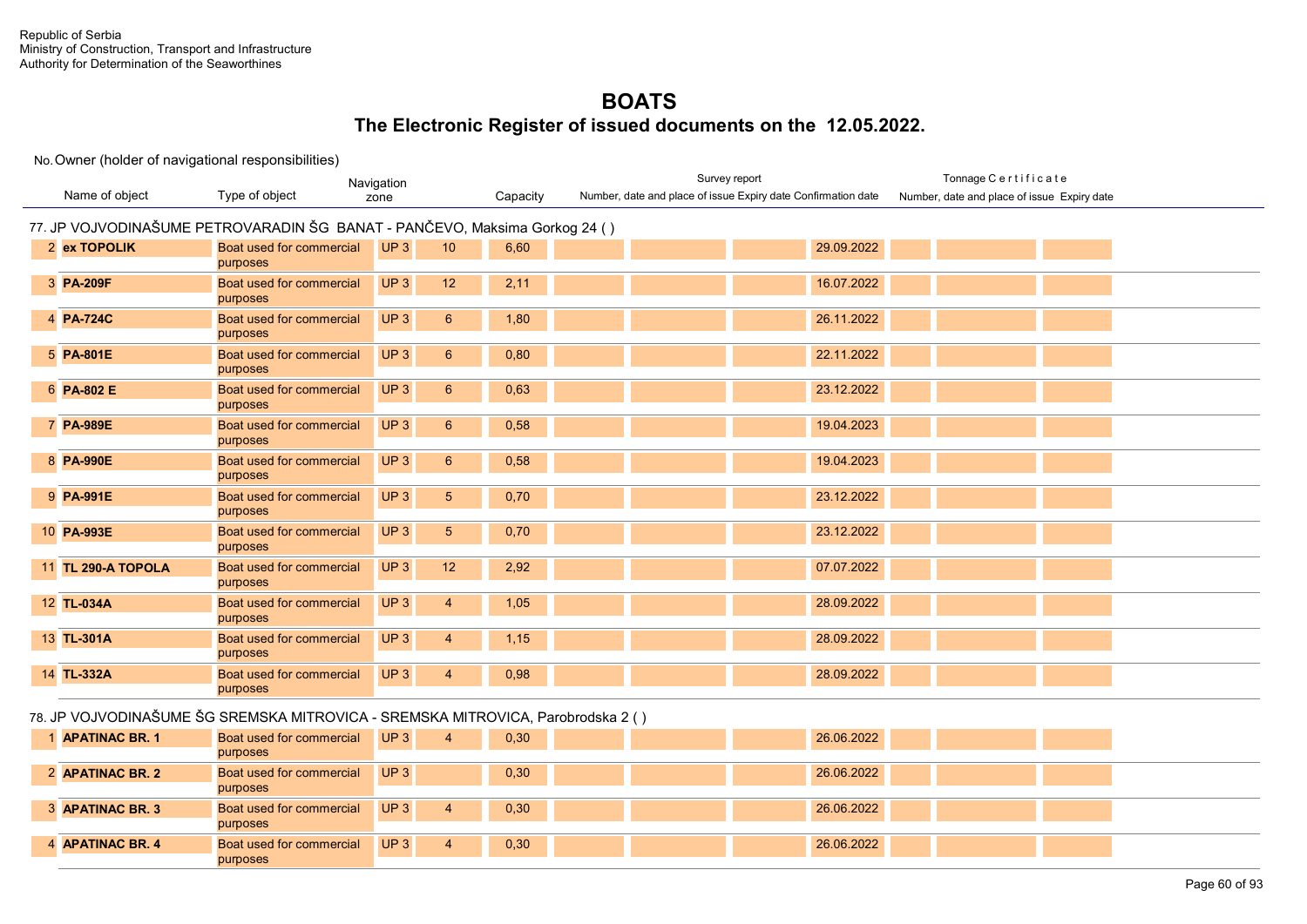Republic of Serbia
Ministry of Construction, Transport and Infrastructure
Authority for Determination of the Seaworthines

# BOATS

## The Electronic Register of issued documents on the 12.05.2022.

No. Owner (holder of navigational responsibilities)

| No. | Name of object | Type of object | Navigation zone | | Capacity | Survey report Number, date and place of issue | | | Expiry date | Confirmation date | Tonnage Certificate Number, date and place of issue | | Expiry date |
|---|---|---|---|---|---|---|---|---|---|---|---|---|---|
| **77. JP VOJVODINAŠUME PETROVARADIN ŠG BANAT - PANČEVO, Maksima Gorkog 24 ( )** | | | | | | | | | | | | | |
| 2 | **ex TOPOLIK** | Boat used for commercial purposes | UP 3 | 10 | 6,60 | | | | 29.09.2022 | | | | |
| 3 | **PA-209F** | Boat used for commercial purposes | UP 3 | 12 | 2,11 | | | | 16.07.2022 | | | | |
| 4 | **PA-724C** | Boat used for commercial purposes | UP 3 | 6 | 1,80 | | | | 26.11.2022 | | | | |
| 5 | **PA-801E** | Boat used for commercial purposes | UP 3 | 6 | 0,80 | | | | 22.11.2022 | | | | |
| 6 | **PA-802 E** | Boat used for commercial purposes | UP 3 | 6 | 0,63 | | | | 23.12.2022 | | | | |
| 7 | **PA-989E** | Boat used for commercial purposes | UP 3 | 6 | 0,58 | | | | 19.04.2023 | | | | |
| 8 | **PA-990E** | Boat used for commercial purposes | UP 3 | 6 | 0,58 | | | | 19.04.2023 | | | | |
| 9 | **PA-991E** | Boat used for commercial purposes | UP 3 | 5 | 0,70 | | | | 23.12.2022 | | | | |
| 10 | **PA-993E** | Boat used for commercial purposes | UP 3 | 5 | 0,70 | | | | 23.12.2022 | | | | |
| 11 | **TL 290-A TOPOLA** | Boat used for commercial purposes | UP 3 | 12 | 2,92 | | | | 07.07.2022 | | | | |
| 12 | **TL-034A** | Boat used for commercial purposes | UP 3 | 4 | 1,05 | | | | 28.09.2022 | | | | |
| 13 | **TL-301A** | Boat used for commercial purposes | UP 3 | 4 | 1,15 | | | | 28.09.2022 | | | | |
| 14 | **TL-332A** | Boat used for commercial purposes | UP 3 | 4 | 0,98 | | | | 28.09.2022 | | | | |
| **78. JP VOJVODINAŠUME ŠG SREMSKA MITROVICA - SREMSKA MITROVICA, Parobrodska 2 ( )** | | | | | | | | | | | | | |
| 1 | **APATINAC BR. 1** | Boat used for commercial purposes | UP 3 | 4 | 0,30 | | | | 26.06.2022 | | | | |
| 2 | **APATINAC BR. 2** | Boat used for commercial purposes | UP 3 | | 0,30 | | | | 26.06.2022 | | | | |
| 3 | **APATINAC BR. 3** | Boat used for commercial purposes | UP 3 | 4 | 0,30 | | | | 26.06.2022 | | | | |
| 4 | **APATINAC BR. 4** | Boat used for commercial purposes | UP 3 | 4 | 0,30 | | | | 26.06.2022 | | | | |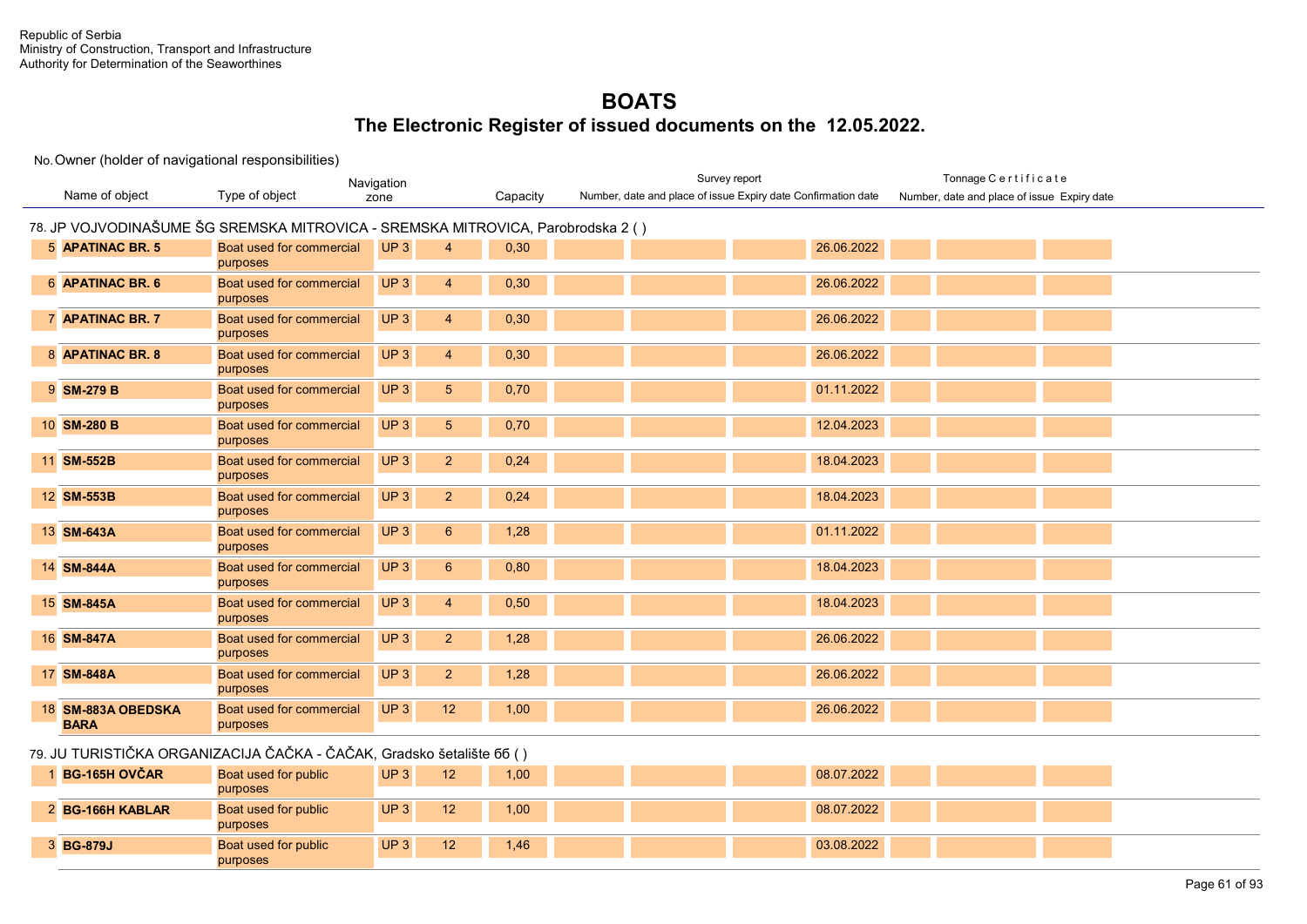Republic of Serbia
Ministry of Construction, Transport and Infrastructure
Authority for Determination of the Seaworthines

# BOATS

## The Electronic Register of issued documents on the 12.05.2022.

No. Owner (holder of navigational responsibilities)

| No. | Name of object | Type of object | Navigation zone | | Capacity | Survey report Number, date and place of issue | | | Expiry date | Confirmation date | Tonnage Certificate Number, date and place of issue | Expiry date |
|---|---|---|---|---|---|---|---|---|---|---|---|---|
| **78. JP VOJVODINAŠUME ŠG SREMSKA MITROVICA - SREMSKA MITROVICA, Parobrodska 2 ( )** | | | | | | | | | | | | |
| 5 | **APATINAC BR. 5** | Boat used for commercial purposes | UP 3 | 4 | 0,30 | | | | 26.06.2022 | | | |
| 6 | **APATINAC BR. 6** | Boat used for commercial purposes | UP 3 | 4 | 0,30 | | | | 26.06.2022 | | | |
| 7 | **APATINAC BR. 7** | Boat used for commercial purposes | UP 3 | 4 | 0,30 | | | | 26.06.2022 | | | |
| 8 | **APATINAC BR. 8** | Boat used for commercial purposes | UP 3 | 4 | 0,30 | | | | 26.06.2022 | | | |
| 9 | **SM-279 B** | Boat used for commercial purposes | UP 3 | 5 | 0,70 | | | | 01.11.2022 | | | |
| 10 | **SM-280 B** | Boat used for commercial purposes | UP 3 | 5 | 0,70 | | | | 12.04.2023 | | | |
| 11 | **SM-552B** | Boat used for commercial purposes | UP 3 | 2 | 0,24 | | | | 18.04.2023 | | | |
| 12 | **SM-553B** | Boat used for commercial purposes | UP 3 | 2 | 0,24 | | | | 18.04.2023 | | | |
| 13 | **SM-643A** | Boat used for commercial purposes | UP 3 | 6 | 1,28 | | | | 01.11.2022 | | | |
| 14 | **SM-844A** | Boat used for commercial purposes | UP 3 | 6 | 0,80 | | | | 18.04.2023 | | | |
| 15 | **SM-845A** | Boat used for commercial purposes | UP 3 | 4 | 0,50 | | | | 18.04.2023 | | | |
| 16 | **SM-847A** | Boat used for commercial purposes | UP 3 | 2 | 1,28 | | | | 26.06.2022 | | | |
| 17 | **SM-848A** | Boat used for commercial purposes | UP 3 | 2 | 1,28 | | | | 26.06.2022 | | | |
| 18 | **SM-883A OBEDSKA BARA** | Boat used for commercial purposes | UP 3 | 12 | 1,00 | | | | 26.06.2022 | | | |
| **79. JU TURISTIČKA ORGANIZACIJA ČAČKA - ČAČAK, Gradsko šetalište 6б ( )** | | | | | | | | | | | | |
| 1 | **BG-165H OVČAR** | Boat used for public purposes | UP 3 | 12 | 1,00 | | | | 08.07.2022 | | | |
| 2 | **BG-166H KABLAR** | Boat used for public purposes | UP 3 | 12 | 1,00 | | | | 08.07.2022 | | | |
| 3 | **BG-879J** | Boat used for public purposes | UP 3 | 12 | 1,46 | | | | 03.08.2022 | | | |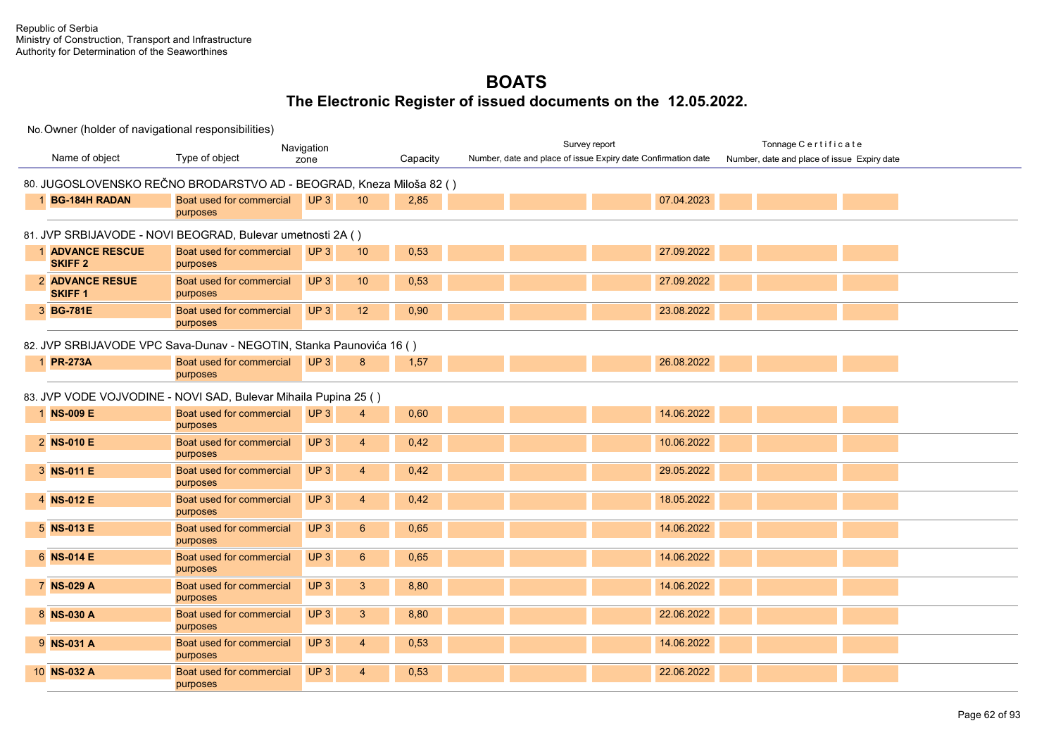Republic of Serbia
Ministry of Construction, Transport and Infrastructure
Authority for Determination of the Seaworthines

# BOATS

## The Electronic Register of issued documents on the 12.05.2022.

No. Owner (holder of navigational responsibilities)

| | Name of object | Type of object | Navigation zone | | Capacity | Survey report Number, date and place of issue | | | Expiry date | Confirmation date | Tonnage Certificate Number, date and place of issue | Expiry date |
|---|---|---|---|---|---|---|---|---|---|---|---|---|
| **80. JUGOSLOVENSKO REČNO BRODARSTVO AD - BEOGRAD, Kneza Miloša 82 ( )** | | | | | | | | | | | | |
| 1 | **BG-184H RADAN** | Boat used for commercial purposes | UP 3 | 10 | 2,85 | | | | 07.04.2023 | | | |
| **81. JVP SRBIJAVODE - NOVI BEOGRAD, Bulevar umetnosti 2A ( )** | | | | | | | | | | | | |
| 1 | **ADVANCE RESCUE SKIFF 2** | Boat used for commercial purposes | UP 3 | 10 | 0,53 | | | | 27.09.2022 | | | |
| 2 | **ADVANCE RESUE SKIFF 1** | Boat used for commercial purposes | UP 3 | 10 | 0,53 | | | | 27.09.2022 | | | |
| 3 | **BG-781E** | Boat used for commercial purposes | UP 3 | 12 | 0,90 | | | | 23.08.2022 | | | |
| **82. JVP SRBIJAVODE VPC Sava-Dunav - NEGOTIN, Stanka Paunovića 16 ( )** | | | | | | | | | | | | |
| 1 | **PR-273A** | Boat used for commercial purposes | UP 3 | 8 | 1,57 | | | | 26.08.2022 | | | |
| **83. JVP VODE VOJVODINE - NOVI SAD, Bulevar Mihaila Pupina 25 ( )** | | | | | | | | | | | | |
| 1 | **NS-009 E** | Boat used for commercial purposes | UP 3 | 4 | 0,60 | | | | 14.06.2022 | | | |
| 2 | **NS-010 E** | Boat used for commercial purposes | UP 3 | 4 | 0,42 | | | | 10.06.2022 | | | |
| 3 | **NS-011 E** | Boat used for commercial purposes | UP 3 | 4 | 0,42 | | | | 29.05.2022 | | | |
| 4 | **NS-012 E** | Boat used for commercial purposes | UP 3 | 4 | 0,42 | | | | 18.05.2022 | | | |
| 5 | **NS-013 E** | Boat used for commercial purposes | UP 3 | 6 | 0,65 | | | | 14.06.2022 | | | |
| 6 | **NS-014 E** | Boat used for commercial purposes | UP 3 | 6 | 0,65 | | | | 14.06.2022 | | | |
| 7 | **NS-029 A** | Boat used for commercial purposes | UP 3 | 3 | 8,80 | | | | 14.06.2022 | | | |
| 8 | **NS-030 A** | Boat used for commercial purposes | UP 3 | 3 | 8,80 | | | | 22.06.2022 | | | |
| 9 | **NS-031 A** | Boat used for commercial purposes | UP 3 | 4 | 0,53 | | | | 14.06.2022 | | | |
| 10 | **NS-032 A** | Boat used for commercial purposes | UP 3 | 4 | 0,53 | | | | 22.06.2022 | | | |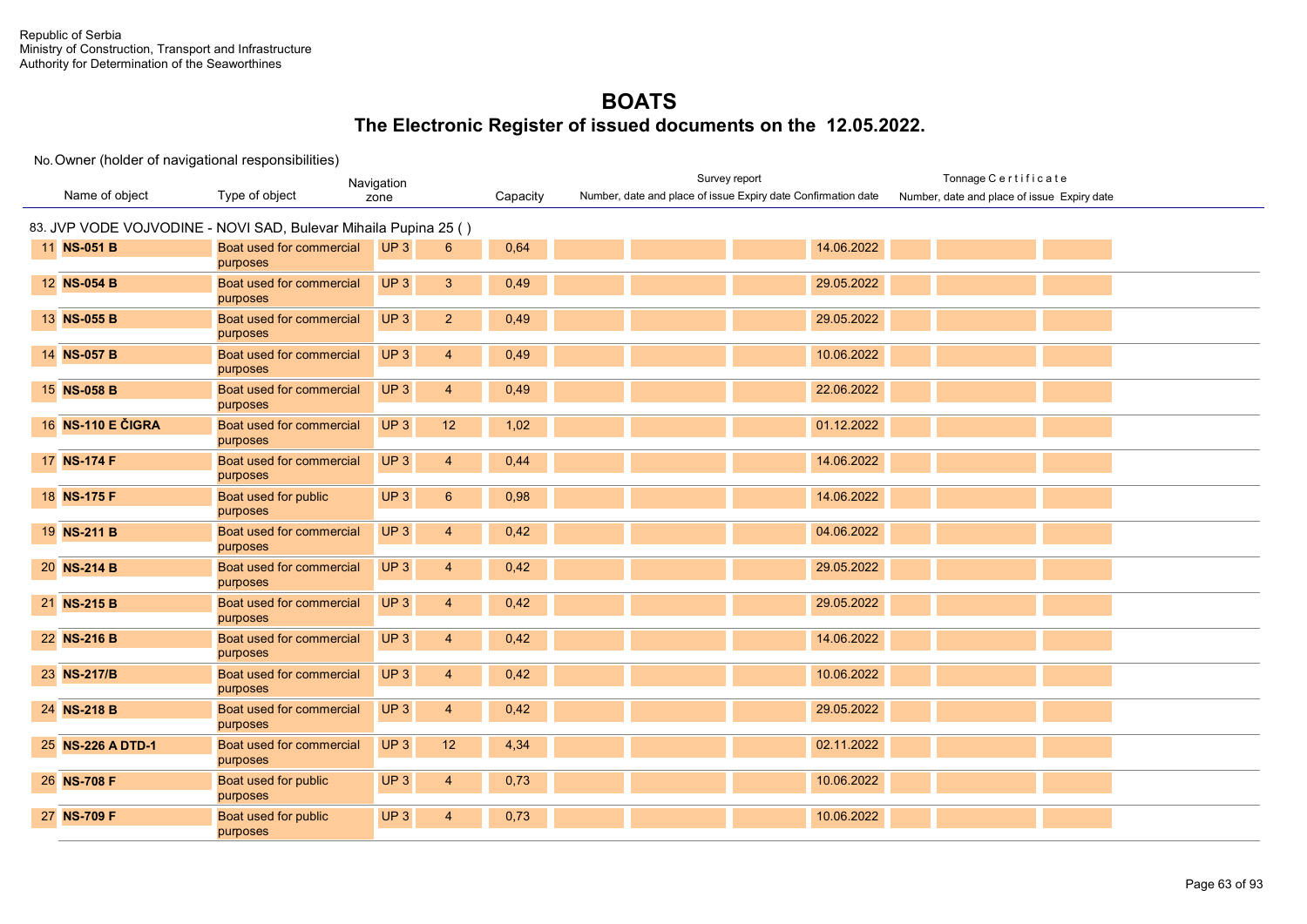Republic of Serbia
Ministry of Construction, Transport and Infrastructure
Authority for Determination of the Seaworthines

# BOATS

## The Electronic Register of issued documents on the 12.05.2022.

No. Owner (holder of navigational responsibilities)

| No. | Name of object | Type of object | Navigation zone | | Capacity | Survey report Number, date and place of issue | | | Expiry date | Confirmation date | Tonnage Certificate Number, date and place of issue | Expiry date |
|---|---|---|---|---|---|---|---|---|---|---|---|---|
| 83. JVP VODE VOJVODINE - NOVI SAD, Bulevar Mihaila Pupina 25 ( ) | | | | | | | | | | | | |
| 11 | **NS-051 B** | Boat used for commercial purposes | UP 3 | 6 | 0,64 | | | | 14.06.2022 | | | |
| 12 | **NS-054 B** | Boat used for commercial purposes | UP 3 | 3 | 0,49 | | | | 29.05.2022 | | | |
| 13 | **NS-055 B** | Boat used for commercial purposes | UP 3 | 2 | 0,49 | | | | 29.05.2022 | | | |
| 14 | **NS-057 B** | Boat used for commercial purposes | UP 3 | 4 | 0,49 | | | | 10.06.2022 | | | |
| 15 | **NS-058 B** | Boat used for commercial purposes | UP 3 | 4 | 0,49 | | | | 22.06.2022 | | | |
| 16 | **NS-110 E ČIGRA** | Boat used for commercial purposes | UP 3 | 12 | 1,02 | | | | 01.12.2022 | | | |
| 17 | **NS-174 F** | Boat used for commercial purposes | UP 3 | 4 | 0,44 | | | | 14.06.2022 | | | |
| 18 | **NS-175 F** | Boat used for public purposes | UP 3 | 6 | 0,98 | | | | 14.06.2022 | | | |
| 19 | **NS-211 B** | Boat used for commercial purposes | UP 3 | 4 | 0,42 | | | | 04.06.2022 | | | |
| 20 | **NS-214 B** | Boat used for commercial purposes | UP 3 | 4 | 0,42 | | | | 29.05.2022 | | | |
| 21 | **NS-215 B** | Boat used for commercial purposes | UP 3 | 4 | 0,42 | | | | 29.05.2022 | | | |
| 22 | **NS-216 B** | Boat used for commercial purposes | UP 3 | 4 | 0,42 | | | | 14.06.2022 | | | |
| 23 | **NS-217/B** | Boat used for commercial purposes | UP 3 | 4 | 0,42 | | | | 10.06.2022 | | | |
| 24 | **NS-218 B** | Boat used for commercial purposes | UP 3 | 4 | 0,42 | | | | 29.05.2022 | | | |
| 25 | **NS-226 A DTD-1** | Boat used for commercial purposes | UP 3 | 12 | 4,34 | | | | 02.11.2022 | | | |
| 26 | **NS-708 F** | Boat used for public purposes | UP 3 | 4 | 0,73 | | | | 10.06.2022 | | | |
| 27 | **NS-709 F** | Boat used for public purposes | UP 3 | 4 | 0,73 | | | | 10.06.2022 | | | |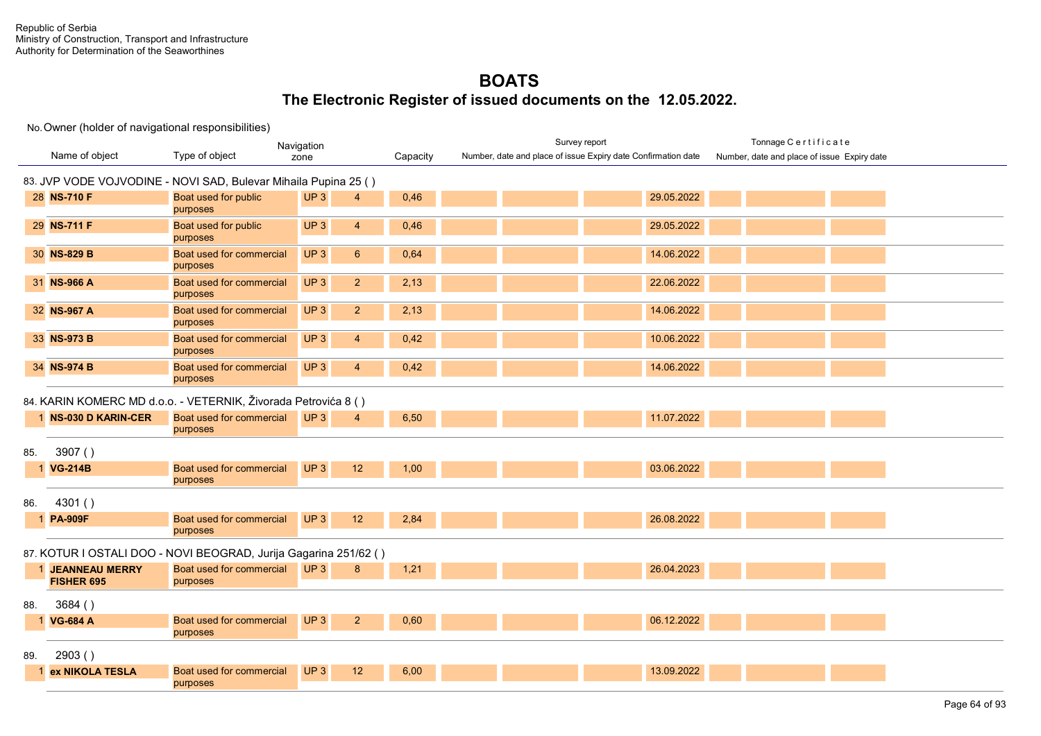Republic of Serbia
Ministry of Construction, Transport and Infrastructure
Authority for Determination of the Seaworthines

# BOATS

## The Electronic Register of issued documents on the 12.05.2022.

| No. | Name of object | Type of object | Navigation zone | | Capacity | Survey report: Number, date and place of issue | | Survey report: Expiry date | Survey report: Confirmation date | Tonnage Certificate: Number, date and place of issue | | Tonnage Certificate: Expiry date |
|---|---|---|---|---|---|---|---|---|---|---|---|---|
| **83. JVP VODE VOJVODINE - NOVI SAD, Bulevar Mihaila Pupina 25 ( )** | | | | | | | | | | | | |
| 28 | **NS-710 F** | Boat used for public purposes | UP 3 | 4 | 0,46 | | | | 29.05.2022 | | | |
| 29 | **NS-711 F** | Boat used for public purposes | UP 3 | 4 | 0,46 | | | | 29.05.2022 | | | |
| 30 | **NS-829 B** | Boat used for commercial purposes | UP 3 | 6 | 0,64 | | | | 14.06.2022 | | | |
| 31 | **NS-966 A** | Boat used for commercial purposes | UP 3 | 2 | 2,13 | | | | 22.06.2022 | | | |
| 32 | **NS-967 A** | Boat used for commercial purposes | UP 3 | 2 | 2,13 | | | | 14.06.2022 | | | |
| 33 | **NS-973 B** | Boat used for commercial purposes | UP 3 | 4 | 0,42 | | | | 10.06.2022 | | | |
| 34 | **NS-974 B** | Boat used for commercial purposes | UP 3 | 4 | 0,42 | | | | 14.06.2022 | | | |
| **84. KARIN KOMERC MD d.o.o. - VETERNIK, Živorada Petrovića 8 ( )** | | | | | | | | | | | | |
| 1 | **NS-030 D KARIN-CER** | Boat used for commercial purposes | UP 3 | 4 | 6,50 | | | | 11.07.2022 | | | |
| **85. 3907 ( )** | | | | | | | | | | | | |
| 1 | **VG-214B** | Boat used for commercial purposes | UP 3 | 12 | 1,00 | | | | 03.06.2022 | | | |
| **86. 4301 ( )** | | | | | | | | | | | | |
| 1 | **PA-909F** | Boat used for commercial purposes | UP 3 | 12 | 2,84 | | | | 26.08.2022 | | | |
| **87. KOTUR I OSTALI DOO - NOVI BEOGRAD, Jurija Gagarina 251/62 ( )** | | | | | | | | | | | | |
| 1 | **JEANNEAU MERRY FISHER 695** | Boat used for commercial purposes | UP 3 | 8 | 1,21 | | | | 26.04.2023 | | | |
| **88. 3684 ( )** | | | | | | | | | | | | |
| 1 | **VG-684 A** | Boat used for commercial purposes | UP 3 | 2 | 0,60 | | | | 06.12.2022 | | | |
| **89. 2903 ( )** | | | | | | | | | | | | |
| 1 | **ex NIKOLA TESLA** | Boat used for commercial purposes | UP 3 | 12 | 6,00 | | | | 13.09.2022 | | | |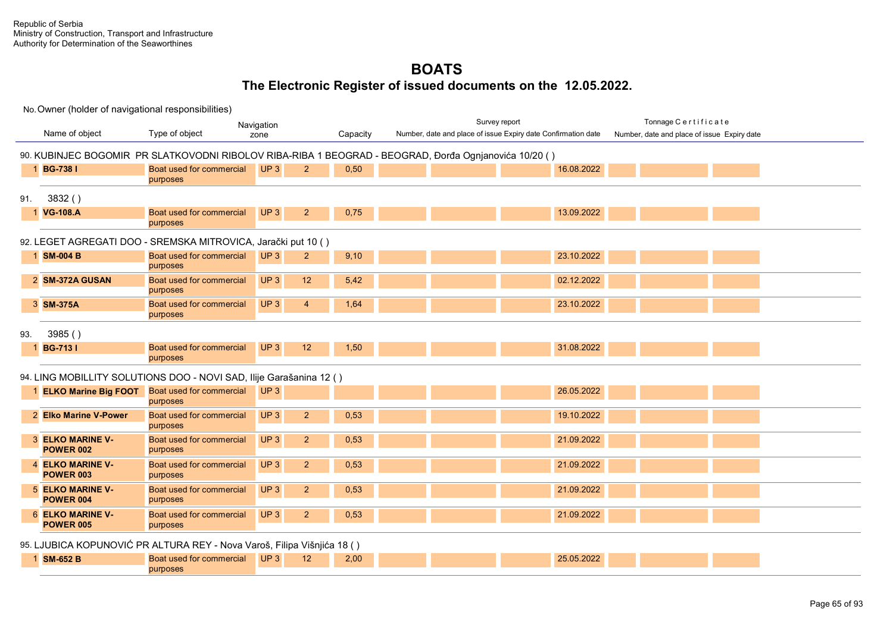Republic of Serbia
Ministry of Construction, Transport and Infrastructure
Authority for Determination of the Seaworthines

# BOATS

## The Electronic Register of issued documents on the 12.05.2022.

No. Owner (holder of navigational responsibilities)

| No. | Name of object | Type of object | Navigation zone | | Capacity | Survey report: Number, date and place of issue | | | Survey report: Expiry date | Confirmation date | Tonnage Certificate: Number, date and place of issue | Tonnage Certificate: Expiry date |
|---|---|---|---|---|---|---|---|---|---|---|---|---|
| **90. KUBINJEC BOGOMIR PR SLATKOVODNI RIBOLOV RIBA-RIBA 1 BEOGRAD - BEOGRAD, Đorđa Ognjanovića 10/20 ( )** | | | | | | | | | | | | |
| 1 | **BG-738 I** | Boat used for commercial purposes | UP 3 | 2 | 0,50 | | | | 16.08.2022 | | | |
| **91. 3832 ( )** | | | | | | | | | | | | |
| 1 | **VG-108.A** | Boat used for commercial purposes | UP 3 | 2 | 0,75 | | | | 13.09.2022 | | | |
| **92. LEGET AGREGATI DOO - SREMSKA MITROVICA, Jarački put 10 ( )** | | | | | | | | | | | | |
| 1 | **SM-004 B** | Boat used for commercial purposes | UP 3 | 2 | 9,10 | | | | 23.10.2022 | | | |
| 2 | **SM-372A GUSAN** | Boat used for commercial purposes | UP 3 | 12 | 5,42 | | | | 02.12.2022 | | | |
| 3 | **SM-375A** | Boat used for commercial purposes | UP 3 | 4 | 1,64 | | | | 23.10.2022 | | | |
| **93. 3985 ( )** | | | | | | | | | | | | |
| 1 | **BG-713 I** | Boat used for commercial purposes | UP 3 | 12 | 1,50 | | | | 31.08.2022 | | | |
| **94. LING MOBILLITY SOLUTIONS DOO - NOVI SAD, Ilije Garašanina 12 ( )** | | | | | | | | | | | | |
| 1 | **ELKO Marine Big FOOT** | Boat used for commercial purposes | UP 3 | | | | | | 26.05.2022 | | | |
| 2 | **Elko Marine V-Power** | Boat used for commercial purposes | UP 3 | 2 | 0,53 | | | | 19.10.2022 | | | |
| 3 | **ELKO MARINE V-POWER 002** | Boat used for commercial purposes | UP 3 | 2 | 0,53 | | | | 21.09.2022 | | | |
| 4 | **ELKO MARINE V-POWER 003** | Boat used for commercial purposes | UP 3 | 2 | 0,53 | | | | 21.09.2022 | | | |
| 5 | **ELKO MARINE V-POWER 004** | Boat used for commercial purposes | UP 3 | 2 | 0,53 | | | | 21.09.2022 | | | |
| 6 | **ELKO MARINE V-POWER 005** | Boat used for commercial purposes | UP 3 | 2 | 0,53 | | | | 21.09.2022 | | | |
| **95. LJUBICA KOPUNOVIĆ PR ALTURA REY - Nova Varoš, Filipa Višnjića 18 ( )** | | | | | | | | | | | | |
| 1 | **SM-652 B** | Boat used for commercial purposes | UP 3 | 12 | 2,00 | | | | 25.05.2022 | | | |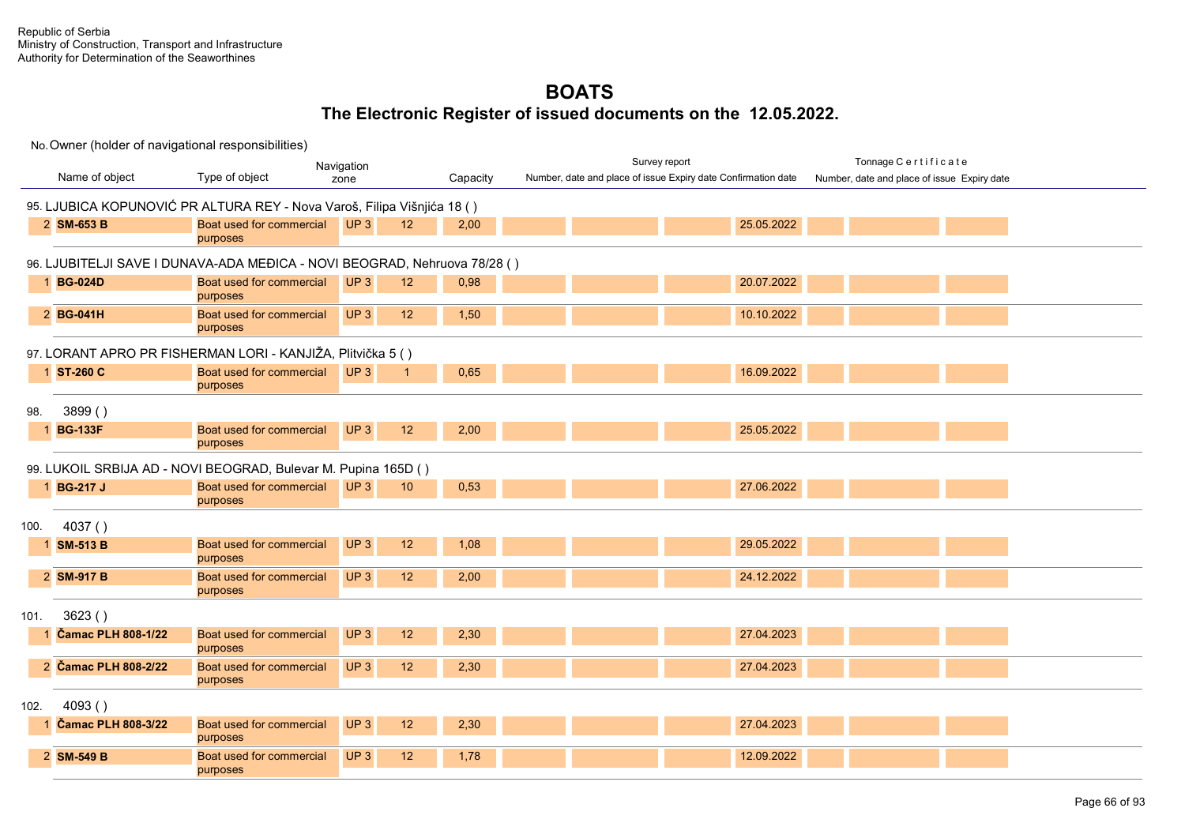Republic of Serbia
Ministry of Construction, Transport and Infrastructure
Authority for Determination of the Seaworthines

# BOATS

## The Electronic Register of issued documents on the 12.05.2022.

No. Owner (holder of navigational responsibilities)

| | Name of object | Type of object | Navigation zone | | Capacity | Survey report Number, date and place of issue | | Expiry date | Confirmation date | Tonnage Certificate Number, date and place of issue | | Expiry date |
|---|---|---|---|---|---|---|---|---|---|---|---|---|
| **95. LJUBICA KOPUNOVIĆ PR ALTURA REY - Nova Varoš, Filipa Višnjića 18 ( )** | | | | | | | | | | | | |
| 2 | **SM-653 B** | Boat used for commercial purposes | UP 3 | 12 | 2,00 | | | | 25.05.2022 | | | |
| **96. LJUBITELJI SAVE I DUNAVA-ADA MEĐICA - NOVI BEOGRAD, Nehruova 78/28 ( )** | | | | | | | | | | | | |
| 1 | **BG-024D** | Boat used for commercial purposes | UP 3 | 12 | 0,98 | | | | 20.07.2022 | | | |
| 2 | **BG-041H** | Boat used for commercial purposes | UP 3 | 12 | 1,50 | | | | 10.10.2022 | | | |
| **97. LORANT APRO PR FISHERMAN LORI - KANJIŽA, Plitvička 5 ( )** | | | | | | | | | | | | |
| 1 | **ST-260 C** | Boat used for commercial purposes | UP 3 | 1 | 0,65 | | | | 16.09.2022 | | | |
| **98. 3899 ( )** | | | | | | | | | | | | |
| 1 | **BG-133F** | Boat used for commercial purposes | UP 3 | 12 | 2,00 | | | | 25.05.2022 | | | |
| **99. LUKOIL SRBIJA AD - NOVI BEOGRAD, Bulevar M. Pupina 165D ( )** | | | | | | | | | | | | |
| 1 | **BG-217 J** | Boat used for commercial purposes | UP 3 | 10 | 0,53 | | | | 27.06.2022 | | | |
| **100. 4037 ( )** | | | | | | | | | | | | |
| 1 | **SM-513 B** | Boat used for commercial purposes | UP 3 | 12 | 1,08 | | | | 29.05.2022 | | | |
| 2 | **SM-917 B** | Boat used for commercial purposes | UP 3 | 12 | 2,00 | | | | 24.12.2022 | | | |
| **101. 3623 ( )** | | | | | | | | | | | | |
| 1 | **Čamac PLH 808-1/22** | Boat used for commercial purposes | UP 3 | 12 | 2,30 | | | | 27.04.2023 | | | |
| 2 | **Čamac PLH 808-2/22** | Boat used for commercial purposes | UP 3 | 12 | 2,30 | | | | 27.04.2023 | | | |
| **102. 4093 ( )** | | | | | | | | | | | | |
| 1 | **Čamac PLH 808-3/22** | Boat used for commercial purposes | UP 3 | 12 | 2,30 | | | | 27.04.2023 | | | |
| 2 | **SM-549 B** | Boat used for commercial purposes | UP 3 | 12 | 1,78 | | | | 12.09.2022 | | | |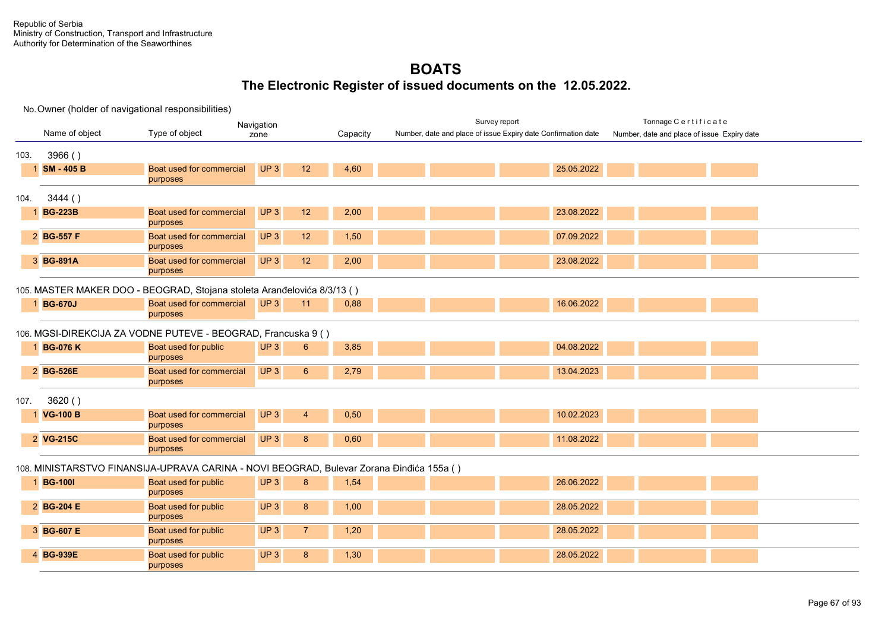Republic of Serbia
Ministry of Construction, Transport and Infrastructure
Authority for Determination of the Seaworthines

# BOATS

## The Electronic Register of issued documents on the 12.05.2022.

| No. | Name of object | Type of object | Navigation zone | | Capacity | Survey report: Number, date and place of issue | Expiry date | Confirmation date | | Tonnage Certificate: Number, date and place of issue | Expiry date |
|---|---|---|---|---|---|---|---|---|---|---|---|
| **103.** | **3966 ( )** | | | | | | | | | | |
| 1 | **SM - 405 B** | Boat used for commercial purposes | UP 3 | 12 | 4,60 | | | | 25.05.2022 | | |
| **104.** | **3444 ( )** | | | | | | | | | | |
| 1 | **BG-223B** | Boat used for commercial purposes | UP 3 | 12 | 2,00 | | | | 23.08.2022 | | |
| 2 | **BG-557 F** | Boat used for commercial purposes | UP 3 | 12 | 1,50 | | | | 07.09.2022 | | |
| 3 | **BG-891A** | Boat used for commercial purposes | UP 3 | 12 | 2,00 | | | | 23.08.2022 | | |
| **105.** | **MASTER MAKER DOO - BEOGRAD, Stojana stoleta Aranđelovića 8/3/13 ( )** | | | | | | | | | | |
| 1 | **BG-670J** | Boat used for commercial purposes | UP 3 | 11 | 0,88 | | | | 16.06.2022 | | |
| **106.** | **MGSI-DIREKCIJA ZA VODNE PUTEVE - BEOGRAD, Francuska 9 ( )** | | | | | | | | | | |
| 1 | **BG-076 K** | Boat used for public purposes | UP 3 | 6 | 3,85 | | | | 04.08.2022 | | |
| 2 | **BG-526E** | Boat used for commercial purposes | UP 3 | 6 | 2,79 | | | | 13.04.2023 | | |
| **107.** | **3620 ( )** | | | | | | | | | | |
| 1 | **VG-100 B** | Boat used for commercial purposes | UP 3 | 4 | 0,50 | | | | 10.02.2023 | | |
| 2 | **VG-215C** | Boat used for commercial purposes | UP 3 | 8 | 0,60 | | | | 11.08.2022 | | |
| **108.** | **MINISTARSTVO FINANSIJA-UPRAVA CARINA - NOVI BEOGRAD, Bulevar Zorana Đinđića 155a ( )** | | | | | | | | | | |
| 1 | **BG-100I** | Boat used for public purposes | UP 3 | 8 | 1,54 | | | | 26.06.2022 | | |
| 2 | **BG-204 E** | Boat used for public purposes | UP 3 | 8 | 1,00 | | | | 28.05.2022 | | |
| 3 | **BG-607 E** | Boat used for public purposes | UP 3 | 7 | 1,20 | | | | 28.05.2022 | | |
| 4 | **BG-939E** | Boat used for public purposes | UP 3 | 8 | 1,30 | | | | 28.05.2022 | | |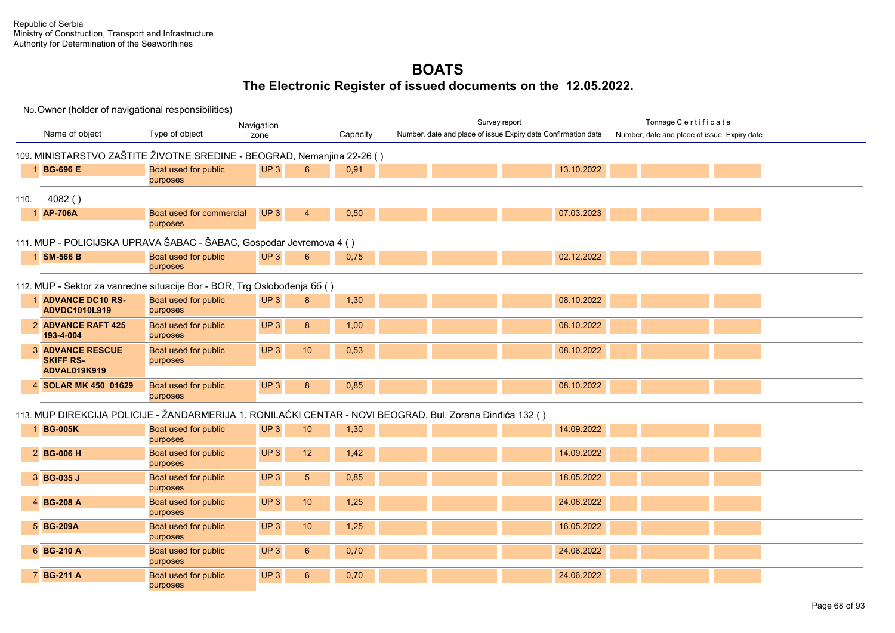Republic of Serbia
Ministry of Construction, Transport and Infrastructure
Authority for Determination of the Seaworthines

# BOATS

## The Electronic Register of issued documents on the 12.05.2022.

| No. | Name of object | Type of object | Navigation zone | | Capacity | Survey report: Number, date and place of issue | | Expiry date | Confirmation date | Tonnage Certificate: Number, date and place of issue | | Expiry date |
|---|---|---|---|---|---|---|---|---|---|---|---|---|
| **109. MINISTARSTVO ZAŠTITE ŽIVOTNE SREDINE - BEOGRAD, Nemanjina 22-26 ( )** | | | | | | | | | | | | |
| 1 | **BG-696 E** | Boat used for public purposes | UP 3 | 6 | 0,91 | | | | 13.10.2022 | | | |
| **110. 4082 ( )** | | | | | | | | | | | | |
| 1 | **AP-706A** | Boat used for commercial purposes | UP 3 | 4 | 0,50 | | | | 07.03.2023 | | | |
| **111. MUP - POLICIJSKA UPRAVA ŠABAC - ŠABAC, Gospodar Jevremova 4 ( )** | | | | | | | | | | | | |
| 1 | **SM-566 B** | Boat used for public purposes | UP 3 | 6 | 0,75 | | | | 02.12.2022 | | | |
| **112. MUP - Sektor za vanredne situacije Bor - BOR, Trg Oslobođenja 6б ( )** | | | | | | | | | | | | |
| 1 | **ADVANCE DC10 RS-ADVDC1010L919** | Boat used for public purposes | UP 3 | 8 | 1,30 | | | | 08.10.2022 | | | |
| 2 | **ADVANCE RAFT 425 193-4-004** | Boat used for public purposes | UP 3 | 8 | 1,00 | | | | 08.10.2022 | | | |
| 3 | **ADVANCE RESCUE SKIFF RS-ADVAL019K919** | Boat used for public purposes | UP 3 | 10 | 0,53 | | | | 08.10.2022 | | | |
| 4 | **SOLAR MK 450 01629** | Boat used for public purposes | UP 3 | 8 | 0,85 | | | | 08.10.2022 | | | |
| **113. MUP DIREKCIJA POLICIJE - ŽANDARMERIJA 1. RONILAČKI CENTAR - NOVI BEOGRAD, Bul. Zorana Đinđića 132 ( )** | | | | | | | | | | | | |
| 1 | **BG-005K** | Boat used for public purposes | UP 3 | 10 | 1,30 | | | | 14.09.2022 | | | |
| 2 | **BG-006 H** | Boat used for public purposes | UP 3 | 12 | 1,42 | | | | 14.09.2022 | | | |
| 3 | **BG-035 J** | Boat used for public purposes | UP 3 | 5 | 0,85 | | | | 18.05.2022 | | | |
| 4 | **BG-208 A** | Boat used for public purposes | UP 3 | 10 | 1,25 | | | | 24.06.2022 | | | |
| 5 | **BG-209A** | Boat used for public purposes | UP 3 | 10 | 1,25 | | | | 16.05.2022 | | | |
| 6 | **BG-210 A** | Boat used for public purposes | UP 3 | 6 | 0,70 | | | | 24.06.2022 | | | |
| 7 | **BG-211 A** | Boat used for public purposes | UP 3 | 6 | 0,70 | | | | 24.06.2022 | | | |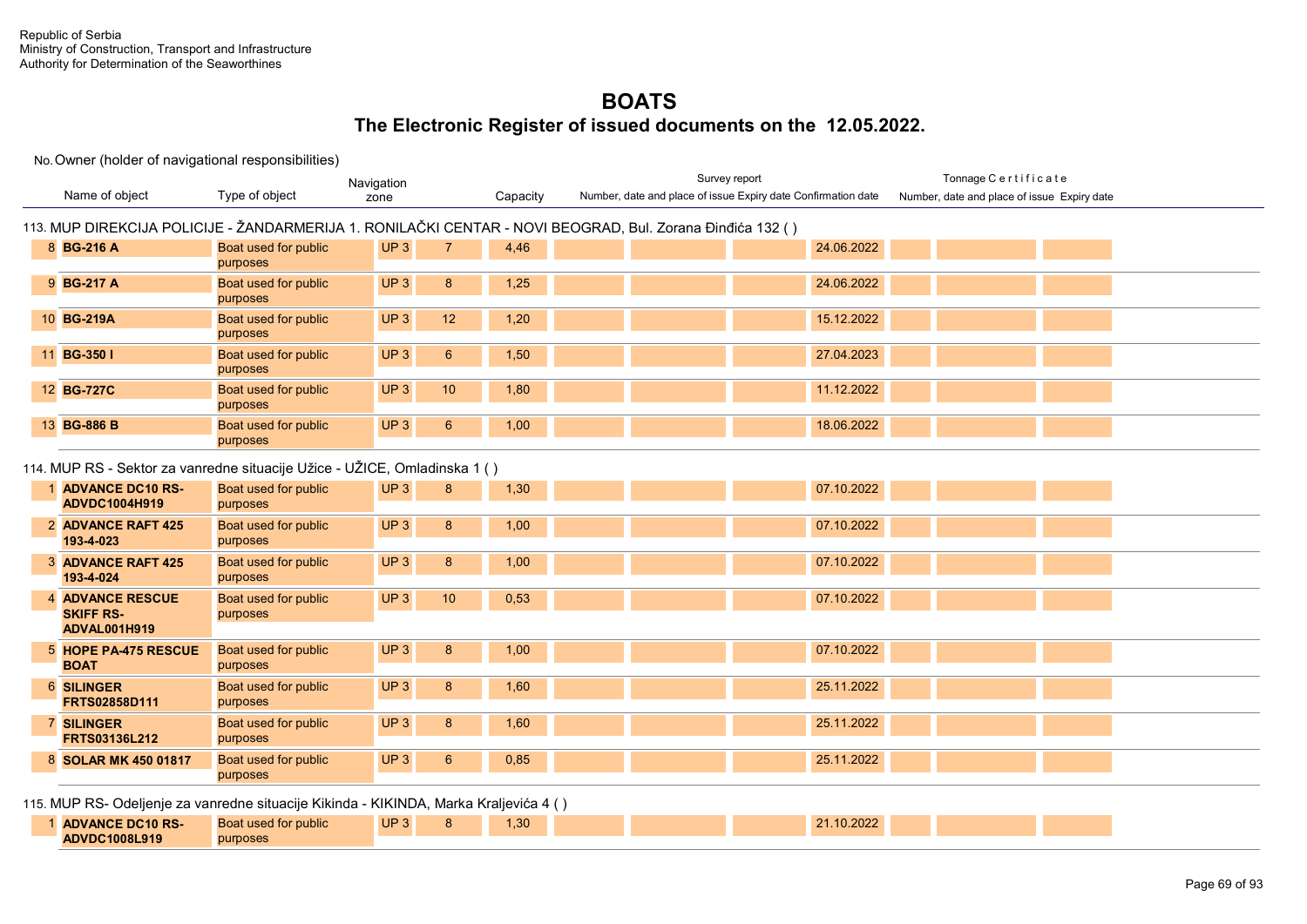Republic of Serbia
Ministry of Construction, Transport and Infrastructure
Authority for Determination of the Seaworthines

# BOATS

## The Electronic Register of issued documents on the 12.05.2022.

No. Owner (holder of navigational responsibilities)

| No. | Name of object | Type of object | Navigation zone | | Capacity | Survey report Number, date and place of issue | | | Expiry date | Confirmation date | Tonnage Certificate Number, date and place of issue | Expiry date |
|---|---|---|---|---|---|---|---|---|---|---|---|---|
| **113. MUP DIREKCIJA POLICIJE - ŽANDARMERIJA 1. RONILAČKI CENTAR - NOVI BEOGRAD, Bul. Zorana Đinđića 132 ( )** | | | | | | | | | | | | |
| 8 | **BG-216 A** | Boat used for public purposes | UP 3 | 7 | 4,46 | | | | 24.06.2022 | | | |
| 9 | **BG-217 A** | Boat used for public purposes | UP 3 | 8 | 1,25 | | | | 24.06.2022 | | | |
| 10 | **BG-219A** | Boat used for public purposes | UP 3 | 12 | 1,20 | | | | 15.12.2022 | | | |
| 11 | **BG-350 I** | Boat used for public purposes | UP 3 | 6 | 1,50 | | | | 27.04.2023 | | | |
| 12 | **BG-727C** | Boat used for public purposes | UP 3 | 10 | 1,80 | | | | 11.12.2022 | | | |
| 13 | **BG-886 B** | Boat used for public purposes | UP 3 | 6 | 1,00 | | | | 18.06.2022 | | | |
| **114. MUP RS - Sektor za vanredne situacije Užice - UŽICE, Omladinska 1 ( )** | | | | | | | | | | | | |
| 1 | **ADVANCE DC10 RS-ADVDC1004H919** | Boat used for public purposes | UP 3 | 8 | 1,30 | | | | 07.10.2022 | | | |
| 2 | **ADVANCE RAFT 425 193-4-023** | Boat used for public purposes | UP 3 | 8 | 1,00 | | | | 07.10.2022 | | | |
| 3 | **ADVANCE RAFT 425 193-4-024** | Boat used for public purposes | UP 3 | 8 | 1,00 | | | | 07.10.2022 | | | |
| 4 | **ADVANCE RESCUE SKIFF RS-ADVAL001H919** | Boat used for public purposes | UP 3 | 10 | 0,53 | | | | 07.10.2022 | | | |
| 5 | **HOPE PA-475 RESCUE BOAT** | Boat used for public purposes | UP 3 | 8 | 1,00 | | | | 07.10.2022 | | | |
| 6 | **SILINGER FRTS02858D111** | Boat used for public purposes | UP 3 | 8 | 1,60 | | | | 25.11.2022 | | | |
| 7 | **SILINGER FRTS03136L212** | Boat used for public purposes | UP 3 | 8 | 1,60 | | | | 25.11.2022 | | | |
| 8 | **SOLAR MK 450 01817** | Boat used for public purposes | UP 3 | 6 | 0,85 | | | | 25.11.2022 | | | |
| **115. MUP RS- Odeljenje za vanredne situacije Kikinda - KIKINDA, Marka Kraljevića 4 ( )** | | | | | | | | | | | | |
| 1 | **ADVANCE DC10 RS-ADVDC1008L919** | Boat used for public purposes | UP 3 | 8 | 1,30 | | | | 21.10.2022 | | | |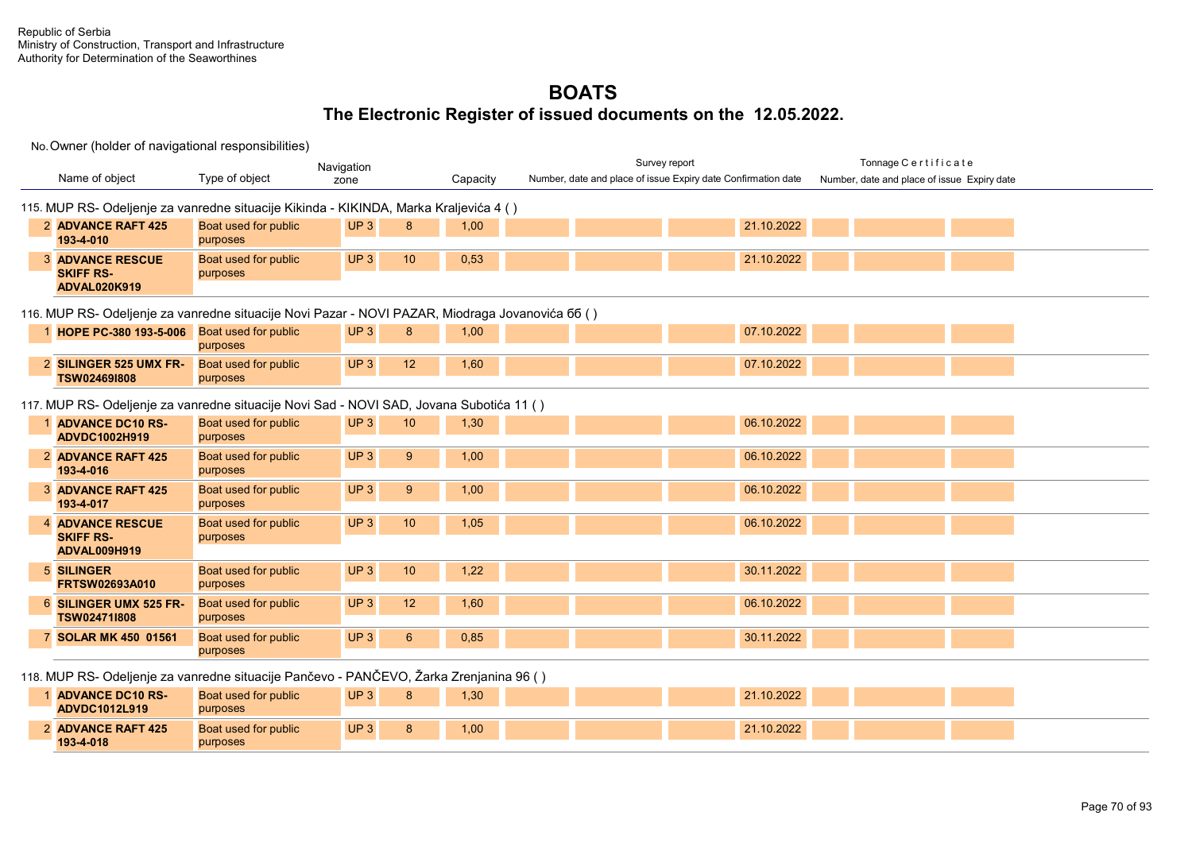Republic of Serbia
Ministry of Construction, Transport and Infrastructure
Authority for Determination of the Seaworthines

# BOATS

## The Electronic Register of issued documents on the 12.05.2022.

No. Owner (holder of navigational responsibilities)

| Name of object | Type of object | Navigation zone | | Capacity | Survey report Number, date and place of issue | | Expiry date | Confirmation date | Tonnage Certificate Number, date and place of issue | | Expiry date |
|---|---|---|---|---|---|---|---|---|---|---|---|
| **115. MUP RS- Odeljenje za vanredne situacije Kikinda - KIKINDA, Marka Kraljevića 4 ( )** | | | | | | | | | | | |
| 2 **ADVANCE RAFT 425 193-4-010** | Boat used for public purposes | UP 3 | 8 | 1,00 | | | | 21.10.2022 | | | |
| 3 **ADVANCE RESCUE SKIFF RS-ADVAL020K919** | Boat used for public purposes | UP 3 | 10 | 0,53 | | | | 21.10.2022 | | | |
| **116. MUP RS- Odeljenje za vanredne situacije Novi Pazar - NOVI PAZAR, Miodraga Jovanovića 6б ( )** | | | | | | | | | | | |
| 1 **HOPE PC-380 193-5-006** | Boat used for public purposes | UP 3 | 8 | 1,00 | | | | 07.10.2022 | | | |
| 2 **SILINGER 525 UMX FR-TSW02469I808** | Boat used for public purposes | UP 3 | 12 | 1,60 | | | | 07.10.2022 | | | |
| **117. MUP RS- Odeljenje za vanredne situacije Novi Sad - NOVI SAD, Jovana Subotića 11 ( )** | | | | | | | | | | | |
| 1 **ADVANCE DC10 RS-ADVDC1002H919** | Boat used for public purposes | UP 3 | 10 | 1,30 | | | | 06.10.2022 | | | |
| 2 **ADVANCE RAFT 425 193-4-016** | Boat used for public purposes | UP 3 | 9 | 1,00 | | | | 06.10.2022 | | | |
| 3 **ADVANCE RAFT 425 193-4-017** | Boat used for public purposes | UP 3 | 9 | 1,00 | | | | 06.10.2022 | | | |
| 4 **ADVANCE RESCUE SKIFF RS-ADVAL009H919** | Boat used for public purposes | UP 3 | 10 | 1,05 | | | | 06.10.2022 | | | |
| 5 **SILINGER FRTSW02693A010** | Boat used for public purposes | UP 3 | 10 | 1,22 | | | | 30.11.2022 | | | |
| 6 **SILINGER UMX 525 FR-TSW02471I808** | Boat used for public purposes | UP 3 | 12 | 1,60 | | | | 06.10.2022 | | | |
| 7 **SOLAR MK 450 01561** | Boat used for public purposes | UP 3 | 6 | 0,85 | | | | 30.11.2022 | | | |
| **118. MUP RS- Odeljenje za vanredne situacije Pančevo - PANČEVO, Žarka Zrenjanina 96 ( )** | | | | | | | | | | | |
| 1 **ADVANCE DC10 RS-ADVDC1012L919** | Boat used for public purposes | UP 3 | 8 | 1,30 | | | | 21.10.2022 | | | |
| 2 **ADVANCE RAFT 425 193-4-018** | Boat used for public purposes | UP 3 | 8 | 1,00 | | | | 21.10.2022 | | | |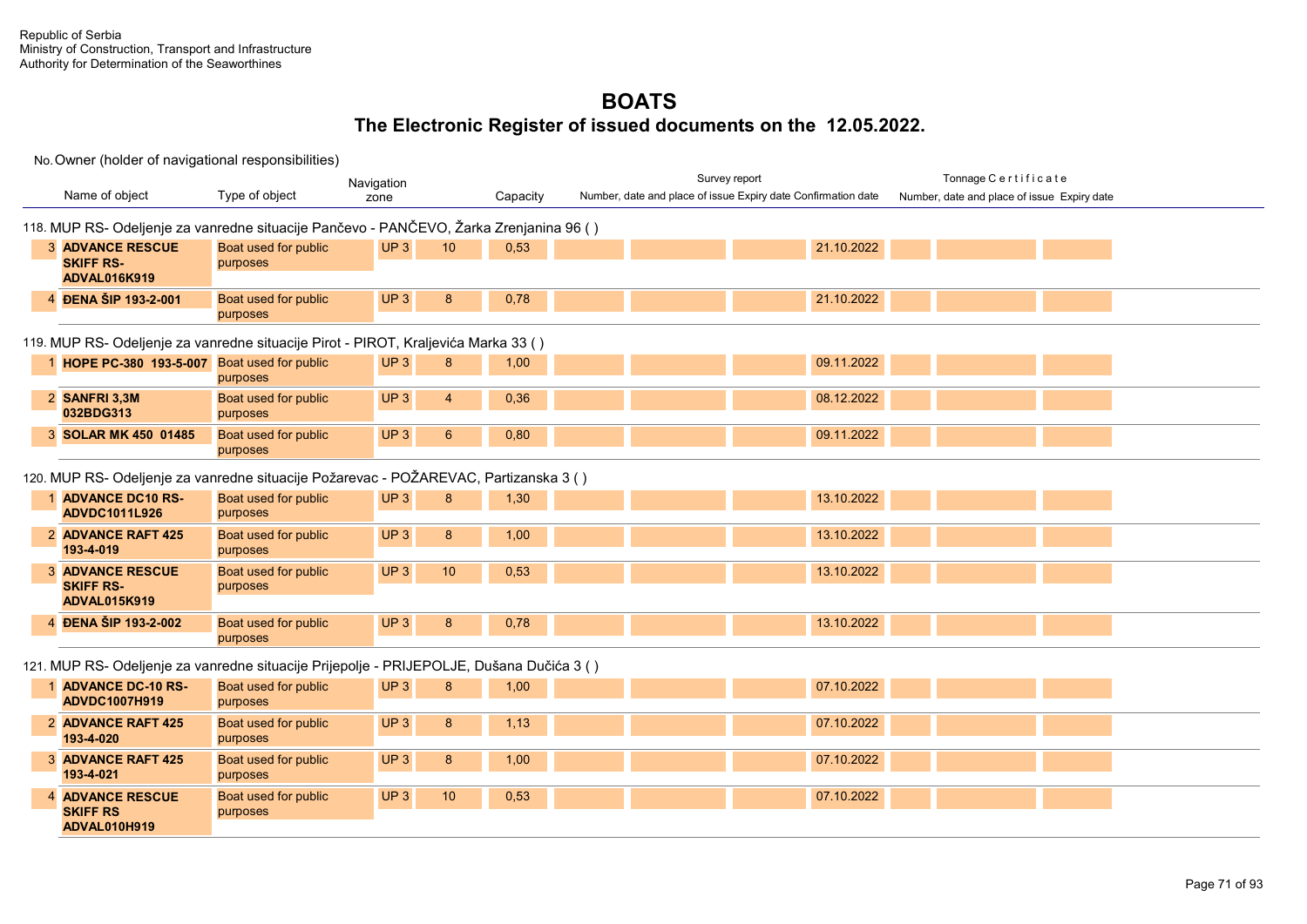Republic of Serbia
Ministry of Construction, Transport and Infrastructure
Authority for Determination of the Seaworthines

# BOATS

## The Electronic Register of issued documents on the 12.05.2022.

No. Owner (holder of navigational responsibilities)

| No. | Name of object | Type of object | Navigation zone | | Capacity | Survey report: Number | Survey report: Date of issue | Survey report: Place of issue | Survey report: Expiry date | Tonnage Certificate: Number | Tonnage Certificate: Date and place of issue | Tonnage Certificate: Expiry date |
|---|---|---|---|---|---|---|---|---|---|---|---|---|
| **118. MUP RS- Odeljenje za vanredne situacije Pančevo - PANČEVO, Žarka Zrenjanina 96 ( )** | | | | | | | | | | | | |
| 3 | **ADVANCE RESCUE SKIFF RS-ADVAL016K919** | Boat used for public purposes | UP 3 | 10 | 0,53 | | | | 21.10.2022 | | | |
| 4 | **ĐENA ŠIP 193-2-001** | Boat used for public purposes | UP 3 | 8 | 0,78 | | | | 21.10.2022 | | | |
| **119. MUP RS- Odeljenje za vanredne situacije Pirot - PIROT, Kraljevića Marka 33 ( )** | | | | | | | | | | | | |
| 1 | **HOPE PC-380 193-5-007** | Boat used for public purposes | UP 3 | 8 | 1,00 | | | | 09.11.2022 | | | |
| 2 | **SANFRI 3,3M 032BDG313** | Boat used for public purposes | UP 3 | 4 | 0,36 | | | | 08.12.2022 | | | |
| 3 | **SOLAR MK 450 01485** | Boat used for public purposes | UP 3 | 6 | 0,80 | | | | 09.11.2022 | | | |
| **120. MUP RS- Odeljenje za vanredne situacije Požarevac - POŽAREVAC, Partizanska 3 ( )** | | | | | | | | | | | | |
| 1 | **ADVANCE DC10 RS-ADVDC1011L926** | Boat used for public purposes | UP 3 | 8 | 1,30 | | | | 13.10.2022 | | | |
| 2 | **ADVANCE RAFT 425 193-4-019** | Boat used for public purposes | UP 3 | 8 | 1,00 | | | | 13.10.2022 | | | |
| 3 | **ADVANCE RESCUE SKIFF RS-ADVAL015K919** | Boat used for public purposes | UP 3 | 10 | 0,53 | | | | 13.10.2022 | | | |
| 4 | **ĐENA ŠIP 193-2-002** | Boat used for public purposes | UP 3 | 8 | 0,78 | | | | 13.10.2022 | | | |
| **121. MUP RS- Odeljenje za vanredne situacije Prijepolje - PRIJEPOLJE, Dušana Dučića 3 ( )** | | | | | | | | | | | | |
| 1 | **ADVANCE DC-10 RS-ADVDC1007H919** | Boat used for public purposes | UP 3 | 8 | 1,00 | | | | 07.10.2022 | | | |
| 2 | **ADVANCE RAFT 425 193-4-020** | Boat used for public purposes | UP 3 | 8 | 1,13 | | | | 07.10.2022 | | | |
| 3 | **ADVANCE RAFT 425 193-4-021** | Boat used for public purposes | UP 3 | 8 | 1,00 | | | | 07.10.2022 | | | |
| 4 | **ADVANCE RESCUE SKIFF RS ADVAL010H919** | Boat used for public purposes | UP 3 | 10 | 0,53 | | | | 07.10.2022 | | | |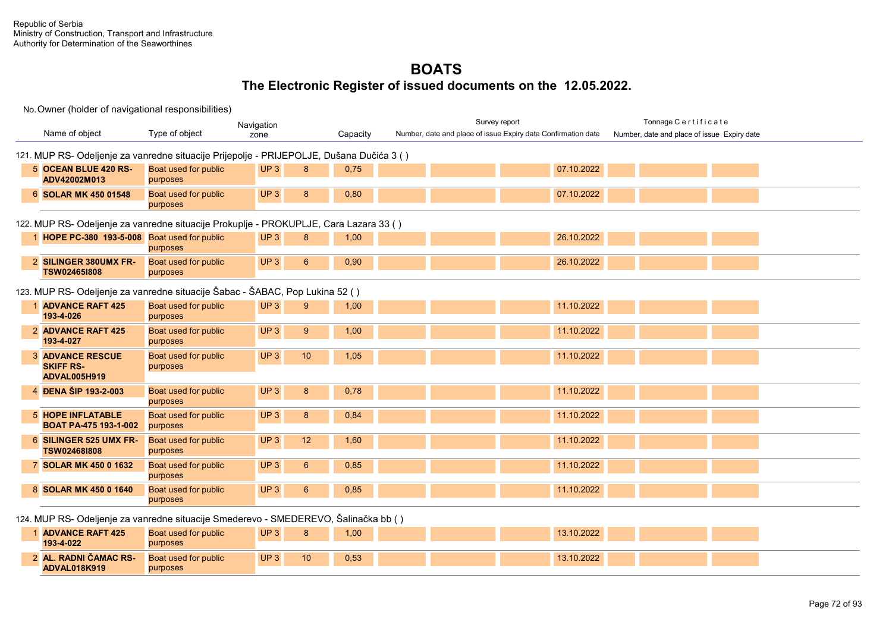Republic of Serbia
Ministry of Construction, Transport and Infrastructure
Authority for Determination of the Seaworthines

# BOATS

## The Electronic Register of issued documents on the 12.05.2022.

No. Owner (holder of navigational responsibilities)

| No. | Name of object | Type of object | Navigation zone | | Capacity | Survey report: Number, date and place of issue | | Expiry date | Confirmation date | Tonnage Certificate: Number, date and place of issue | Expiry date |
|---|---|---|---|---|---|---|---|---|---|---|---|
| **121. MUP RS- Odeljenje za vanredne situacije Prijepolje - PRIJEPOLJE, Dušana Dučića 3 ( )** | | | | | | | | | | | |
| 5 | **OCEAN BLUE 420 RS-ADV42002M013** | Boat used for public purposes | UP 3 | 8 | 0,75 | | | | 07.10.2022 | | |
| 6 | **SOLAR MK 450 01548** | Boat used for public purposes | UP 3 | 8 | 0,80 | | | | 07.10.2022 | | |
| **122. MUP RS- Odeljenje za vanredne situacije Prokuplje - PROKUPLJE, Cara Lazara 33 ( )** | | | | | | | | | | | |
| 1 | **HOPE PC-380 193-5-008** | Boat used for public purposes | UP 3 | 8 | 1,00 | | | | 26.10.2022 | | |
| 2 | **SILINGER 380UMX FR-TSW02465I808** | Boat used for public purposes | UP 3 | 6 | 0,90 | | | | 26.10.2022 | | |
| **123. MUP RS- Odeljenje za vanredne situacije Šabac - ŠABAC, Pop Lukina 52 ( )** | | | | | | | | | | | |
| 1 | **ADVANCE RAFT 425 193-4-026** | Boat used for public purposes | UP 3 | 9 | 1,00 | | | | 11.10.2022 | | |
| 2 | **ADVANCE RAFT 425 193-4-027** | Boat used for public purposes | UP 3 | 9 | 1,00 | | | | 11.10.2022 | | |
| 3 | **ADVANCE RESCUE SKIFF RS-ADVAL005H919** | Boat used for public purposes | UP 3 | 10 | 1,05 | | | | 11.10.2022 | | |
| 4 | **ĐENA ŠIP 193-2-003** | Boat used for public purposes | UP 3 | 8 | 0,78 | | | | 11.10.2022 | | |
| 5 | **HOPE INFLATABLE BOAT PA-475 193-1-002** | Boat used for public purposes | UP 3 | 8 | 0,84 | | | | 11.10.2022 | | |
| 6 | **SILINGER 525 UMX FR-TSW02468I808** | Boat used for public purposes | UP 3 | 12 | 1,60 | | | | 11.10.2022 | | |
| 7 | **SOLAR MK 450 0 1632** | Boat used for public purposes | UP 3 | 6 | 0,85 | | | | 11.10.2022 | | |
| 8 | **SOLAR MK 450 0 1640** | Boat used for public purposes | UP 3 | 6 | 0,85 | | | | 11.10.2022 | | |
| **124. MUP RS- Odeljenje za vanredne situacije Smederevo - SMEDEREVO, Šalinačka bb ( )** | | | | | | | | | | | |
| 1 | **ADVANCE RAFT 425 193-4-022** | Boat used for public purposes | UP 3 | 8 | 1,00 | | | | 13.10.2022 | | |
| 2 | **AL. RADNI ČAMAC RS-ADVAL018K919** | Boat used for public purposes | UP 3 | 10 | 0,53 | | | | 13.10.2022 | | |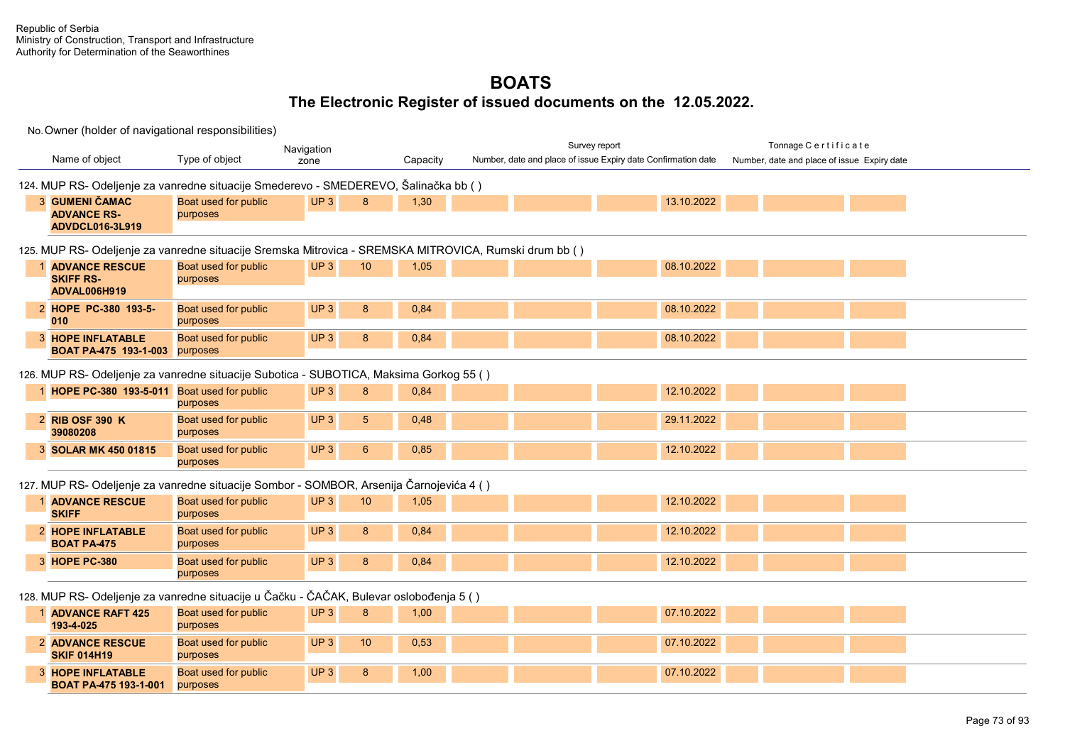Republic of Serbia
Ministry of Construction, Transport and Infrastructure
Authority for Determination of the Seaworthines

# BOATS

## The Electronic Register of issued documents on the 12.05.2022.

No. Owner (holder of navigational responsibilities)

| No. | Name of object | Type of object | Navigation zone | | Capacity | Survey report: Number, date and place of issue | Expiry date | Confirmation date | | Tonnage Certificate: Number, date and place of issue | Expiry date |
|---|---|---|---|---|---|---|---|---|---|---|---|
| **124. MUP RS- Odeljenje za vanredne situacije Smederevo - SMEDEREVO, Šalinačka bb ( )** | | | | | | | | | | | |
| 3 | **GUMENI ČAMAC ADVANCE RS-ADVDCL016-3L919** | Boat used for public purposes | UP 3 | 8 | 1,30 | | | | 13.10.2022 | | |
| **125. MUP RS- Odeljenje za vanredne situacije Sremska Mitrovica - SREMSKA MITROVICA, Rumski drum bb ( )** | | | | | | | | | | | |
| 1 | **ADVANCE RESCUE SKIFF RS-ADVAL006H919** | Boat used for public purposes | UP 3 | 10 | 1,05 | | | | 08.10.2022 | | |
| 2 | **HOPE PC-380 193-5-010** | Boat used for public purposes | UP 3 | 8 | 0,84 | | | | 08.10.2022 | | |
| 3 | **HOPE INFLATABLE BOAT PA-475 193-1-003** | Boat used for public purposes | UP 3 | 8 | 0,84 | | | | 08.10.2022 | | |
| **126. MUP RS- Odeljenje za vanredne situacije Subotica - SUBOTICA, Maksima Gorkog 55 ( )** | | | | | | | | | | | |
| 1 | **HOPE PC-380 193-5-011** | Boat used for public purposes | UP 3 | 8 | 0,84 | | | | 12.10.2022 | | |
| 2 | **RIB OSF 390 K 39080208** | Boat used for public purposes | UP 3 | 5 | 0,48 | | | | 29.11.2022 | | |
| 3 | **SOLAR MK 450 01815** | Boat used for public purposes | UP 3 | 6 | 0,85 | | | | 12.10.2022 | | |
| **127. MUP RS- Odeljenje za vanredne situacije Sombor - SOMBOR, Arsenija Čarnojevića 4 ( )** | | | | | | | | | | | |
| 1 | **ADVANCE RESCUE SKIFF** | Boat used for public purposes | UP 3 | 10 | 1,05 | | | | 12.10.2022 | | |
| 2 | **HOPE INFLATABLE BOAT PA-475** | Boat used for public purposes | UP 3 | 8 | 0,84 | | | | 12.10.2022 | | |
| 3 | **HOPE PC-380** | Boat used for public purposes | UP 3 | 8 | 0,84 | | | | 12.10.2022 | | |
| **128. MUP RS- Odeljenje za vanredne situacije u Čačku - ČAČAK, Bulevar oslobođenja 5 ( )** | | | | | | | | | | | |
| 1 | **ADVANCE RAFT 425 193-4-025** | Boat used for public purposes | UP 3 | 8 | 1,00 | | | | 07.10.2022 | | |
| 2 | **ADVANCE RESCUE SKIF 014H19** | Boat used for public purposes | UP 3 | 10 | 0,53 | | | | 07.10.2022 | | |
| 3 | **HOPE INFLATABLE BOAT PA-475 193-1-001** | Boat used for public purposes | UP 3 | 8 | 1,00 | | | | 07.10.2022 | | |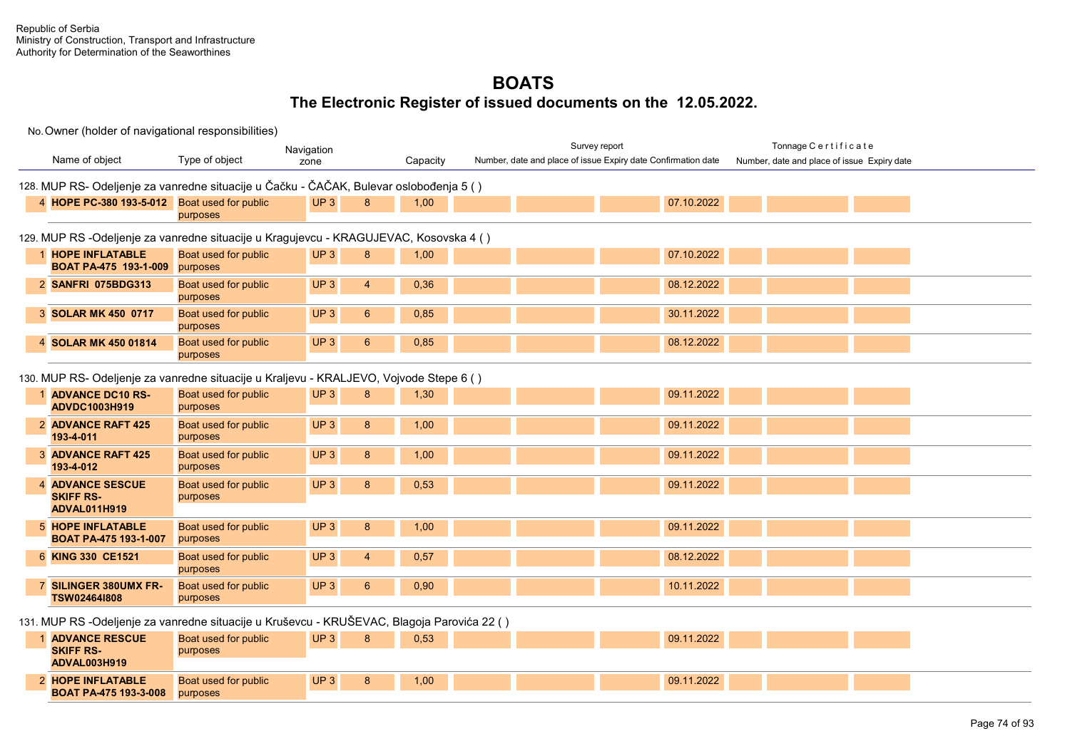Republic of Serbia
Ministry of Construction, Transport and Infrastructure
Authority for Determination of the Seaworthines

# BOATS

## The Electronic Register of issued documents on the 12.05.2022.

No. Owner (holder of navigational responsibilities)

| No. | Name of object | Type of object | Navigation zone | | Capacity | Survey report: Number, date and place of issue | | Expiry date | Confirmation date | Tonnage Certificate: Number, date and place of issue | | Expiry date |
|---|---|---|---|---|---|---|---|---|---|---|---|---|
| **128. MUP RS- Odeljenje za vanredne situacije u Čačku - ČAČAK, Bulevar oslobođenja 5 ( )** | | | | | | | | | | | | |
| 4 | **HOPE PC-380 193-5-012** | Boat used for public purposes | UP 3 | 8 | 1,00 | | | | 07.10.2022 | | | |
| **129. MUP RS -Odeljenje za vanredne situacije u Kragujevcu - KRAGUJEVAC, Kosovska 4 ( )** | | | | | | | | | | | | |
| 1 | **HOPE INFLATABLE BOAT PA-475 193-1-009** | Boat used for public purposes | UP 3 | 8 | 1,00 | | | | 07.10.2022 | | | |
| 2 | **SANFRI 075BDG313** | Boat used for public purposes | UP 3 | 4 | 0,36 | | | | 08.12.2022 | | | |
| 3 | **SOLAR MK 450 0717** | Boat used for public purposes | UP 3 | 6 | 0,85 | | | | 30.11.2022 | | | |
| 4 | **SOLAR MK 450 01814** | Boat used for public purposes | UP 3 | 6 | 0,85 | | | | 08.12.2022 | | | |
| **130. MUP RS- Odeljenje za vanredne situacije u Kraljevu - KRALJEVO, Vojvode Stepe 6 ( )** | | | | | | | | | | | | |
| 1 | **ADVANCE DC10 RS-ADVDC1003H919** | Boat used for public purposes | UP 3 | 8 | 1,30 | | | | 09.11.2022 | | | |
| 2 | **ADVANCE RAFT 425 193-4-011** | Boat used for public purposes | UP 3 | 8 | 1,00 | | | | 09.11.2022 | | | |
| 3 | **ADVANCE RAFT 425 193-4-012** | Boat used for public purposes | UP 3 | 8 | 1,00 | | | | 09.11.2022 | | | |
| 4 | **ADVANCE SESCUE SKIFF RS-ADVAL011H919** | Boat used for public purposes | UP 3 | 8 | 0,53 | | | | 09.11.2022 | | | |
| 5 | **HOPE INFLATABLE BOAT PA-475 193-1-007** | Boat used for public purposes | UP 3 | 8 | 1,00 | | | | 09.11.2022 | | | |
| 6 | **KING 330 CE1521** | Boat used for public purposes | UP 3 | 4 | 0,57 | | | | 08.12.2022 | | | |
| 7 | **SILINGER 380UMX FR-TSW02464I808** | Boat used for public purposes | UP 3 | 6 | 0,90 | | | | 10.11.2022 | | | |
| **131. MUP RS -Odeljenje za vanredne situacije u Kruševcu - KRUŠEVAC, Blagoja Parovića 22 ( )** | | | | | | | | | | | | |
| 1 | **ADVANCE RESCUE SKIFF RS-ADVAL003H919** | Boat used for public purposes | UP 3 | 8 | 0,53 | | | | 09.11.2022 | | | |
| 2 | **HOPE INFLATABLE BOAT PA-475 193-3-008** | Boat used for public purposes | UP 3 | 8 | 1,00 | | | | 09.11.2022 | | | |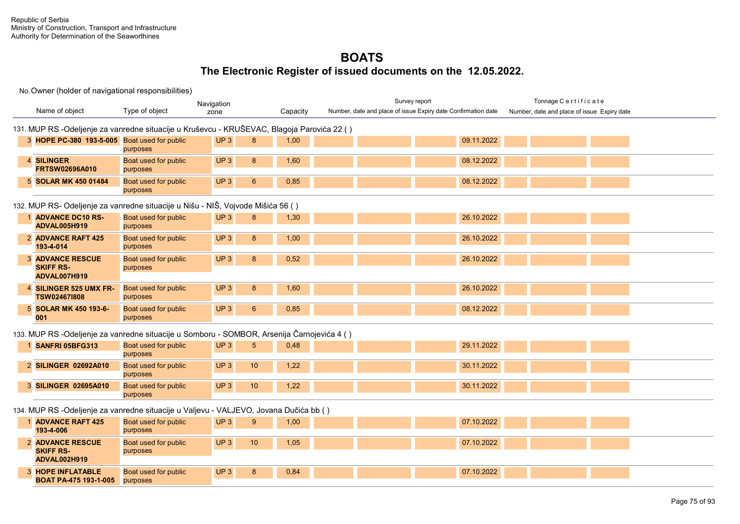Republic of Serbia
Ministry of Construction, Transport and Infrastructure
Authority for Determination of the Seaworthines

# BOATS

## The Electronic Register of issued documents on the 12.05.2022.

No. Owner (holder of navigational responsibilities)

| No. | Name of object | Type of object | Navigation zone | | Capacity | Survey report: Number, date and place of issue | Expiry date | Confirmation date | | Tonnage Certificate: Number, date and place of issue | Expiry date |
|---|---|---|---|---|---|---|---|---|---|---|---|
| **131. MUP RS -Odeljenje za vanredne situacije u Kruševcu - KRUŠEVAC, Blagoja Parovića 22 ( )** | | | | | | | | | | | |
| 3 | **HOPE PC-380 193-5-005** | Boat used for public purposes | UP 3 | 8 | 1,00 | | | | 09.11.2022 | | |
| 4 | **SILINGER FRTSW02696A010** | Boat used for public purposes | UP 3 | 8 | 1,60 | | | | 08.12.2022 | | |
| 5 | **SOLAR MK 450 01484** | Boat used for public purposes | UP 3 | 6 | 0,85 | | | | 08.12.2022 | | |
| **132. MUP RS- Odeljenje za vanredne situacije u Nišu - NIŠ, Vojvode Mišića 56 ( )** | | | | | | | | | | | |
| 1 | **ADVANCE DC10 RS-ADVAL005H919** | Boat used for public purposes | UP 3 | 8 | 1,30 | | | | 26.10.2022 | | |
| 2 | **ADVANCE RAFT 425 193-4-014** | Boat used for public purposes | UP 3 | 8 | 1,00 | | | | 26.10.2022 | | |
| 3 | **ADVANCE RESCUE SKIFF RS-ADVAL007H919** | Boat used for public purposes | UP 3 | 8 | 0,52 | | | | 26.10.2022 | | |
| 4 | **SILINGER 525 UMX FR-TSW02467I808** | Boat used for public purposes | UP 3 | 8 | 1,60 | | | | 26.10.2022 | | |
| 5 | **SOLAR MK 450 193-6-001** | Boat used for public purposes | UP 3 | 6 | 0,85 | | | | 08.12.2022 | | |
| **133. MUP RS -Odeljenje za vanredne situacije u Somboru - SOMBOR, Arsenija Čarnojevića 4 ( )** | | | | | | | | | | | |
| 1 | **SANFRI 05BFG313** | Boat used for public purposes | UP 3 | 5 | 0,48 | | | | 29.11.2022 | | |
| 2 | **SILINGER 02692A010** | Boat used for public purposes | UP 3 | 10 | 1,22 | | | | 30.11.2022 | | |
| 3 | **SILINGER 02695A010** | Boat used for public purposes | UP 3 | 10 | 1,22 | | | | 30.11.2022 | | |
| **134. MUP RS -Odeljenje za vanredne situacije u Valjevu - VALJEVO, Jovana Dučića bb ( )** | | | | | | | | | | | |
| 1 | **ADVANCE RAFT 425 193-4-006** | Boat used for public purposes | UP 3 | 9 | 1,00 | | | | 07.10.2022 | | |
| 2 | **ADVANCE RESCUE SKIFF RS-ADVAL002H919** | Boat used for public purposes | UP 3 | 10 | 1,05 | | | | 07.10.2022 | | |
| 3 | **HOPE INFLATABLE BOAT PA-475 193-1-005** | Boat used for public purposes | UP 3 | 8 | 0,84 | | | | 07.10.2022 | | |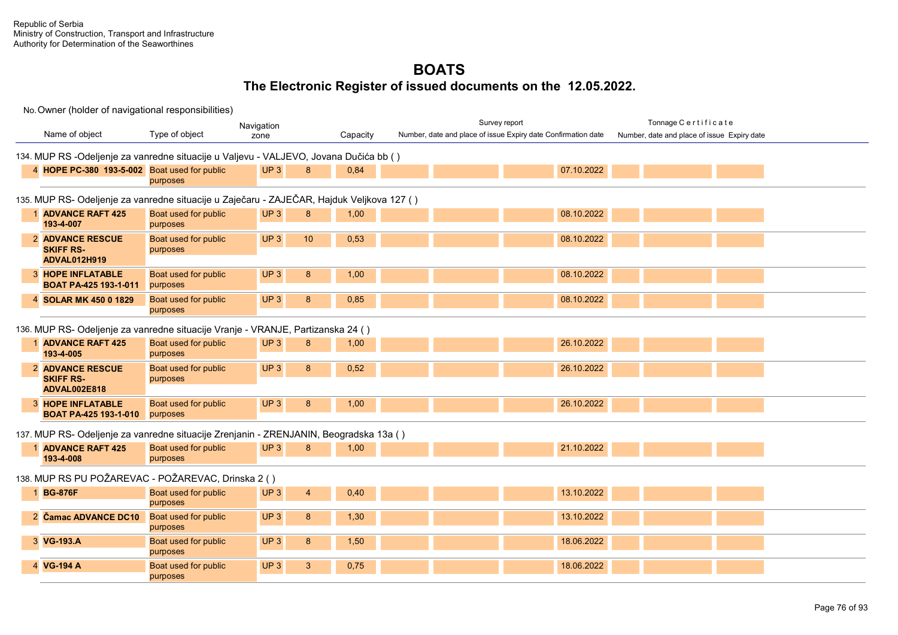Republic of Serbia
Ministry of Construction, Transport and Infrastructure
Authority for Determination of the Seaworthines

# BOATS

## The Electronic Register of issued documents on the 12.05.2022.

No. Owner (holder of navigational responsibilities)

| Name of object | Type of object | Navigation zone | | Capacity | Survey report: Number, date and place of issue | | Expiry date | Confirmation date | Tonnage Certificate: Number, date and place of issue | | Expiry date |
|---|---|---|---|---|---|---|---|---|---|---|---|
| **134. MUP RS -Odeljenje za vanredne situacije u Valjevu - VALJEVO, Jovana Dučića bb ( )** | | | | | | | | | | | |
| 4 **HOPE PC-380 193-5-002** | Boat used for public purposes | UP 3 | 8 | 0,84 | | | | 07.10.2022 | | | |
| **135. MUP RS- Odeljenje za vanredne situacije u Zaječaru - ZAJEČAR, Hajduk Veljkova 127 ( )** | | | | | | | | | | | |
| 1 **ADVANCE RAFT 425 193-4-007** | Boat used for public purposes | UP 3 | 8 | 1,00 | | | | 08.10.2022 | | | |
| 2 **ADVANCE RESCUE SKIFF RS-ADVAL012H919** | Boat used for public purposes | UP 3 | 10 | 0,53 | | | | 08.10.2022 | | | |
| 3 **HOPE INFLATABLE BOAT PA-425 193-1-011** | Boat used for public purposes | UP 3 | 8 | 1,00 | | | | 08.10.2022 | | | |
| 4 **SOLAR MK 450 0 1829** | Boat used for public purposes | UP 3 | 8 | 0,85 | | | | 08.10.2022 | | | |
| **136. MUP RS- Odeljenje za vanredne situacije Vranje - VRANJE, Partizanska 24 ( )** | | | | | | | | | | | |
| 1 **ADVANCE RAFT 425 193-4-005** | Boat used for public purposes | UP 3 | 8 | 1,00 | | | | 26.10.2022 | | | |
| 2 **ADVANCE RESCUE SKIFF RS-ADVAL002E818** | Boat used for public purposes | UP 3 | 8 | 0,52 | | | | 26.10.2022 | | | |
| 3 **HOPE INFLATABLE BOAT PA-425 193-1-010** | Boat used for public purposes | UP 3 | 8 | 1,00 | | | | 26.10.2022 | | | |
| **137. MUP RS- Odeljenje za vanredne situacije Zrenjanin - ZRENJANIN, Beogradska 13a ( )** | | | | | | | | | | | |
| 1 **ADVANCE RAFT 425 193-4-008** | Boat used for public purposes | UP 3 | 8 | 1,00 | | | | 21.10.2022 | | | |
| **138. MUP RS PU POŽAREVAC - POŽAREVAC, Drinska 2 ( )** | | | | | | | | | | | |
| 1 **BG-876F** | Boat used for public purposes | UP 3 | 4 | 0,40 | | | | 13.10.2022 | | | |
| 2 **Čamac ADVANCE DC10** | Boat used for public purposes | UP 3 | 8 | 1,30 | | | | 13.10.2022 | | | |
| 3 **VG-193.A** | Boat used for public purposes | UP 3 | 8 | 1,50 | | | | 18.06.2022 | | | |
| 4 **VG-194 A** | Boat used for public purposes | UP 3 | 3 | 0,75 | | | | 18.06.2022 | | | |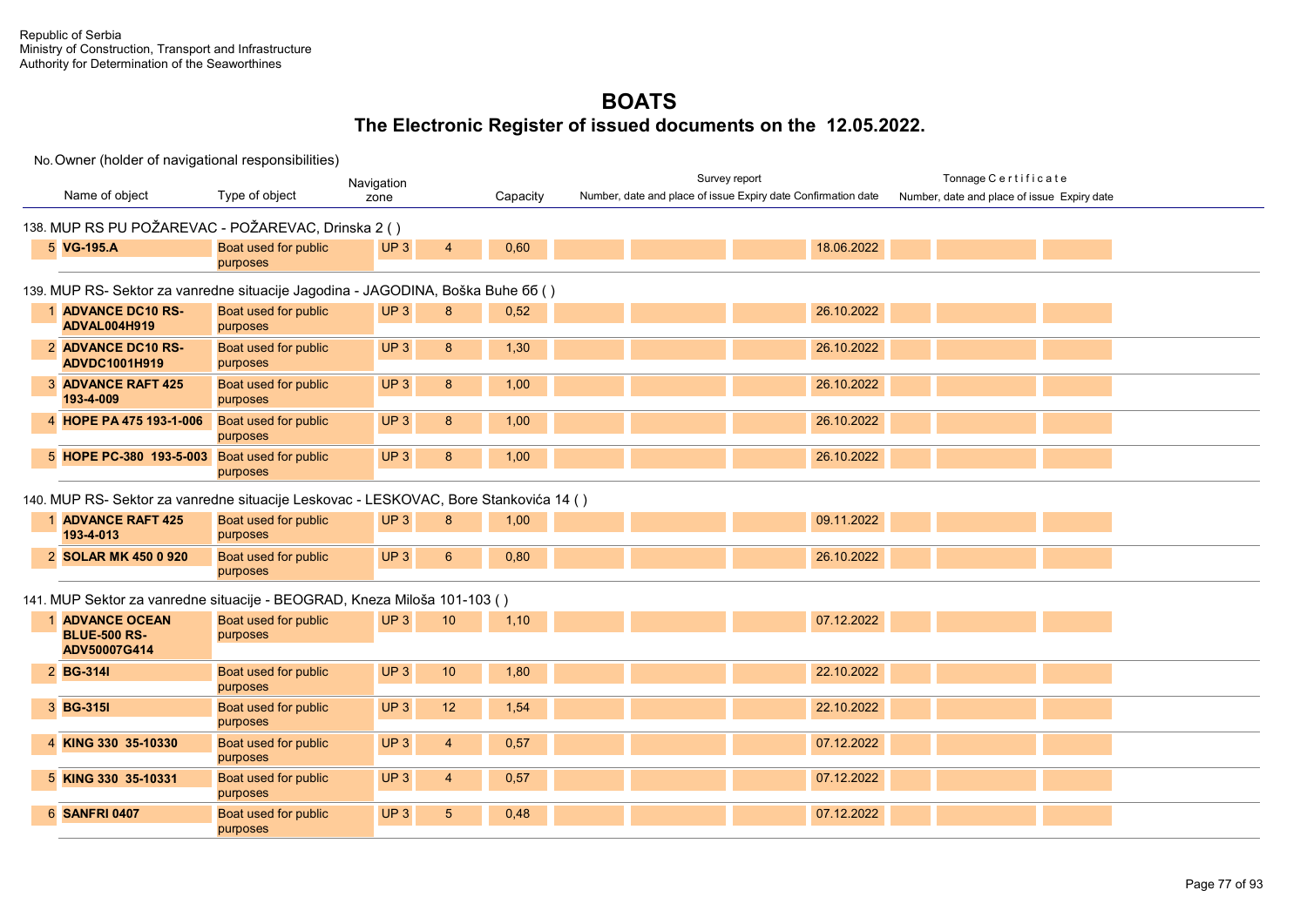Republic of Serbia
Ministry of Construction, Transport and Infrastructure
Authority for Determination of the Seaworthines

# BOATS

## The Electronic Register of issued documents on the 12.05.2022.

| No. | Name of object | Type of object | Navigation zone | | Capacity | Survey report: Number, date and place of issue | | Expiry date | Confirmation date | Tonnage Certificate: Number, date and place of issue | | Expiry date |
|---|---|---|---|---|---|---|---|---|---|---|---|---|
| **138. MUP RS PU POŽAREVAC - POŽAREVAC, Drinska 2 ( )** | | | | | | | | | | | | |
| 5 | **VG-195.A** | Boat used for public purposes | UP 3 | 4 | 0,60 | | | | 18.06.2022 | | | |
| **139. MUP RS- Sektor za vanredne situacije Jagodina - JAGODINA, Boška Buhe 6б ( )** | | | | | | | | | | | | |
| 1 | **ADVANCE DC10 RS-ADVAL004H919** | Boat used for public purposes | UP 3 | 8 | 0,52 | | | | 26.10.2022 | | | |
| 2 | **ADVANCE DC10 RS-ADVDC1001H919** | Boat used for public purposes | UP 3 | 8 | 1,30 | | | | 26.10.2022 | | | |
| 3 | **ADVANCE RAFT 425 193-4-009** | Boat used for public purposes | UP 3 | 8 | 1,00 | | | | 26.10.2022 | | | |
| 4 | **HOPE PA 475 193-1-006** | Boat used for public purposes | UP 3 | 8 | 1,00 | | | | 26.10.2022 | | | |
| 5 | **HOPE PC-380 193-5-003** | Boat used for public purposes | UP 3 | 8 | 1,00 | | | | 26.10.2022 | | | |
| **140. MUP RS- Sektor za vanredne situacije Leskovac - LESKOVAC, Bore Stankovića 14 ( )** | | | | | | | | | | | | |
| 1 | **ADVANCE RAFT 425 193-4-013** | Boat used for public purposes | UP 3 | 8 | 1,00 | | | | 09.11.2022 | | | |
| 2 | **SOLAR MK 450 0 920** | Boat used for public purposes | UP 3 | 6 | 0,80 | | | | 26.10.2022 | | | |
| **141. MUP Sektor za vanredne situacije - BEOGRAD, Kneza Miloša 101-103 ( )** | | | | | | | | | | | | |
| 1 | **ADVANCE OCEAN BLUE-500 RS-ADV50007G414** | Boat used for public purposes | UP 3 | 10 | 1,10 | | | | 07.12.2022 | | | |
| 2 | **BG-314I** | Boat used for public purposes | UP 3 | 10 | 1,80 | | | | 22.10.2022 | | | |
| 3 | **BG-315I** | Boat used for public purposes | UP 3 | 12 | 1,54 | | | | 22.10.2022 | | | |
| 4 | **KING 330 35-10330** | Boat used for public purposes | UP 3 | 4 | 0,57 | | | | 07.12.2022 | | | |
| 5 | **KING 330 35-10331** | Boat used for public purposes | UP 3 | 4 | 0,57 | | | | 07.12.2022 | | | |
| 6 | **SANFRI 0407** | Boat used for public purposes | UP 3 | 5 | 0,48 | | | | 07.12.2022 | | | |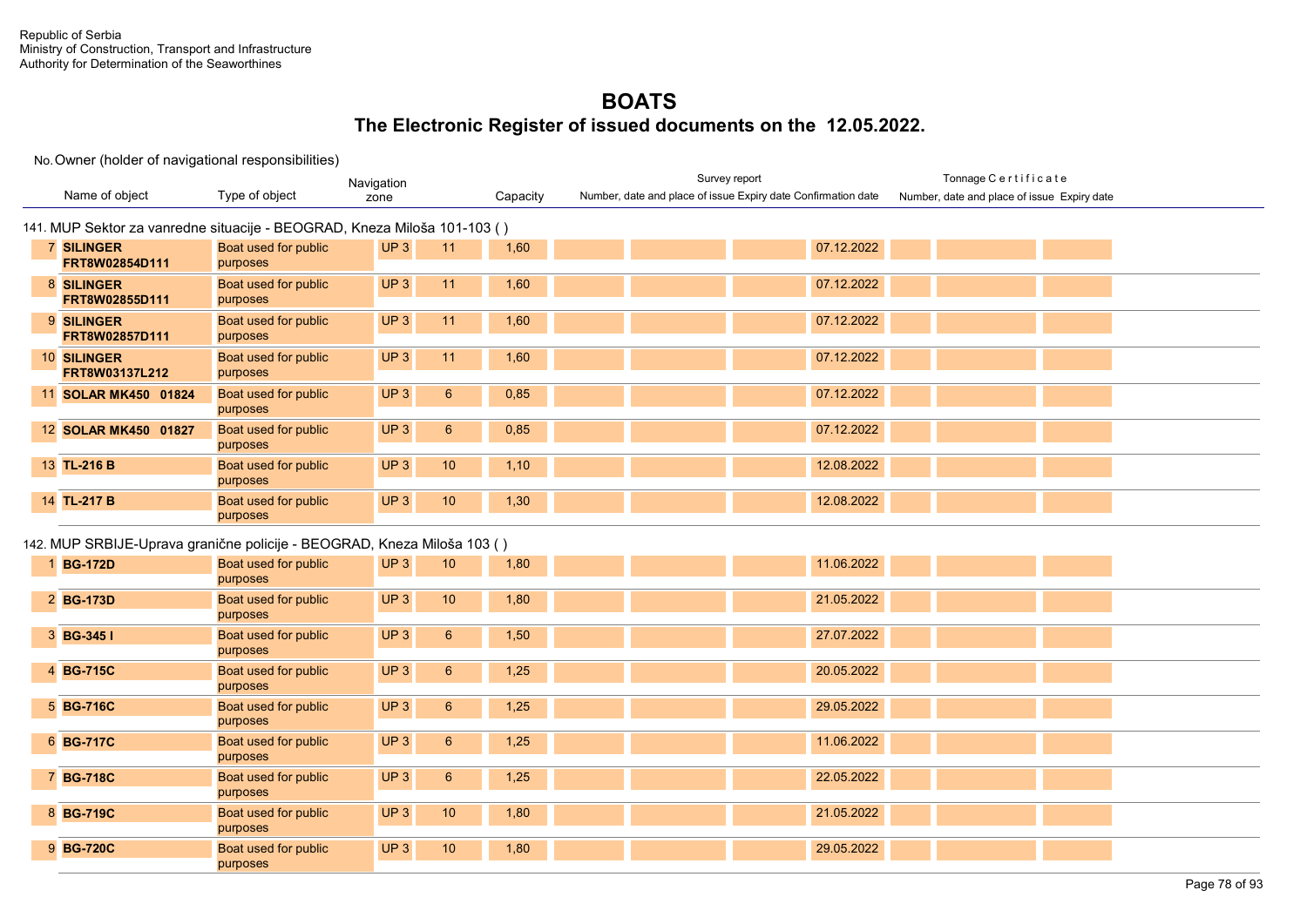Republic of Serbia
Ministry of Construction, Transport and Infrastructure
Authority for Determination of the Seaworthines

# BOATS

## The Electronic Register of issued documents on the 12.05.2022.

No. Owner (holder of navigational responsibilities)

| No. | Name of object | Type of object | Navigation zone | | Capacity | Survey report Number, date and place of issue | Expiry date | Confirmation date | | Tonnage Certificate Number, date and place of issue | Expiry date |
|---|---|---|---|---|---|---|---|---|---|---|---|
| **141. MUP Sektor za vanredne situacije - BEOGRAD, Kneza Miloša 101-103 ( )** | | | | | | | | | | | |
| 7 | **SILINGER FRT8W02854D111** | Boat used for public purposes | UP 3 | 11 | 1,60 | | | | 07.12.2022 | | |
| 8 | **SILINGER FRT8W02855D111** | Boat used for public purposes | UP 3 | 11 | 1,60 | | | | 07.12.2022 | | |
| 9 | **SILINGER FRT8W02857D111** | Boat used for public purposes | UP 3 | 11 | 1,60 | | | | 07.12.2022 | | |
| 10 | **SILINGER FRT8W03137L212** | Boat used for public purposes | UP 3 | 11 | 1,60 | | | | 07.12.2022 | | |
| 11 | **SOLAR MK450 01824** | Boat used for public purposes | UP 3 | 6 | 0,85 | | | | 07.12.2022 | | |
| 12 | **SOLAR MK450 01827** | Boat used for public purposes | UP 3 | 6 | 0,85 | | | | 07.12.2022 | | |
| 13 | **TL-216 B** | Boat used for public purposes | UP 3 | 10 | 1,10 | | | | 12.08.2022 | | |
| 14 | **TL-217 B** | Boat used for public purposes | UP 3 | 10 | 1,30 | | | | 12.08.2022 | | |
| **142. MUP SRBIJE-Uprava granične policije - BEOGRAD, Kneza Miloša 103 ( )** | | | | | | | | | | | |
| 1 | **BG-172D** | Boat used for public purposes | UP 3 | 10 | 1,80 | | | | 11.06.2022 | | |
| 2 | **BG-173D** | Boat used for public purposes | UP 3 | 10 | 1,80 | | | | 21.05.2022 | | |
| 3 | **BG-345 I** | Boat used for public purposes | UP 3 | 6 | 1,50 | | | | 27.07.2022 | | |
| 4 | **BG-715C** | Boat used for public purposes | UP 3 | 6 | 1,25 | | | | 20.05.2022 | | |
| 5 | **BG-716C** | Boat used for public purposes | UP 3 | 6 | 1,25 | | | | 29.05.2022 | | |
| 6 | **BG-717C** | Boat used for public purposes | UP 3 | 6 | 1,25 | | | | 11.06.2022 | | |
| 7 | **BG-718C** | Boat used for public purposes | UP 3 | 6 | 1,25 | | | | 22.05.2022 | | |
| 8 | **BG-719C** | Boat used for public purposes | UP 3 | 10 | 1,80 | | | | 21.05.2022 | | |
| 9 | **BG-720C** | Boat used for public purposes | UP 3 | 10 | 1,80 | | | | 29.05.2022 | | |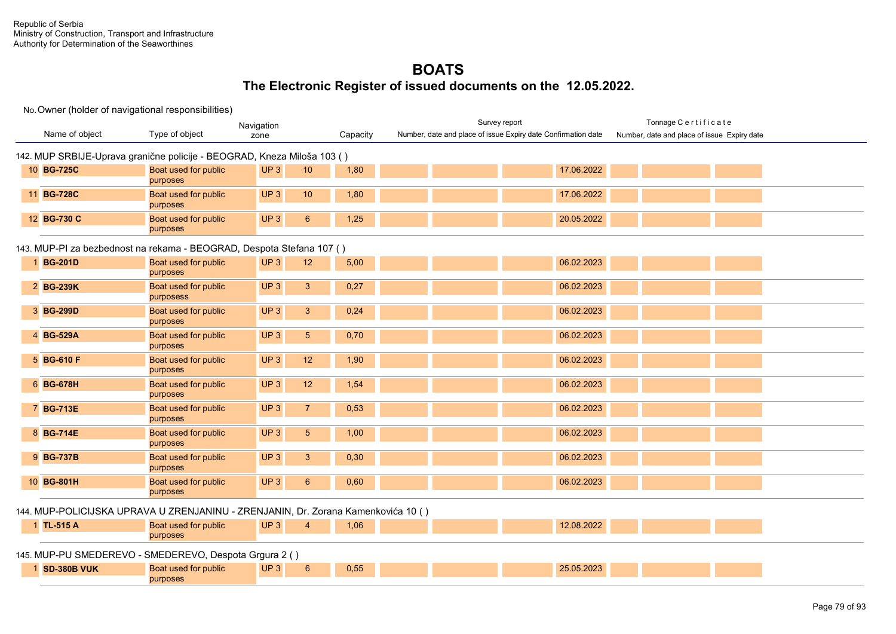Republic of Serbia
Ministry of Construction, Transport and Infrastructure
Authority for Determination of the Seaworthines

# BOATS

## The Electronic Register of issued documents on the 12.05.2022.

No. Owner (holder of navigational responsibilities)

| No. | Name of object | Type of object | Navigation zone | | Capacity | Survey report: Number, date and place of issue | Survey report: Expiry date | Survey report: Confirmation date | | Tonnage Certificate: Number, date and place of issue | Tonnage Certificate: Expiry date |
|---|---|---|---|---|---|---|---|---|---|---|---|
| **142. MUP SRBIJE-Uprava granične policije - BEOGRAD, Kneza Miloša 103 ( )** | | | | | | | | | | | |
| 10 | **BG-725C** | Boat used for public purposes | UP 3 | 10 | 1,80 | | | | 17.06.2022 | | |
| 11 | **BG-728C** | Boat used for public purposes | UP 3 | 10 | 1,80 | | | | 17.06.2022 | | |
| 12 | **BG-730 C** | Boat used for public purposes | UP 3 | 6 | 1,25 | | | | 20.05.2022 | | |
| **143. MUP-PI za bezbednost na rekama - BEOGRAD, Despota Stefana 107 ( )** | | | | | | | | | | | |
| 1 | **BG-201D** | Boat used for public purposes | UP 3 | 12 | 5,00 | | | | 06.02.2023 | | |
| 2 | **BG-239K** | Boat used for public purposess | UP 3 | 3 | 0,27 | | | | 06.02.2023 | | |
| 3 | **BG-299D** | Boat used for public purposes | UP 3 | 3 | 0,24 | | | | 06.02.2023 | | |
| 4 | **BG-529A** | Boat used for public purposes | UP 3 | 5 | 0,70 | | | | 06.02.2023 | | |
| 5 | **BG-610 F** | Boat used for public purposes | UP 3 | 12 | 1,90 | | | | 06.02.2023 | | |
| 6 | **BG-678H** | Boat used for public purposes | UP 3 | 12 | 1,54 | | | | 06.02.2023 | | |
| 7 | **BG-713E** | Boat used for public purposes | UP 3 | 7 | 0,53 | | | | 06.02.2023 | | |
| 8 | **BG-714E** | Boat used for public purposes | UP 3 | 5 | 1,00 | | | | 06.02.2023 | | |
| 9 | **BG-737B** | Boat used for public purposes | UP 3 | 3 | 0,30 | | | | 06.02.2023 | | |
| 10 | **BG-801H** | Boat used for public purposes | UP 3 | 6 | 0,60 | | | | 06.02.2023 | | |
| **144. MUP-POLICIJSKA UPRAVA U ZRENJANINU - ZRENJANIN, Dr. Zorana Kamenkovića 10 ( )** | | | | | | | | | | | |
| 1 | **TL-515 A** | Boat used for public purposes | UP 3 | 4 | 1,06 | | | | 12.08.2022 | | |
| **145. MUP-PU SMEDEREVO - SMEDEREVO, Despota Grgura 2 ( )** | | | | | | | | | | | |
| 1 | **SD-380B VUK** | Boat used for public purposes | UP 3 | 6 | 0,55 | | | | 25.05.2023 | | |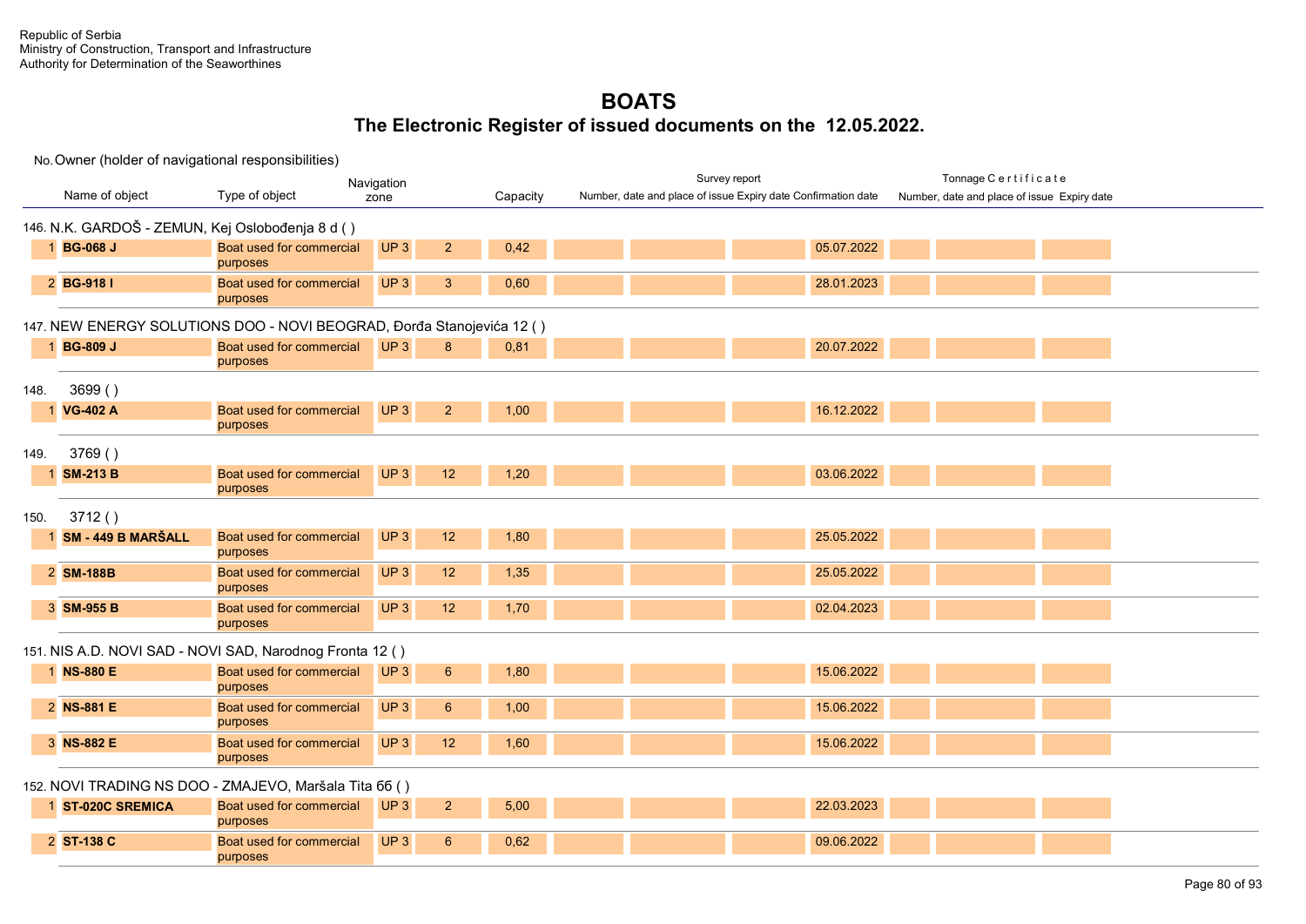Republic of Serbia
Ministry of Construction, Transport and Infrastructure
Authority for Determination of the Seaworthines

# BOATS
## The Electronic Register of issued documents on the 12.05.2022.

No. Owner (holder of navigational responsibilities)

| | Name of object | Type of object | Navigation zone | | Capacity | Survey report Number, date and place of issue | | Expiry date | Confirmation date | Tonnage Certificate Number, date and place of issue | | Expiry date |
|---|---|---|---|---|---|---|---|---|---|---|---|---|
| **146. N.K. GARDOŠ - ZEMUN, Kej Oslobođenja 8 d ( )** | | | | | | | | | | | | |
| 1 | **BG-068 J** | Boat used for commercial purposes | UP 3 | 2 | 0,42 | | | | 05.07.2022 | | | |
| 2 | **BG-918 I** | Boat used for commercial purposes | UP 3 | 3 | 0,60 | | | | 28.01.2023 | | | |
| **147. NEW ENERGY SOLUTIONS DOO - NOVI BEOGRAD, Đorđa Stanojevića 12 ( )** | | | | | | | | | | | | |
| 1 | **BG-809 J** | Boat used for commercial purposes | UP 3 | 8 | 0,81 | | | | 20.07.2022 | | | |
| **148. 3699 ( )** | | | | | | | | | | | | |
| 1 | **VG-402 A** | Boat used for commercial purposes | UP 3 | 2 | 1,00 | | | | 16.12.2022 | | | |
| **149. 3769 ( )** | | | | | | | | | | | | |
| 1 | **SM-213 B** | Boat used for commercial purposes | UP 3 | 12 | 1,20 | | | | 03.06.2022 | | | |
| **150. 3712 ( )** | | | | | | | | | | | | |
| 1 | **SM - 449 B MARŠALL** | Boat used for commercial purposes | UP 3 | 12 | 1,80 | | | | 25.05.2022 | | | |
| 2 | **SM-188B** | Boat used for commercial purposes | UP 3 | 12 | 1,35 | | | | 25.05.2022 | | | |
| 3 | **SM-955 B** | Boat used for commercial purposes | UP 3 | 12 | 1,70 | | | | 02.04.2023 | | | |
| **151. NIS A.D. NOVI SAD - NOVI SAD, Narodnog Fronta 12 ( )** | | | | | | | | | | | | |
| 1 | **NS-880 E** | Boat used for commercial purposes | UP 3 | 6 | 1,80 | | | | 15.06.2022 | | | |
| 2 | **NS-881 E** | Boat used for commercial purposes | UP 3 | 6 | 1,00 | | | | 15.06.2022 | | | |
| 3 | **NS-882 E** | Boat used for commercial purposes | UP 3 | 12 | 1,60 | | | | 15.06.2022 | | | |
| **152. NOVI TRADING NS DOO - ZMAJEVO, Maršala Tita 66 ( )** | | | | | | | | | | | | |
| 1 | **ST-020C SREMICA** | Boat used for commercial purposes | UP 3 | 2 | 5,00 | | | | 22.03.2023 | | | |
| 2 | **ST-138 C** | Boat used for commercial purposes | UP 3 | 6 | 0,62 | | | | 09.06.2022 | | | |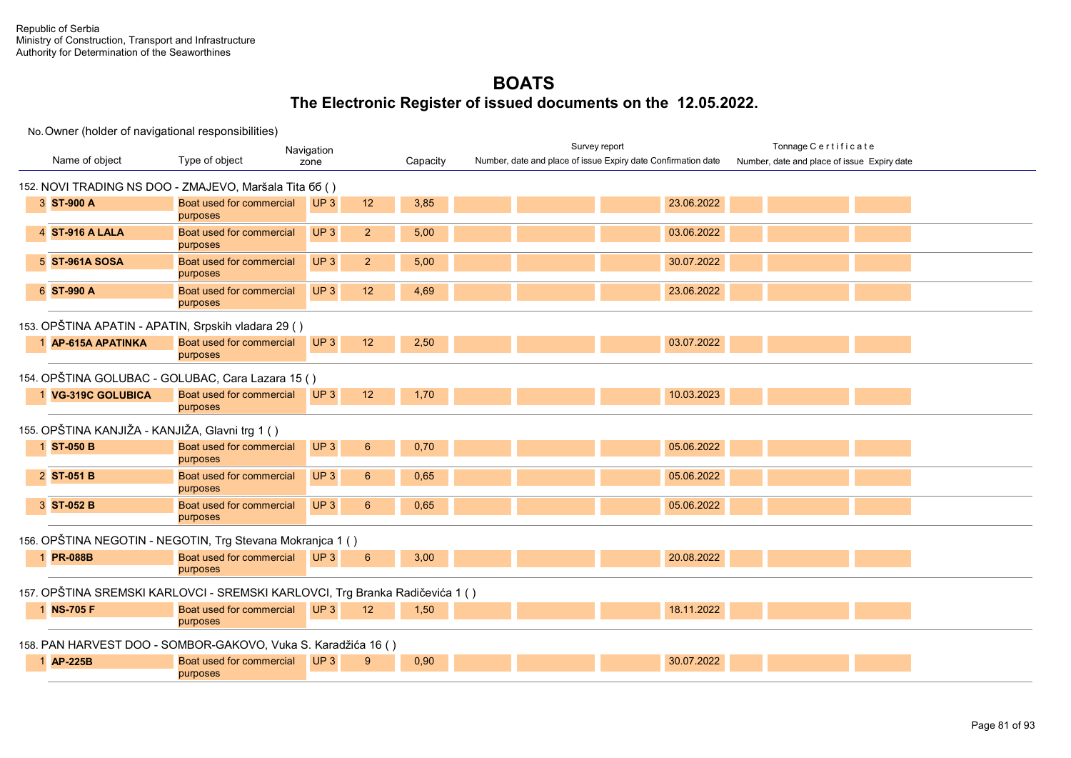Republic of Serbia
Ministry of Construction, Transport and Infrastructure
Authority for Determination of the Seaworthines

# BOATS

## The Electronic Register of issued documents on the 12.05.2022.

No. Owner (holder of navigational responsibilities)

| | Name of object | Type of object | Navigation zone | | Capacity | Survey report Number, date and place of issue | | Expiry date | Confirmation date | Tonnage Certificate Number, date and place of issue | | Expiry date |
|---|---|---|---|---|---|---|---|---|---|---|---|---|
| **152. NOVI TRADING NS DOO - ZMAJEVO, Maršala Tita 6б ( )** | | | | | | | | | | | | |
| 3 | **ST-900 A** | Boat used for commercial purposes | UP 3 | 12 | 3,85 | | | | 23.06.2022 | | | |
| 4 | **ST-916 A LALA** | Boat used for commercial purposes | UP 3 | 2 | 5,00 | | | | 03.06.2022 | | | |
| 5 | **ST-961A SOSA** | Boat used for commercial purposes | UP 3 | 2 | 5,00 | | | | 30.07.2022 | | | |
| 6 | **ST-990 A** | Boat used for commercial purposes | UP 3 | 12 | 4,69 | | | | 23.06.2022 | | | |
| **153. OPŠTINA APATIN - APATIN, Srpskih vladara 29 ( )** | | | | | | | | | | | | |
| 1 | **AP-615A APATINKA** | Boat used for commercial purposes | UP 3 | 12 | 2,50 | | | | 03.07.2022 | | | |
| **154. OPŠTINA GOLUBAC - GOLUBAC, Cara Lazara 15 ( )** | | | | | | | | | | | | |
| 1 | **VG-319C GOLUBICA** | Boat used for commercial purposes | UP 3 | 12 | 1,70 | | | | 10.03.2023 | | | |
| **155. OPŠTINA KANJIŽA - KANJIŽA, Glavni trg 1 ( )** | | | | | | | | | | | | |
| 1 | **ST-050 B** | Boat used for commercial purposes | UP 3 | 6 | 0,70 | | | | 05.06.2022 | | | |
| 2 | **ST-051 B** | Boat used for commercial purposes | UP 3 | 6 | 0,65 | | | | 05.06.2022 | | | |
| 3 | **ST-052 B** | Boat used for commercial purposes | UP 3 | 6 | 0,65 | | | | 05.06.2022 | | | |
| **156. OPŠTINA NEGOTIN - NEGOTIN, Trg Stevana Mokranjca 1 ( )** | | | | | | | | | | | | |
| 1 | **PR-088B** | Boat used for commercial purposes | UP 3 | 6 | 3,00 | | | | 20.08.2022 | | | |
| **157. OPŠTINA SREMSKI KARLOVCI - SREMSKI KARLOVCI, Trg Branka Radičevića 1 ( )** | | | | | | | | | | | | |
| 1 | **NS-705 F** | Boat used for commercial purposes | UP 3 | 12 | 1,50 | | | | 18.11.2022 | | | |
| **158. PAN HARVEST DOO - SOMBOR-GAKOVO, Vuka S. Karadžića 16 ( )** | | | | | | | | | | | | |
| 1 | **AP-225B** | Boat used for commercial purposes | UP 3 | 9 | 0,90 | | | | 30.07.2022 | | | |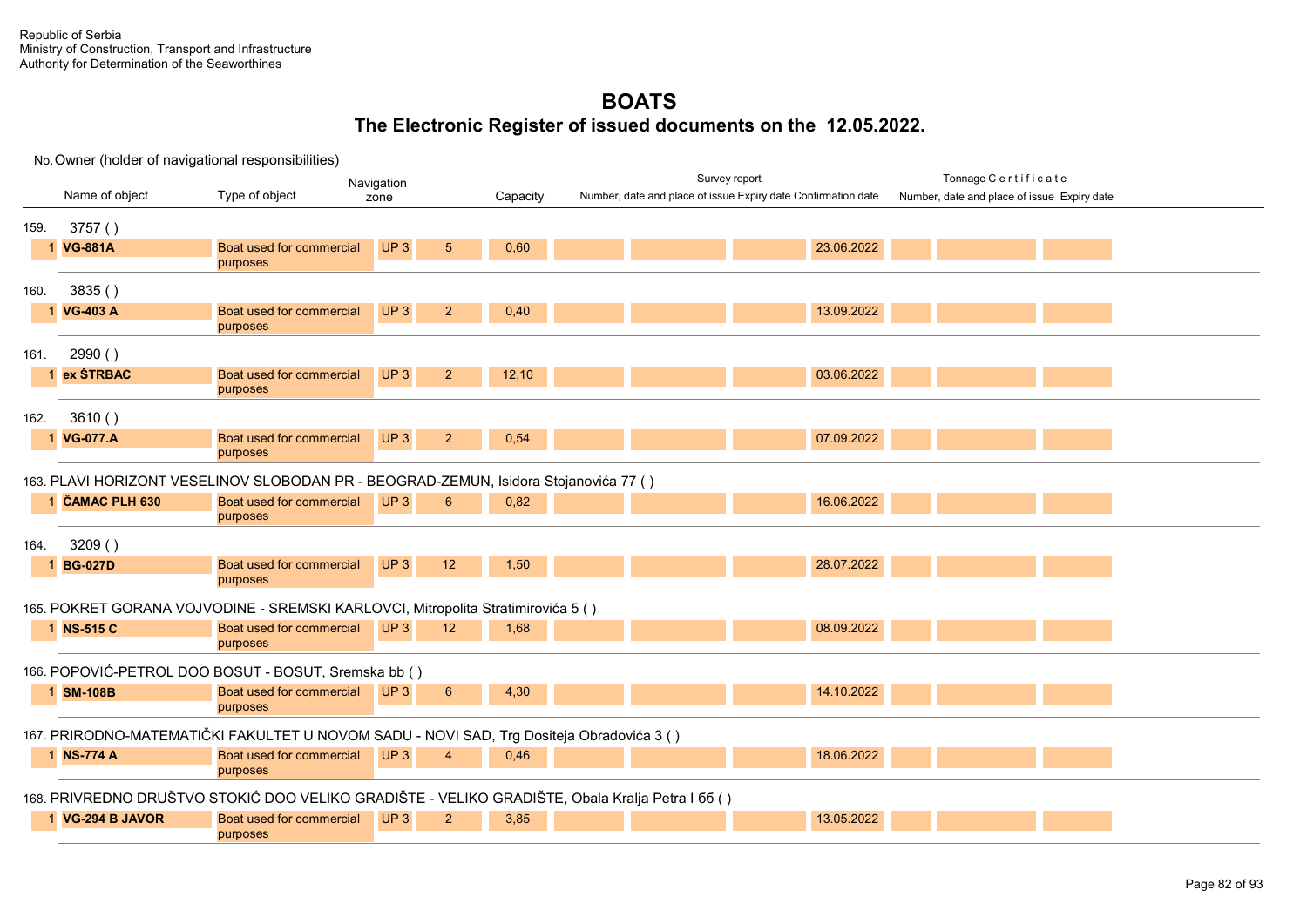Republic of Serbia
Ministry of Construction, Transport and Infrastructure
Authority for Determination of the Seaworthines

# BOATS
## The Electronic Register of issued documents on the 12.05.2022.

No. Owner (holder of navigational responsibilities)

| | Name of object | Type of object | Navigation zone | | Capacity | Survey report: Number, date and place of issue | | Expiry date | Confirmation date | Tonnage Certificate: Number, date and place of issue | | Expiry date |
|---|---|---|---|---|---|---|---|---|---|---|---|---|
| **159.** | **3757 ( )** | | | | | | | | | | | |
| 1 | **VG-881A** | Boat used for commercial purposes | UP 3 | 5 | 0,60 | | | | 23.06.2022 | | | |
| **160.** | **3835 ( )** | | | | | | | | | | | |
| 1 | **VG-403 A** | Boat used for commercial purposes | UP 3 | 2 | 0,40 | | | | 13.09.2022 | | | |
| **161.** | **2990 ( )** | | | | | | | | | | | |
| 1 | **ex ŠTRBAC** | Boat used for commercial purposes | UP 3 | 2 | 12,10 | | | | 03.06.2022 | | | |
| **162.** | **3610 ( )** | | | | | | | | | | | |
| 1 | **VG-077.A** | Boat used for commercial purposes | UP 3 | 2 | 0,54 | | | | 07.09.2022 | | | |
| **163.** | **PLAVI HORIZONT VESELINOV SLOBODAN PR - BEOGRAD-ZEMUN, Isidora Stojanovića 77 ( )** | | | | | | | | | | | |
| 1 | **ČAMAC PLH 630** | Boat used for commercial purposes | UP 3 | 6 | 0,82 | | | | 16.06.2022 | | | |
| **164.** | **3209 ( )** | | | | | | | | | | | |
| 1 | **BG-027D** | Boat used for commercial purposes | UP 3 | 12 | 1,50 | | | | 28.07.2022 | | | |
| **165.** | **POKRET GORANA VOJVODINE - SREMSKI KARLOVCI, Mitropolita Stratimirovića 5 ( )** | | | | | | | | | | | |
| 1 | **NS-515 C** | Boat used for commercial purposes | UP 3 | 12 | 1,68 | | | | 08.09.2022 | | | |
| **166.** | **POPOVIĆ-PETROL DOO BOSUT - BOSUT, Sremska bb ( )** | | | | | | | | | | | |
| 1 | **SM-108B** | Boat used for commercial purposes | UP 3 | 6 | 4,30 | | | | 14.10.2022 | | | |
| **167.** | **PRIRODNO-MATEMATIČKI FAKULTET U NOVOM SADU - NOVI SAD, Trg Dositeja Obradovića 3 ( )** | | | | | | | | | | | |
| 1 | **NS-774 A** | Boat used for commercial purposes | UP 3 | 4 | 0,46 | | | | 18.06.2022 | | | |
| **168.** | **PRIVREDNO DRUŠTVO STOKIĆ DOO VELIKO GRADIŠTE - VELIKO GRADIŠTE, Obala Kralja Petra I 6б ( )** | | | | | | | | | | | |
| 1 | **VG-294 B JAVOR** | Boat used for commercial purposes | UP 3 | 2 | 3,85 | | | | 13.05.2022 | | | |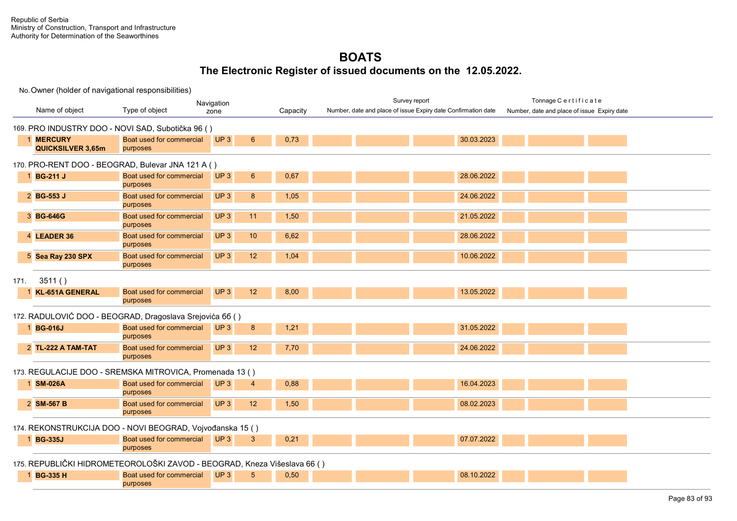Republic of Serbia
Ministry of Construction, Transport and Infrastructure
Authority for Determination of the Seaworthines

# BOATS

## The Electronic Register of issued documents on the 12.05.2022.

| No. | Name of object | Type of object | Navigation zone | | Capacity | Survey report: Number, date and place of issue | | Expiry date | Confirmation date | Tonnage Certificate: Number, date and place of issue | | Expiry date |
|---|---|---|---|---|---|---|---|---|---|---|---|---|
| **169. PRO INDUSTRY DOO - NOVI SAD, Subotička 96 ( )** | | | | | | | | | | | | |
| 1 | **MERCURY QUICKSILVER 3,65m** | Boat used for commercial purposes | UP 3 | 6 | 0,73 | | | | 30.03.2023 | | | |
| **170. PRO-RENT DOO - BEOGRAD, Bulevar JNA 121 A ( )** | | | | | | | | | | | | |
| 1 | **BG-211 J** | Boat used for commercial purposes | UP 3 | 6 | 0,67 | | | | 28.06.2022 | | | |
| 2 | **BG-553 J** | Boat used for commercial purposes | UP 3 | 8 | 1,05 | | | | 24.06.2022 | | | |
| 3 | **BG-646G** | Boat used for commercial purposes | UP 3 | 11 | 1,50 | | | | 21.05.2022 | | | |
| 4 | **LEADER 36** | Boat used for commercial purposes | UP 3 | 10 | 6,62 | | | | 28.06.2022 | | | |
| 5 | **Sea Ray 230 SPX** | Boat used for commercial purposes | UP 3 | 12 | 1,04 | | | | 10.06.2022 | | | |
| **171. 3511 ( )** | | | | | | | | | | | | |
| 1 | **KL-651A GENERAL** | Boat used for commercial purposes | UP 3 | 12 | 8,00 | | | | 13.05.2022 | | | |
| **172. RADULOVIĆ DOO - BEOGRAD, Dragoslava Srejovića 6б ( )** | | | | | | | | | | | | |
| 1 | **BG-016J** | Boat used for commercial purposes | UP 3 | 8 | 1,21 | | | | 31.05.2022 | | | |
| 2 | **TL-222 A TAM-TAT** | Boat used for commercial purposes | UP 3 | 12 | 7,70 | | | | 24.06.2022 | | | |
| **173. REGULACIJE DOO - SREMSKA MITROVICA, Promenada 13 ( )** | | | | | | | | | | | | |
| 1 | **SM-026A** | Boat used for commercial purposes | UP 3 | 4 | 0,88 | | | | 16.04.2023 | | | |
| 2 | **SM-567 B** | Boat used for commercial purposes | UP 3 | 12 | 1,50 | | | | 08.02.2023 | | | |
| **174. REKONSTRUKCIJA DOO - NOVI BEOGRAD, Vojvođanska 15 ( )** | | | | | | | | | | | | |
| 1 | **BG-335J** | Boat used for commercial purposes | UP 3 | 3 | 0,21 | | | | 07.07.2022 | | | |
| **175. REPUBLIČKI HIDROMETEOROLOŠKI ZAVOD - BEOGRAD, Kneza Višeslava 66 ( )** | | | | | | | | | | | | |
| 1 | **BG-335 H** | Boat used for commercial purposes | UP 3 | 5 | 0,50 | | | | 08.10.2022 | | | |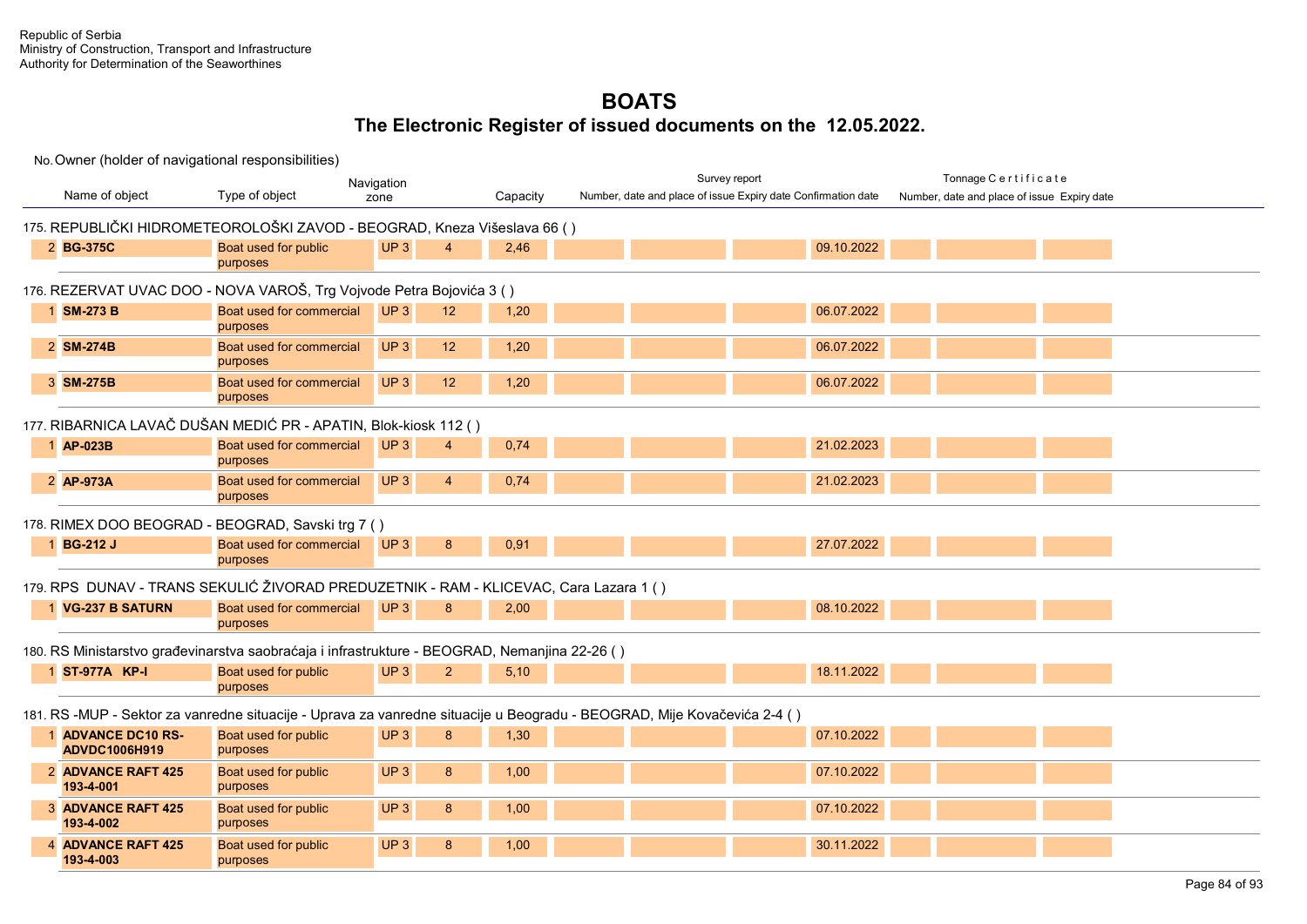Republic of Serbia
Ministry of Construction, Transport and Infrastructure
Authority for Determination of the Seaworthines

# BOATS

## The Electronic Register of issued documents on the 12.05.2022.

No. Owner (holder of navigational responsibilities)

| | Name of object | Type of object | Navigation zone | | Capacity | Survey report Number, date and place of issue | | Expiry date | Confirmation date | Tonnage Certificate Number, date and place of issue | | Expiry date |
|---|---|---|---|---|---|---|---|---|---|---|---|---|
| **175. REPUBLIČKI HIDROMETEOROLOŠKI ZAVOD - BEOGRAD, Kneza Višeslava 66 ( )** | | | | | | | | | | | | |
| 2 | **BG-375C** | Boat used for public purposes | UP 3 | 4 | 2,46 | | | | 09.10.2022 | | | |
| **176. REZERVAT UVAC DOO - NOVA VAROŠ, Trg Vojvode Petra Bojovića 3 ( )** | | | | | | | | | | | | |
| 1 | **SM-273 B** | Boat used for commercial purposes | UP 3 | 12 | 1,20 | | | | 06.07.2022 | | | |
| 2 | **SM-274B** | Boat used for commercial purposes | UP 3 | 12 | 1,20 | | | | 06.07.2022 | | | |
| 3 | **SM-275B** | Boat used for commercial purposes | UP 3 | 12 | 1,20 | | | | 06.07.2022 | | | |
| **177. RIBARNICA LAVAČ DUŠAN MEDIĆ PR - APATIN, Blok-kiosk 112 ( )** | | | | | | | | | | | | |
| 1 | **AP-023B** | Boat used for commercial purposes | UP 3 | 4 | 0,74 | | | | 21.02.2023 | | | |
| 2 | **AP-973A** | Boat used for commercial purposes | UP 3 | 4 | 0,74 | | | | 21.02.2023 | | | |
| **178. RIMEX DOO BEOGRAD - BEOGRAD, Savski trg 7 ( )** | | | | | | | | | | | | |
| 1 | **BG-212 J** | Boat used for commercial purposes | UP 3 | 8 | 0,91 | | | | 27.07.2022 | | | |
| **179. RPS DUNAV - TRANS SEKULIĆ ŽIVORAD PREDUZETNIK - RAM - KLICEVAC, Cara Lazara 1 ( )** | | | | | | | | | | | | |
| 1 | **VG-237 B SATURN** | Boat used for commercial purposes | UP 3 | 8 | 2,00 | | | | 08.10.2022 | | | |
| **180. RS Ministarstvo građevinarstva saobraćaja i infrastrukture - BEOGRAD, Nemanjina 22-26 ( )** | | | | | | | | | | | | |
| 1 | **ST-977A KP-I** | Boat used for public purposes | UP 3 | 2 | 5,10 | | | | 18.11.2022 | | | |
| **181. RS -MUP - Sektor za vanredne situacije - Uprava za vanredne situacije u Beogradu - BEOGRAD, Mije Kovačevića 2-4 ( )** | | | | | | | | | | | | |
| 1 | **ADVANCE DC10 RS-ADVDC1006H919** | Boat used for public purposes | UP 3 | 8 | 1,30 | | | | 07.10.2022 | | | |
| 2 | **ADVANCE RAFT 425 193-4-001** | Boat used for public purposes | UP 3 | 8 | 1,00 | | | | 07.10.2022 | | | |
| 3 | **ADVANCE RAFT 425 193-4-002** | Boat used for public purposes | UP 3 | 8 | 1,00 | | | | 07.10.2022 | | | |
| 4 | **ADVANCE RAFT 425 193-4-003** | Boat used for public purposes | UP 3 | 8 | 1,00 | | | | 30.11.2022 | | | |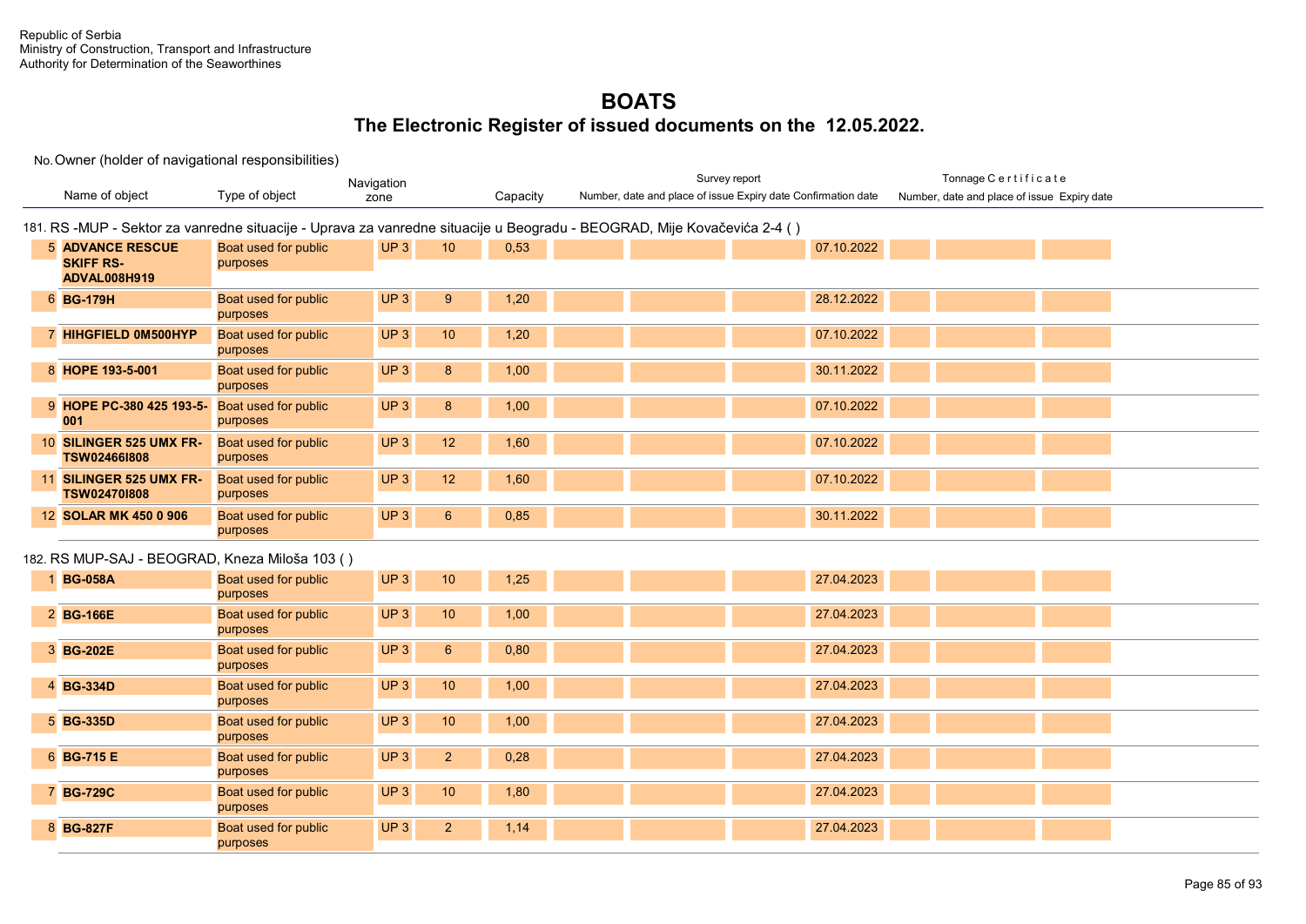Republic of Serbia
Ministry of Construction, Transport and Infrastructure
Authority for Determination of the Seaworthines

# BOATS

## The Electronic Register of issued documents on the 12.05.2022.

No. Owner (holder of navigational responsibilities)

| No. | Name of object | Type of object | Navigation zone | | Capacity | Survey report Number, date and place of issue | | Expiry date | Confirmation date | Tonnage Certificate Number, date and place of issue | | Expiry date |
|---|---|---|---|---|---|---|---|---|---|---|---|---|
| **181. RS -MUP - Sektor za vanredne situacije - Uprava za vanredne situacije u Beogradu - BEOGRAD, Mije Kovačevića 2-4 ( )** | | | | | | | | | | | | |
| 5 | **ADVANCE RESCUE SKIFF RS-ADVAL008H919** | Boat used for public purposes | UP 3 | 10 | 0,53 | | | | 07.10.2022 | | | |
| 6 | **BG-179H** | Boat used for public purposes | UP 3 | 9 | 1,20 | | | | 28.12.2022 | | | |
| 7 | **HIHGFIELD 0M500HYP** | Boat used for public purposes | UP 3 | 10 | 1,20 | | | | 07.10.2022 | | | |
| 8 | **HOPE 193-5-001** | Boat used for public purposes | UP 3 | 8 | 1,00 | | | | 30.11.2022 | | | |
| 9 | **HOPE PC-380 425 193-5-001** | Boat used for public purposes | UP 3 | 8 | 1,00 | | | | 07.10.2022 | | | |
| 10 | **SILINGER 525 UMX FR-TSW02466I808** | Boat used for public purposes | UP 3 | 12 | 1,60 | | | | 07.10.2022 | | | |
| 11 | **SILINGER 525 UMX FR-TSW02470I808** | Boat used for public purposes | UP 3 | 12 | 1,60 | | | | 07.10.2022 | | | |
| 12 | **SOLAR MK 450 0 906** | Boat used for public purposes | UP 3 | 6 | 0,85 | | | | 30.11.2022 | | | |
| **182. RS MUP-SAJ - BEOGRAD, Kneza Miloša 103 ( )** | | | | | | | | | | | | |
| 1 | **BG-058A** | Boat used for public purposes | UP 3 | 10 | 1,25 | | | | 27.04.2023 | | | |
| 2 | **BG-166E** | Boat used for public purposes | UP 3 | 10 | 1,00 | | | | 27.04.2023 | | | |
| 3 | **BG-202E** | Boat used for public purposes | UP 3 | 6 | 0,80 | | | | 27.04.2023 | | | |
| 4 | **BG-334D** | Boat used for public purposes | UP 3 | 10 | 1,00 | | | | 27.04.2023 | | | |
| 5 | **BG-335D** | Boat used for public purposes | UP 3 | 10 | 1,00 | | | | 27.04.2023 | | | |
| 6 | **BG-715 E** | Boat used for public purposes | UP 3 | 2 | 0,28 | | | | 27.04.2023 | | | |
| 7 | **BG-729C** | Boat used for public purposes | UP 3 | 10 | 1,80 | | | | 27.04.2023 | | | |
| 8 | **BG-827F** | Boat used for public purposes | UP 3 | 2 | 1,14 | | | | 27.04.2023 | | | |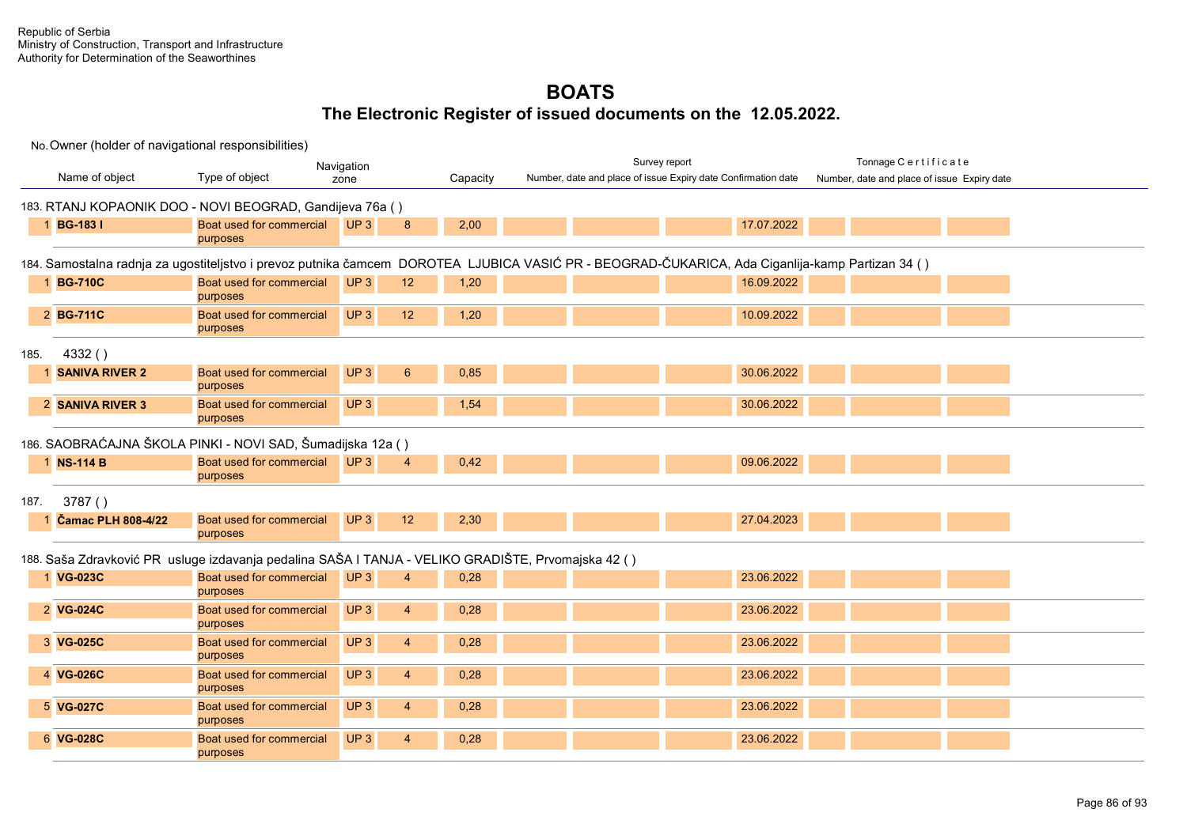Republic of Serbia
Ministry of Construction, Transport and Infrastructure
Authority for Determination of the Seaworthines

# BOATS

## The Electronic Register of issued documents on the 12.05.2022.

No. Owner (holder of navigational responsibilities)

| | Name of object | Type of object | Navigation zone | | Capacity | Survey report Number, date and place of issue | | Expiry date | Confirmation date | Tonnage Certificate Number, date and place of issue | | Expiry date |
|---|---|---|---|---|---|---|---|---|---|---|---|---|
| **183. RTANJ KOPAONIK DOO - NOVI BEOGRAD, Gandijeva 76a ( )** | | | | | | | | | | | | |
| 1 | **BG-183 I** | Boat used for commercial purposes | UP 3 | 8 | 2,00 | | | | 17.07.2022 | | | |
| **184. Samostalna radnja za ugostiteljstvo i prevoz putnika čamcem DOROTEA LJUBICA VASIĆ PR - BEOGRAD-ČUKARICA, Ada Ciganlija-kamp Partizan 34 ( )** | | | | | | | | | | | | |
| 1 | **BG-710C** | Boat used for commercial purposes | UP 3 | 12 | 1,20 | | | | 16.09.2022 | | | |
| 2 | **BG-711C** | Boat used for commercial purposes | UP 3 | 12 | 1,20 | | | | 10.09.2022 | | | |
| **185. 4332 ( )** | | | | | | | | | | | | |
| 1 | **SANIVA RIVER 2** | Boat used for commercial purposes | UP 3 | 6 | 0,85 | | | | 30.06.2022 | | | |
| 2 | **SANIVA RIVER 3** | Boat used for commercial purposes | UP 3 | | 1,54 | | | | 30.06.2022 | | | |
| **186. SAOBRAĆAJNA ŠKOLA PINKI - NOVI SAD, Šumadijska 12a ( )** | | | | | | | | | | | | |
| 1 | **NS-114 B** | Boat used for commercial purposes | UP 3 | 4 | 0,42 | | | | 09.06.2022 | | | |
| **187. 3787 ( )** | | | | | | | | | | | | |
| 1 | **Čamac PLH 808-4/22** | Boat used for commercial purposes | UP 3 | 12 | 2,30 | | | | 27.04.2023 | | | |
| **188. Saša Zdravković PR usluge izdavanja pedalina SAŠA I TANJA - VELIKO GRADIŠTE, Prvomajska 42 ( )** | | | | | | | | | | | | |
| 1 | **VG-023C** | Boat used for commercial purposes | UP 3 | 4 | 0,28 | | | | 23.06.2022 | | | |
| 2 | **VG-024C** | Boat used for commercial purposes | UP 3 | 4 | 0,28 | | | | 23.06.2022 | | | |
| 3 | **VG-025C** | Boat used for commercial purposes | UP 3 | 4 | 0,28 | | | | 23.06.2022 | | | |
| 4 | **VG-026C** | Boat used for commercial purposes | UP 3 | 4 | 0,28 | | | | 23.06.2022 | | | |
| 5 | **VG-027C** | Boat used for commercial purposes | UP 3 | 4 | 0,28 | | | | 23.06.2022 | | | |
| 6 | **VG-028C** | Boat used for commercial purposes | UP 3 | 4 | 0,28 | | | | 23.06.2022 | | | |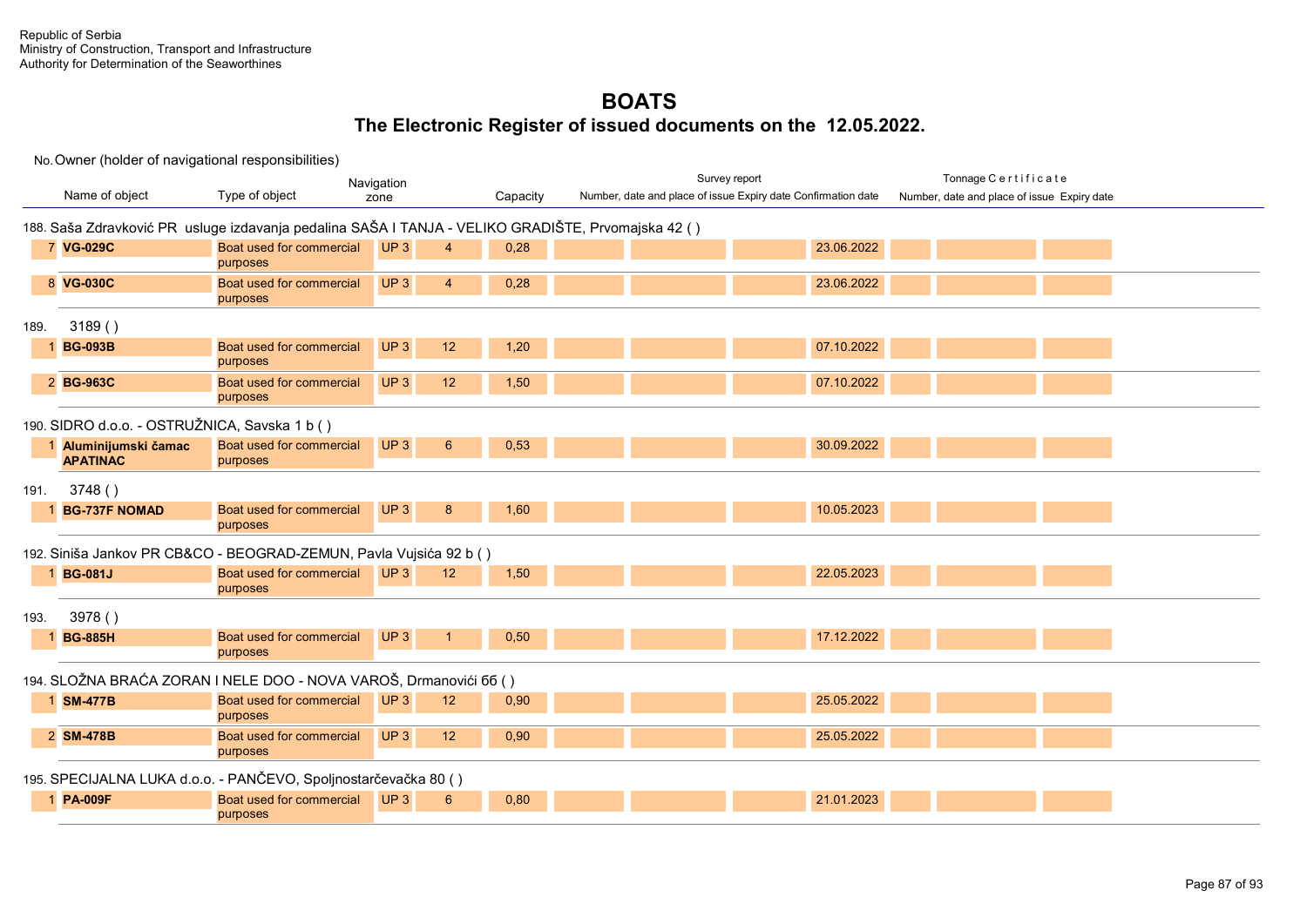Republic of Serbia
Ministry of Construction, Transport and Infrastructure
Authority for Determination of the Seaworthines

# BOATS

## The Electronic Register of issued documents on the 12.05.2022.

No. Owner (holder of navigational responsibilities)

| | Name of object | Type of object | Navigation zone | | Capacity | Survey report Number, date and place of issue | | Expiry date | Confirmation date | Tonnage Certificate Number, date and place of issue | | Expiry date |
|---|---|---|---|---|---|---|---|---|---|---|---|---|
| **188. Saša Zdravković PR usluge izdavanja pedalina SAŠA I TANJA - VELIKO GRADIŠTE, Prvomajska 42 ( )** | | | | | | | | | | | | |
| 7 | **VG-029C** | Boat used for commercial purposes | UP 3 | 4 | 0,28 | | | | 23.06.2022 | | | |
| 8 | **VG-030C** | Boat used for commercial purposes | UP 3 | 4 | 0,28 | | | | 23.06.2022 | | | |
| **189. 3189 ( )** | | | | | | | | | | | | |
| 1 | **BG-093B** | Boat used for commercial purposes | UP 3 | 12 | 1,20 | | | | 07.10.2022 | | | |
| 2 | **BG-963C** | Boat used for commercial purposes | UP 3 | 12 | 1,50 | | | | 07.10.2022 | | | |
| **190. SIDRO d.o.o. - OSTRUŽNICA, Savska 1 b ( )** | | | | | | | | | | | | |
| 1 | **Aluminijumski čamac APATINAC** | Boat used for commercial purposes | UP 3 | 6 | 0,53 | | | | 30.09.2022 | | | |
| **191. 3748 ( )** | | | | | | | | | | | | |
| 1 | **BG-737F NOMAD** | Boat used for commercial purposes | UP 3 | 8 | 1,60 | | | | 10.05.2023 | | | |
| **192. Siniša Jankov PR CB&CO - BEOGRAD-ZEMUN, Pavla Vujsića 92 b ( )** | | | | | | | | | | | | |
| 1 | **BG-081J** | Boat used for commercial purposes | UP 3 | 12 | 1,50 | | | | 22.05.2023 | | | |
| **193. 3978 ( )** | | | | | | | | | | | | |
| 1 | **BG-885H** | Boat used for commercial purposes | UP 3 | 1 | 0,50 | | | | 17.12.2022 | | | |
| **194. SLOŽNA BRAĆA ZORAN I NELE DOO - NOVA VAROŠ, Drmanovići 6б ( )** | | | | | | | | | | | | |
| 1 | **SM-477B** | Boat used for commercial purposes | UP 3 | 12 | 0,90 | | | | 25.05.2022 | | | |
| 2 | **SM-478B** | Boat used for commercial purposes | UP 3 | 12 | 0,90 | | | | 25.05.2022 | | | |
| **195. SPECIJALNA LUKA d.o.o. - PANČEVO, Spoljnostarčevačka 80 ( )** | | | | | | | | | | | | |
| 1 | **PA-009F** | Boat used for commercial purposes | UP 3 | 6 | 0,80 | | | | 21.01.2023 | | | |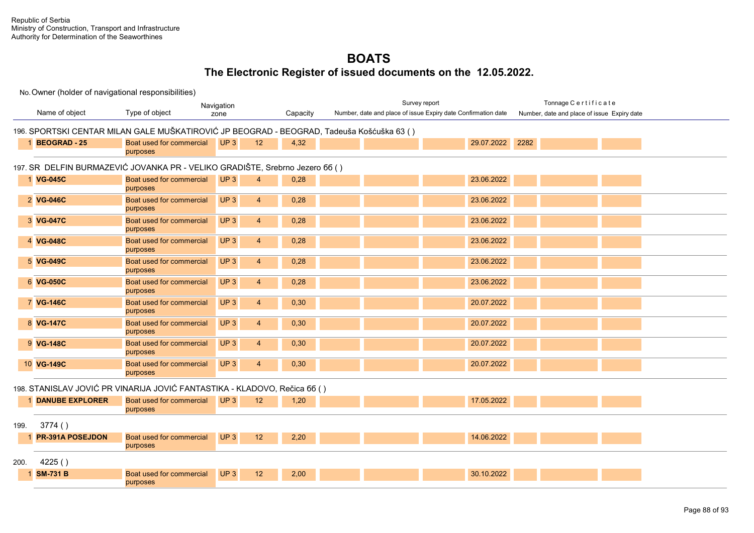Republic of Serbia
Ministry of Construction, Transport and Infrastructure
Authority for Determination of the Seaworthines

# BOATS

## The Electronic Register of issued documents on the 12.05.2022.

No. Owner (holder of navigational responsibilities)

| Name of object | Type of object | Navigation zone | | Capacity | Survey report Number, date and place of issue | | | Expiry date | Confirmation date | Tonnage Certificate Number, date and place of issue | Expiry date |
|---|---|---|---|---|---|---|---|---|---|---|---|
| **196. SPORTSKI CENTAR MILAN GALE MUŠKATIROVIĆ JP BEOGRAD - BEOGRAD, Tadeuša Košćuška 63 ( )** | | | | | | | | | | | |
| 1 **BEOGRAD - 25** | Boat used for commercial purposes | UP 3 | 12 | 4,32 | | | | 29.07.2022 | 2282 | | |
| **197. SR DELFIN BURMAZEVIĆ JOVANKA PR - VELIKO GRADIŠTE, Srebrno Jezero бб ( )** | | | | | | | | | | | |
| 1 **VG-045C** | Boat used for commercial purposes | UP 3 | 4 | 0,28 | | | | 23.06.2022 | | | |
| 2 **VG-046C** | Boat used for commercial purposes | UP 3 | 4 | 0,28 | | | | 23.06.2022 | | | |
| 3 **VG-047C** | Boat used for commercial purposes | UP 3 | 4 | 0,28 | | | | 23.06.2022 | | | |
| 4 **VG-048C** | Boat used for commercial purposes | UP 3 | 4 | 0,28 | | | | 23.06.2022 | | | |
| 5 **VG-049C** | Boat used for commercial purposes | UP 3 | 4 | 0,28 | | | | 23.06.2022 | | | |
| 6 **VG-050C** | Boat used for commercial purposes | UP 3 | 4 | 0,28 | | | | 23.06.2022 | | | |
| 7 **VG-146C** | Boat used for commercial purposes | UP 3 | 4 | 0,30 | | | | 20.07.2022 | | | |
| 8 **VG-147C** | Boat used for commercial purposes | UP 3 | 4 | 0,30 | | | | 20.07.2022 | | | |
| 9 **VG-148C** | Boat used for commercial purposes | UP 3 | 4 | 0,30 | | | | 20.07.2022 | | | |
| 10 **VG-149C** | Boat used for commercial purposes | UP 3 | 4 | 0,30 | | | | 20.07.2022 | | | |
| **198. STANISLAV JOVIĆ PR VINARIJA JOVIĆ FANTASTIKA - KLADOVO, Rečica бб ( )** | | | | | | | | | | | |
| 1 **DANUBE EXPLORER** | Boat used for commercial purposes | UP 3 | 12 | 1,20 | | | | 17.05.2022 | | | |
| **199. 3774 ( )** | | | | | | | | | | | |
| 1 **PR-391A POSEJDON** | Boat used for commercial purposes | UP 3 | 12 | 2,20 | | | | 14.06.2022 | | | |
| **200. 4225 ( )** | | | | | | | | | | | |
| 1 **SM-731 B** | Boat used for commercial purposes | UP 3 | 12 | 2,00 | | | | 30.10.2022 | | | |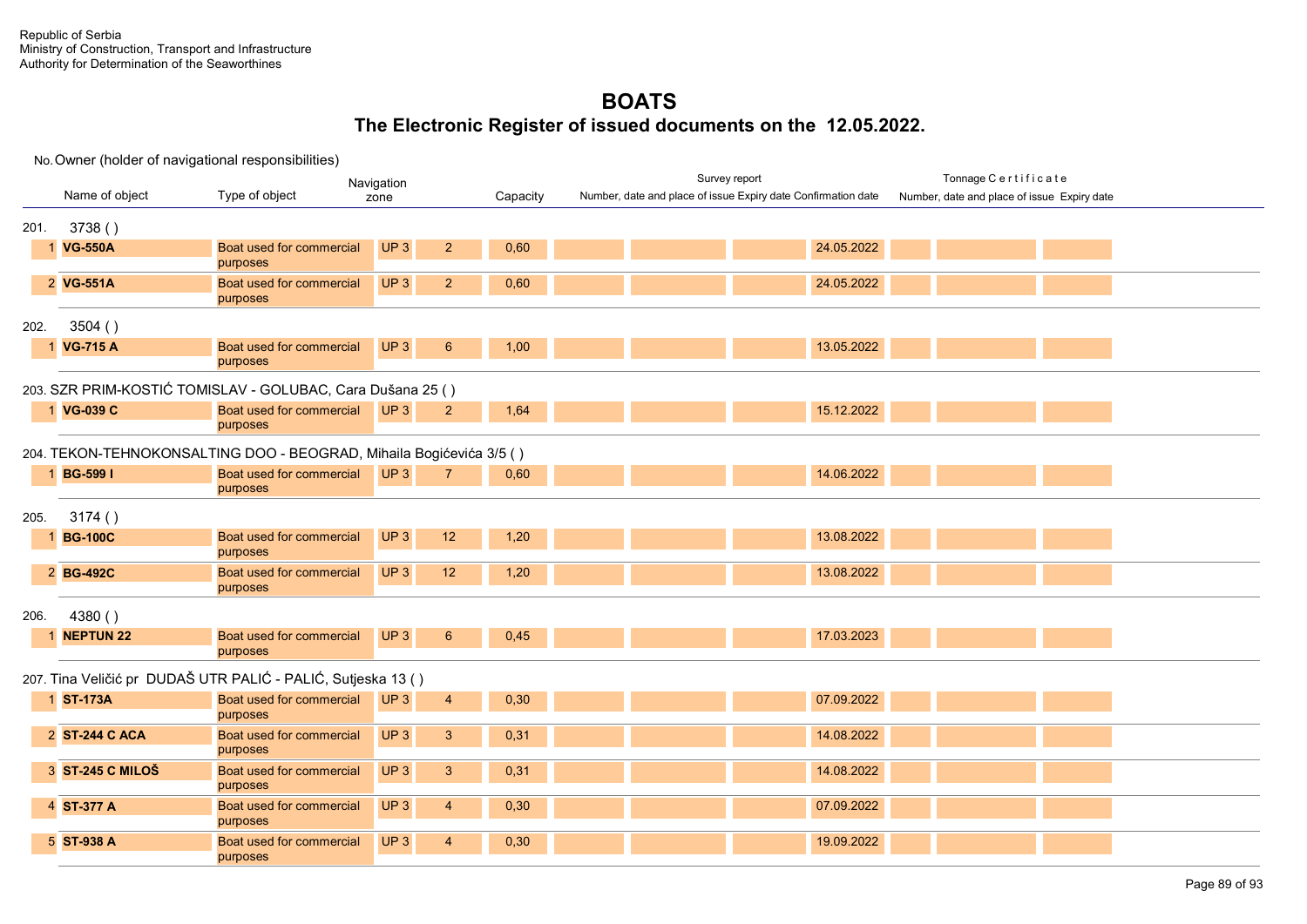Republic of Serbia
Ministry of Construction, Transport and Infrastructure
Authority for Determination of the Seaworthines

# BOATS
## The Electronic Register of issued documents on the 12.05.2022.

No. Owner (holder of navigational responsibilities)

| | Name of object | Type of object | Navigation zone | | Capacity | Survey report Number, date and place of issue | | Expiry date | Confirmation date | Tonnage Certificate Number, date and place of issue | | Expiry date |
|---|---|---|---|---|---|---|---|---|---|---|---|---|
| **201.** | **3738 ( )** | | | | | | | | | | | |
| 1 | **VG-550A** | Boat used for commercial purposes | UP 3 | 2 | 0,60 | | | | 24.05.2022 | | | |
| 2 | **VG-551A** | Boat used for commercial purposes | UP 3 | 2 | 0,60 | | | | 24.05.2022 | | | |
| **202.** | **3504 ( )** | | | | | | | | | | | |
| 1 | **VG-715 A** | Boat used for commercial purposes | UP 3 | 6 | 1,00 | | | | 13.05.2022 | | | |
| **203.** | **SZR PRIM-KOSTIĆ TOMISLAV - GOLUBAC, Cara Dušana 25 ( )** | | | | | | | | | | | |
| 1 | **VG-039 C** | Boat used for commercial purposes | UP 3 | 2 | 1,64 | | | | 15.12.2022 | | | |
| **204.** | **TEKON-TEHNOKONSALTING DOO - BEOGRAD, Mihaila Bogićevića 3/5 ( )** | | | | | | | | | | | |
| 1 | **BG-599 I** | Boat used for commercial purposes | UP 3 | 7 | 0,60 | | | | 14.06.2022 | | | |
| **205.** | **3174 ( )** | | | | | | | | | | | |
| 1 | **BG-100C** | Boat used for commercial purposes | UP 3 | 12 | 1,20 | | | | 13.08.2022 | | | |
| 2 | **BG-492C** | Boat used for commercial purposes | UP 3 | 12 | 1,20 | | | | 13.08.2022 | | | |
| **206.** | **4380 ( )** | | | | | | | | | | | |
| 1 | **NEPTUN 22** | Boat used for commercial purposes | UP 3 | 6 | 0,45 | | | | 17.03.2023 | | | |
| **207.** | **Tina Veličić pr DUDAŠ UTR PALIĆ - PALIĆ, Sutjeska 13 ( )** | | | | | | | | | | | |
| 1 | **ST-173A** | Boat used for commercial purposes | UP 3 | 4 | 0,30 | | | | 07.09.2022 | | | |
| 2 | **ST-244 C ACA** | Boat used for commercial purposes | UP 3 | 3 | 0,31 | | | | 14.08.2022 | | | |
| 3 | **ST-245 C MILOŠ** | Boat used for commercial purposes | UP 3 | 3 | 0,31 | | | | 14.08.2022 | | | |
| 4 | **ST-377 A** | Boat used for commercial purposes | UP 3 | 4 | 0,30 | | | | 07.09.2022 | | | |
| 5 | **ST-938 A** | Boat used for commercial purposes | UP 3 | 4 | 0,30 | | | | 19.09.2022 | | | |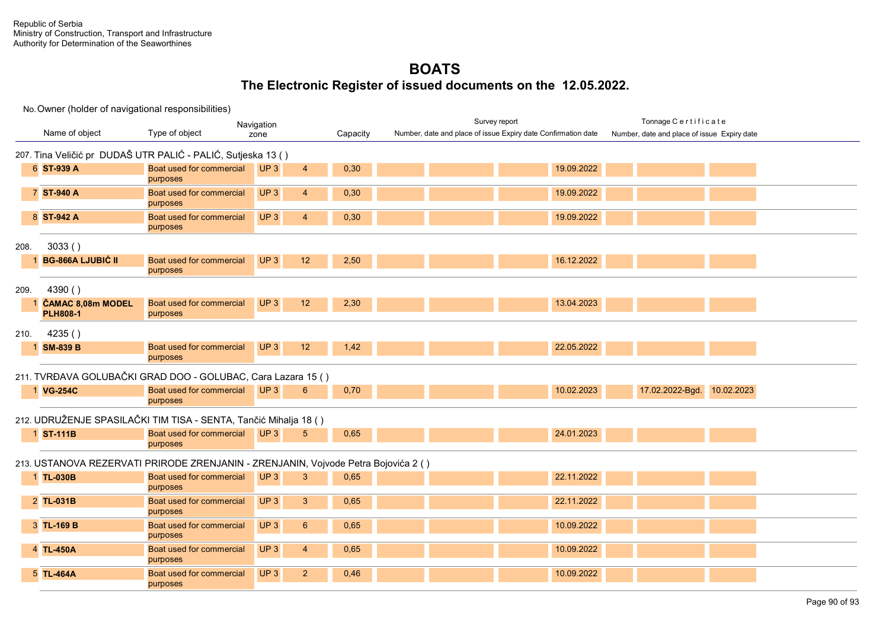Republic of Serbia
Ministry of Construction, Transport and Infrastructure
Authority for Determination of the Seaworthines

# BOATS

## The Electronic Register of issued documents on the 12.05.2022.

No. Owner (holder of navigational responsibilities)

| | Name of object | Type of object | Navigation zone | | Capacity | Survey report Number, date and place of issue | | | Expiry date | Confirmation date | Tonnage Certificate Number, date and place of issue | Expiry date |
|---|---|---|---|---|---|---|---|---|---|---|---|---|
| **207. Tina Veličić pr DUDAŠ UTR PALIĆ - PALIĆ, Sutjeska 13 ( )** | | | | | | | | | | | | |
| 6 | **ST-939 A** | Boat used for commercial purposes | UP 3 | 4 | 0,30 | | | | 19.09.2022 | | | |
| 7 | **ST-940 A** | Boat used for commercial purposes | UP 3 | 4 | 0,30 | | | | 19.09.2022 | | | |
| 8 | **ST-942 A** | Boat used for commercial purposes | UP 3 | 4 | 0,30 | | | | 19.09.2022 | | | |
| **208. 3033 ( )** | | | | | | | | | | | | |
| 1 | **BG-866A LJUBIĆ II** | Boat used for commercial purposes | UP 3 | 12 | 2,50 | | | | 16.12.2022 | | | |
| **209. 4390 ( )** | | | | | | | | | | | | |
| 1 | **ČAMAC 8,08m MODEL PLH808-1** | Boat used for commercial purposes | UP 3 | 12 | 2,30 | | | | 13.04.2023 | | | |
| **210. 4235 ( )** | | | | | | | | | | | | |
| 1 | **SM-839 B** | Boat used for commercial purposes | UP 3 | 12 | 1,42 | | | | 22.05.2022 | | | |
| **211. TVRĐAVA GOLUBAČKI GRAD DOO - GOLUBAC, Cara Lazara 15 ( )** | | | | | | | | | | | | |
| 1 | **VG-254C** | Boat used for commercial purposes | UP 3 | 6 | 0,70 | | | | 10.02.2023 | | 17.02.2022-Bgd. | 10.02.2023 |
| **212. UDRUŽENJE SPASILAČKI TIM TISA - SENTA, Tančić Mihalja 18 ( )** | | | | | | | | | | | | |
| 1 | **ST-111B** | Boat used for commercial purposes | UP 3 | 5 | 0,65 | | | | 24.01.2023 | | | |
| **213. USTANOVA REZERVATI PRIRODE ZRENJANIN - ZRENJANIN, Vojvode Petra Bojovića 2 ( )** | | | | | | | | | | | | |
| 1 | **TL-030B** | Boat used for commercial purposes | UP 3 | 3 | 0,65 | | | | 22.11.2022 | | | |
| 2 | **TL-031B** | Boat used for commercial purposes | UP 3 | 3 | 0,65 | | | | 22.11.2022 | | | |
| 3 | **TL-169 B** | Boat used for commercial purposes | UP 3 | 6 | 0,65 | | | | 10.09.2022 | | | |
| 4 | **TL-450A** | Boat used for commercial purposes | UP 3 | 4 | 0,65 | | | | 10.09.2022 | | | |
| 5 | **TL-464A** | Boat used for commercial purposes | UP 3 | 2 | 0,46 | | | | 10.09.2022 | | | |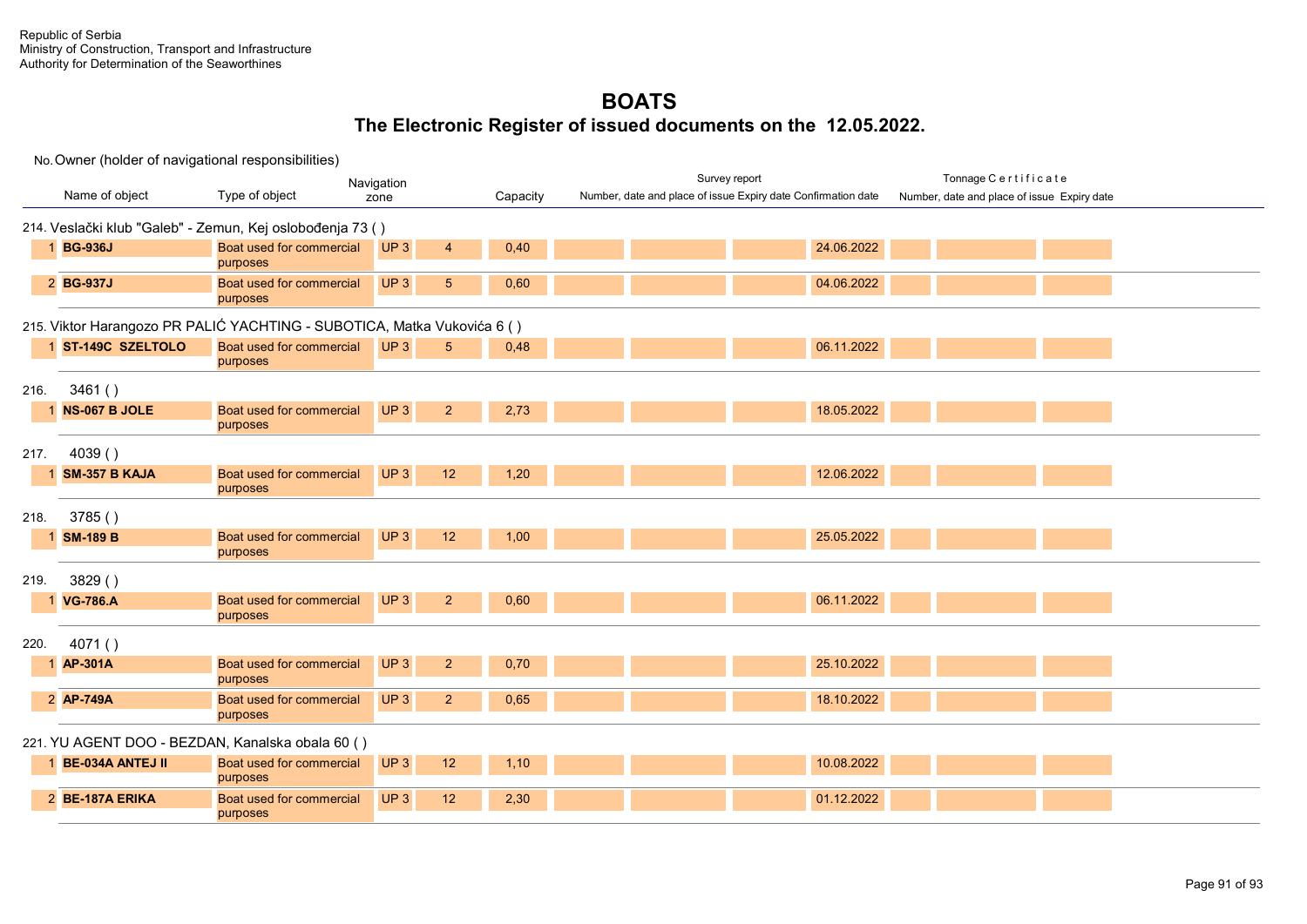Republic of Serbia
Ministry of Construction, Transport and Infrastructure
Authority for Determination of the Seaworthines

# BOATS
## The Electronic Register of issued documents on the 12.05.2022.

No. Owner (holder of navigational responsibilities)

| | Name of object | Type of object | Navigation zone | | Capacity | Survey report Number, date and place of issue | | | Expiry date Confirmation date | Tonnage Certificate Number, date and place of issue | | Expiry date |
|---|---|---|---|---|---|---|---|---|---|---|---|---|
| **214. Veslački klub "Galeb" - Zemun, Kej oslobođenja 73 ( )** | | | | | | | | | | | | |
| 1 | **BG-936J** | Boat used for commercial purposes | UP 3 | 4 | 0,40 | | | | 24.06.2022 | | | |
| 2 | **BG-937J** | Boat used for commercial purposes | UP 3 | 5 | 0,60 | | | | 04.06.2022 | | | |
| **215. Viktor Harangozo PR PALIĆ YACHTING - SUBOTICA, Matka Vukovića 6 ( )** | | | | | | | | | | | | |
| 1 | **ST-149C SZELTOLO** | Boat used for commercial purposes | UP 3 | 5 | 0,48 | | | | 06.11.2022 | | | |
| **216. 3461 ( )** | | | | | | | | | | | | |
| 1 | **NS-067 B JOLE** | Boat used for commercial purposes | UP 3 | 2 | 2,73 | | | | 18.05.2022 | | | |
| **217. 4039 ( )** | | | | | | | | | | | | |
| 1 | **SM-357 B KAJA** | Boat used for commercial purposes | UP 3 | 12 | 1,20 | | | | 12.06.2022 | | | |
| **218. 3785 ( )** | | | | | | | | | | | | |
| 1 | **SM-189 B** | Boat used for commercial purposes | UP 3 | 12 | 1,00 | | | | 25.05.2022 | | | |
| **219. 3829 ( )** | | | | | | | | | | | | |
| 1 | **VG-786.A** | Boat used for commercial purposes | UP 3 | 2 | 0,60 | | | | 06.11.2022 | | | |
| **220. 4071 ( )** | | | | | | | | | | | | |
| 1 | **AP-301A** | Boat used for commercial purposes | UP 3 | 2 | 0,70 | | | | 25.10.2022 | | | |
| 2 | **AP-749A** | Boat used for commercial purposes | UP 3 | 2 | 0,65 | | | | 18.10.2022 | | | |
| **221. YU AGENT DOO - BEZDAN, Kanalska obala 60 ( )** | | | | | | | | | | | | |
| 1 | **BE-034A ANTEJ II** | Boat used for commercial purposes | UP 3 | 12 | 1,10 | | | | 10.08.2022 | | | |
| 2 | **BE-187A ERIKA** | Boat used for commercial purposes | UP 3 | 12 | 2,30 | | | | 01.12.2022 | | | |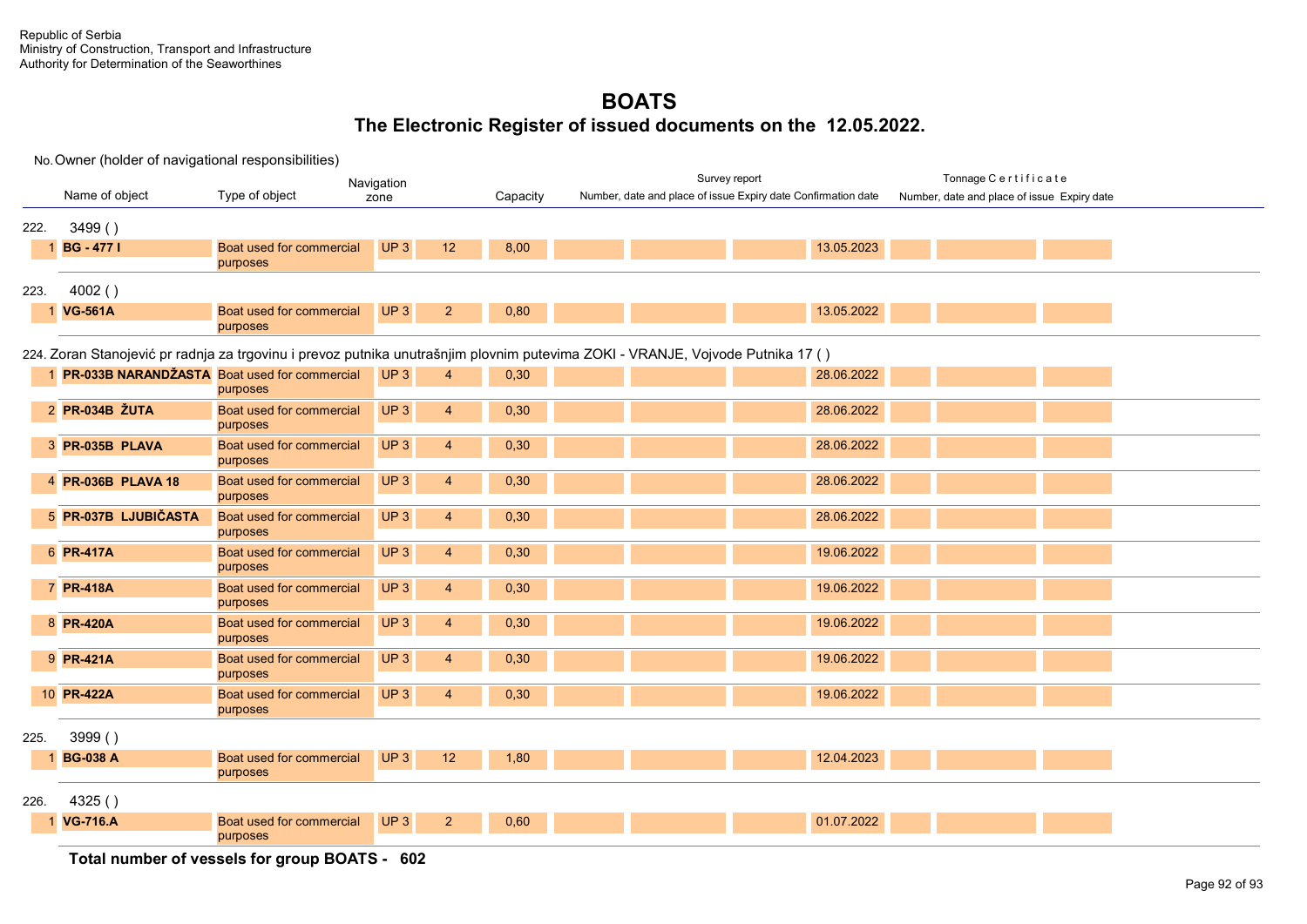Republic of Serbia
Ministry of Construction, Transport and Infrastructure
Authority for Determination of the Seaworthines

# BOATS

## The Electronic Register of issued documents on the 12.05.2022.

No. Owner (holder of navigational responsibilities)

| No. | Name of object | Type of object | Navigation zone | | Capacity | Survey report Number, date and place of issue | | | Expiry date | Confirmation date | Tonnage Certificate Number, date and place of issue | Expiry date |
|---|---|---|---|---|---|---|---|---|---|---|---|---|
| **222.** | **3499 ( )** | | | | | | | | | | | |
| 1 | **BG - 477 I** | Boat used for commercial purposes | UP 3 | 12 | 8,00 | | | | 13.05.2023 | | | |
| **223.** | **4002 ( )** | | | | | | | | | | | |
| 1 | **VG-561A** | Boat used for commercial purposes | UP 3 | 2 | 0,80 | | | | 13.05.2022 | | | |
| **224.** | **Zoran Stanojević pr radnja za trgovinu i prevoz putnika unutrašnjim plovnim putevima ZOKI - VRANJE, Vojvode Putnika 17 ( )** | | | | | | | | | | | |
| 1 | **PR-033B NARANDŽASTA** | Boat used for commercial purposes | UP 3 | 4 | 0,30 | | | | 28.06.2022 | | | |
| 2 | **PR-034B ŽUTA** | Boat used for commercial purposes | UP 3 | 4 | 0,30 | | | | 28.06.2022 | | | |
| 3 | **PR-035B PLAVA** | Boat used for commercial purposes | UP 3 | 4 | 0,30 | | | | 28.06.2022 | | | |
| 4 | **PR-036B PLAVA 18** | Boat used for commercial purposes | UP 3 | 4 | 0,30 | | | | 28.06.2022 | | | |
| 5 | **PR-037B LJUBIČASTA** | Boat used for commercial purposes | UP 3 | 4 | 0,30 | | | | 28.06.2022 | | | |
| 6 | **PR-417A** | Boat used for commercial purposes | UP 3 | 4 | 0,30 | | | | 19.06.2022 | | | |
| 7 | **PR-418A** | Boat used for commercial purposes | UP 3 | 4 | 0,30 | | | | 19.06.2022 | | | |
| 8 | **PR-420A** | Boat used for commercial purposes | UP 3 | 4 | 0,30 | | | | 19.06.2022 | | | |
| 9 | **PR-421A** | Boat used for commercial purposes | UP 3 | 4 | 0,30 | | | | 19.06.2022 | | | |
| 10 | **PR-422A** | Boat used for commercial purposes | UP 3 | 4 | 0,30 | | | | 19.06.2022 | | | |
| **225.** | **3999 ( )** | | | | | | | | | | | |
| 1 | **BG-038 A** | Boat used for commercial purposes | UP 3 | 12 | 1,80 | | | | 12.04.2023 | | | |
| **226.** | **4325 ( )** | | | | | | | | | | | |
| 1 | **VG-716.A** | Boat used for commercial purposes | UP 3 | 2 | 0,60 | | | | 01.07.2022 | | | |

**Total number of vessels for group BOATS - 602**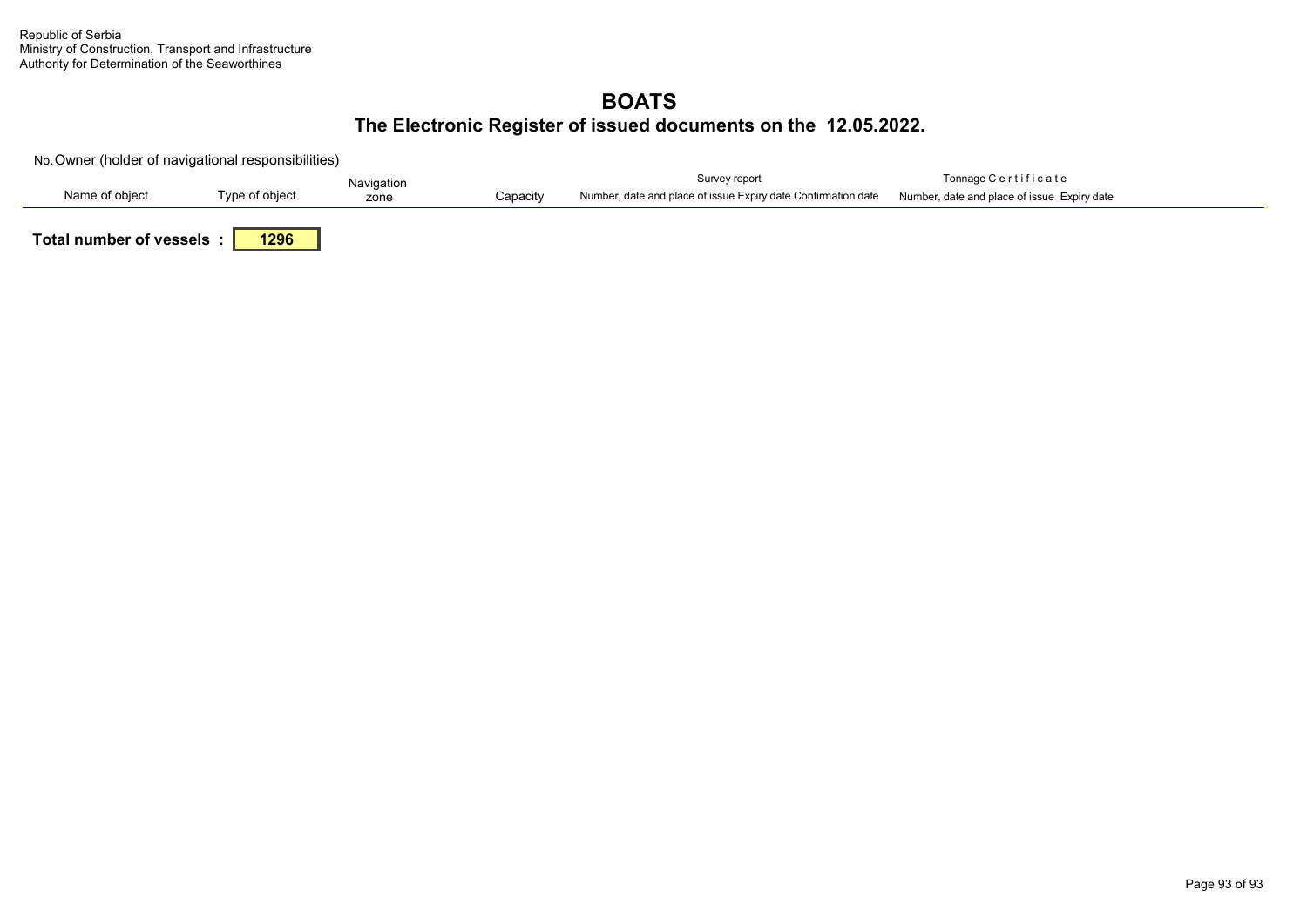Republic of Serbia
Ministry of Construction, Transport and Infrastructure
Authority for Determination of the Seaworthines

# BOATS

## The Electronic Register of issued documents on the 12.05.2022.

No. Owner (holder of navigational responsibilities)

| Name of object | Type of object | Navigation zone | Capacity | Survey report Number, date and place of issue Expiry date Confirmation date | Tonnage C e r t i f i c a t e Number, date and place of issue Expiry date |
|---|---|---|---|---|---|

**Total number of vessels : 1296**